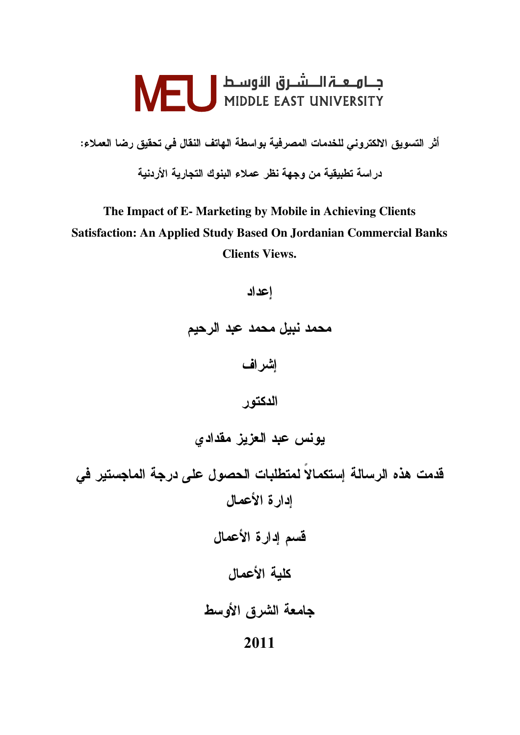جـامعـة الـشـرق الأوسـط
MIDDLE EAST UNIVERSITY

# أثر التسويق الالكتروني للخدمات المصرفية بواسطة الهاتف النقال في تحقيق رضا العملاء:

## دراسة تطبيقية من وجهة نظر عملاء البنوك التجارية الأردنية

# The Impact of E- Marketing by Mobile in Achieving Clients Satisfaction: An Applied Study Based On Jordanian Commercial Banks Clients Views.

**إعداد**

**محمد نبيل محمد عبد الرحيم**

**إشراف**

**الدكتور**

**يونس عبد العزيز مقدادي**

**قدمت هذه الرسالة إستكمالاً لمتطلبات الحصول على درجة الماجستير في إدارة الأعمال**

**قسم إدارة الأعمال**

**كلية الأعمال**

**جامعة الشرق الأوسط**

**2011**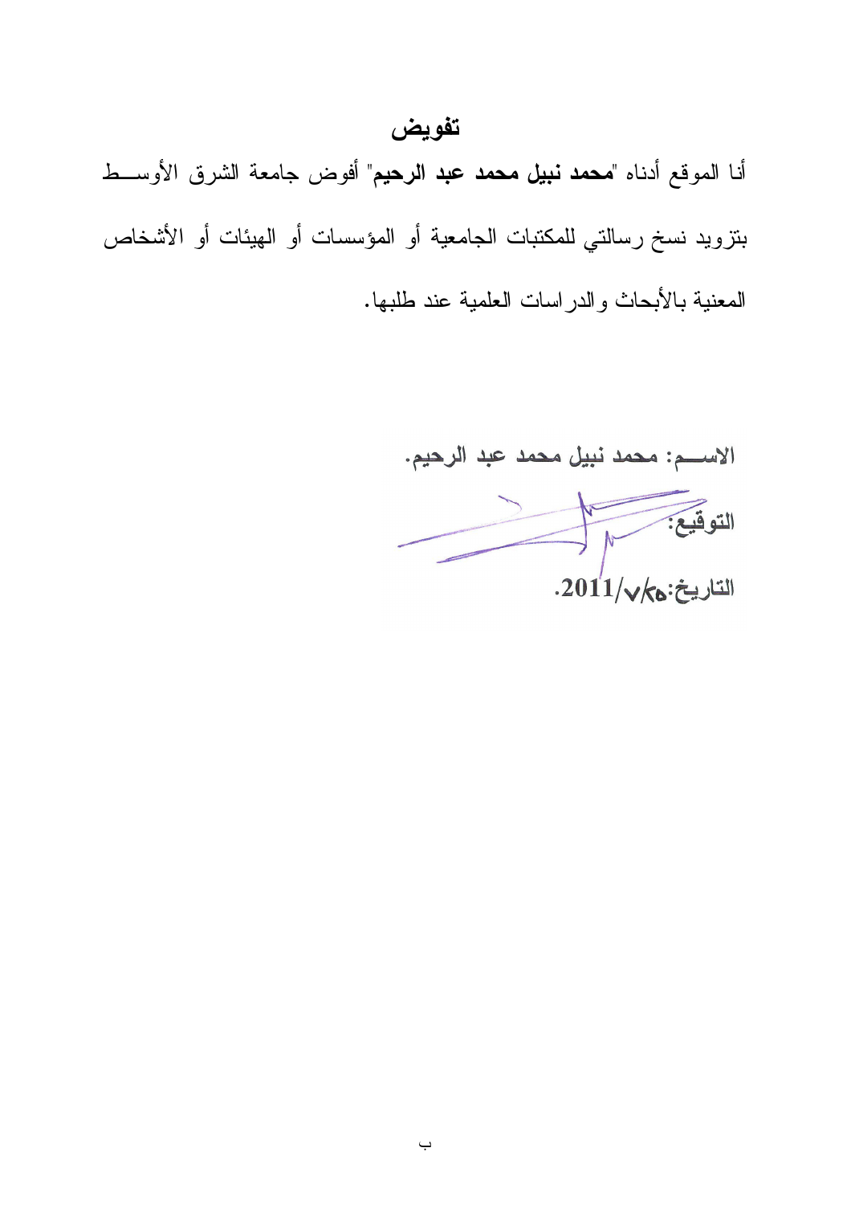# تفويض

أنا الموقع أدناه "**محمد نبيل محمد عبد الرحيم**" أفوض جامعة الشرق الأوسط بتزويد نسخ رسالتي للمكتبات الجامعية أو المؤسسات أو الهيئات أو الأشخاص المعنية بالأبحاث والدراسات العلمية عند طلبها.

الاســـم: محمد نبيل محمد عبد الرحيم.

التوقيع:

التاريخ: ٢٥/٧/2011.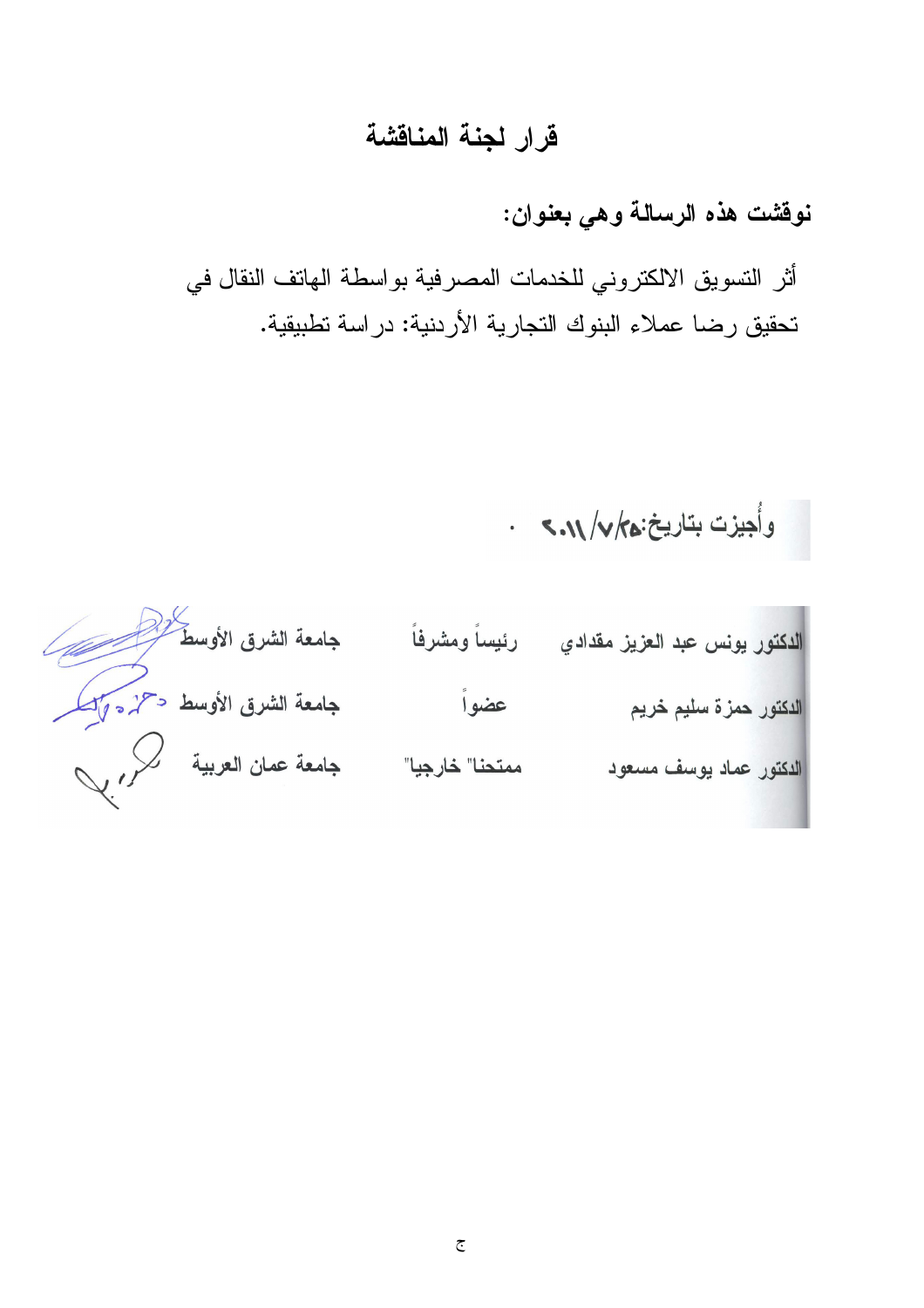# قرار لجنة المناقشة

**نوقشت هذه الرسالة وهي بعنوان:**

أثر التسويق الالكتروني للخدمات المصرفية بواسطة الهاتف النقال في تحقيق رضا عملاء البنوك التجارية الأردنية: دراسة تطبيقية.

وأُجيزت بتاريخ: ٢٥/٧/٢٠١١ .

| | | | |
|---|---|---|---|
| الدكتور يونس عبد العزيز مقدادي | رئيساً ومشرفاً | جامعة الشرق الأوسط | |
| الدكتور حمزة سليم خريم | عضواً | جامعة الشرق الأوسط | |
| الدكتور عماد يوسف مسعود | "ممتحنا" خارجيا" | جامعة عمان العربية | |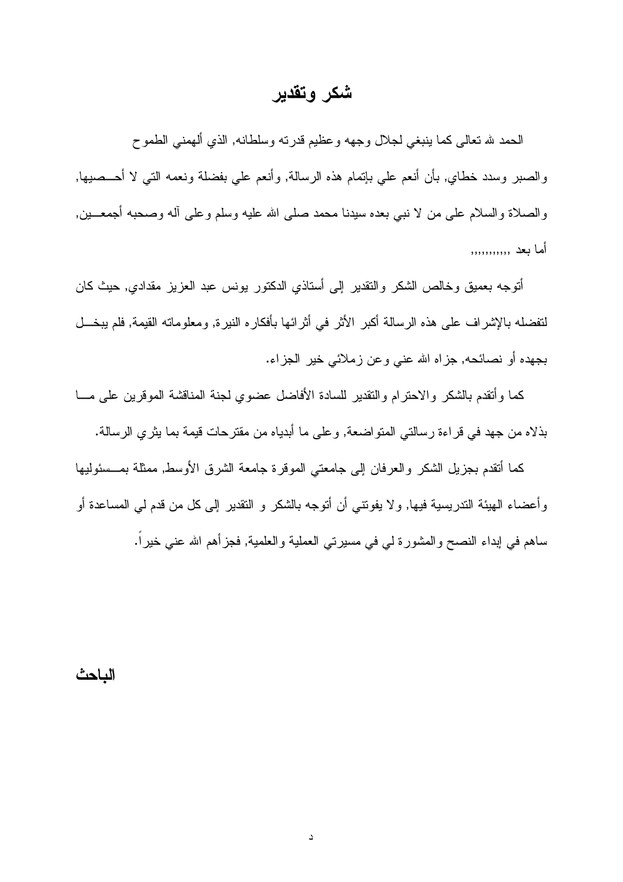# شكر وتقدير

الحمد لله تعالى كما ينبغي لجلال وجهه وعظيم قدرته وسلطانه, الذي ألهمني الطموح والصبر وسدد خطاي, بأن أنعم علي بإتمام هذه الرسالة, وأنعم علي بفضلة ونعمه التي لا أحصيها, والصلاة والسلام على من لا نبي بعده سيدنا محمد صلى الله عليه وسلم وعلى آله وصحبه أجمعين, أما بعد ,,,,,,,,,,

أتوجه بعميق وخالص الشكر والتقدير إلى أستاذي الدكتور يونس عبد العزيز مقدادي, حيث كان لتفضله بالإشراف على هذه الرسالة أكبر الأثر في أثرائها بأفكاره النيرة, ومعلوماته القيمة, فلم يبخل بجهده أو نصائحه, جزاه الله عني وعن زملائي خير الجزاء.

كما وأتقدم بالشكر والاحترام والتقدير للسادة الأفاضل عضوي لجنة المناقشة الموقرين على ما بذلاه من جهد في قراءة رسالتي المتواضعة, وعلى ما أبدياه من مقترحات قيمة بما يثري الرسالة.

كما أتقدم بجزيل الشكر والعرفان إلى جامعتي الموقرة جامعة الشرق الأوسط, ممثلة بمسئوليها وأعضاء الهيئة التدريسية فيها, ولا يفوتني أن أتوجه بالشكر و التقدير إلى كل من قدم لي المساعدة أو ساهم في إبداء النصح والمشورة لي في مسيرتي العملية والعلمية, فجزأهم الله عني خيراً.

**الباحث**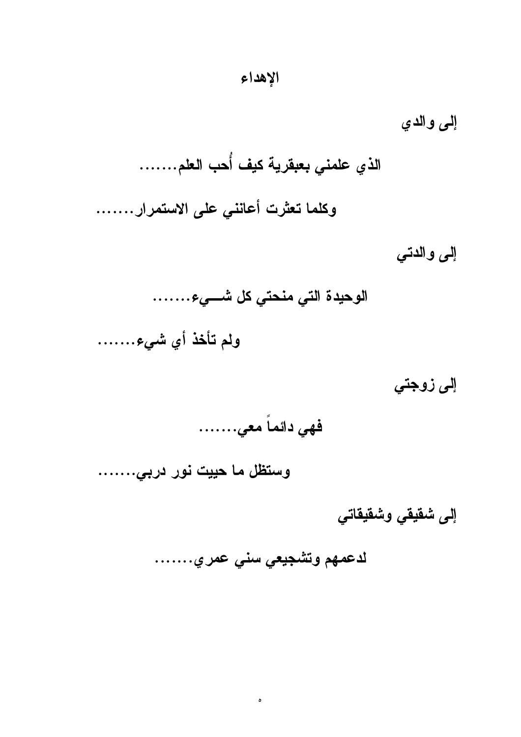# الإهداء

**إلى والدي**

**الذي علمني بعبقرية كيف أُحب العلم........**

**وكلما تعثرت أعانني على الاستمرار........**

**إلى والدتي**

**الوحيدة التي منحتي كل شـــيء........**

**ولم تأخذ أي شيء........**

**إلى زوجتي**

**فهي دائماً معي........**

**وستظل ما حييت نور دربي........**

**إلى شقيقي وشقيقاتي**

**لدعمهم وتشجيعي سني عمري........**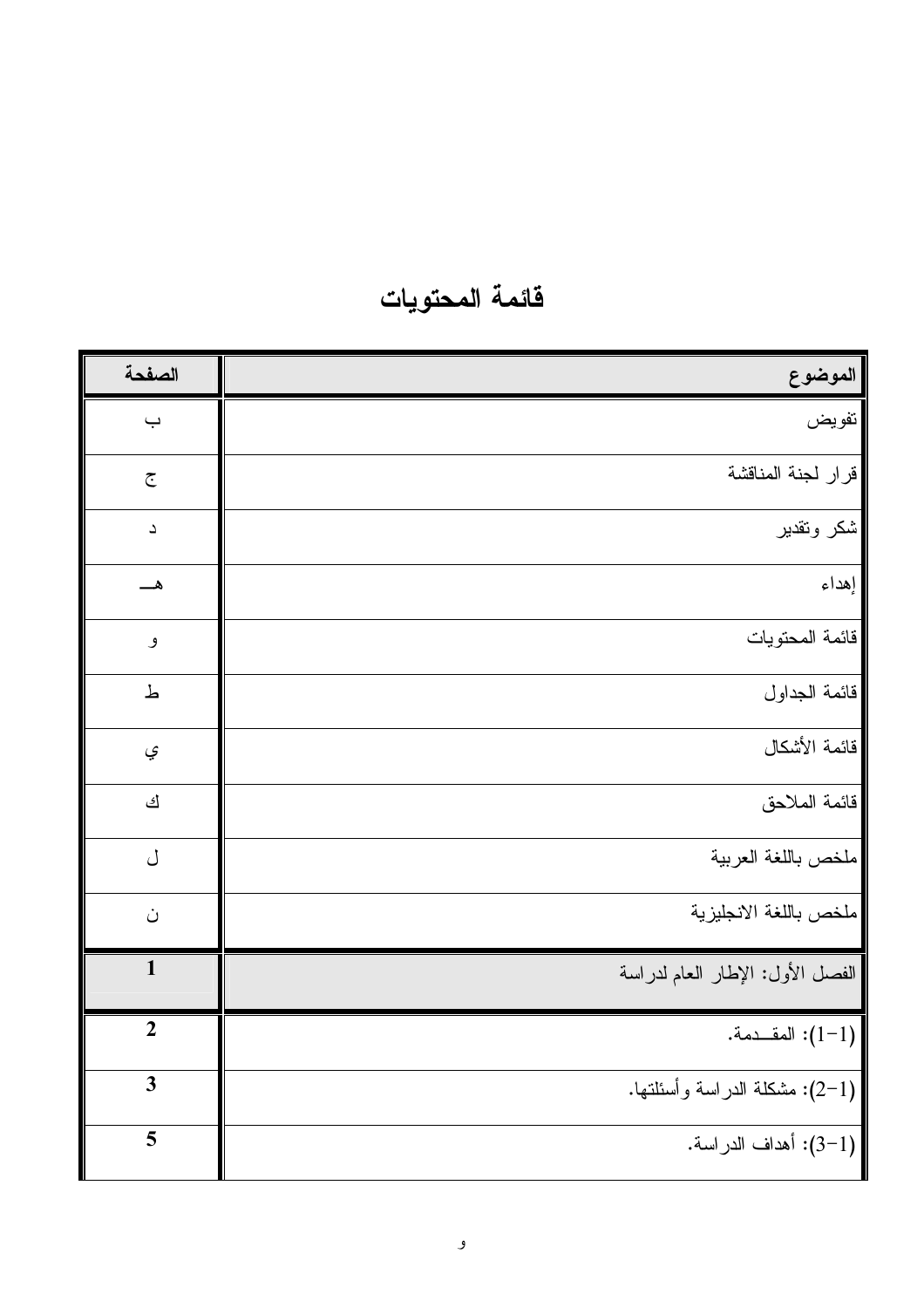# قائمة المحتويات

| الموضوع | الصفحة |
|---|---|
| تفويض | ب |
| قرار لجنة المناقشة | ج |
| شكر وتقدير | د |
| إهداء | هـ |
| قائمة المحتويات | و |
| قائمة الجداول | ط |
| قائمة الأشكال | ي |
| قائمة الملاحق | ك |
| ملخص باللغة العربية | ل |
| ملخص باللغة الانجليزية | ن |
| الفصل الأول: الإطار العام لدراسة | **1** |
| (1-1): المقــدمة. | **2** |
| (1-2): مشكلة الدراسة وأسئلتها. | **3** |
| (1-3): أهداف الدراسة. | **5** |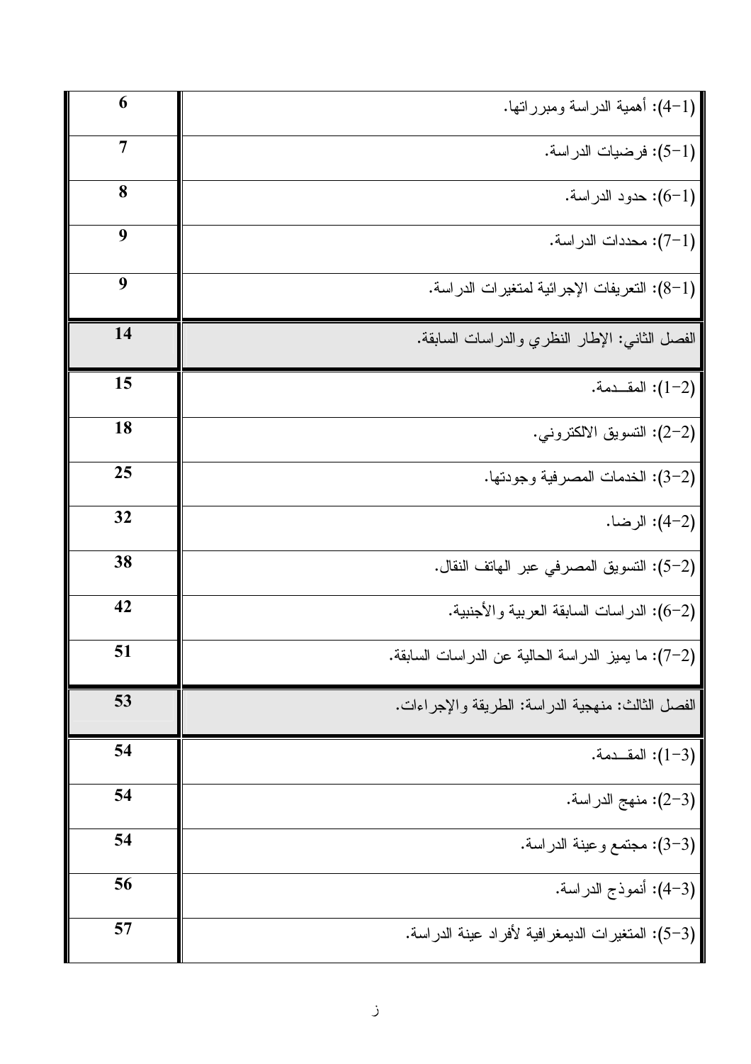| الموضوع | الصفحة |
| --- | --- |
| (1-4): أهمية الدراسة ومبرراتها. | 6 |
| (1-5): فرضيات الدراسة. | 7 |
| (1-6): حدود الدراسة. | 8 |
| (1-7): محددات الدراسة. | 9 |
| (1-8): التعريفات الإجرائية لمتغيرات الدراسة. | 9 |
| الفصل الثاني: الإطار النظري والدراسات السابقة. | 14 |
| (2-1): المقــدمة. | 15 |
| (2-2): التسويق الالكتروني. | 18 |
| (2-3): الخدمات المصرفية وجودتها. | 25 |
| (2-4): الرضا. | 32 |
| (2-5): التسويق المصرفي عبر الهاتف النقال. | 38 |
| (2-6): الدراسات السابقة العربية والأجنبية. | 42 |
| (2-7): ما يميز الدراسة الحالية عن الدراسات السابقة. | 51 |
| الفصل الثالث: منهجية الدراسة: الطريقة والإجراءات. | 53 |
| (3-1): المقــدمة. | 54 |
| (3-2): منهج الدراسة. | 54 |
| (3-3): مجتمع وعينة الدراسة. | 54 |
| (3-4): أنموذج الدراسة. | 56 |
| (3-5): المتغيرات الديمغرافية لأفراد عينة الدراسة. | 57 |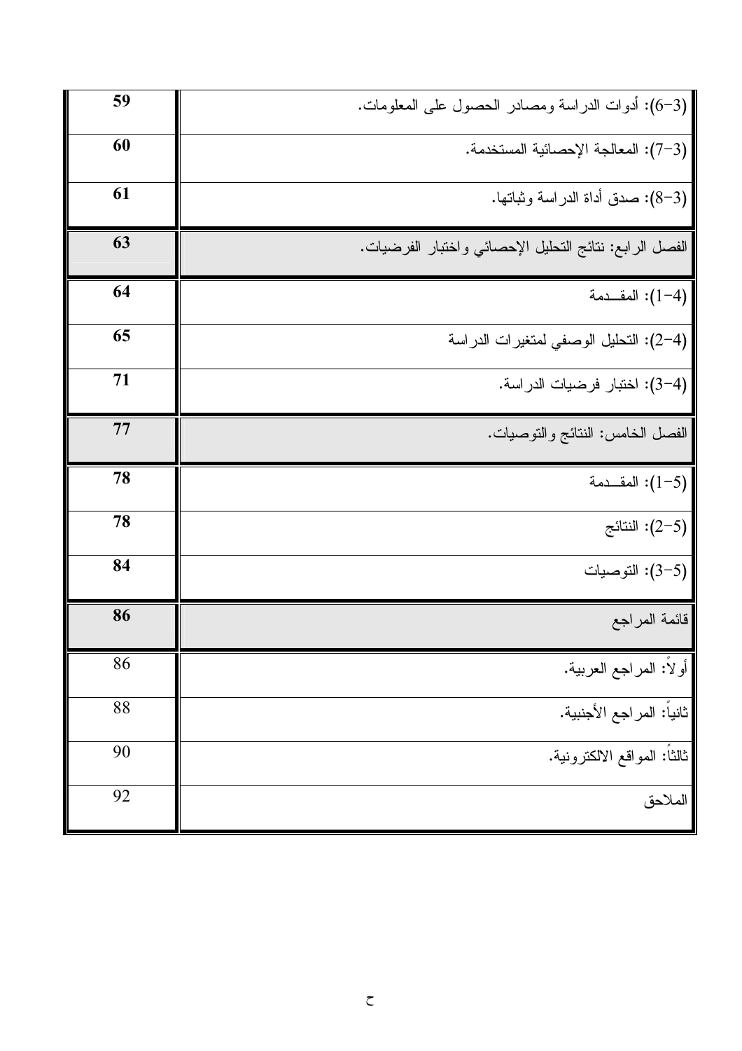| | |
|---|---|
| (3-6): أدوات الدراسة ومصادر الحصول على المعلومات. | 59 |
| (3-7): المعالجة الإحصائية المستخدمة. | 60 |
| (3-8): صدق أداة الدراسة وثباتها. | 61 |
| **الفصل الرابع: نتائج التحليل الإحصائي واختبار الفرضيات.** | **63** |
| (4-1): المقــدمة | 64 |
| (4-2): التحليل الوصفي لمتغيرات الدراسة | 65 |
| (4-3): اختبار فرضيات الدراسة. | 71 |
| **الفصل الخامس: النتائج والتوصيات.** | **77** |
| (5-1): المقــدمة | 78 |
| (5-2): النتائج | 78 |
| (5-3): التوصيات | 84 |
| **قائمة المراجع** | **86** |
| أولاً: المراجع العربية. | 86 |
| ثانياً: المراجع الأجنبية. | 88 |
| ثالثاً: المواقع الالكترونية. | 90 |
| الملاحق | 92 |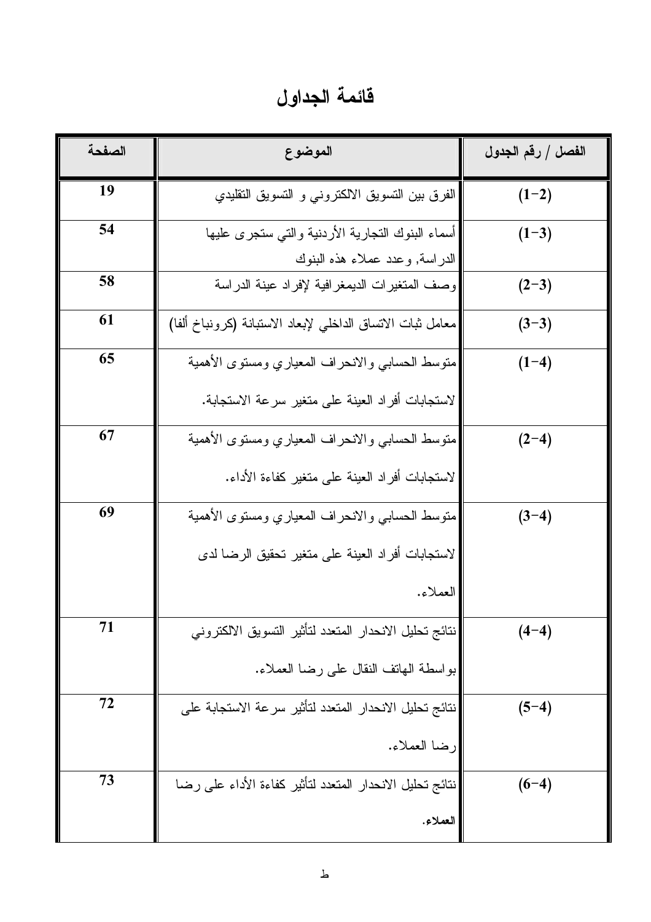# قائمة الجداول

| الفصل / رقم الجدول | الموضوع | الصفحة |
|---|---|---|
| (2-1) | الفرق بين التسويق الالكتروني و التسويق التقليدي | 19 |
| (3-1) | أسماء البنوك التجارية الأردنية والتي ستجرى عليها الدراسة, وعدد عملاء هذه البنوك | 54 |
| (3-2) | وصف المتغيرات الديمغرافية لإفراد عينة الدراسة | 58 |
| (3-3) | معامل ثبات الاتساق الداخلي لإبعاد الاستبانة (كرونباخ ألفا) | 61 |
| (4-1) | متوسط الحسابي والانحراف المعياري ومستوى الأهمية لاستجابات أفراد العينة على متغير سرعة الاستجابة. | 65 |
| (4-2) | متوسط الحسابي والانحراف المعياري ومستوى الأهمية لاستجابات أفراد العينة على متغير كفاءة الأداء. | 67 |
| (4-3) | متوسط الحسابي والانحراف المعياري ومستوى الأهمية لاستجابات أفراد العينة على متغير تحقيق الرضا لدى العملاء. | 69 |
| (4-4) | نتائج تحليل الانحدار المتعدد لتأثير التسويق الالكتروني بواسطة الهاتف النقال على رضا العملاء. | 71 |
| (4-5) | نتائج تحليل الانحدار المتعدد لتأثير سرعة الاستجابة على رضا العملاء. | 72 |
| (4-6) | نتائج تحليل الانحدار المتعدد لتأثير كفاءة الأداء على رضا العملاء. | 73 |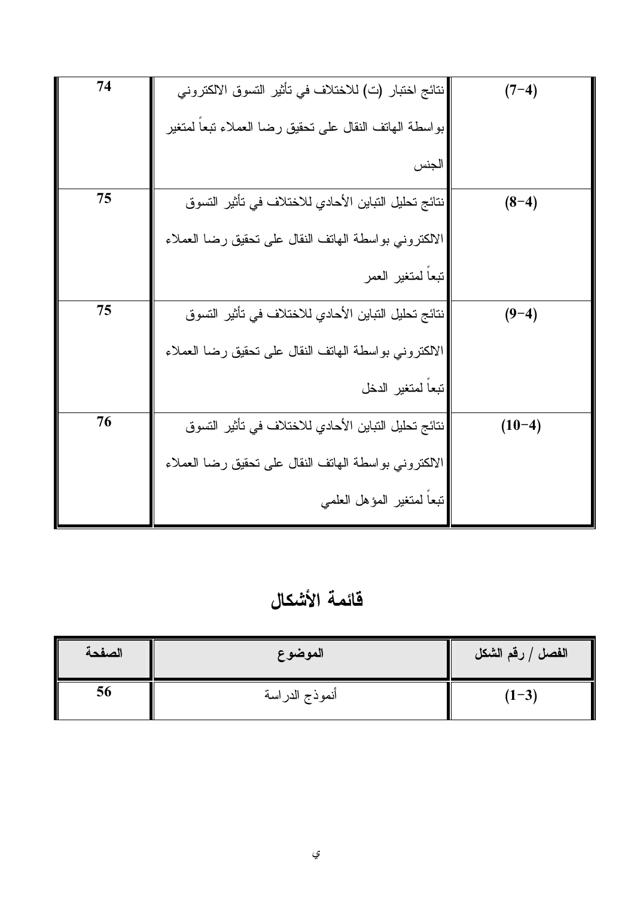| | | |
|---|---|---|
| 74 | نتائج اختبار (ت) للاختلاف في تأثير التسوق الالكتروني بواسطة الهاتف النقال على تحقيق رضا العملاء تبعاً لمتغير الجنس | (7-4) |
| 75 | نتائج تحليل التباين الأحادي للاختلاف في تأثير التسوق الالكتروني بواسطة الهاتف النقال على تحقيق رضا العملاء تبعاً لمتغير العمر | (8-4) |
| 75 | نتائج تحليل التباين الأحادي للاختلاف في تأثير التسوق الالكتروني بواسطة الهاتف النقال على تحقيق رضا العملاء تبعاً لمتغير الدخل | (9-4) |
| 76 | نتائج تحليل التباين الأحادي للاختلاف في تأثير التسوق الالكتروني بواسطة الهاتف النقال على تحقيق رضا العملاء تبعاً لمتغير المؤهل العلمي | (10-4) |

## قائمة الأشكال

| الصفحة | الموضوع | الفصل / رقم الشكل |
|---|---|---|
| 56 | أنموذج الدراسة | (1-3) |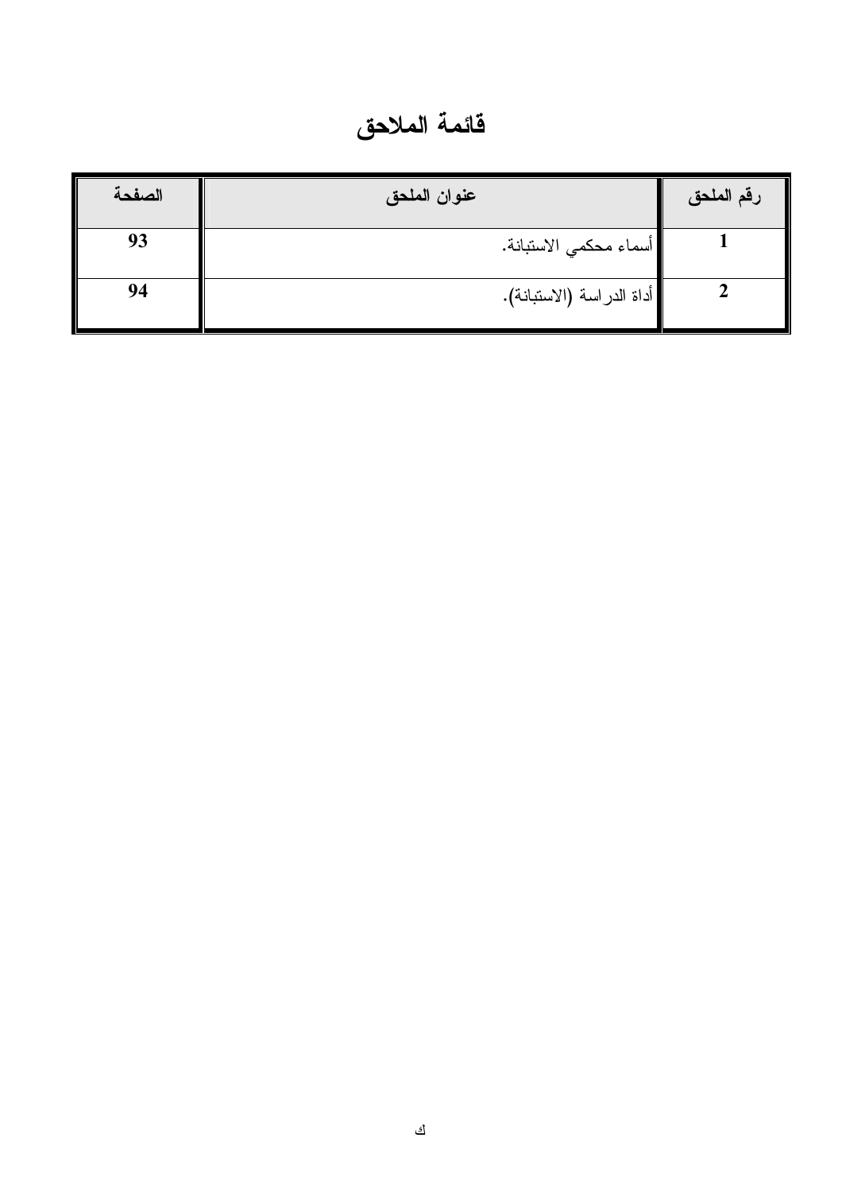# قائمة الملاحق

| رقم الملحق | عنوان الملحق | الصفحة |
|---|---|---|
| 1 | أسماء محكمي الاستبانة. | 93 |
| 2 | أداة الدراسة (الاستبانة). | 94 |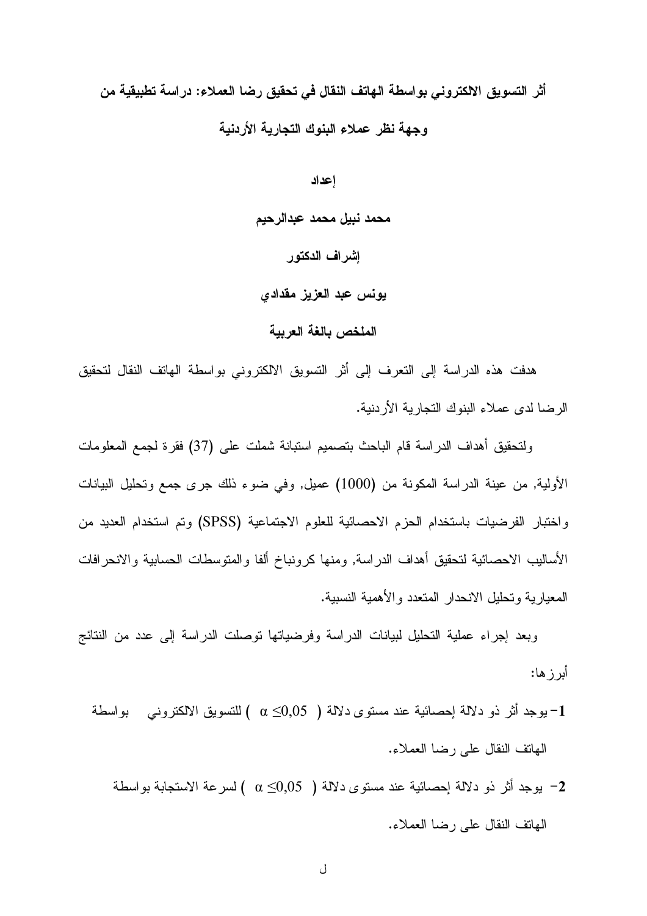# أثر التسويق الالكتروني بواسطة الهاتف النقال في تحقيق رضا العملاء: دراسة تطبيقية من وجهة نظر عملاء البنوك التجارية الأردنية

**إعداد**

**محمد نبيل محمد عبدالرحيم**

**إشراف الدكتور**

**يونس عبد العزيز مقدادي**

## الملخص بالغة العربية

هدفت هذه الدراسة إلى التعرف إلى أثر التسويق الالكتروني بواسطة الهاتف النقال لتحقيق الرضا لدى عملاء البنوك التجارية الأردنية.

ولتحقيق أهداف الدراسة قام الباحث بتصميم استبانة شملت على (37) فقرة لجمع المعلومات الأولية, من عينة الدراسة المكونة من (1000) عميل, وفي ضوء ذلك جرى جمع وتحليل البيانات واختبار الفرضيات باستخدام الحزم الاحصائية للعلوم الاجتماعية (SPSS) وتم استخدام العديد من الأساليب الاحصائية لتحقيق أهداف الدراسة, ومنها كرونباخ ألفا والمتوسطات الحسابية والانحرافات المعيارية وتحليل الانحدار المتعدد والأهمية النسبية.

وبعد إجراء عملية التحليل لبيانات الدراسة وفرضياتها توصلت الدراسة إلى عدد من النتائج أبرزها:

1- يوجد أثر ذو دلالة إحصائية عند مستوى دلالة ( $\alpha \leq 0,05$ ) للتسويق الالكتروني بواسطة الهاتف النقال على رضا العملاء.

2- يوجد أثر ذو دلالة إحصائية عند مستوى دلالة ( $\alpha \leq 0,05$ ) لسرعة الاستجابة بواسطة الهاتف النقال على رضا العملاء.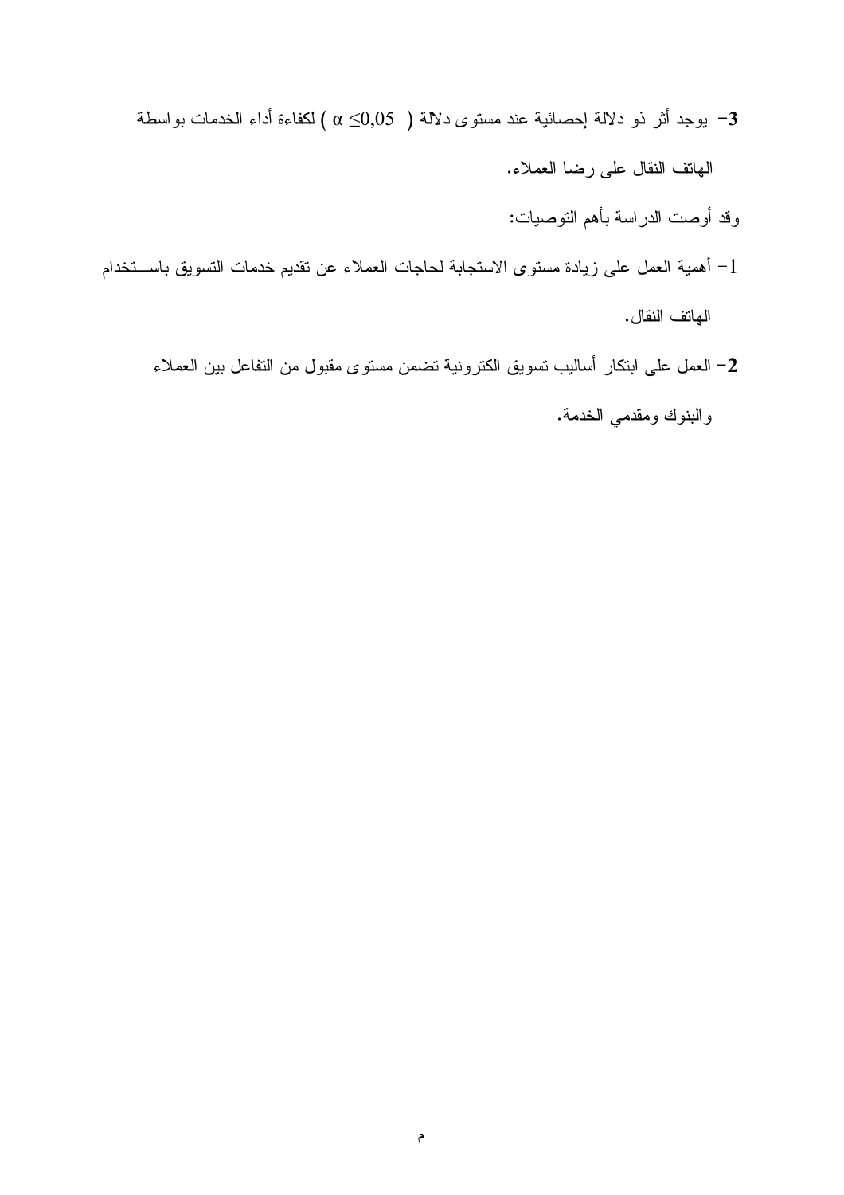3- يوجد أثر ذو دلالة إحصائية عند مستوى دلالة ( $\alpha \leq 0,05$ ) لكفاءة أداء الخدمات بواسطة الهاتف النقال على رضا العملاء.

وقد أوصت الدراسة بأهم التوصيات:

1- أهمية العمل على زيادة مستوى الاستجابة لحاجات العملاء عن تقديم خدمات التسويق باستخدام الهاتف النقال.

2- العمل على ابتكار أساليب تسويق الكترونية تضمن مستوى مقبول من التفاعل بين العملاء والبنوك ومقدمي الخدمة.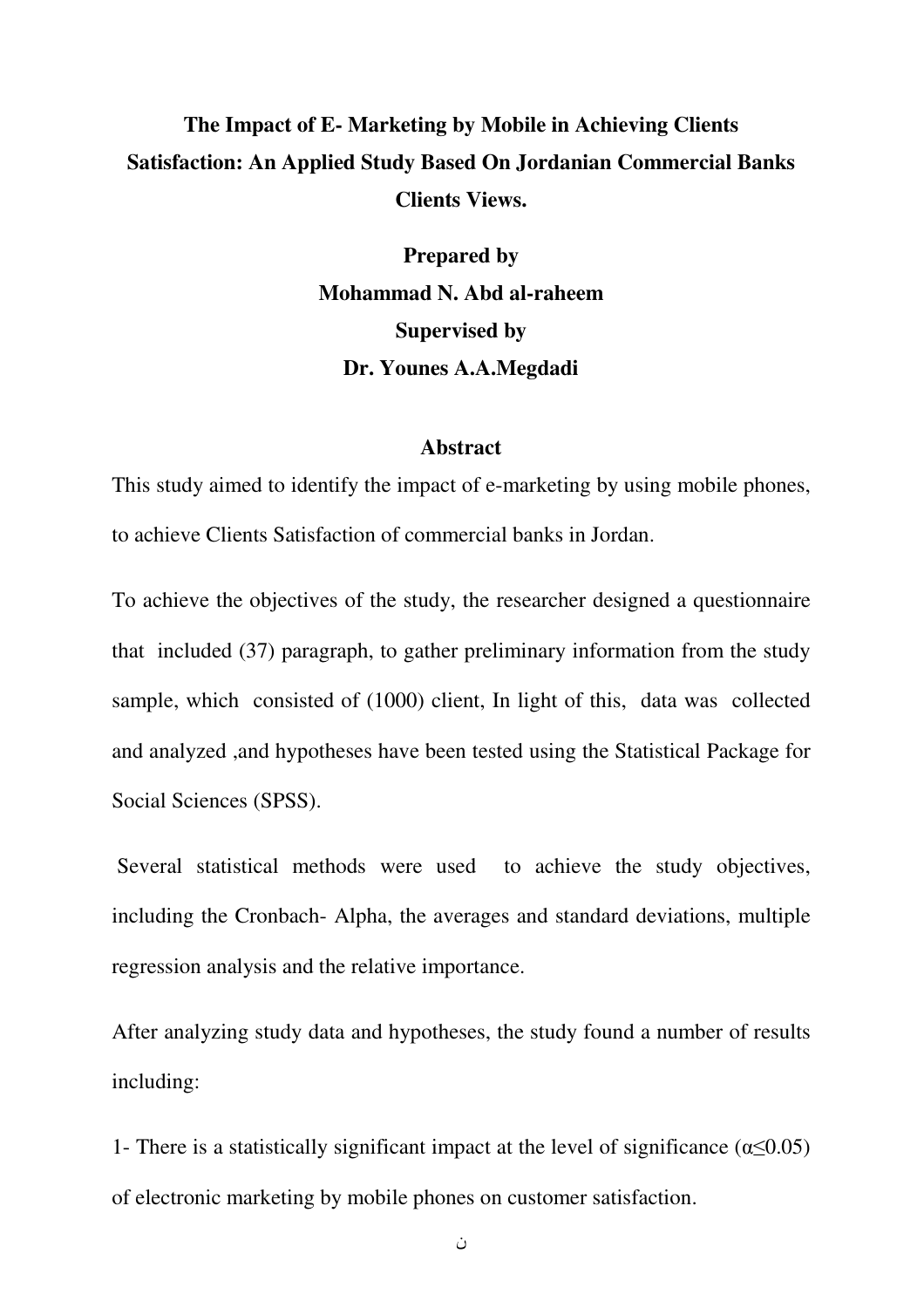**The Impact of E- Marketing by Mobile in Achieving Clients Satisfaction: An Applied Study Based On Jordanian Commercial Banks Clients Views.**

**Prepared by**

**Mohammad N. Abd al-raheem**

**Supervised by**

**Dr. Younes A.A.Megdadi**

## Abstract

This study aimed to identify the impact of e-marketing by using mobile phones, to achieve Clients Satisfaction of commercial banks in Jordan.

To achieve the objectives of the study, the researcher designed a questionnaire that included (37) paragraph, to gather preliminary information from the study sample, which consisted of (1000) client, In light of this, data was collected and analyzed ,and hypotheses have been tested using the Statistical Package for Social Sciences (SPSS).

Several statistical methods were used to achieve the study objectives, including the Cronbach- Alpha, the averages and standard deviations, multiple regression analysis and the relative importance.

After analyzing study data and hypotheses, the study found a number of results including:

1- There is a statistically significant impact at the level of significance ($\alpha \leq 0.05$) of electronic marketing by mobile phones on customer satisfaction.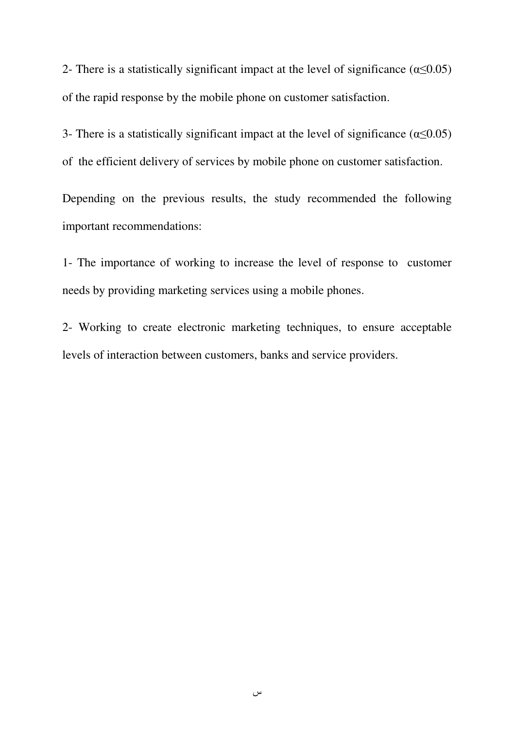2- There is a statistically significant impact at the level of significance ($\alpha \leq 0.05$) of the rapid response by the mobile phone on customer satisfaction.

3- There is a statistically significant impact at the level of significance ($\alpha \leq 0.05$) of the efficient delivery of services by mobile phone on customer satisfaction.

Depending on the previous results, the study recommended the following important recommendations:

1- The importance of working to increase the level of response to customer needs by providing marketing services using a mobile phones.

2- Working to create electronic marketing techniques, to ensure acceptable levels of interaction between customers, banks and service providers.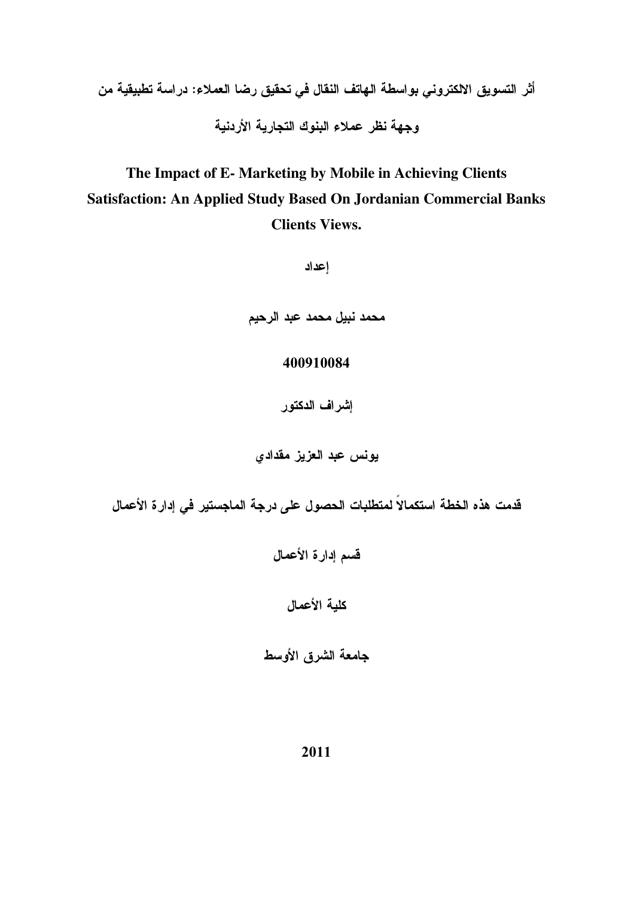**أثر التسويق الالكتروني بواسطة الهاتف النقال في تحقيق رضا العملاء: دراسة تطبيقية من وجهة نظر عملاء البنوك التجارية الأردنية**

# The Impact of E- Marketing by Mobile in Achieving Clients Satisfaction: An Applied Study Based On Jordanian Commercial Banks Clients Views.

**إعداد**

**محمد نبيل محمد عبد الرحيم**

**400910084**

**إشراف الدكتور**

**يونس عبد العزيز مقدادي**

**قدمت هذه الخطة استكمالاً لمتطلبات الحصول على درجة الماجستير في إدارة الأعمال**

**قسم إدارة الأعمال**

**كلية الأعمال**

**جامعة الشرق الأوسط**

**2011**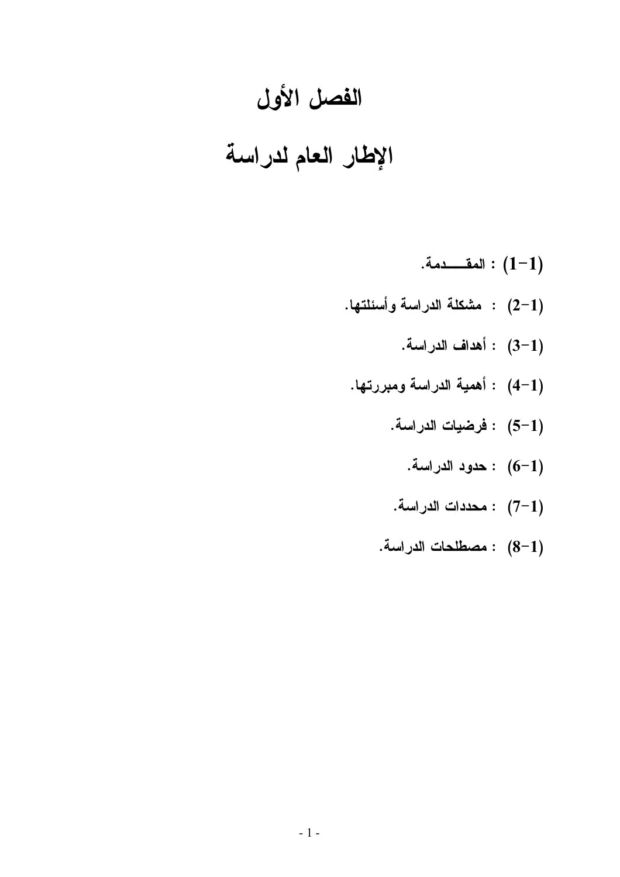# الفصل الأول

# الإطار العام لدراسة

- (1-1) : المقـــــدمة.
- (1-2) : مشكلة الدراسة وأسئلتها.
- (1-3) : أهداف الدراسة.
- (1-4) : أهمية الدراسة ومبررتها.
- (1-5) : فرضيات الدراسة.
- (1-6) : حدود الدراسة.
- (1-7) : محددات الدراسة.
- (1-8) : مصطلحات الدراسة.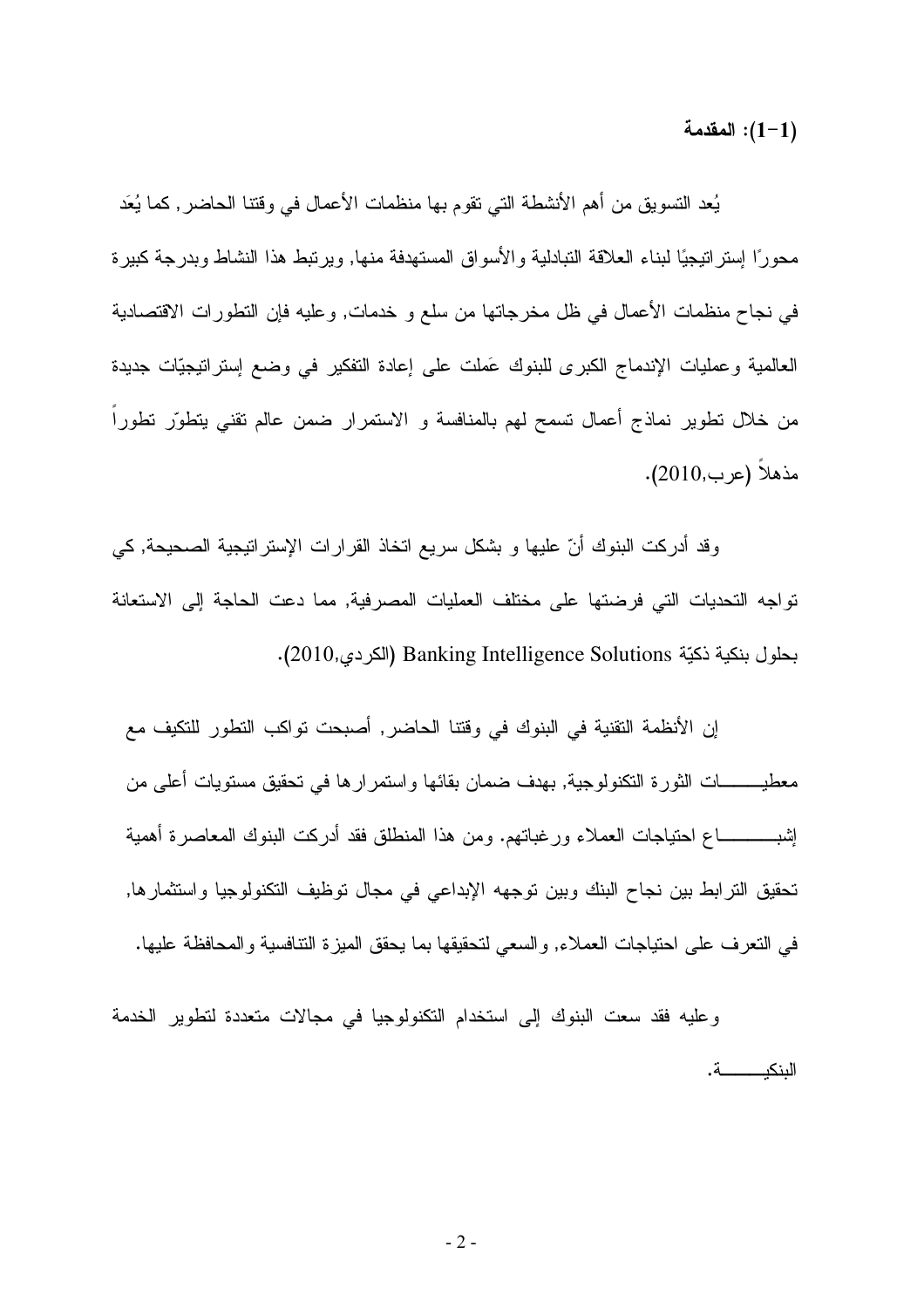## (1-1): المقدمة

يُعد التسويق من أهم الأنشطة التي تقوم بها منظمات الأعمال في وقتنا الحاضر, كما يُعَد محورًا إستراتيجيًا لبناء العلاقة التبادلية والأسواق المستهدفة منها, ويرتبط هذا النشاط وبدرجة كبيرة في نجاح منظمات الأعمال في ظل مخرجاتها من سلع و خدمات, وعليه فإن التطورات الاقتصادية العالمية وعمليات الإندماج الكبرى للبنوك عَملت على إعادة التفكير في وضع إستراتيجيّات جديدة من خلال تطوير نماذج أعمال تسمح لهم بالمنافسة و الاستمرار ضمن عالم تقني يتطوّر تطوراً مذهلاً (عرب,2010).

وقد أدركت البنوك أنّ عليها و بشكل سريع اتخاذ القرارات الإستراتيجية الصحيحة, كي تواجه التحديات التي فرضتها على مختلف العمليات المصرفية, مما دعت الحاجة إلى الاستعانة بحلول بنكية ذكيّة Banking Intelligence Solutions (الكردي,2010).

إن الأنظمة التقنية في البنوك في وقتنا الحاضر, أصبحت تواكب التطور للتكيف مع معطيـــــات الثورة التكنولوجية, بهدف ضمان بقائها واستمرارها في تحقيق مستويات أعلى من إشبــــــاع احتياجات العملاء ورغباتهم. ومن هذا المنطلق فقد أدركت البنوك المعاصرة أهمية تحقيق الترابط بين نجاح البنك وبين توجهه الإبداعي في مجال توظيف التكنولوجيا واستثمارها, في التعرف على احتياجات العملاء, والسعي لتحقيقها بما يحقق الميزة التنافسية والمحافظة عليها.

وعليه فقد سعت البنوك إلى استخدام التكنولوجيا في مجالات متعددة لتطوير الخدمة البنكيــــــة.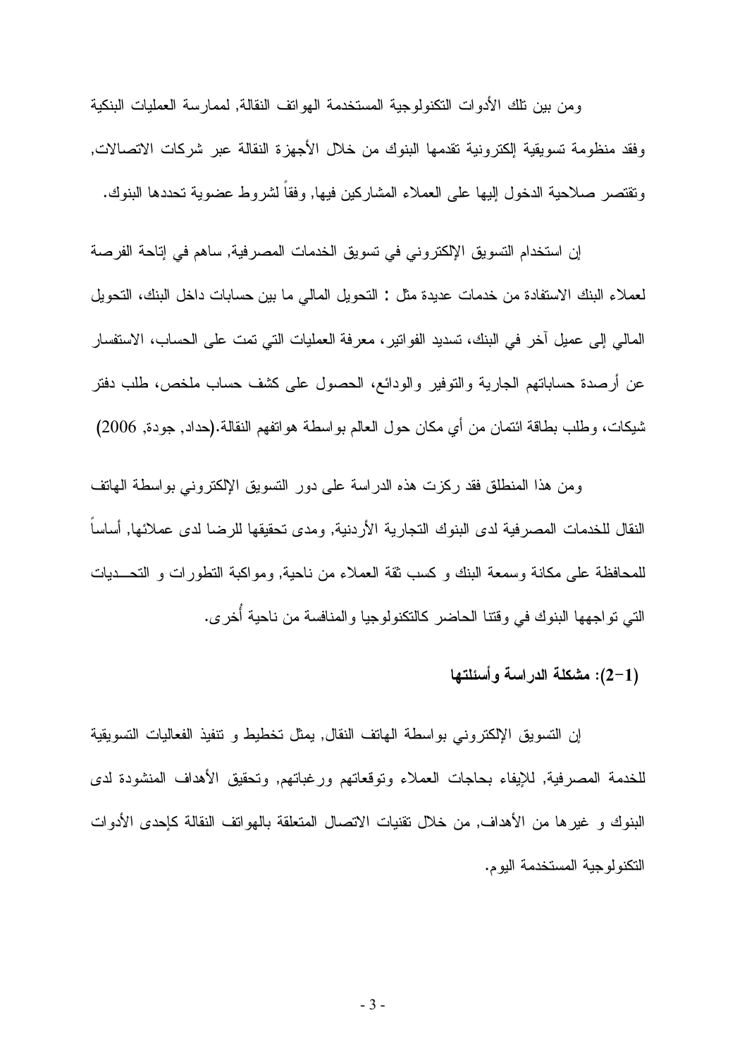ومن بين تلك الأدوات التكنولوجية المستخدمة الهواتف النقالة, لممارسة العمليات البنكية وفقد منظومة تسويقية إلكترونية تقدمها البنوك من خلال الأجهزة النقالة عبر شركات الاتصالات, وتقتصر صلاحية الدخول إليها على العملاء المشاركين فيها, وفقاً لشروط عضوية تحددها البنوك.

إن استخدام التسويق الإلكتروني في تسويق الخدمات المصرفية, ساهم في إتاحة الفرصة لعملاء البنك الاستفادة من خدمات عديدة مثل : التحويل المالي ما بين حسابات داخل البنك، التحويل المالي إلى عميل آخر في البنك، تسديد الفواتير، معرفة العمليات التي تمت على الحساب، الاستفسار عن أرصدة حساباتهم الجارية والتوفير والودائع، الحصول على كشف حساب ملخص، طلب دفتر شيكات، وطلب بطاقة ائتمان من أي مكان حول العالم بواسطة هواتفهم النقالة.(حداد, جودة, 2006)

ومن هذا المنطلق فقد ركزت هذه الدراسة على دور التسويق الإلكتروني بواسطة الهاتف النقال للخدمات المصرفية لدى البنوك التجارية الأردنية, ومدى تحقيقها للرضا لدى عملائها, أساساً للمحافظة على مكانة وسمعة البنك و كسب ثقة العملاء من ناحية, ومواكبة التطورات و التحــديات التي تواجهها البنوك في وقتنا الحاضر كالتكنولوجيا والمنافسة من ناحية أُخرى.

### (1-2): مشكلة الدراسة وأسئلتها

إن التسويق الإلكتروني بواسطة الهاتف النقال, يمثل تخطيط و تنفيذ الفعاليات التسويقية للخدمة المصرفية, للإيفاء بحاجات العملاء وتوقعاتهم ورغباتهم, وتحقيق الأهداف المنشودة لدى البنوك و غيرها من الأهداف, من خلال تقنيات الاتصال المتعلقة بالهواتف النقالة كإحدى الأدوات التكنولوجية المستخدمة اليوم.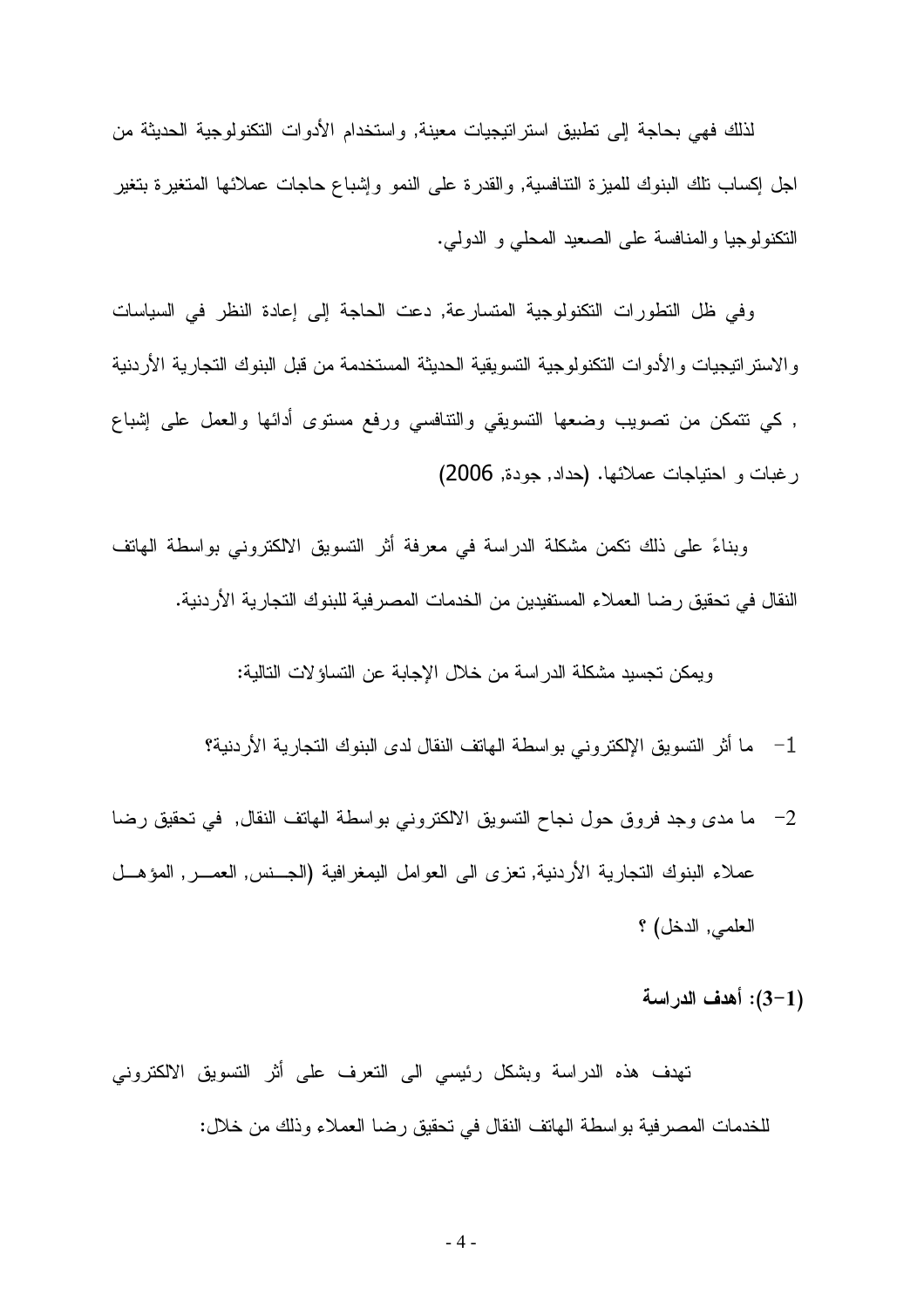لذلك فهي بحاجة إلى تطبيق استراتيجيات معينة, واستخدام الأدوات التكنولوجية الحديثة من اجل إكساب تلك البنوك للميزة التنافسية, والقدرة على النمو وإشباع حاجات عملائها المتغيرة بتغير التكنولوجيا والمنافسة على الصعيد المحلي و الدولي.

وفي ظل التطورات التكنولوجية المتسارعة, دعت الحاجة إلى إعادة النظر في السياسات والاستراتيجيات والأدوات التكنولوجية التسويقية الحديثة المستخدمة من قبل البنوك التجارية الأردنية , كي تتمكن من تصويب وضعها التسويقي والتنافسي ورفع مستوى أدائها والعمل على إشباع رغبات و احتياجات عملائها. (حداد, جودة, 2006)

وبناءً على ذلك تكمن مشكلة الدراسة في معرفة أثر التسويق الالكتروني بواسطة الهاتف النقال في تحقيق رضا العملاء المستفيدين من الخدمات المصرفية للبنوك التجارية الأردنية.

ويمكن تجسيد مشكلة الدراسة من خلال الإجابة عن التساؤلات التالية:

1- ما أثر التسويق الإلكتروني بواسطة الهاتف النقال لدى البنوك التجارية الأردنية؟

2- ما مدى وجد فروق حول نجاح التسويق الالكتروني بواسطة الهاتف النقال, في تحقيق رضا عملاء البنوك التجارية الأردنية, تعزى الى العوامل اليمغرافية (الجنس, العمر, المؤهل العلمي, الدخل) ؟

### (1-3): أهدف الدراسة

تهدف هذه الدراسة وبشكل رئيسي الى التعرف على أثر التسويق الالكتروني للخدمات المصرفية بواسطة الهاتف النقال في تحقيق رضا العملاء وذلك من خلال: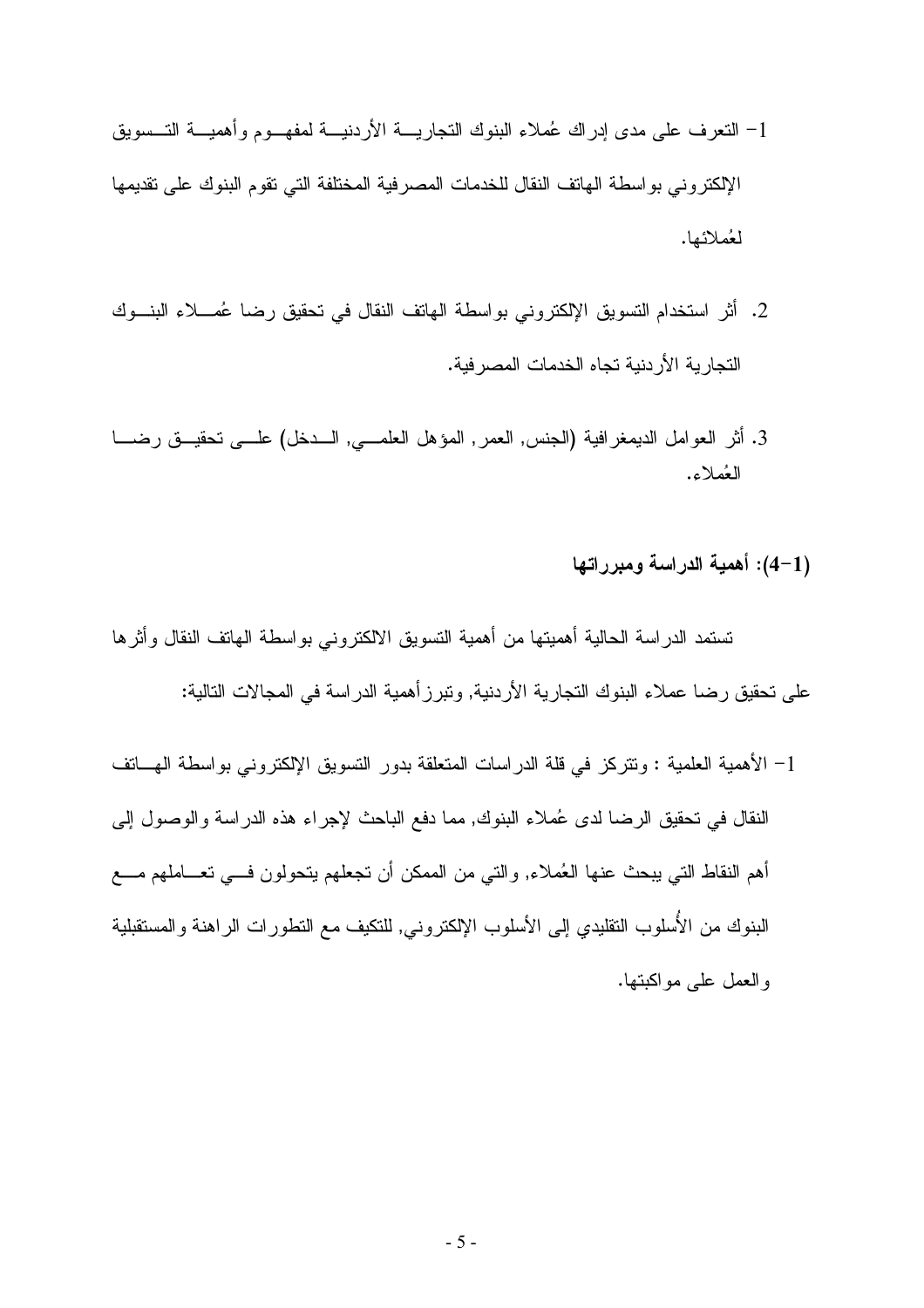1- التعرف على مدى إدراك عُملاء البنوك التجارية الأردنية لمفهوم وأهمية التسويق الإلكتروني بواسطة الهاتف النقال للخدمات المصرفية المختلفة التي تقوم البنوك على تقديمها لعُملائها.

2. أثر استخدام التسويق الإلكتروني بواسطة الهاتف النقال في تحقيق رضا عُملاء البنوك التجارية الأردنية تجاه الخدمات المصرفية.

3. أثر العوامل الديمغرافية (الجنس, العمر, المؤهل العلمي, الدخل) على تحقيق رضا العُملاء.

### (1-4): أهمية الدراسة ومبرراتها

تستمد الدراسة الحالية أهميتها من أهمية التسويق الالكتروني بواسطة الهاتف النقال وأثرها على تحقيق رضا عملاء البنوك التجارية الأردنية, وتبرز أهمية الدراسة في المجالات التالية:

1- الأهمية العلمية : وتتركز في قلة الدراسات المتعلقة بدور التسويق الإلكتروني بواسطة الهاتف النقال في تحقيق الرضا لدى عُملاء البنوك, مما دفع الباحث لإجراء هذه الدراسة والوصول إلى أهم النقاط التي يبحث عنها العُملاء, والتي من الممكن أن تجعلهم يتحولون في تعاملهم مع البنوك من الأُسلوب التقليدي إلى الأسلوب الإلكتروني, للتكيف مع التطورات الراهنة والمستقبلية والعمل على مواكبتها.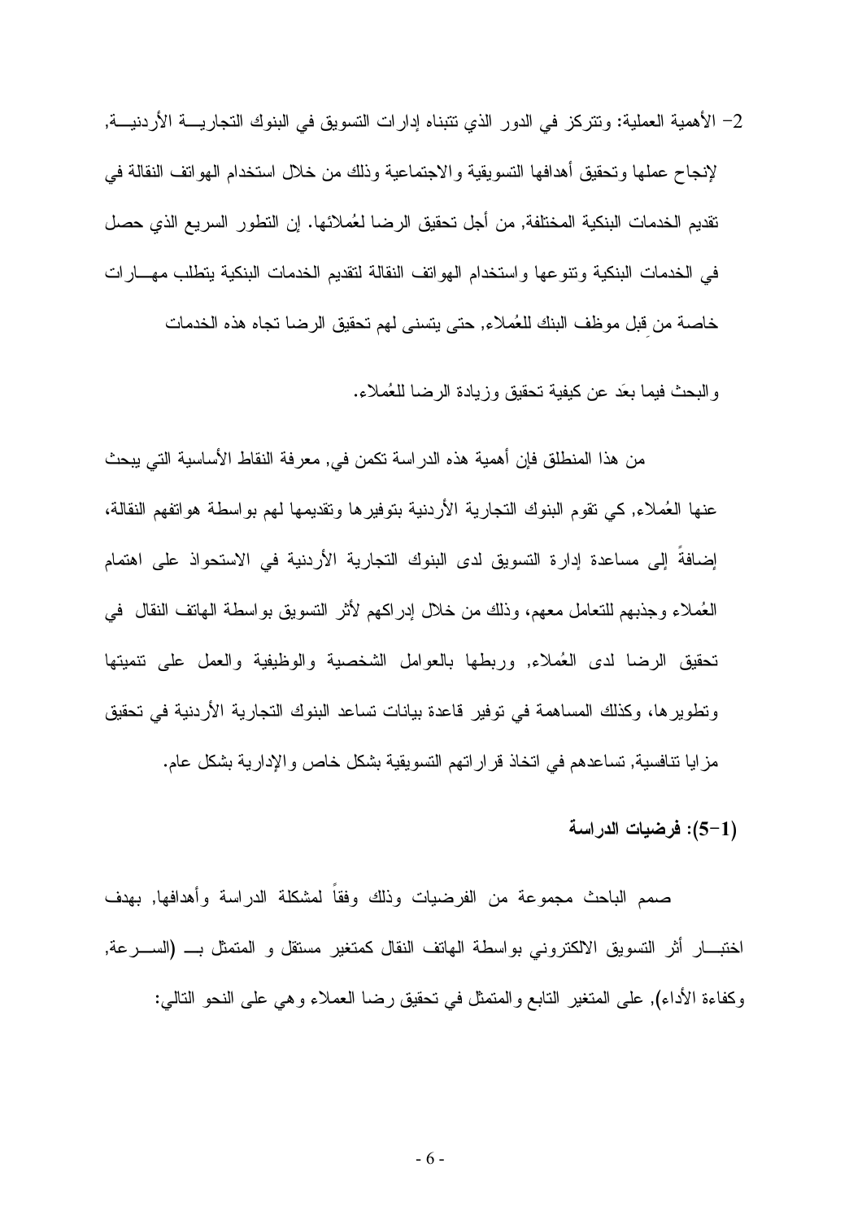2- الأهمية العملية: وتتركز في الدور الذي تتبناه إدارات التسويق في البنوك التجاريـــة الأردنيـــة, لإنجاح عملها وتحقيق أهدافها التسويقية والاجتماعية وذلك من خلال استخدام الهواتف النقالة في تقديم الخدمات البنكية المختلفة, من أجل تحقيق الرضا لعُملائها. إن التطور السريع الذي حصل في الخدمات البنكية وتنوعها واستخدام الهواتف النقالة لتقديم الخدمات البنكية يتطلب مهـــارات خاصة من قِبل موظف البنك للعُملاء, حتى يتسنى لهم تحقيق الرضا تجاه هذه الخدمات والبحث فيما بعَد عن كيفية تحقيق وزيادة الرضا للعُملاء.

من هذا المنطلق فإن أهمية هذه الدراسة تكمن في, معرفة النقاط الأساسية التي يبحث عنها العُملاء, كي تقوم البنوك التجارية الأردنية بتوفيرها وتقديمها لهم بواسطة هواتفهم النقالة، إضافةً إلى مساعدة إدارة التسويق لدى البنوك التجارية الأردنية في الاستحواذ على اهتمام العُملاء وجذبهم للتعامل معهم، وذلك من خلال إدراكهم لأثر التسويق بواسطة الهاتف النقال في تحقيق الرضا لدى العُملاء, وربطها بالعوامل الشخصية والوظيفية والعمل على تنميتها وتطويرها، وكذلك المساهمة في توفير قاعدة بيانات تساعد البنوك التجارية الأردنية في تحقيق مزايا تنافسية, تساعدهم في اتخاذ قراراتهم التسويقية بشكل خاص والإدارية بشكل عام.

### (1-5): فرضيات الدراسة

صمم الباحث مجموعة من الفرضيات وذلك وفقاً لمشكلة الدراسة وأهدافها, بهدف اختبـــار أثر التسويق الالكتروني بواسطة الهاتف النقال كمتغير مستقل و المتمثل بـــ (الســـرعة, وكفاءة الأداء), على المتغير التابع والمتمثل في تحقيق رضا العملاء وهي على النحو التالي: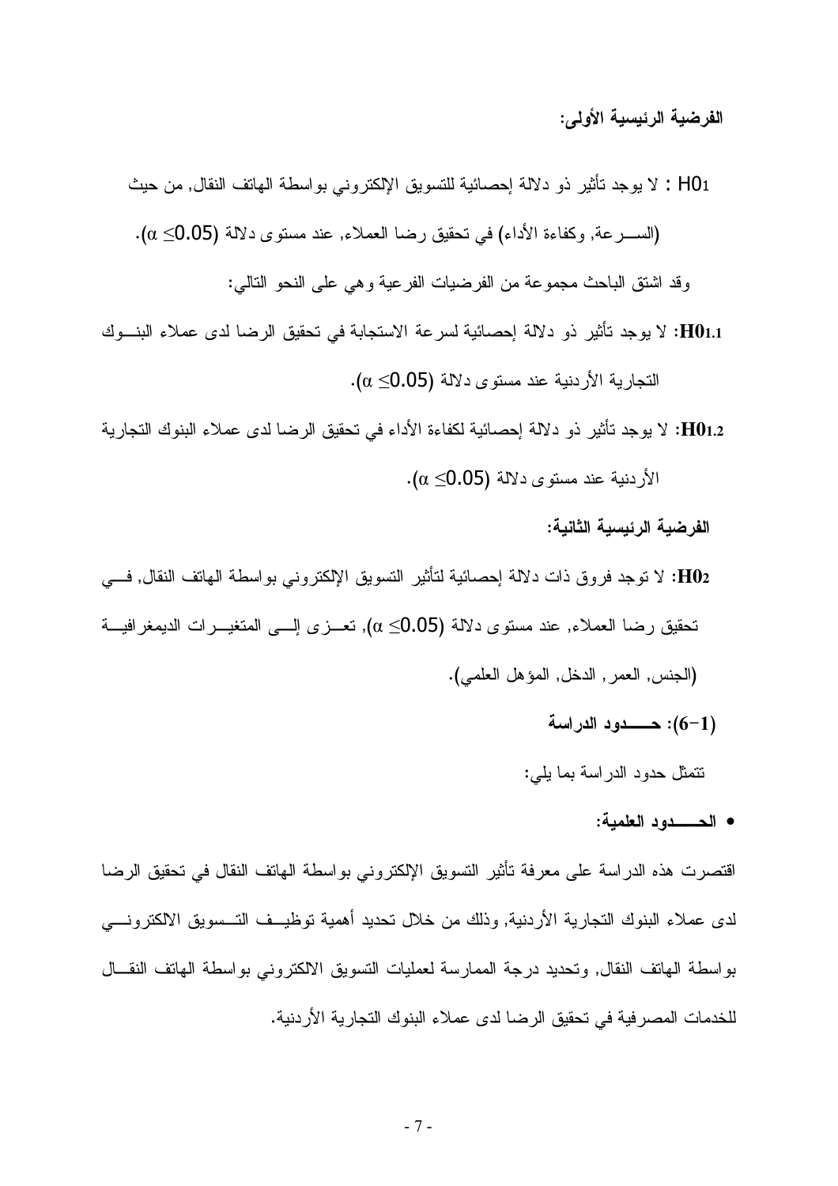**الفرضية الرئيسية الأولى:**

$H0_1$ : لا يوجد تأثير ذو دلالة إحصائية للتسويق الإلكتروني بواسطة الهاتف النقال, من حيث (السرعة, وكفاءة الأداء) في تحقيق رضا العملاء, عند مستوى دلالة ($\alpha \leq 0.05$).

وقد اشتق الباحث مجموعة من الفرضيات الفرعية وهي على النحو التالي:

**$H0_{1.1}$:** لا يوجد تأثير ذو دلالة إحصائية لسرعة الاستجابة في تحقيق الرضا لدى عملاء البنوك التجارية الأردنية عند مستوى دلالة ($\alpha \leq 0.05$).

**$H0_{1.2}$:** لا يوجد تأثير ذو دلالة إحصائية لكفاءة الأداء في تحقيق الرضا لدى عملاء البنوك التجارية الأردنية عند مستوى دلالة ($\alpha \leq 0.05$).

**الفرضية الرئيسية الثانية:**

**$H0_2$:** لا توجد فروق ذات دلالة إحصائية لتأثير التسويق الإلكتروني بواسطة الهاتف النقال, في تحقيق رضا العملاء, عند مستوى دلالة ($\alpha \leq 0.05$), تعزى إلى المتغيرات الديمغرافية (الجنس, العمر, الدخل, المؤهل العلمي).

### (1-6): حدود الدراسة

تتمثل حدود الدراسة بما يلي:

- **الحدود العلمية:**

اقتصرت هذه الدراسة على معرفة تأثير التسويق الإلكتروني بواسطة الهاتف النقال في تحقيق الرضا لدى عملاء البنوك التجارية الأردنية, وذلك من خلال تحديد أهمية توظيف التسويق الالكتروني بواسطة الهاتف النقال, وتحديد درجة الممارسة لعمليات التسويق الالكتروني بواسطة الهاتف النقال للخدمات المصرفية في تحقيق الرضا لدى عملاء البنوك التجارية الأردنية.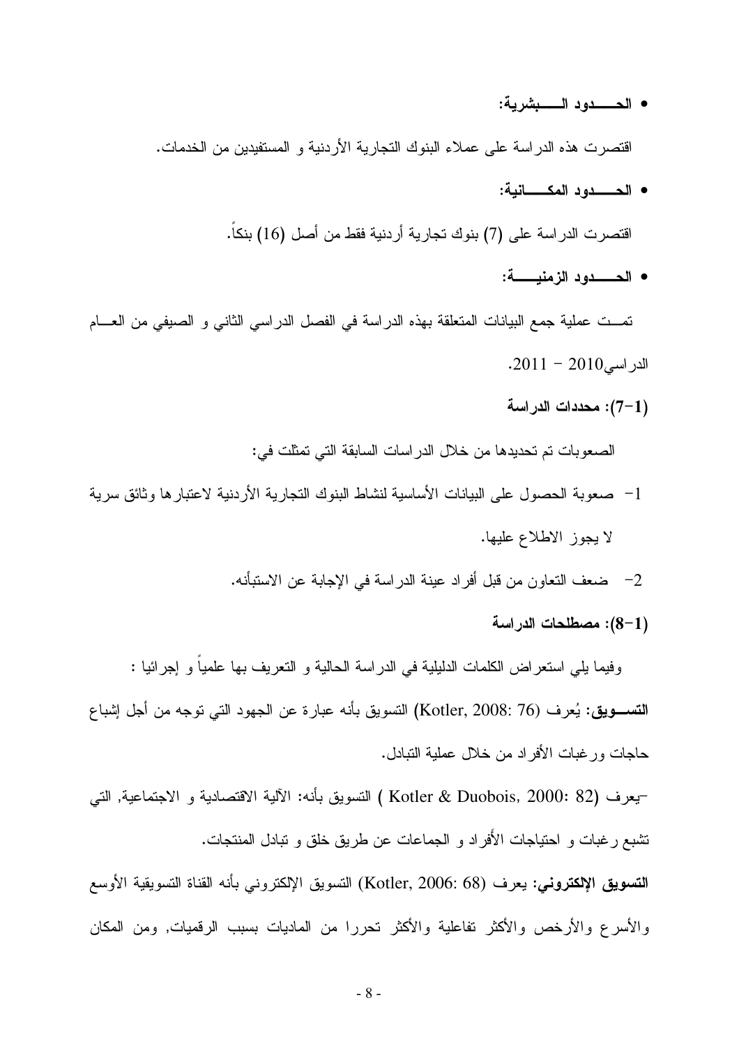- **الحـــدود البـشرية:**

اقتصرت هذه الدراسة على عملاء البنوك التجارية الأردنية و المستفيدين من الخدمات.

- **الحـــدود المكـــانية:**

اقتصرت الدراسة على (7) بنوك تجارية أردنية فقط من أصل (16) بنكاً.

- **الحـــدود الزمنيـــة:**

تمــت عملية جمع البيانات المتعلقة بهذه الدراسة في الفصل الدراسي الثاني و الصيفي من العــام الدراسي2010 - 2011.

**(1-7): محددات الدراسة**

الصعوبات تم تحديدها من خلال الدراسات السابقة التي تمثلت في:

1- صعوبة الحصول على البيانات الأساسية لنشاط البنوك التجارية الأردنية لاعتبارها وثائق سرية لا يجوز الاطلاع عليها.

2- ضعف التعاون من قبل أفراد عينة الدراسة في الإجابة عن الاستبأنه.

**(1-8): مصطلحات الدراسة**

وفيما يلي استعراض الكلمات الدليلية في الدراسة الحالية و التعريف بها علمياً و إجرائيا :

**التســويق:** يُعرف (Kotler, 2008: 76) التسويق بأنه عبارة عن الجهود التي توجه من أجل إشباع حاجات ورغبات الأفراد من خلال عملية التبادل.

-يعرف (Kotler & Duobois, 2000: 82 ) التسويق بأنه: الآلية الاقتصادية و الاجتماعية, التي تشبع رغبات و احتياجات الأفراد و الجماعات عن طريق خلق و تبادل المنتجات.

**التسويق الإلكتروني:** يعرف (Kotler, 2006: 68) التسويق الإلكتروني بأنه القناة التسويقية الأوسع والأسرع والأرخص والأكثر تفاعلية والأكثر تحررا من الماديات بسبب الرقميات, ومن المكان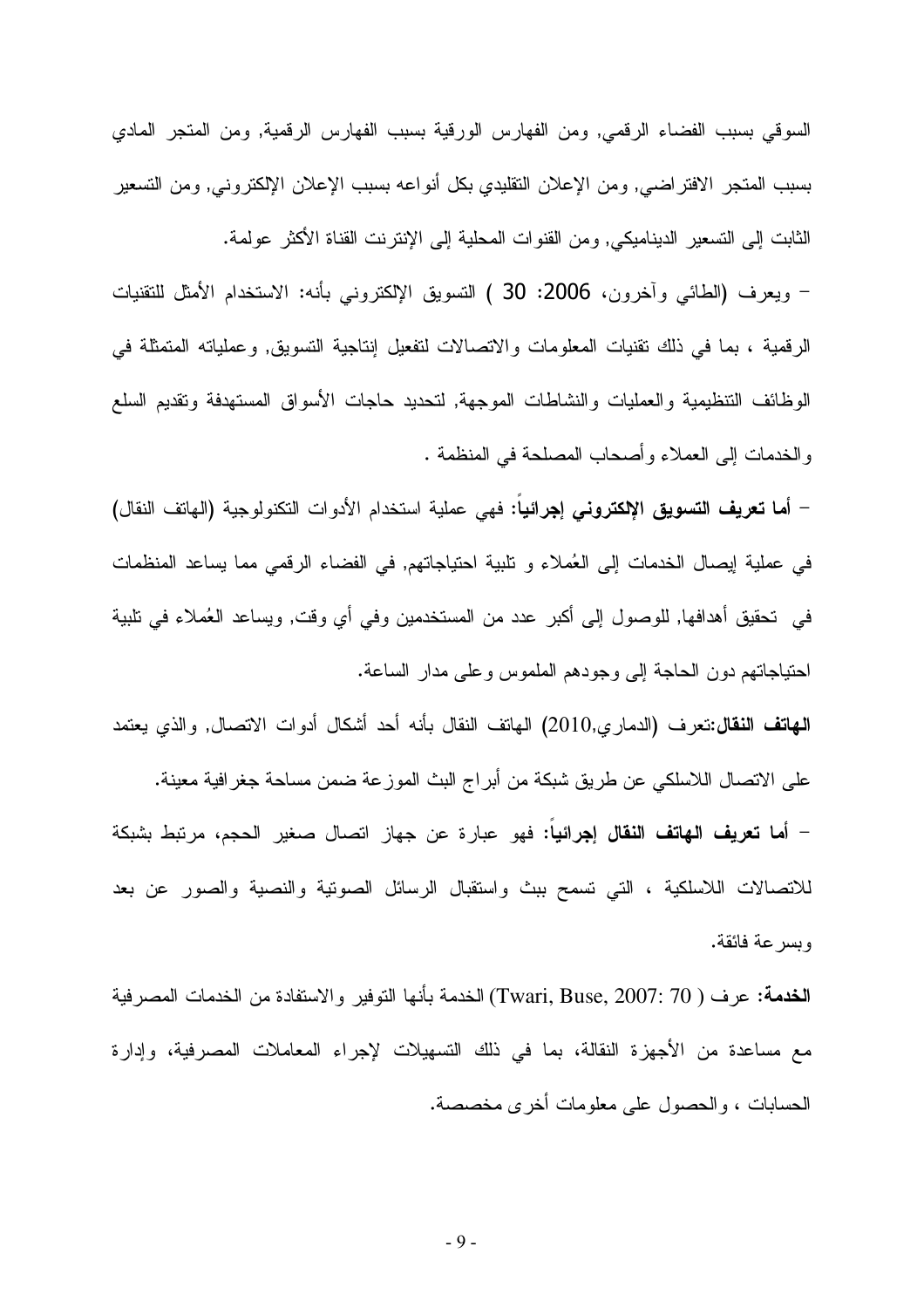السوقي بسبب الفضاء الرقمي, ومن الفهارس الورقية بسبب الفهارس الرقمية, ومن المتجر المادي بسبب المتجر الافتراضي, ومن الإعلان التقليدي بكل أنواعه بسبب الإعلان الإلكتروني, ومن التسعير الثابت إلى التسعير الديناميكي, ومن القنوات المحلية إلى الإنترنت القناة الأكثر عولمة.

– ويعرف (الطائي وآخرون، 2006: 30 ) التسويق الإلكتروني بأنه: الاستخدام الأمثل للتقنيات الرقمية ، بما في ذلك تقنيات المعلومات والاتصالات لتفعيل إنتاجية التسويق, وعملياته المتمثلة في الوظائف التنظيمية والعمليات والنشاطات الموجهة, لتحديد حاجات الأسواق المستهدفة وتقديم السلع والخدمات إلى العملاء وأصحاب المصلحة في المنظمة .

– **أما تعريف التسويق الإلكتروني إجرائياً**: فهي عملية استخدام الأدوات التكنولوجية (الهاتف النقال) في عملية إيصال الخدمات إلى العُملاء و تلبية احتياجاتهم, في الفضاء الرقمي مما يساعد المنظمات في تحقيق أهدافها, للوصول إلى أكبر عدد من المستخدمين وفي أي وقت, ويساعد العُملاء في تلبية احتياجاتهم دون الحاجة إلى وجودهم الملموس وعلى مدار الساعة.

**الهاتف النقال**:تعرف (الدماري,2010) الهاتف النقال بأنه أحد أشكال أدوات الاتصال, والذي يعتمد على الاتصال اللاسلكي عن طريق شبكة من أبراج البث الموزعة ضمن مساحة جغرافية معينة.

– **أما تعريف الهاتف النقال إجرائياً**: فهو عبارة عن جهاز اتصال صغير الحجم، مرتبط بشبكة للاتصالات اللاسلكية ، التي تسمح ببث واستقبال الرسائل الصوتية والنصية والصور عن بعد وبسرعة فائقة.

**الخدمة**: عرف ( Twari, Buse, 2007: 70) الخدمة بأنها التوفير والاستفادة من الخدمات المصرفية مع مساعدة من الأجهزة النقالة، بما في ذلك التسهيلات لإجراء المعاملات المصرفية، وإدارة الحسابات ، والحصول على معلومات أخرى مخصصة.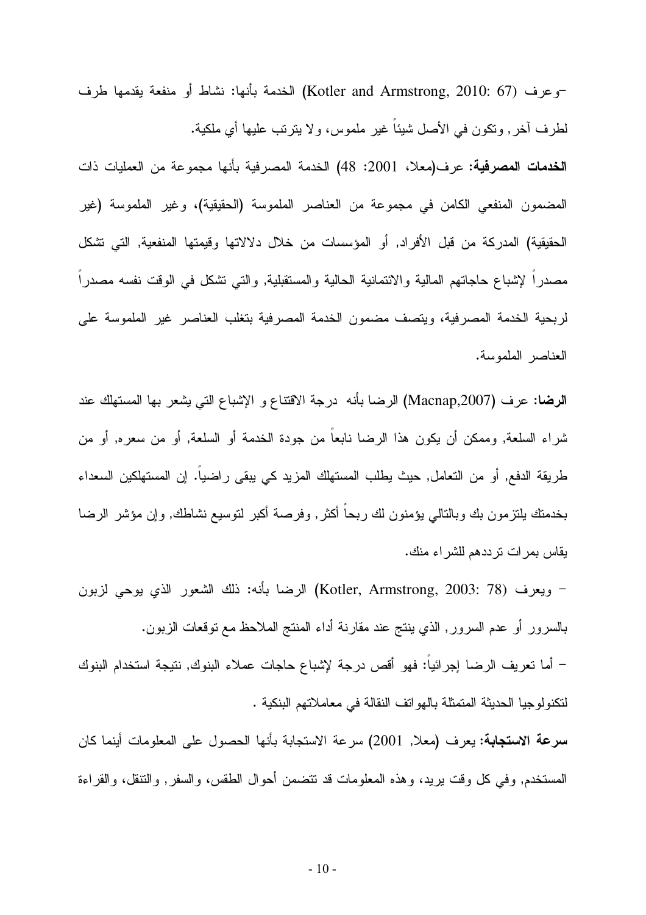-وعرف (Kotler and Armstrong, 2010: 67) الخدمة بأنها: نشاط أو منفعة يقدمها طرف لطرف آخر, وتكون في الأصل شيئاً غير ملموس، ولا يترتب عليها أي ملكية.

**الخدمات المصرفية:** عرف(معلا، 2001: 48) الخدمة المصرفية بأنها مجموعة من العمليات ذات المضمون المنفعي الكامن في مجموعة من العناصر الملموسة (الحقيقية)، وغير الملموسة (غير الحقيقية) المدركة من قبل الأفراد, أو المؤسسات من خلال دلالاتها وقيمتها المنفعية, التي تشكل مصدراً لإشباع حاجاتهم المالية والائتمانية الحالية والمستقبلية, والتي تشكل في الوقت نفسه مصدراً لربحية الخدمة المصرفية، ويتصف مضمون الخدمة المصرفية بتغلب العناصر غير الملموسة على العناصر الملموسة.

**الرضا:** عرف (Macnap,2007) الرضا بأنه درجة الاقتناع و الإشباع التي يشعر بها المستهلك عند شراء السلعة, وممكن أن يكون هذا الرضا نابعاً من جودة الخدمة أو السلعة, أو من سعره, أو من طريقة الدفع, أو من التعامل, حيث يطلب المستهلك المزيد كي يبقى راضياً. إن المستهلكين السعداء بخدمتك يلتزمون بك وبالتالي يؤمنون لك ربحاً أكثر, وفرصة أكبر لتوسيع نشاطك, وإن مؤشر الرضا يقاس بمرات ترددهم للشراء منك.

- ويعرف (Kotler, Armstrong, 2003: 78) الرضا بأنه: ذلك الشعور الذي يوحي لزبون بالسرور أو عدم السرور, الذي ينتج عند مقارنة أداء المنتج الملاحظ مع توقعات الزبون.

- أما تعريف الرضا إجرائياً: فهو أقص درجة لإشباع حاجات عملاء البنوك, نتيجة استخدام البنوك لتكنولوجيا الحديثة المتمثلة بالهواتف النقالة في معاملاتهم البنكية .

**سرعة الاستجابة:** يعرف (معلا, 2001) سرعة الاستجابة بأنها الحصول على المعلومات أينما كان المستخدم, وفي كل وقت يريد، وهذه المعلومات قد تتضمن أحوال الطقس، والسفر, والتنقل، والقراءة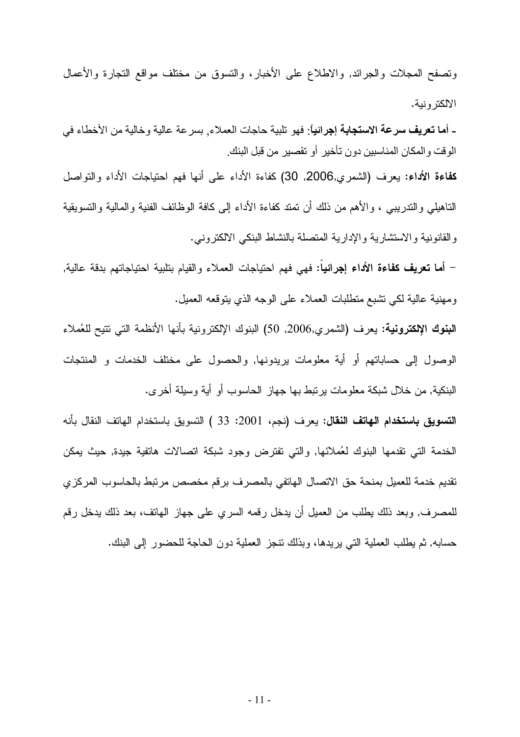وتصفح المجلات والجرائد, والاطلاع على الأخبار، والتسوق من مختلف مواقع التجارة والأعمال الالكترونية.

- **أما تعريف سرعة الاستجابة إجرائياً**: فهو تلبية حاجات العملاء, بسرعة عالية وخالية من الأخطاء في الوقت والمكان المناسبين دون تأخير أو تقصير من قبل البنك.

**كفاءة الأداء:** يعرف (الشمري,2006, 30) كفاءة الأداء على أنها فهم احتياجات الأداء والتواصل التاهيلي والتدريبي ، والأهم من ذلك أن تمتد كفاءة الأداء إلى كافة الوظائف الفنية والمالية والتسويقية والقانونية والاستشارية والإدارية المتصلة بالنشاط البنكي الالكتروني.

– **أما تعريف كفاءة الأداء إجرائياً:** فهي فهم احتياجات العملاء والقيام بتلبية احتياجاتهم بدقة عالية, ومهنية عالية لكي تشبع متطلبات العملاء على الوجه الذي يتوقعه العميل.

**البنوك الإلكترونية:** يعرف (الشمري,2006, 50) البنوك الإلكترونية بأنها الأنظمة التي تتيح للعُملاء الوصول إلى حساباتهم أو أية معلومات يريدونها, والحصول على مختلف الخدمات و المنتجات البنكية, من خلال شبكة معلومات يرتبط بها جهاز الحاسوب أو أية وسيلة أخرى.

**التسويق باستخدام الهاتف النقال:** يعرف (نجم، 2001: 33 ) التسويق باستخدام الهاتف النقال بأنه الخدمة التي تقدمها البنوك لعُملائها, والتي تفترض وجود شبكة اتصالات هاتفية جيدة, حيث يمكن تقديم خدمة للعميل بمنحة حق الاتصال الهاتفي بالمصرف برقم مخصص مرتبط بالحاسوب المركزي للمصرف, وبعد ذلك يطلب من العميل أن يدخل رقمه السري على جهاز الهاتف، بعد ذلك يدخل رقم حسابه, ثم يطلب العملية التي يريدها، وبذلك تنجز العملية دون الحاجة للحضور إلى البنك.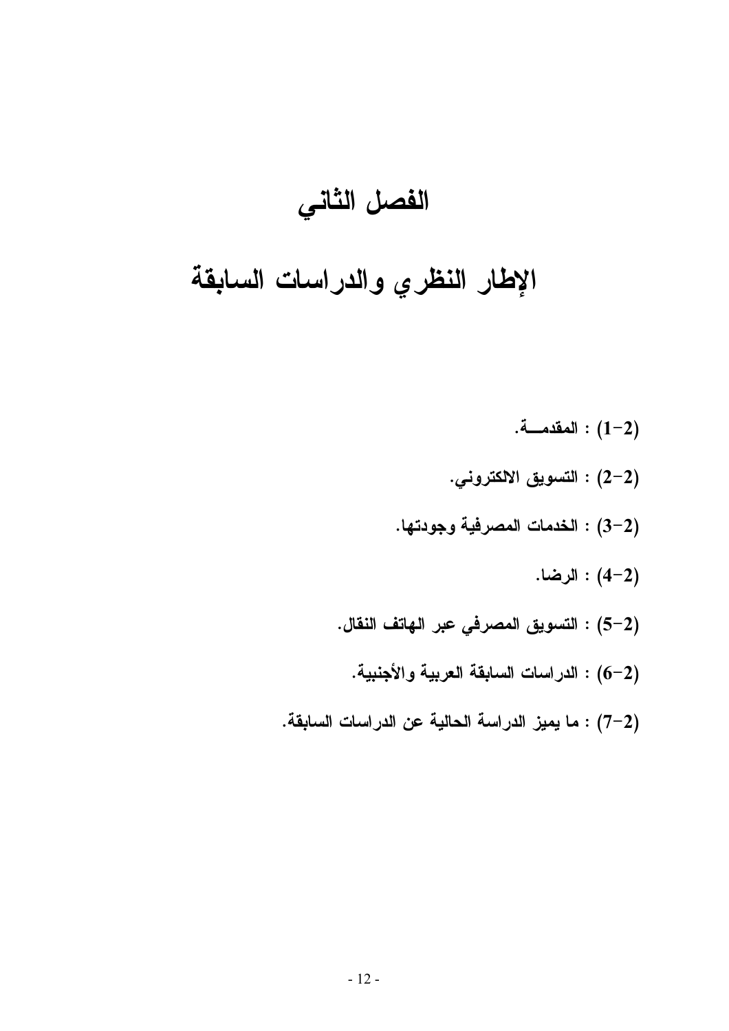# الفصل الثاني

# الإطار النظري والدراسات السابقة

(2-1) : المقدمـــة.

(2-2) : التسويق الالكتروني.

(2-3) : الخدمات المصرفية وجودتها.

(2-4) : الرضا.

(2-5) : التسويق المصرفي عبر الهاتف النقال.

(2-6) : الدراسات السابقة العربية والأجنبية.

(2-7) : ما يميز الدراسة الحالية عن الدراسات السابقة.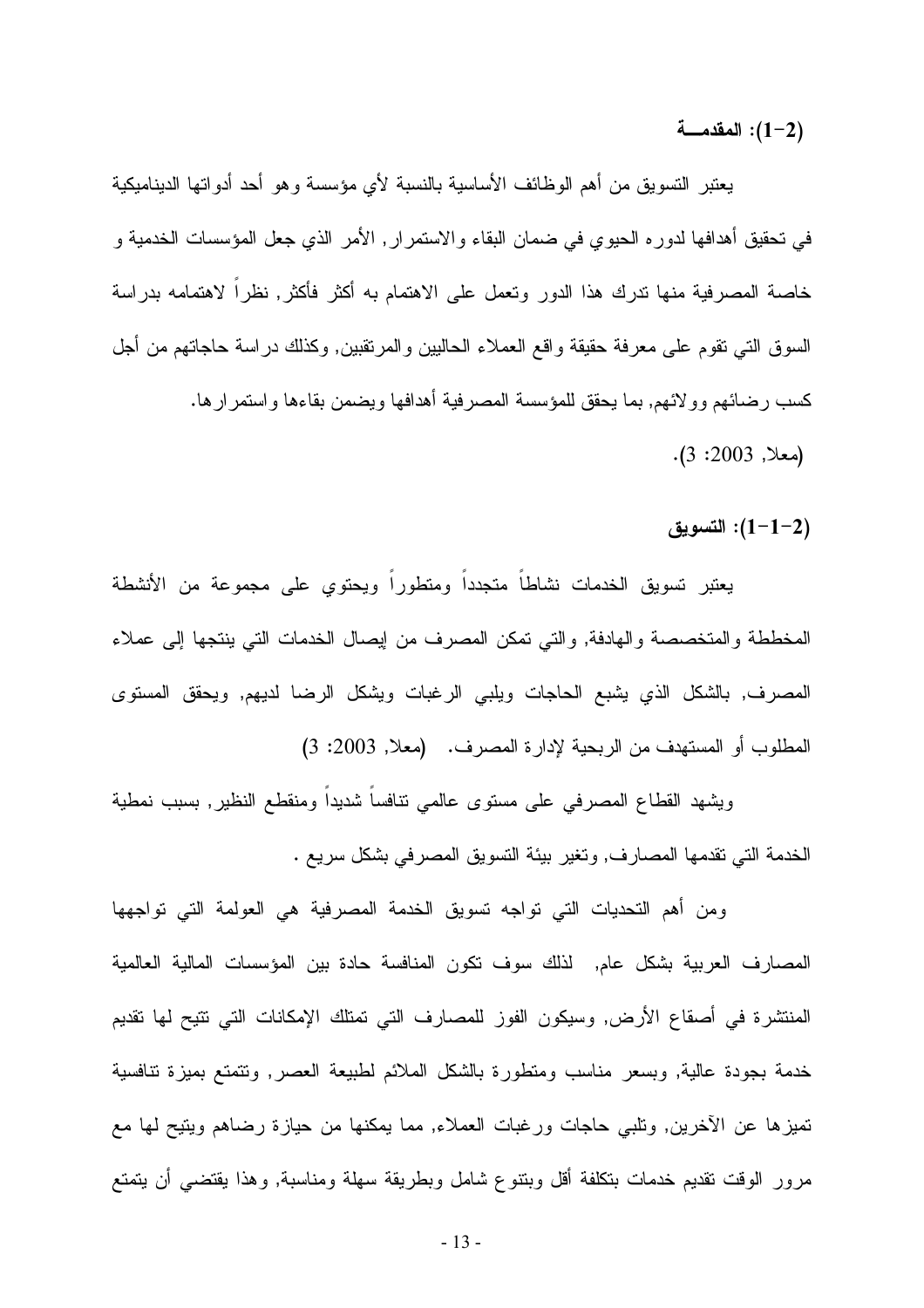## (2-1): المقدمـــة

يعتبر التسويق من أهم الوظائف الأساسية بالنسبة لأي مؤسسة وهو أحد أدواتها الديناميكية في تحقيق أهدافها لدوره الحيوي في ضمان البقاء والاستمرار, الأمر الذي جعل المؤسسات الخدمية و خاصة المصرفية منها تدرك هذا الدور وتعمل على الاهتمام به أكثر فأكثر, نظراً لاهتمامه بدراسة السوق التي تقوم على معرفة حقيقة واقع العملاء الحاليين والمرتقبين, وكذلك دراسة حاجاتهم من أجل كسب رضائهم وولائهم, بما يحقق للمؤسسة المصرفية أهدافها ويضمن بقاءها واستمرارها.

(معلا, 2003: 3).

### (2-1-1): التسويق

يعتبر تسويق الخدمات نشاطاً متجدداً ومتطوراً ويحتوي على مجموعة من الأنشطة المخططة والمتخصصة والهادفة, والتي تمكن المصرف من إيصال الخدمات التي ينتجها إلى عملاء المصرف, بالشكل الذي يشبع الحاجات ويلبي الرغبات ويشكل الرضا لديهم, ويحقق المستوى المطلوب أو المستهدف من الربحية لإدارة المصرف. (معلا, 2003: 3)

ويشهد القطاع المصرفي على مستوى عالمي تنافساً شديداً ومنقطع النظير, بسبب نمطية الخدمة التي تقدمها المصارف, وتغير بيئة التسويق المصرفي بشكل سريع .

ومن أهم التحديات التي تواجه تسويق الخدمة المصرفية هي العولمة التي تواجهها المصارف العربية بشكل عام, لذلك سوف تكون المنافسة حادة بين المؤسسات المالية العالمية المنتشرة في أصقاع الأرض, وسيكون الفوز للمصارف التي تمتلك الإمكانات التي تتيح لها تقديم خدمة بجودة عالية, وبسعر مناسب ومتطورة بالشكل الملائم لطبيعة العصر, وتتمتع بميزة تنافسية تميزها عن الآخرين, وتلبي حاجات ورغبات العملاء, مما يمكنها من حيازة رضاهم ويتيح لها مع مرور الوقت تقديم خدمات بتكلفة أقل وبتنوع شامل وبطريقة سهلة ومناسبة, وهذا يقتضي أن يتمتع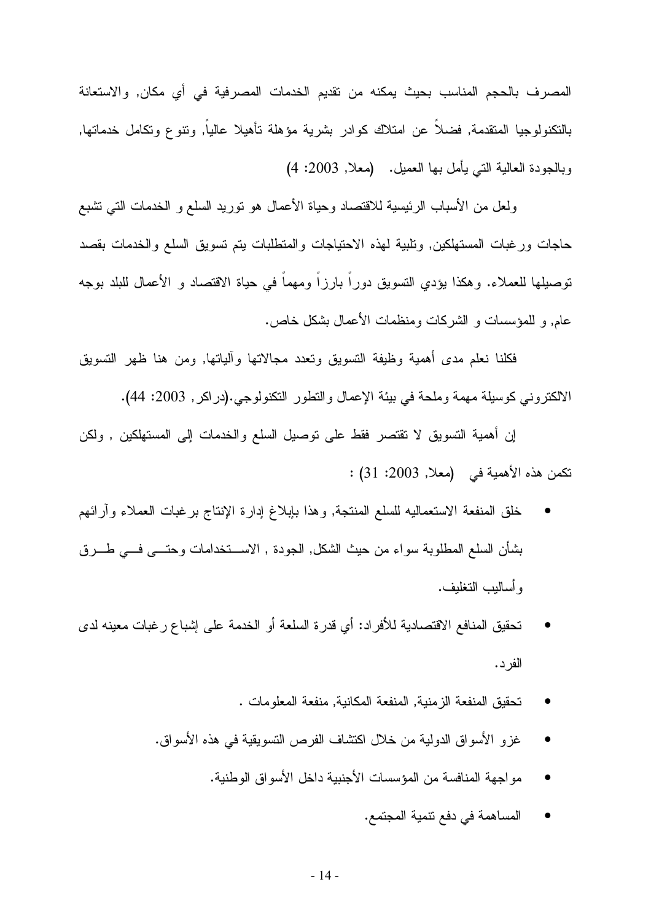المصرف بالحجم المناسب بحيث يمكنه من تقديم الخدمات المصرفية في أي مكان, والاستعانة بالتكنولوجيا المتقدمة, فضلاً عن امتلاك كوادر بشرية مؤهلة تأهيلا عالياً, وتنوع وتكامل خدماتها, وبالجودة العالية التي يأمل بها العميل. (معلا, 2003: 4)

ولعل من الأسباب الرئيسية للاقتصاد وحياة الأعمال هو توريد السلع و الخدمات التي تشبع حاجات ورغبات المستهلكين, وتلبية لهذه الاحتياجات والمتطلبات يتم تسويق السلع والخدمات بقصد توصيلها للعملاء. وهكذا يؤدي التسويق دوراً بارزاً ومهماً في حياة الاقتصاد و الأعمال للبلد بوجه عام, و للمؤسسات و الشركات ومنظمات الأعمال بشكل خاص.

فكلنا نعلم مدى أهمية وظيفة التسويق وتعدد مجالاتها وآلياتها, ومن هنا ظهر التسويق الالكتروني كوسيلة مهمة وملحة في بيئة الإعمال والتطور التكنولوجي.(دراكر, 2003: 44).

إن أهمية التسويق لا تقتصر فقط على توصيل السلع والخدمات إلى المستهلكين , ولكن تكمن هذه الأهمية في (معلا, 2003: 31) :

- خلق المنفعة الاستعماليه للسلع المنتجة, وهذا بإبلاغ إدارة الإنتاج برغبات العملاء وآرائهم بشأن السلع المطلوبة سواء من حيث الشكل, الجودة , الاستخدامات وحتى في طرق وأساليب التغليف.
- تحقيق المنافع الاقتصادية للأفراد: أي قدرة السلعة أو الخدمة على إشباع رغبات معينه لدى الفرد.
- تحقيق المنفعة الزمنية, المنفعة المكانية, منفعة المعلومات .
- غزو الأسواق الدولية من خلال اكتشاف الفرص التسويقية في هذه الأسواق.
- مواجهة المنافسة من المؤسسات الأجنبية داخل الأسواق الوطنية.
- المساهمة في دفع تنمية المجتمع.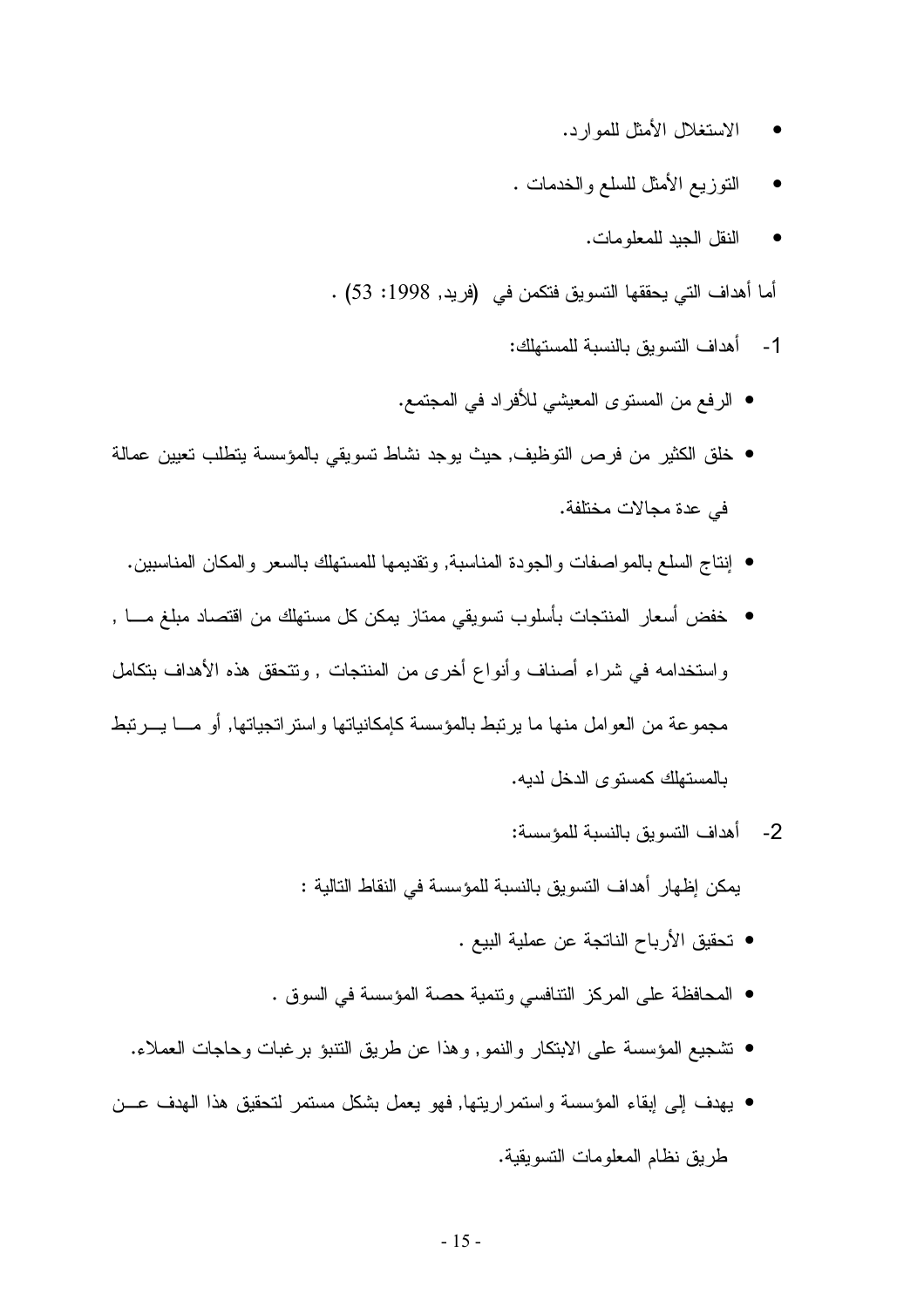- الاستغلال الأمثل للموارد.
- التوزيع الأمثل للسلع والخدمات .
- النقل الجيد للمعلومات.

أما أهداف التي يحققها التسويق فتكمن في (فريد, 1998: 53) .

1- أهداف التسويق بالنسبة للمستهلك:

- الرفع من المستوى المعيشي للأفراد في المجتمع.
- خلق الكثير من فرص التوظيف, حيث يوجد نشاط تسويقي بالمؤسسة يتطلب تعيين عمالة في عدة مجالات مختلفة.
- إنتاج السلع بالمواصفات والجودة المناسبة, وتقديمها للمستهلك بالسعر والمكان المناسبين.
- خفض أسعار المنتجات بأسلوب تسويقي ممتاز يمكن كل مستهلك من اقتصاد مبلغ ما , واستخدامه في شراء أصناف وأنواع أخرى من المنتجات , وتتحقق هذه الأهداف بتكامل مجموعة من العوامل منها ما يرتبط بالمؤسسة كإمكانياتها واستراتجياتها, أو ما يرتبط بالمستهلك كمستوى الدخل لديه.

2- أهداف التسويق بالنسبة للمؤسسة:

يمكن إظهار أهداف التسويق بالنسبة للمؤسسة في النقاط التالية :

- تحقيق الأرباح الناتجة عن عملية البيع .
- المحافظة على المركز التنافسي وتنمية حصة المؤسسة في السوق .
- تشجيع المؤسسة على الابتكار والنمو, وهذا عن طريق التنبؤ برغبات وحاجات العملاء.
- يهدف إلى إبقاء المؤسسة واستمراريتها, فهو يعمل بشكل مستمر لتحقيق هذا الهدف عن طريق نظام المعلومات التسويقية.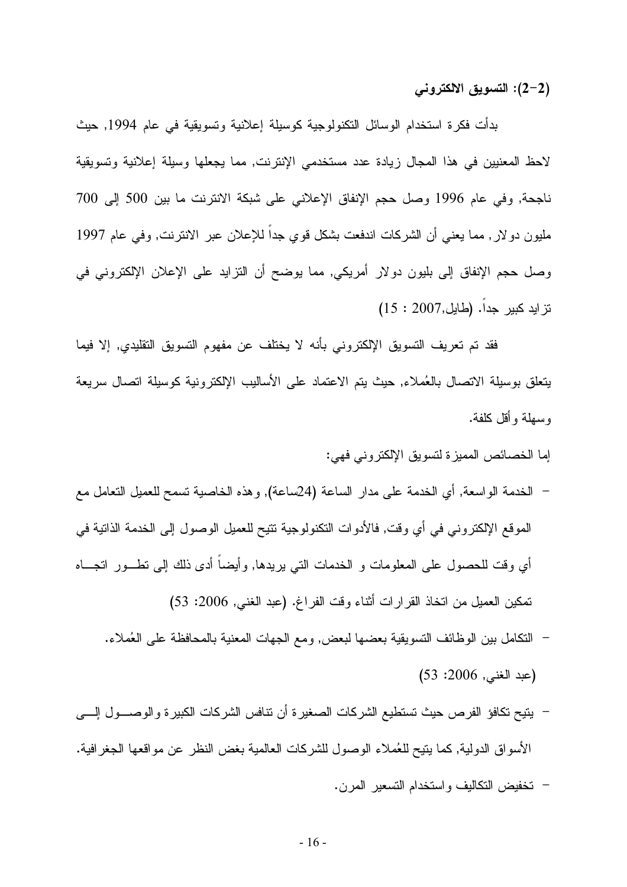### (2-2): التسويق الالكتروني

بدأت فكرة استخدام الوسائل التكنولوجية كوسيلة إعلانية وتسويقية في عام 1994, حيث لاحظ المعنيين في هذا المجال زيادة عدد مستخدمي الإنترنت, مما يجعلها وسيلة إعلانية وتسويقية ناجحة, وفي عام 1996 وصل حجم الإنفاق الإعلاني على شبكة الانترنت ما بين 500 إلى 700 مليون دولار, مما يعني أن الشركات اندفعت بشكل قوي جداً للإعلان عبر الانترنت, وفي عام 1997 وصل حجم الإنفاق إلى بليون دولار أمريكي, مما يوضح أن التزايد على الإعلان الإلكتروني في تزايد كبير جداً. (طايل,2007 : 15)

فقد تم تعريف التسويق الإلكتروني بأنه لا يختلف عن مفهوم التسويق التقليدي, إلا فيما يتعلق بوسيلة الاتصال بالعُملاء, حيث يتم الاعتماد على الأساليب الإلكترونية كوسيلة اتصال سريعة وسهلة وأقل كلفة.

إما الخصائص المميزة لتسويق الإلكتروني فهي:

- الخدمة الواسعة, أي الخدمة على مدار الساعة (24ساعة), وهذه الخاصية تسمح للعميل التعامل مع الموقع الإلكتروني في أي وقت, فالأدوات التكنولوجية تتيح للعميل الوصول إلى الخدمة الذاتية في أي وقت للحصول على المعلومات و الخدمات التي يريدها, وأيضاً أدى ذلك إلى تطور اتجاه تمكين العميل من اتخاذ القرارات أثناء وقت الفراغ. (عبد الغني, 2006: 53)
- التكامل بين الوظائف التسويقية بعضها لبعض, ومع الجهات المعنية بالمحافظة على العُملاء. (عبد الغني, 2006: 53)
- يتيح تكافؤ الفرص حيث تستطيع الشركات الصغيرة أن تنافس الشركات الكبيرة والوصول إلى الأسواق الدولية, كما يتيح للعُملاء الوصول للشركات العالمية بغض النظر عن مواقعها الجغرافية.
- تخفيض التكاليف واستخدام التسعير المرن.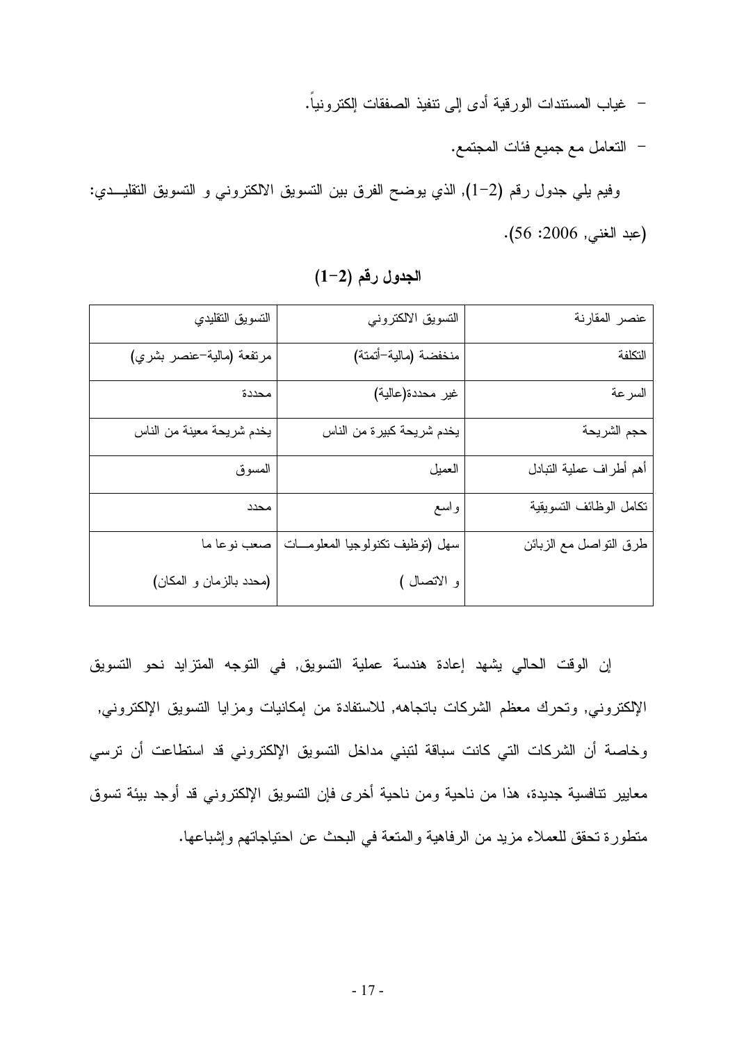- غياب المستندات الورقية أدى إلى تنفيذ الصفقات إلكترونياً.

- التعامل مع جميع فئات المجتمع.

وفيم يلي جدول رقم (2-1), الذي يوضح الفرق بين التسويق الالكتروني و التسويق التقليـــدي: (عبد الغني, 2006: 56).

**الجدول رقم (2-1)**

| عنصر المقارنة | التسويق الالكتروني | التسويق التقليدي |
|---|---|---|
| التكلفة | منخفضة (مالية-أتمتة) | مرتفعة (مالية-عنصر بشري) |
| السرعة | غير محددة(عالية) | محددة |
| حجم الشريحة | يخدم شريحة كبيرة من الناس | يخدم شريحة معينة من الناس |
| أهم أطراف عملية التبادل | العميل | المسوق |
| تكامل الوظائف التسويقية | واسع | محدد |
| طرق التواصل مع الزبائن | سهل (توظيف تكنولوجيا المعلومـــات و الاتصال ) | صعب نوعا ما (محدد بالزمان و المكان) |

إن الوقت الحالي يشهد إعادة هندسة عملية التسويق, في التوجه المتزايد نحو التسويق الإلكتروني, وتحرك معظم الشركات باتجاهه, للاستفادة من إمكانيات ومزايا التسويق الإلكتروني, وخاصة أن الشركات التي كانت سباقة لتبني مداخل التسويق الإلكتروني قد استطاعت أن ترسي معايير تنافسية جديدة، هذا من ناحية ومن ناحية أخرى فإن التسويق الإلكتروني قد أوجد بيئة تسوق متطورة تحقق للعملاء مزيد من الرفاهية والمتعة في البحث عن احتياجاتهم وإشباعها.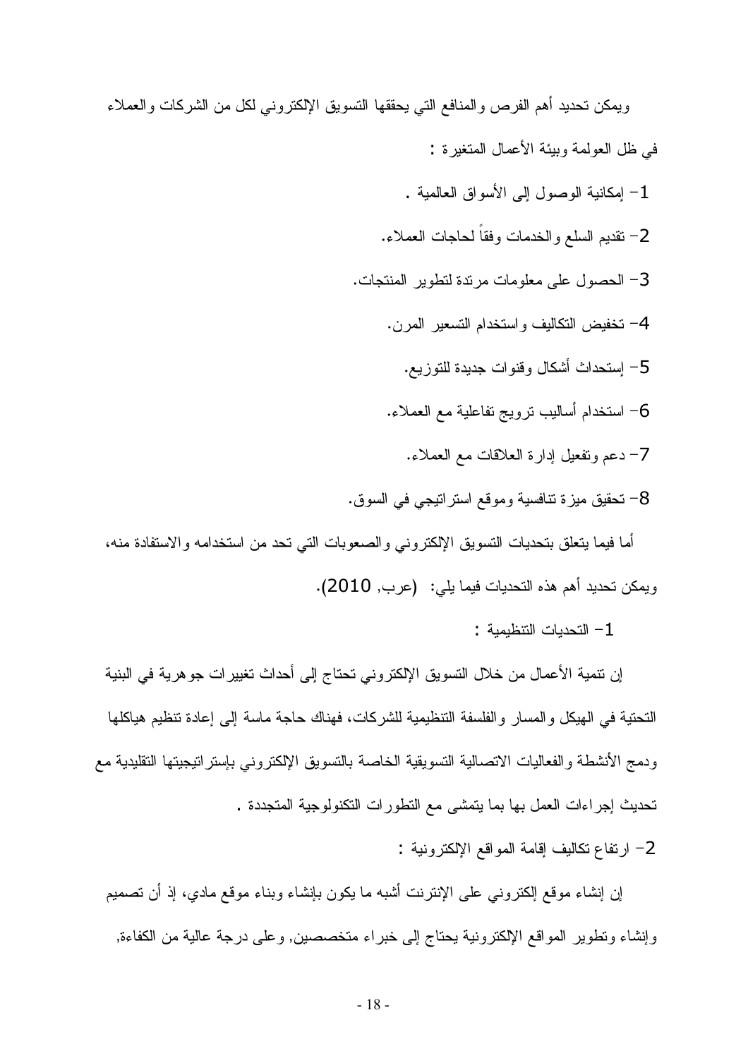ويمكن تحديد أهم الفرص والمنافع التي يحققها التسويق الإلكتروني لكل من الشركات والعملاء في ظل العولمة وبيئة الأعمال المتغيرة :

1- إمكانية الوصول إلى الأسواق العالمية .

2- تقديم السلع والخدمات وفقاً لحاجات العملاء.

3- الحصول على معلومات مرتدة لتطوير المنتجات.

4- تخفيض التكاليف واستخدام التسعير المرن.

5- إستحداث أشكال وقنوات جديدة للتوزيع.

6- استخدام أساليب ترويج تفاعلية مع العملاء.

7- دعم وتفعيل إدارة العلاقات مع العملاء.

8- تحقيق ميزة تنافسية وموقع استراتيجي في السوق.

أما فيما يتعلق بتحديات التسويق الإلكتروني والصعوبات التي تحد من استخدامه والاستفادة منه، ويمكن تحديد أهم هذه التحديات فيما يلي: (عرب, 2010).

1- التحديات التنظيمية :

إن تنمية الأعمال من خلال التسويق الإلكتروني تحتاج إلى أحداث تغييرات جوهرية في البنية التحتية في الهيكل والمسار والفلسفة التنظيمية للشركات، فهناك حاجة ماسة إلى إعادة تنظيم هياكلها ودمج الأنشطة والفعاليات الاتصالية التسويقية الخاصة بالتسويق الإلكتروني بإستراتيجيتها التقليدية مع تحديث إجراءات العمل بها بما يتمشى مع التطورات التكنولوجية المتجددة .

2- ارتفاع تكاليف إقامة المواقع الإلكترونية :

إن إنشاء موقع إلكتروني على الإنترنت أشبه ما يكون بإنشاء وبناء موقع مادي، إذ أن تصميم وإنشاء وتطوير المواقع الإلكترونية يحتاج إلى خبراء متخصصين, وعلى درجة عالية من الكفاءة,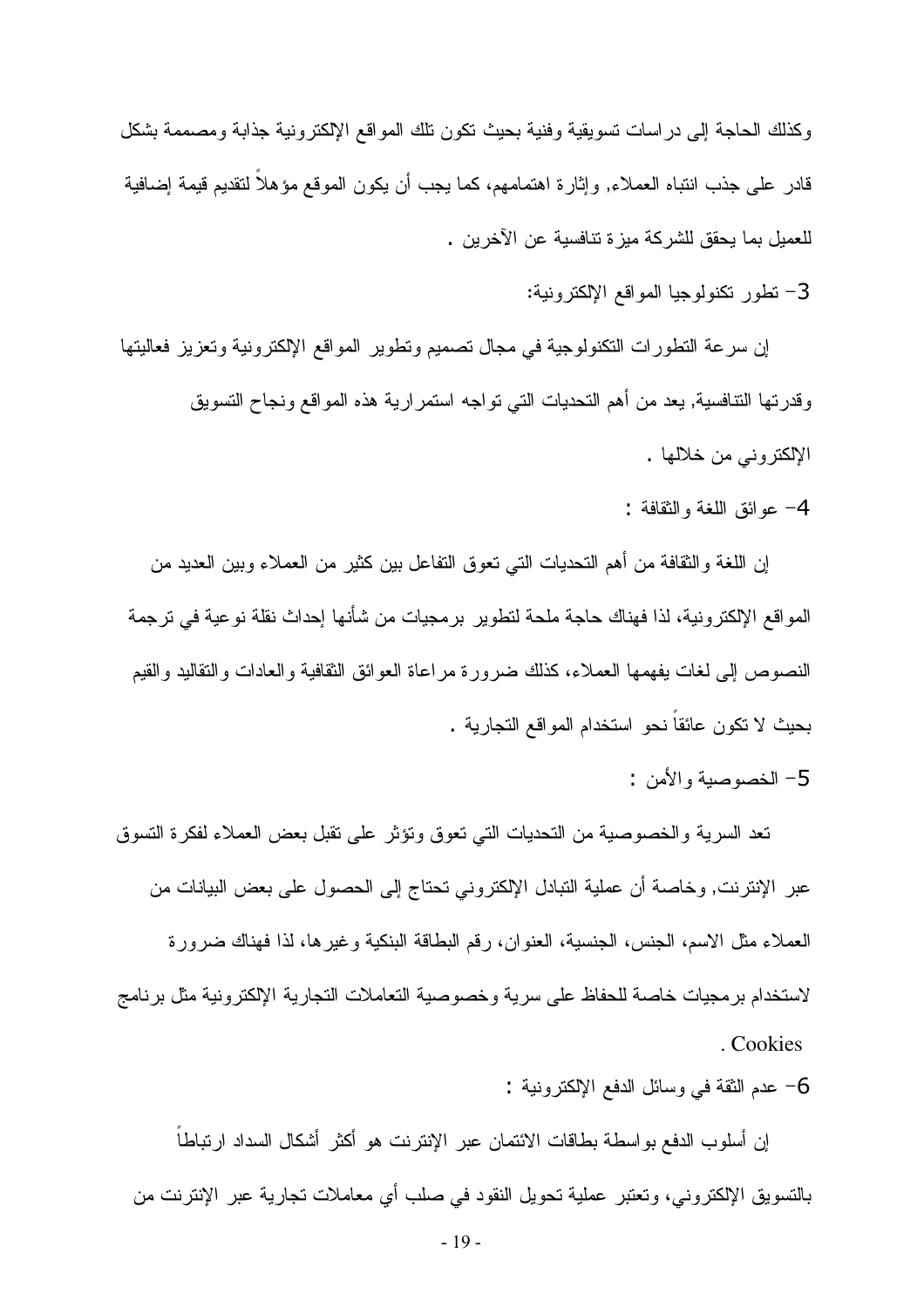وكذلك الحاجة إلى دراسات تسويقية وفنية بحيث تكون تلك المواقع الإلكترونية جذابة ومصممة بشكل قادر على جذب انتباه العملاء, وإثارة اهتمامهم، كما يجب أن يكون الموقع مؤهلاً لتقديم قيمة إضافية للعميل بما يحقق للشركة ميزة تنافسية عن الآخرين .

3- تطور تكنولوجيا المواقع الإلكترونية:

إن سرعة التطورات التكنولوجية في مجال تصميم وتطوير المواقع الإلكترونية وتعزيز فعاليتها وقدرتها التنافسية, يعد من أهم التحديات التي تواجه استمرارية هذه المواقع ونجاح التسويق الإلكتروني من خلالها .

4- عوائق اللغة والثقافة :

إن اللغة والثقافة من أهم التحديات التي تعوق التفاعل بين كثير من العملاء وبين العديد من المواقع الإلكترونية، لذا فهناك حاجة ملحة لتطوير برمجيات من شأنها إحداث نقلة نوعية في ترجمة النصوص إلى لغات يفهمها العملاء، كذلك ضرورة مراعاة العوائق الثقافية والعادات والتقاليد والقيم بحيث لا تكون عائقاً نحو استخدام المواقع التجارية .

5- الخصوصية والأمن :

تعد السرية والخصوصية من التحديات التي تعوق وتؤثر على تقبل بعض العملاء لفكرة التسوق عبر الإنترنت, وخاصة أن عملية التبادل الإلكتروني تحتاج إلى الحصول على بعض البيانات من العملاء مثل الاسم، الجنس، الجنسية، العنوان، رقم البطاقة البنكية وغيرها، لذا فهناك ضرورة لاستخدام برمجيات خاصة للحفاظ على سرية وخصوصية التعاملات التجارية الإلكترونية مثل برنامج Cookies .

6- عدم الثقة في وسائل الدفع الإلكترونية :

إن أسلوب الدفع بواسطة بطاقات الائتمان عبر الإنترنت هو أكثر أشكال السداد ارتباطاً بالتسويق الإلكتروني، وتعتبر عملية تحويل النقود في صلب أي معاملات تجارية عبر الإنترنت من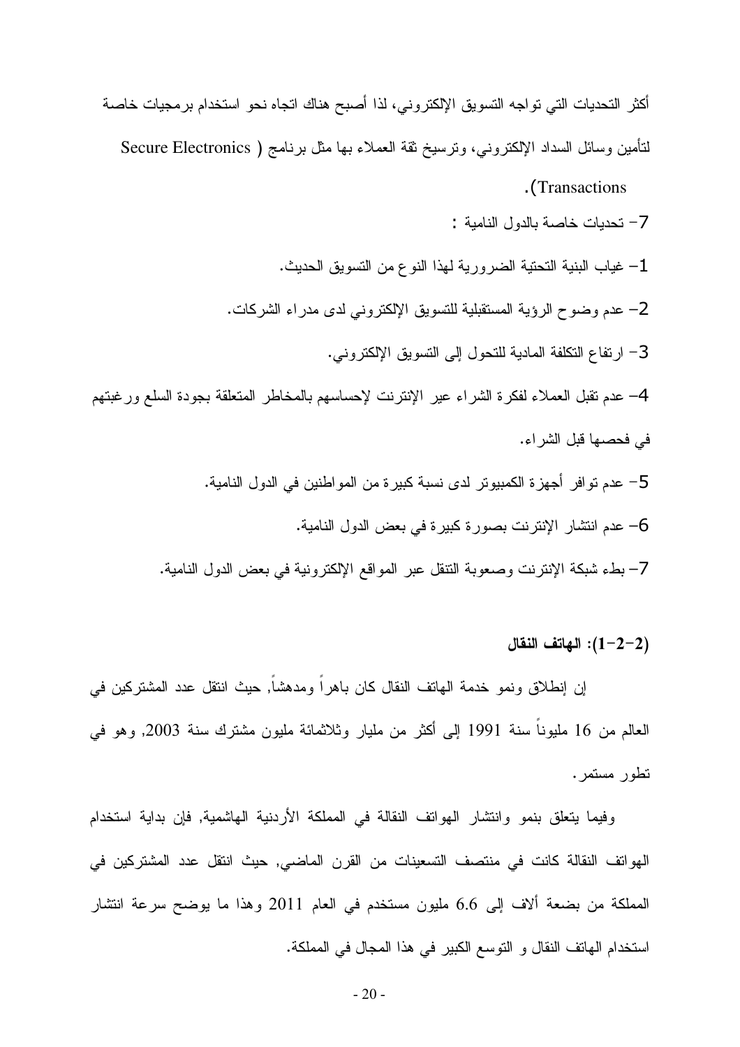أكثر التحديات التي تواجه التسويق الإلكتروني، لذا أصبح هناك اتجاه نحو استخدام برمجيات خاصة لتأمين وسائل السداد الإلكتروني، وترسيخ ثقة العملاء بها مثل برنامج ( Secure Electronics Transactions).

7- تحديات خاصة بالدول النامية :

1- غياب البنية التحتية الضرورية لهذا النوع من التسويق الحديث.

2- عدم وضوح الرؤية المستقبلية للتسويق الإلكتروني لدى مدراء الشركات.

3- ارتفاع التكلفة المادية للتحول إلى التسويق الإلكتروني.

4- عدم تقبل العملاء لفكرة الشراء عير الإنترنت لإحساسهم بالمخاطر المتعلقة بجودة السلع ورغبتهم في فحصها قبل الشراء.

5- عدم توافر أجهزة الكمبيوتر لدى نسبة كبيرة من المواطنين في الدول النامية.

6- عدم انتشار الإنترنت بصورة كبيرة في بعض الدول النامية.

7- بطء شبكة الإنترنت وصعوبة التنقل عبر المواقع الإلكترونية في بعض الدول النامية.

**(2-2-1): الهاتف النقال**

إن إنطلاق ونمو خدمة الهاتف النقال كان باهراً ومدهشاً, حيث انتقل عدد المشتركين في العالم من 16 مليوناً سنة 1991 إلى أكثر من مليار وثلاثمائة مليون مشترك سنة 2003, وهو في تطور مستمر.

وفيما يتعلق بنمو وانتشار الهواتف النقالة في المملكة الأردنية الهاشمية, فإن بداية استخدام الهواتف النقالة كانت في منتصف التسعينات من القرن الماضي, حيث انتقل عدد المشتركين في المملكة من بضعة ألاف إلى 6.6 مليون مستخدم في العام 2011 وهذا ما يوضح سرعة انتشار استخدام الهاتف النقال و التوسع الكبير في هذا المجال في المملكة.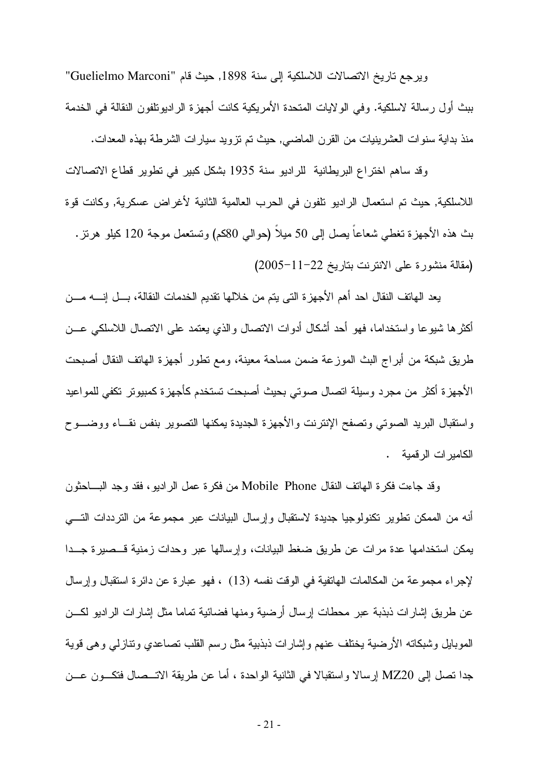ويرجع تاريخ الاتصالات اللاسلكية إلى سنة 1898, حيث قام "Guelielmo Marconi" ببث أول رسالة لاسلكية. وفي الولايات المتحدة الأمريكية كانت أجهزة الراديوتلفون النقالة في الخدمة منذ بداية سنوات العشرينيات من القرن الماضي, حيث تم تزويد سيارات الشرطة بهذه المعدات.

وقد ساهم اختراع البريطانية للراديو سنة 1935 بشكل كبير في تطوير قطاع الاتصالات اللاسلكية, حيث تم استعمال الراديو تلفون في الحرب العالمية الثانية لأغراض عسكرية, وكانت قوة بث هذه الأجهزة تغطي شعاعاً يصل إلى 50 ميلاً (حوالي 80كم) وتستعمل موجة 120 كيلو هرتز. (مقالة منشورة على الانترنت بتاريخ 22-11-2005)

يعد الهاتف النقال احد أهم الأجهزة التى يتم من خلالها تقديم الخدمات النقالة، بل إنه من أكثرها شيوعا واستخداما، فهو أحد أشكال أدوات الاتصال والذي يعتمد على الاتصال اللاسلكي عن طريق شبكة من أبراج البث الموزعة ضمن مساحة معينة، ومع تطور أجهزة الهاتف النقال أصبحت الأجهزة أكثر من مجرد وسيلة اتصال صوتي بحيث أصبحت تستخدم كأجهزة كمبيوتر تكفي للمواعيد واستقبال البريد الصوتي وتصفح الإنترنت والأجهزة الجديدة يمكنها التصوير بنفس نقاء ووضوح الكاميرات الرقمية .

وقد جاءت فكرة الهاتف النقال Mobile Phone من فكرة عمل الراديو، فقد وجد الباحثون أنه من الممكن تطوير تكنولوجيا جديدة لاستقبال وإرسال البيانات عبر مجموعة من الترددات التي يمكن استخدامها عدة مرات عن طريق ضغط البيانات، وإرسالها عبر وحدات زمنية قصيرة جدا لإجراء مجموعة من المكالمات الهاتفية في الوقت نفسه (13) ، فهو عبارة عن دائرة استقبال وإرسال عن طريق إشارات ذبذبة عبر محطات إرسال أرضية ومنها فضائية تماما مثل إشارات الراديو لكن الموبايل وشبكاته الأرضية يختلف عنهم وإشارات ذبذبية مثل رسم القلب تصاعدي وتنازلي وهى قوية جدا تصل إلى MZ20 إرسالا واستقبالا في الثانية الواحدة ، أما عن طريقة الاتصال فتكون عن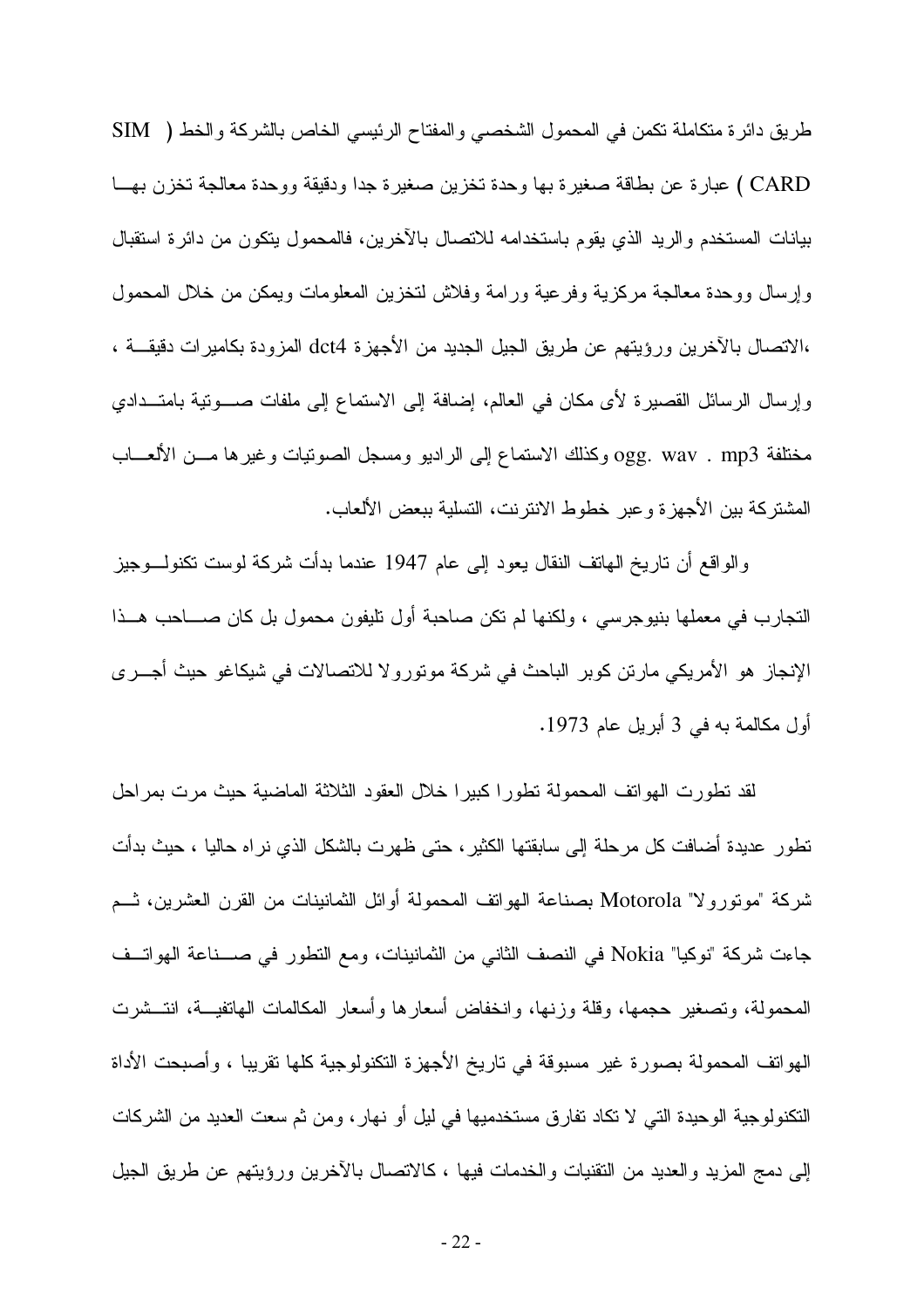طريق دائرة متكاملة تكمن في المحمول الشخصي والمفتاح الرئيسي الخاص بالشركة والخط ( SIM CARD ) عبارة عن بطاقة صغيرة بها وحدة تخزين صغيرة جدا ودقيقة ووحدة معالجة تخزن بهـا بيانات المستخدم والريد الذي يقوم باستخدامه للاتصال بالآخرين، فالمحمول يتكون من دائرة استقبال وإرسال ووحدة معالجة مركزية وفرعية ورامة وفلاش لتخزين المعلومات ويمكن من خلال المحمول ،الاتصال بالآخرين ورؤيتهم عن طريق الجيل الجديد من الأجهزة dct4 المزودة بكاميرات دقيقـة ، وإرسال الرسائل القصيرة لأى مكان في العالم، إضافة إلى الاستماع إلى ملفات صـوتية بامتـدادي مختلفة mp3 . wav .ogg وكذلك الاستماع إلى الراديو ومسجل الصوتيات وغيرها مـن الألعـاب المشتركة بين الأجهزة وعبر خطوط الانترنت، التسلية ببعض الألعاب.

والواقع أن تاريخ الهاتف النقال يعود إلى عام 1947 عندما بدأت شركة لوست تكنولـوجيز التجارب في معملها بنيوجرسي ، ولكنها لم تكن صاحبة أول تليفون محمول بل كان صـاحب هـذا الإنجاز هو الأمريكي مارتن كوبر الباحث في شركة موتورولا للاتصالات في شيكاغو حيث أجـرى أول مكالمة به في 3 أبريل عام 1973.

لقد تطورت الهواتف المحمولة تطورا كبيرا خلال العقود الثلاثة الماضية حيث مرت بمراحل تطور عديدة أضافت كل مرحلة إلى سابقتها الكثير، حتى ظهرت بالشكل الذي نراه حاليا ، حيث بدأت شركة "موتورولا" Motorola بصناعة الهواتف المحمولة أوائل الثمانينات من القرن العشرين، ثـم جاءت شركة "نوكيا" Nokia في النصف الثاني من الثمانينات، ومع التطور في صـناعة الهواتـف المحمولة، وتصغير حجمها، وقلة وزنها، وانخفاض أسعارها وأسعار المكالمات الهاتفيـة، انتـشرت الهواتف المحمولة بصورة غير مسبوقة في تاريخ الأجهزة التكنولوجية كلها تقريبا ، وأصبحت الأداة التكنولوجية الوحيدة التي لا تكاد تفارق مستخدميها في ليل أو نهار، ومن ثم سعت العديد من الشركات إلى دمج المزيد والعديد من التقنيات والخدمات فيها ، كالاتصال بالآخرين ورؤيتهم عن طريق الجيل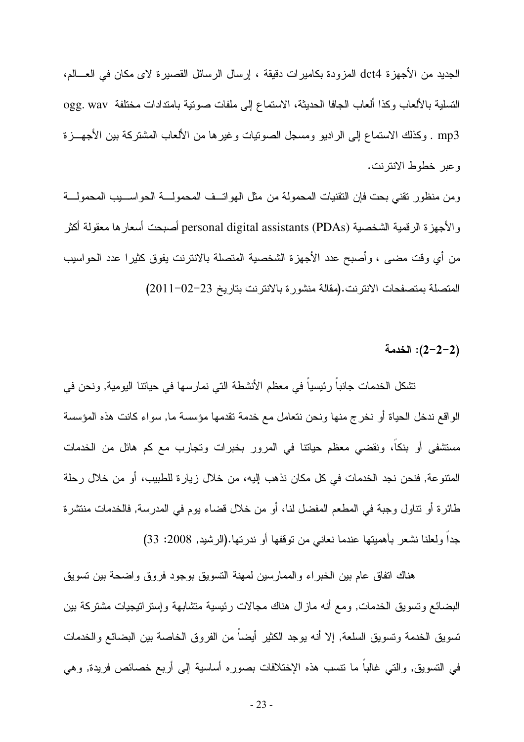الجديد من الأجهزة dct4 المزودة بكاميرات دقيقة ، إرسال الرسائل القصيرة لاى مكان في العالم، التسلية بالألعاب وكذا ألعاب الجافا الحديثة، الاستماع إلى ملفات صوتية بامتدادات مختلفة ogg. wav mp3 . وكذلك الاستماع إلى الراديو ومسجل الصوتيات وغيرها من الألعاب المشتركة بين الأجهزة وعبر خطوط الانترنت.

ومن منظور تقني بحت فإن التقنيات المحمولة من مثل الهواتف المحمولة الحواسيب المحمولة والأجهزة الرقمية الشخصية personal digital assistants (PDAs) أصبحت أسعارها معقولة أكثر من أي وقت مضى ، وأصبح عدد الأجهزة الشخصية المتصلة بالانترنت يفوق كثيرا عدد الحواسيب المتصلة بمتصفحات الانترنت.(مقالة منشورة بالانترنت بتاريخ 23-02-2011)

**(2-2-2): الخدمة**

تشكل الخدمات جانباً رئيسياً في معظم الأنشطة التي نمارسها في حياتنا اليومية, ونحن في الواقع ندخل الحياة أو نخرج منها ونحن نتعامل مع خدمة تقدمها مؤسسة ما, سواء كانت هذه المؤسسة مستشفى أو بنكاً، ونقضي معظم حياتنا في المرور بخبرات وتجارب مع كم هائل من الخدمات المتنوعة, فنحن نجد الخدمات في كل مكان نذهب إليه، من خلال زيارة للطبيب، أو من خلال رحلة طائرة أو تناول وجبة في المطعم المفضل لنا، أو من خلال قضاء يوم في المدرسة, فالخدمات منتشرة جداً ولعلنا نشعر بأهميتها عندما نعاني من توقفها أو ندرتها.(الرشيد, 2008: 33)

هناك اتفاق عام بين الخبراء والممارسين لمهنة التسويق بوجود فروق واضحة بين تسويق البضائع وتسويق الخدمات, ومع أنه مازال هناك مجالات رئيسية متشابهة وإستراتيجيات مشتركة بين تسويق الخدمة وتسويق السلعة, إلا أنه يوجد الكثير أيضاً من الفروق الخاصة بين البضائع والخدمات في التسويق, والتي غالباً ما تنسب هذه الإختلافات بصوره أساسية إلى أربع خصائص فريدة, وهي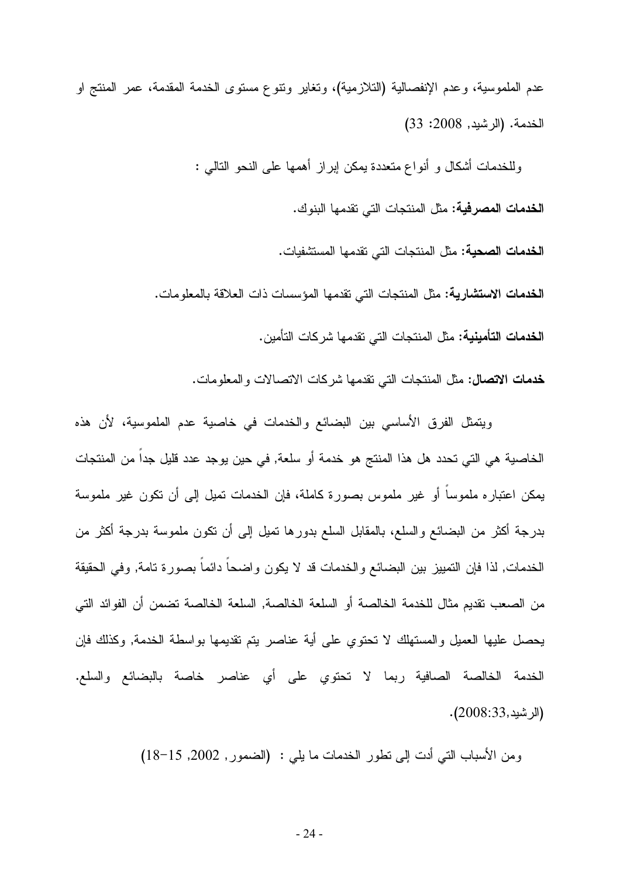عدم الملموسية، وعدم الإنفصالية (التلازمية)، وتغاير وتنوع مستوى الخدمة المقدمة، عمر المنتج او الخدمة. (الرشيد, 2008: 33)

وللخدمات أشكال و أنواع متعددة يمكن إبراز أهمها على النحو التالي :

**الخدمات المصرفية:** مثل المنتجات التي تقدمها البنوك.

**الخدمات الصحية:** مثل المنتجات التي تقدمها المستشفيات.

**الخدمات الاستشارية:** مثل المنتجات التي تقدمها المؤسسات ذات العلاقة بالمعلومات.

**الخدمات التأمينية:** مثل المنتجات التي تقدمها شركات التأمين.

**خدمات الاتصال:** مثل المنتجات التي تقدمها شركات الاتصالات والمعلومات.

ويتمثل الفرق الأساسي بين البضائع والخدمات في خاصية عدم الملموسية، لأن هذه الخاصية هي التي تحدد هل هذا المنتج هو خدمة أو سلعة, في حين يوجد عدد قليل جداً من المنتجات يمكن اعتباره ملموساً أو غير ملموس بصورة كاملة، فإن الخدمات تميل إلى أن تكون غير ملموسة بدرجة أكثر من البضائع والسلع، بالمقابل السلع بدورها تميل إلى أن تكون ملموسة بدرجة أكثر من الخدمات, لذا فإن التمييز بين البضائع والخدمات قد لا يكون واضحاً دائماً بصورة تامة, وفي الحقيقة من الصعب تقديم مثال للخدمة الخالصة أو السلعة الخالصة, السلعة الخالصة تضمن أن الفوائد التي يحصل عليها العميل والمستهلك لا تحتوي على أية عناصر يتم تقديمها بواسطة الخدمة, وكذلك فإن الخدمة الخالصة الصافية ربما لا تحتوي على أي عناصر خاصة بالبضائع والسلع. (الرشيد,2008:33).

ومن الأسباب التي أدت إلى تطور الخدمات ما يلي : (الضمور, 2002, 15-18)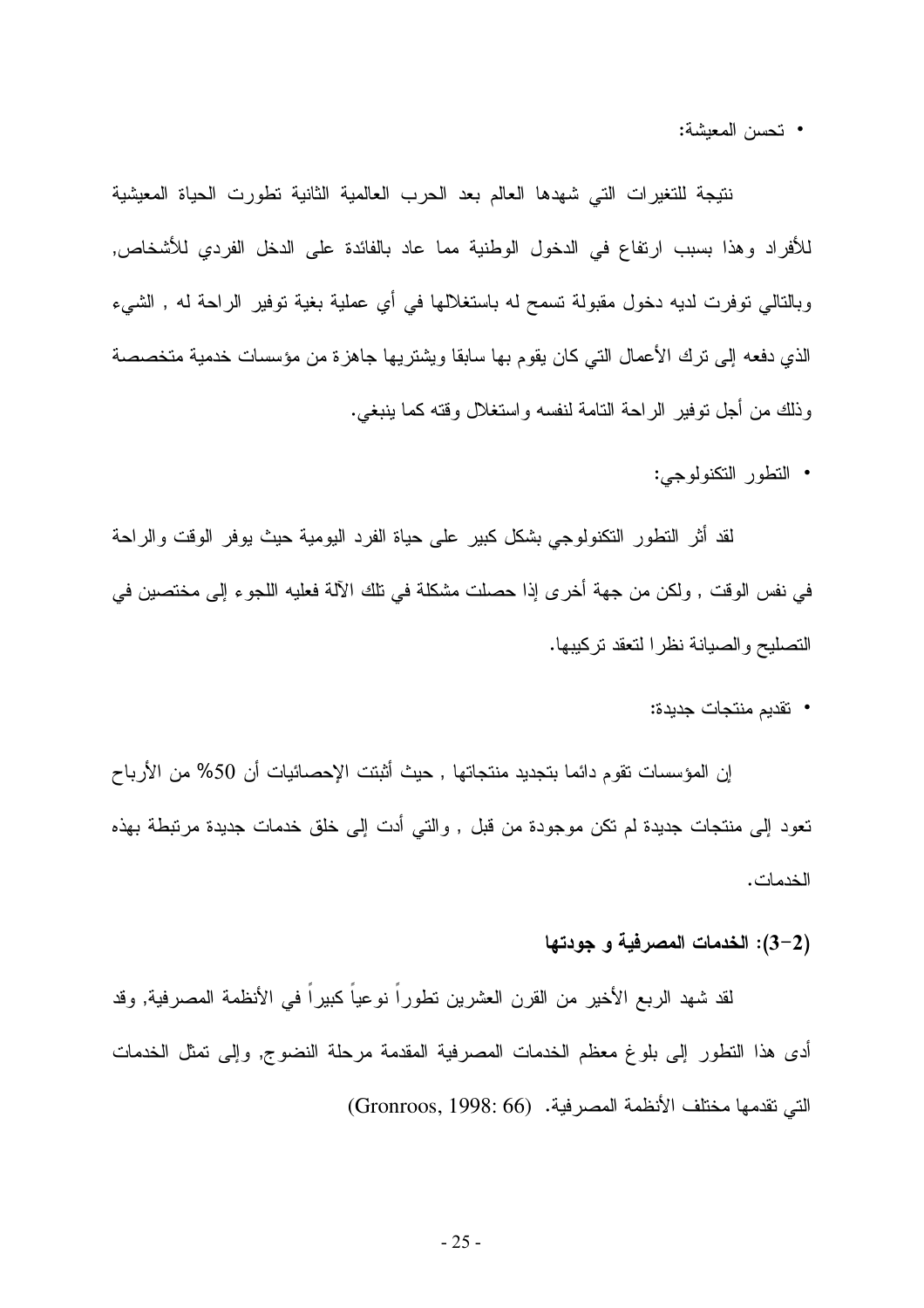- تحسن المعيشة:

نتيجة للتغيرات التي شهدها العالم بعد الحرب العالمية الثانية تطورت الحياة المعيشية للأفراد وهذا بسبب ارتفاع في الدخول الوطنية مما عاد بالفائدة على الدخل الفردي للأشخاص, وبالتالي توفرت لديه دخول مقبولة تسمح له باستغلالها في أي عملية بغية توفير الراحة له , الشيء الذي دفعه إلى ترك الأعمال التي كان يقوم بها سابقا ويشتريها جاهزة من مؤسسات خدمية متخصصة وذلك من أجل توفير الراحة التامة لنفسه واستغلال وقته كما ينبغي.

- التطور التكنولوجي:

لقد أثر التطور التكنولوجي بشكل كبير على حياة الفرد اليومية حيث يوفر الوقت والراحة في نفس الوقت , ولكن من جهة أخرى إذا حصلت مشكلة في تلك الآلة فعليه اللجوء إلى مختصين في التصليح والصيانة نظرا لتعقد تركيبها.

- تقديم منتجات جديدة:

إن المؤسسات تقوم دائما بتجديد منتجاتها , حيث أثبتت الإحصائيات أن 50% من الأرباح تعود إلى منتجات جديدة لم تكن موجودة من قبل , والتي أدت إلى خلق خدمات جديدة مرتبطة بهذه الخدمات.

### (2-3): الخدمات المصرفية و جودتها

لقد شهد الربع الأخير من القرن العشرين تطوراً نوعياً كبيراً في الأنظمة المصرفية, وقد أدى هذا التطور إلى بلوغ معظم الخدمات المصرفية المقدمة مرحلة النضوج, وإلى تمثل الخدمات التي تقدمها مختلف الأنظمة المصرفية. (Gronroos, 1998: 66)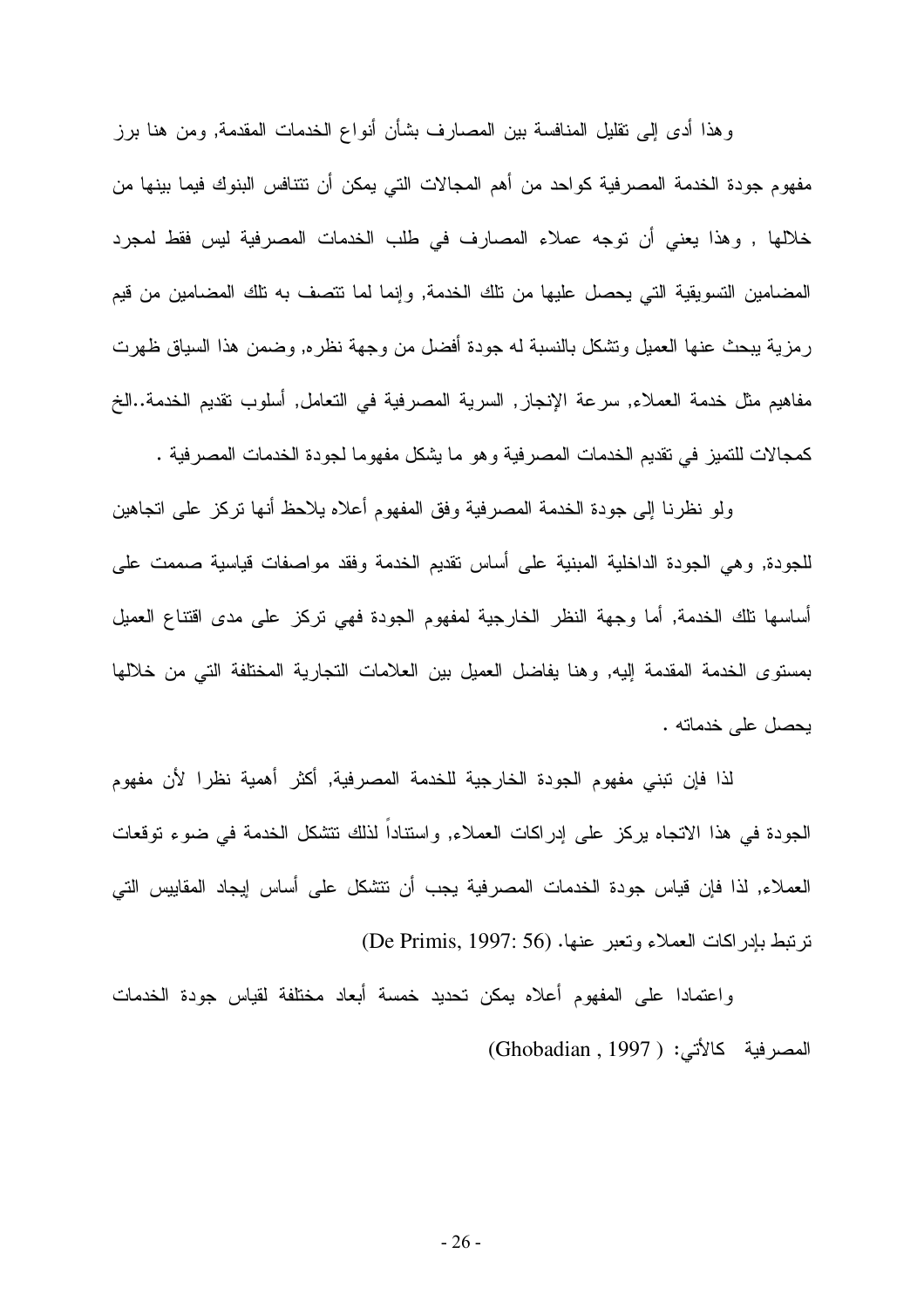وهذا أدى إلى تقليل المنافسة بين المصارف بشأن أنواع الخدمات المقدمة, ومن هنا برز مفهوم جودة الخدمة المصرفية كواحد من أهم المجالات التي يمكن أن تتنافس البنوك فيما بينها من خلالها , وهذا يعني أن توجه عملاء المصارف في طلب الخدمات المصرفية ليس فقط لمجرد المضامين التسويقية التي يحصل عليها من تلك الخدمة, وإنما لما تتصف به تلك المضامين من قيم رمزية يبحث عنها العميل وتشكل بالنسبة له جودة أفضل من وجهة نظره, وضمن هذا السياق ظهرت مفاهيم مثل خدمة العملاء, سرعة الإنجاز, السرية المصرفية في التعامل, أسلوب تقديم الخدمة..الخ كمجالات للتميز في تقديم الخدمات المصرفية وهو ما يشكل مفهوما لجودة الخدمات المصرفية .

ولو نظرنا إلى جودة الخدمة المصرفية وفق المفهوم أعلاه يلاحظ أنها تركز على اتجاهين للجودة, وهي الجودة الداخلية المبنية على أساس تقديم الخدمة وفقد مواصفات قياسية صممت على أساسها تلك الخدمة, أما وجهة النظر الخارجية لمفهوم الجودة فهي تركز على مدى اقتناع العميل بمستوى الخدمة المقدمة إليه, وهنا يفاضل العميل بين العلامات التجارية المختلفة التي من خلالها يحصل على خدماته .

لذا فإن تبني مفهوم الجودة الخارجية للخدمة المصرفية, أكثر أهمية نظرا لأن مفهوم الجودة في هذا الاتجاه يركز على إدراكات العملاء, واستناداً لذلك تتشكل الخدمة في ضوء توقعات العملاء, لذا فإن قياس جودة الخدمات المصرفية يجب أن تتشكل على أساس إيجاد المقاييس التي ترتبط بإدراكات العملاء وتعبر عنها. (De Primis, 1997: 56)

واعتمادا على المفهوم أعلاه يمكن تحديد خمسة أبعاد مختلفة لقياس جودة الخدمات المصرفية كالأتي: ( Ghobadian , 1997)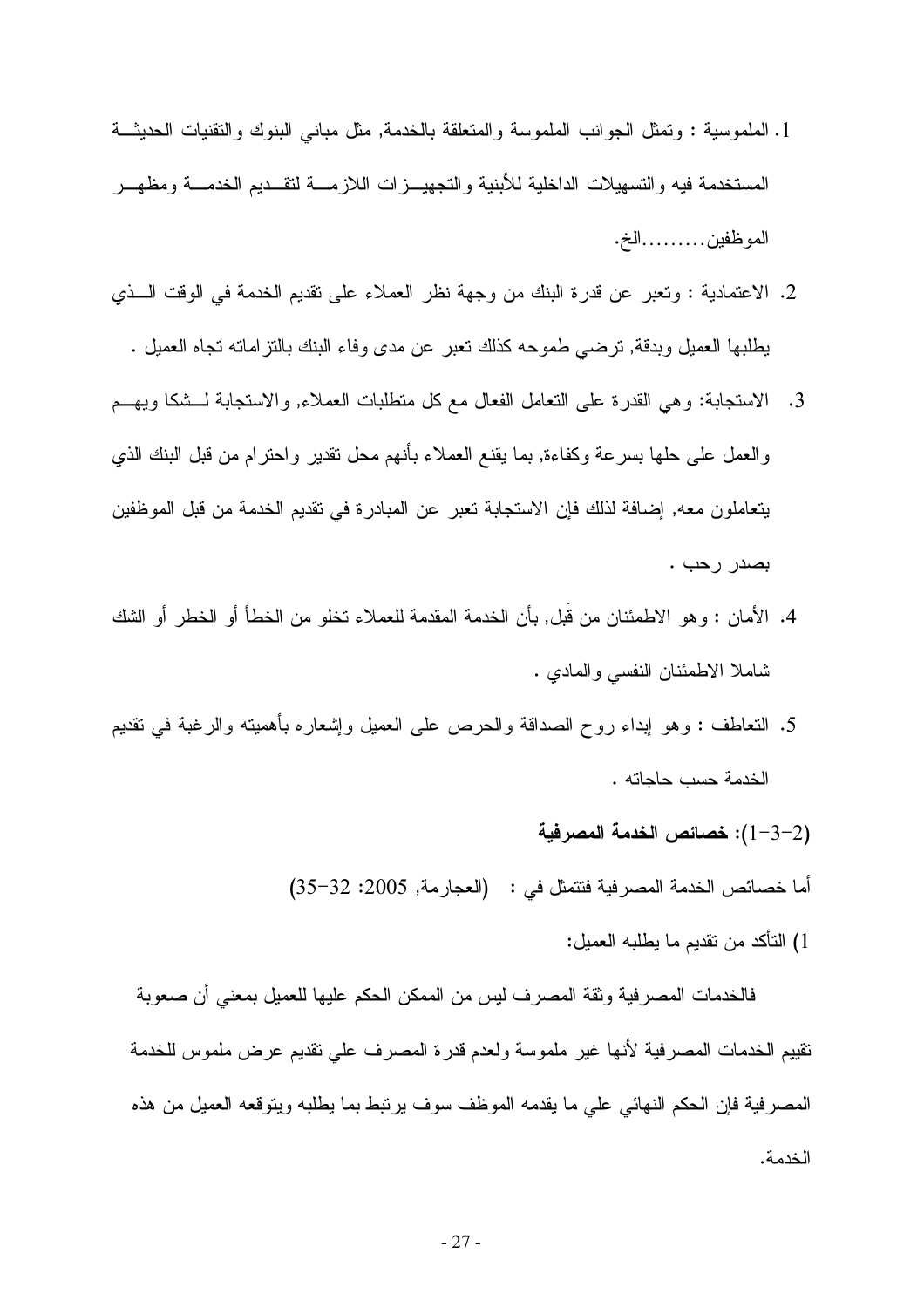1. الملموسية : وتمثل الجوانب الملموسة والمتعلقة بالخدمة, مثل مباني البنوك والتقنيات الحديثة المستخدمة فيه والتسهيلات الداخلية للأبنية والتجهيزات اللازمة لتقديم الخدمة ومظهر الموظفين.........الخ.
2. الاعتمادية : وتعبر عن قدرة البنك من وجهة نظر العملاء على تقديم الخدمة في الوقت الذي يطلبها العميل وبدقة, ترضي طموحه كذلك تعبر عن مدى وفاء البنك بالتزاماته تجاه العميل .
3. الاستجابة: وهي القدرة على التعامل الفعال مع كل متطلبات العملاء, والاستجابة لشكا ويهم والعمل على حلها بسرعة وكفاءة, بما يقنع العملاء بأنهم محل تقدير واحترام من قبل البنك الذي يتعاملون معه, إضافة لذلك فإن الاستجابة تعبر عن المبادرة في تقديم الخدمة من قبل الموظفين بصدر رحب .
4. الأمان : وهو الاطمئنان من قَبل, بأن الخدمة المقدمة للعملاء تخلو من الخطأ أو الخطر أو الشك شاملا الاطمئنان النفسي والمادي .
5. التعاطف : وهو إبداء روح الصداقة والحرص على العميل وإشعاره بأهميته والرغبة في تقديم الخدمة حسب حاجاته .

**(2-3-1): خصائص الخدمة المصرفية**

أما خصائص الخدمة المصرفية فتتمثل في : (العجارمة, 2005: 32-35)

1) التأكد من تقديم ما يطلبه العميل:

فالخدمات المصرفية وثقة المصرف ليس من الممكن الحكم عليها للعميل بمعني أن صعوبة تقييم الخدمات المصرفية لأنها غير ملموسة ولعدم قدرة المصرف علي تقديم عرض ملموس للخدمة المصرفية فإن الحكم النهائي علي ما يقدمه الموظف سوف يرتبط بما يطلبه ويتوقعه العميل من هذه الخدمة.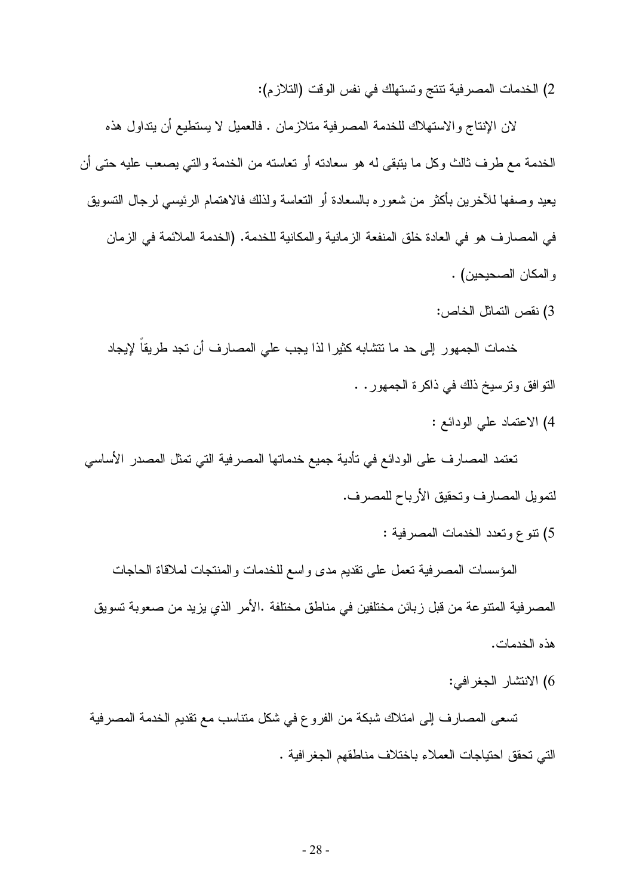2) الخدمات المصرفية تنتج وتستهلك في نفس الوقت (التلازم):

لان الإنتاج والاستهلاك للخدمة المصرفية متلازمان . فالعميل لا يستطيع أن يتداول هذه الخدمة مع طرف ثالث وكل ما يتبقى له هو سعادته أو تعاسته من الخدمة والتي يصعب عليه حتى أن يعيد وصفها للآخرين بأكثر من شعوره بالسعادة أو التعاسة ولذلك فالاهتمام الرئيسي لرجال التسويق في المصارف هو في العادة خلق المنفعة الزمانية والمكانية للخدمة. (الخدمة الملائمة في الزمان والمكان الصحيحين) .

3) نقص التماثل الخاص:

خدمات الجمهور إلى حد ما تتشابه كثيرا لذا يجب علي المصارف أن تجد طريقاً لإيجاد التوافق وترسيخ ذلك في ذاكرة الجمهور. .

4) الاعتماد علي الودائع :

تعتمد المصارف على الودائع في تأدية جميع خدماتها المصرفية التي تمثل المصدر الأساسي لتمويل المصارف وتحقيق الأرباح للمصرف.

5) تنوع وتعدد الخدمات المصرفية :

المؤسسات المصرفية تعمل على تقديم مدى واسع للخدمات والمنتجات لملاقاة الحاجات المصرفية المتنوعة من قبل زبائن مختلفين في مناطق مختلفة .الأمر الذي يزيد من صعوبة تسويق هذه الخدمات.

6) الانتشار الجغرافي:

تسعى المصارف إلى امتلاك شبكة من الفروع في شكل متناسب مع تقديم الخدمة المصرفية التي تحقق احتياجات العملاء باختلاف مناطقهم الجغرافية .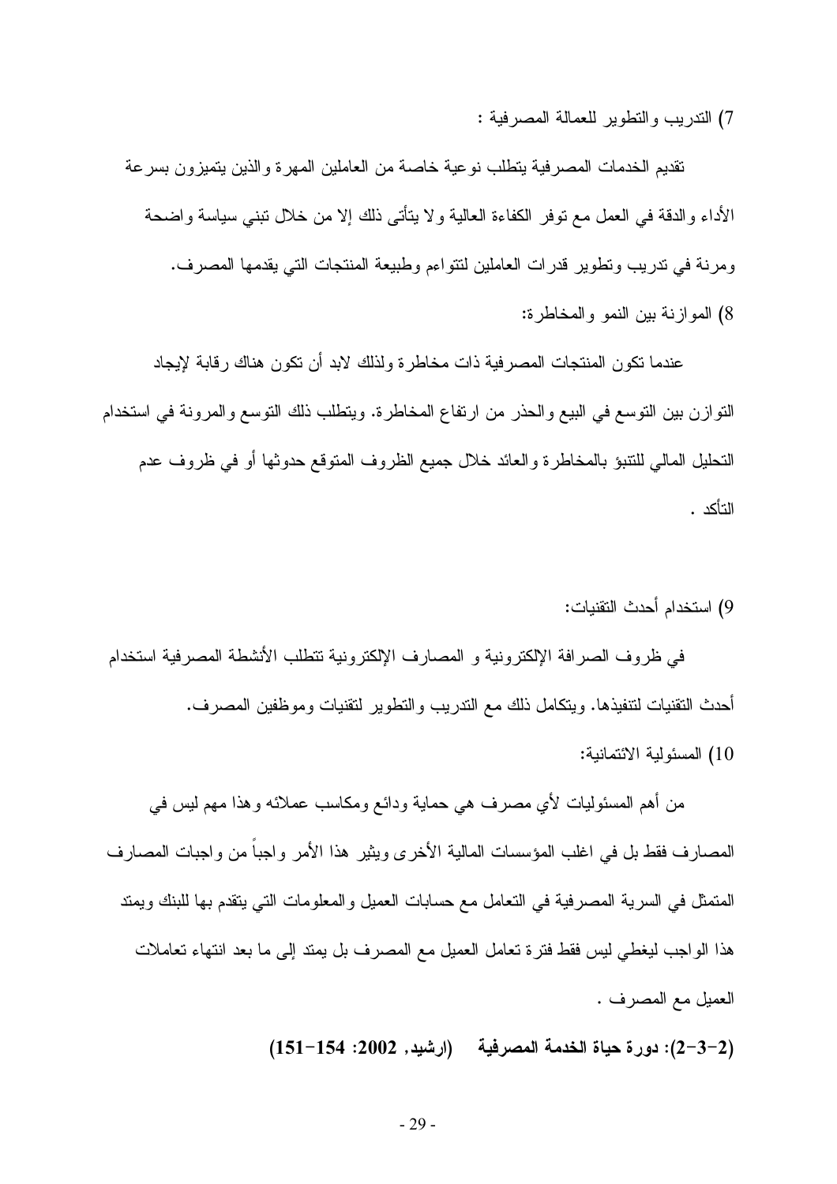7) التدريب والتطوير للعمالة المصرفية :

تقديم الخدمات المصرفية يتطلب نوعية خاصة من العاملين المهرة والذين يتميزون بسرعة الأداء والدقة في العمل مع توفر الكفاءة العالية ولا يتأتى ذلك إلا من خلال تبني سياسة واضحة ومرنة في تدريب وتطوير قدرات العاملين لتتواءم وطبيعة المنتجات التي يقدمها المصرف.

8) الموازنة بين النمو والمخاطرة:

عندما تكون المنتجات المصرفية ذات مخاطرة ولذلك لابد أن تكون هناك رقابة لإيجاد التوازن بين التوسع في البيع والحذر من ارتفاع المخاطرة. ويتطلب ذلك التوسع والمرونة في استخدام التحليل المالي للتنبؤ بالمخاطرة والعائد خلال جميع الظروف المتوقع حدوثها أو في ظروف عدم التأكد .

9) استخدام أحدث التقنيات:

في ظروف الصرافة الإلكترونية و المصارف الإلكترونية تتطلب الأنشطة المصرفية استخدام أحدث التقنيات لتنفيذها. ويتكامل ذلك مع التدريب والتطوير لتقنيات وموظفين المصرف.

10) المسئولية الائتمانية:

من أهم المسئوليات لأي مصرف هي حماية ودائع ومكاسب عملائه وهذا مهم ليس في المصارف فقط بل في اغلب المؤسسات المالية الأخرى ويثير هذا الأمر واجباً من واجبات المصارف المتمثل في السرية المصرفية في التعامل مع حسابات العميل والمعلومات التي يتقدم بها للبنك ويمتد هذا الواجب ليغطي ليس فقط فترة تعامل العميل مع المصرف بل يمتد إلى ما بعد انتهاء تعاملات العميل مع المصرف .

**(2-3-2): دورة حياة الخدمة المصرفية (ارشيد, 2002: 154-151)**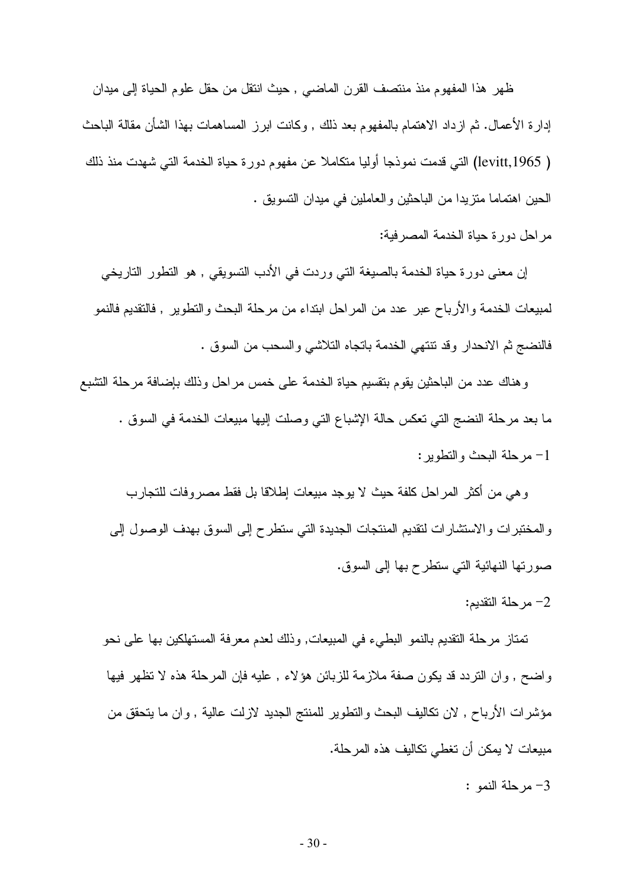ظهر هذا المفهوم منذ منتصف القرن الماضي , حيث انتقل من حقل علوم الحياة إلى ميدان إدارة الأعمال. ثم ازداد الاهتمام بالمفهوم بعد ذلك , وكانت ابرز المساهمات بهذا الشأن مقالة الباحث ( levitt,1965) التي قدمت نموذجا أوليا متكاملا عن مفهوم دورة حياة الخدمة التي شهدت منذ ذلك الحين اهتماما متزيدا من الباحثين والعاملين في ميدان التسويق .

مراحل دورة حياة الخدمة المصرفية:

إن معنى دورة حياة الخدمة بالصيغة التي وردت في الأدب التسويقي , هو التطور التاريخي لمبيعات الخدمة والأرباح عبر عدد من المراحل ابتداء من مرحلة البحث والتطوير , فالتقديم فالنمو فالنضج ثم الانحدار وقد تنتهي الخدمة باتجاه التلاشي والسحب من السوق .

وهناك عدد من الباحثين يقوم بتقسيم حياة الخدمة على خمس مراحل وذلك بإضافة مرحلة التشبع ما بعد مرحلة النضج التي تعكس حالة الإشباع التي وصلت إليها مبيعات الخدمة في السوق .

1- مرحلة البحث والتطوير:

وهي من أكثر المراحل كلفة حيث لا يوجد مبيعات إطلاقا بل فقط مصروفات للتجارب والمختبرات والاستشارات لتقديم المنتجات الجديدة التي ستطرح إلى السوق بهدف الوصول إلى صورتها النهائية التي ستطرح بها إلى السوق.

2- مرحلة التقديم:

تمتاز مرحلة التقديم بالنمو البطيء في المبيعات, وذلك لعدم معرفة المستهلكين بها على نحو واضح , وان التردد قد يكون صفة ملازمة للزبائن هؤلاء , عليه فإن المرحلة هذه لا تظهر فيها مؤشرات الأرباح , لان تكاليف البحث والتطوير للمنتج الجديد لازلت عالية , وان ما يتحقق من مبيعات لا يمكن أن تغطي تكاليف هذه المرحلة.

3- مرحلة النمو :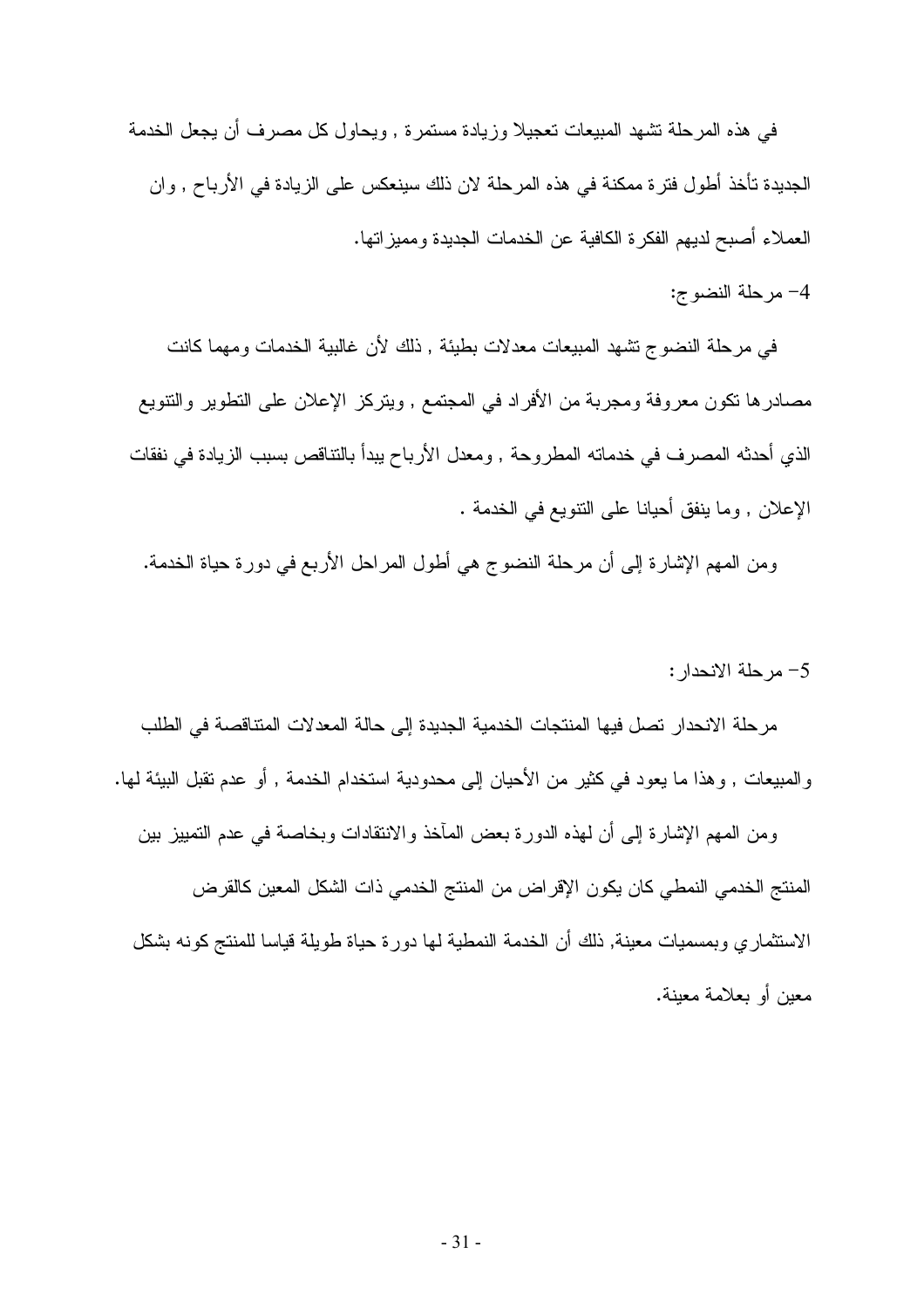في هذه المرحلة تشهد المبيعات تعجيلا وزيادة مستمرة , ويحاول كل مصرف أن يجعل الخدمة الجديدة تأخذ أطول فترة ممكنة في هذه المرحلة لان ذلك سينعكس على الزيادة في الأرباح , وان العملاء أصبح لديهم الفكرة الكافية عن الخدمات الجديدة ومميزاتها.

4- مرحلة النضوج:

في مرحلة النضوج تشهد المبيعات معدلات بطيئة , ذلك لأن غالبية الخدمات ومهما كانت مصادرها تكون معروفة ومجربة من الأفراد في المجتمع , ويتركز الإعلان على التطوير والتنويع الذي أحدثه المصرف في خدماته المطروحة , ومعدل الأرباح يبدأ بالتناقص بسبب الزيادة في نفقات الإعلان , وما ينفق أحيانا على التنويع في الخدمة .

ومن المهم الإشارة إلى أن مرحلة النضوج هي أطول المراحل الأربع في دورة حياة الخدمة.

5- مرحلة الانحدار:

مرحلة الانحدار تصل فيها المنتجات الخدمية الجديدة إلى حالة المعدلات المتناقصة في الطلب والمبيعات , وهذا ما يعود في كثير من الأحيان إلى محدودية استخدام الخدمة , أو عدم تقبل البيئة لها.

ومن المهم الإشارة إلى أن لهذه الدورة بعض المآخذ والانتقادات وبخاصة في عدم التمييز بين المنتج الخدمي النمطي كان يكون الإقراض من المنتج الخدمي ذات الشكل المعين كالقرض الاستثماري وبمسميات معينة, ذلك أن الخدمة النمطية لها دورة حياة طويلة قياسا للمنتج كونه بشكل معين أو بعلامة معينة.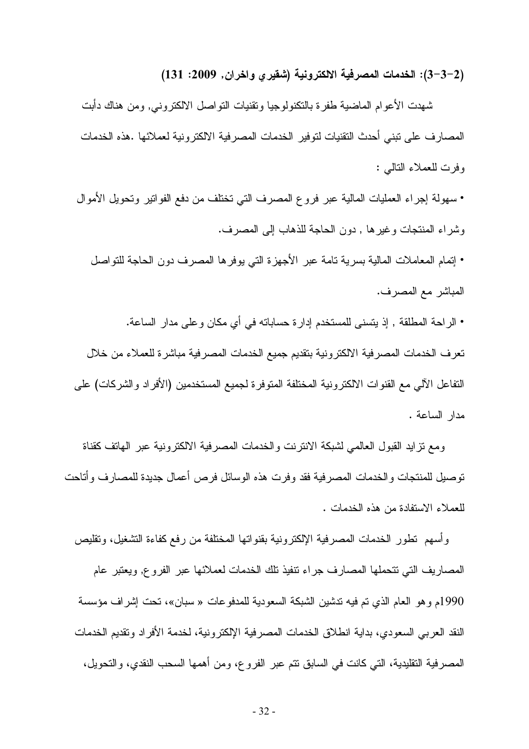### (2-3-3): الخدمات المصرفية الالكترونية (شقيري واخران, 2009: 131)

شهدت الأعوام الماضية طفرة بالتكنولوجيا وتقنيات التواصل الالكتروني, ومن هناك دأبت المصارف على تبني أحدث التقنيات لتوفير الخدمات المصرفية الالكترونية لعملائها .هذه الخدمات وفرت للعملاء التالي :

- سهولة إجراء العمليات المالية عبر فروع المصرف التي تختلف من دفع الفواتير وتحويل الأموال وشراء المنتجات وغيرها , دون الحاجة للذهاب إلى المصرف.
- إتمام المعاملات المالية بسرية تامة عبر الأجهزة التي يوفرها المصرف دون الحاجة للتواصل المباشر مع المصرف.
- الراحة المطلقة , إذ يتسنى للمستخدم إدارة حساباته في أي مكان وعلى مدار الساعة.

تعرف الخدمات المصرفية الالكترونية بتقديم جميع الخدمات المصرفية مباشرة للعملاء من خلال التفاعل الآلي مع القنوات الالكترونية المختلفة المتوفرة لجميع المستخدمين (الأفراد والشركات) على مدار الساعة .

ومع تزايد القبول العالمي لشبكة الانترنت والخدمات المصرفية الالكترونية عبر الهاتف كقناة توصيل للمنتجات والخدمات المصرفية فقد وفرت هذه الوسائل فرص أعمال جديدة للمصارف وأتاحت للعملاء الاستفادة من هذه الخدمات .

وأسهم تطور الخدمات المصرفية الإلكترونية بقنواتها المختلفة من رفع كفاءة التشغيل، وتقليص المصاريف التي تتحملها المصارف جراء تنفيذ تلك الخدمات لعملائها عبر الفروع, ويعتبر عام 1990م وهو العام الذي تم فيه تدشين الشبكة السعودية للمدفوعات « سبان»، تحت إشراف مؤسسة النقد العربي السعودي، بداية انطلاق الخدمات المصرفية الإلكترونية، لخدمة الأفراد وتقديم الخدمات المصرفية التقليدية، التي كانت في السابق تتم عبر الفروع، ومن أهمها السحب النقدي، والتحويل،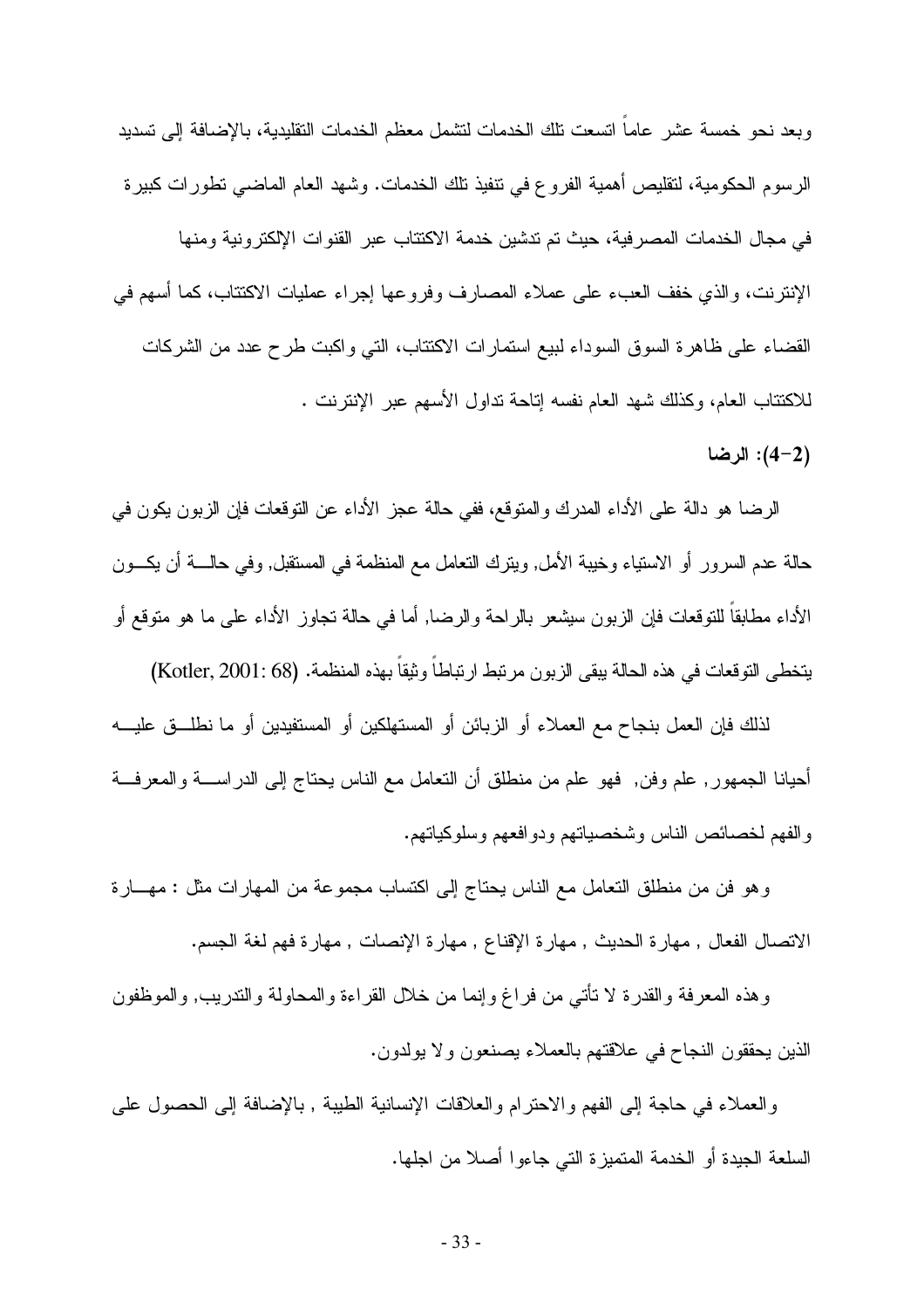وبعد نحو خمسة عشر عاماً اتسعت تلك الخدمات لتشمل معظم الخدمات التقليدية، بالإضافة إلى تسديد الرسوم الحكومية، لتقليص أهمية الفروع في تنفيذ تلك الخدمات. وشهد العام الماضي تطورات كبيرة في مجال الخدمات المصرفية، حيث تم تدشين خدمة الاكتتاب عبر القنوات الإلكترونية ومنها الإنترنت، والذي خفف العبء على عملاء المصارف وفروعها إجراء عمليات الاكتتاب، كما أسهم في القضاء على ظاهرة السوق السوداء لبيع استمارات الاكتتاب، التي واكبت طرح عدد من الشركات للاكتتاب العام، وكذلك شهد العام نفسه إتاحة تداول الأسهم عبر الإنترنت .

### (2-4): الرضا

الرضا هو دالة على الأداء المدرك والمتوقع، ففي حالة عجز الأداء عن التوقعات فإن الزبون يكون في حالة عدم السرور أو الاستياء وخيبة الأمل, ويترك التعامل مع المنظمة في المستقبل, وفي حالة أن يكون الأداء مطابقاً للتوقعات فإن الزبون سيشعر بالراحة والرضا, أما في حالة تجاوز الأداء على ما هو متوقع أو يتخطى التوقعات في هذه الحالة يبقى الزبون مرتبط ارتباطاً وثيقاً بهذه المنظمة. (Kotler, 2001: 68)

لذلك فإن العمل بنجاح مع العملاء أو الزبائن أو المستهلكين أو المستفيدين أو ما نطلق عليه أحيانا الجمهور, علم وفن, فهو علم من منطلق أن التعامل مع الناس يحتاج إلى الدراسة والمعرفة والفهم لخصائص الناس وشخصياتهم ودوافعهم وسلوكياتهم.

وهو فن من منطلق التعامل مع الناس يحتاج إلى اكتساب مجموعة من المهارات مثل : مهارة الاتصال الفعال , مهارة الحديث , مهارة الإقناع , مهارة الإنصات , مهارة فهم لغة الجسم.

وهذه المعرفة والقدرة لا تأتي من فراغ وإنما من خلال القراءة والمحاولة والتدريب, والموظفون الذين يحققون النجاح في علاقتهم بالعملاء يصنعون ولا يولدون.

والعملاء في حاجة إلى الفهم والاحترام والعلاقات الإنسانية الطيبة , بالإضافة إلى الحصول على السلعة الجيدة أو الخدمة المتميزة التي جاءوا أصلا من اجلها.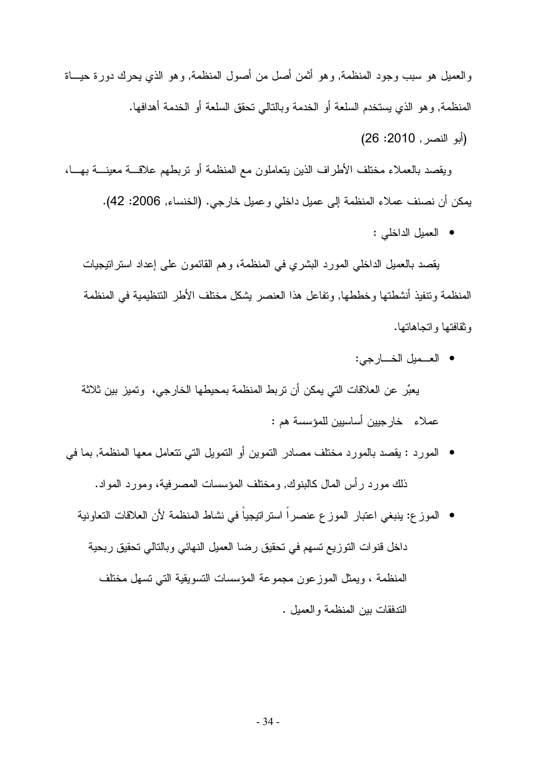والعميل هو سبب وجود المنظمة, وهو أثمن أصل من أصول المنظمة, وهو الذي يحرك دورة حياة المنظمة, وهو الذي يستخدم السلعة أو الخدمة وبالتالي تحقق السلعة أو الخدمة أهدافها.

(أبو النصر, 2010: 26)

ويقصد بالعملاء مختلف الأطراف الذين يتعاملون مع المنظمة أو تربطهم علاقة معينة بها، يمكن أن نصنف عملاء المنظمة إلى عميل داخلي وعميل خارجي. (الخنساء, 2006: 42).

- العميل الداخلي :

يقصد بالعميل الداخلي المورد البشري في المنظمة، وهم القائمون على إعداد استراتيجيات المنظمة وتنفيذ أنشطتها وخططها, وتفاعل هذا العنصر يشكل مختلف الأطر التنظيمية في المنظمة وثقافتها واتجاهاتها.

- العـميل الخـارجي:

يعبِّر عن العلاقات التي يمكن أن تربط المنظمة بمحيطها الخارجي، وتميز بين ثلاثة عملاء خارجيين أساسيين للمؤسسة هم :

- المورد : يقصد بالمورد مختلف مصادر التموين أو التمويل التي تتعامل معها المنظمة, بما في ذلك مورد رأس المال كالبنوك, ومختلف المؤسسات المصرفية، ومورد المواد.
- الموزع: ينبغي اعتبار الموزع عنصراً استراتيجياً في نشاط المنظمة لأن العلاقات التعاونية داخل قنوات التوزيع تسهم في تحقيق رضا العميل النهائي وبالتالي تحقيق ربحية المنظمة ، ويمثل الموزعون مجموعة المؤسسات التسويقية التي تسهل مختلف التدفقات بين المنظمة والعميل .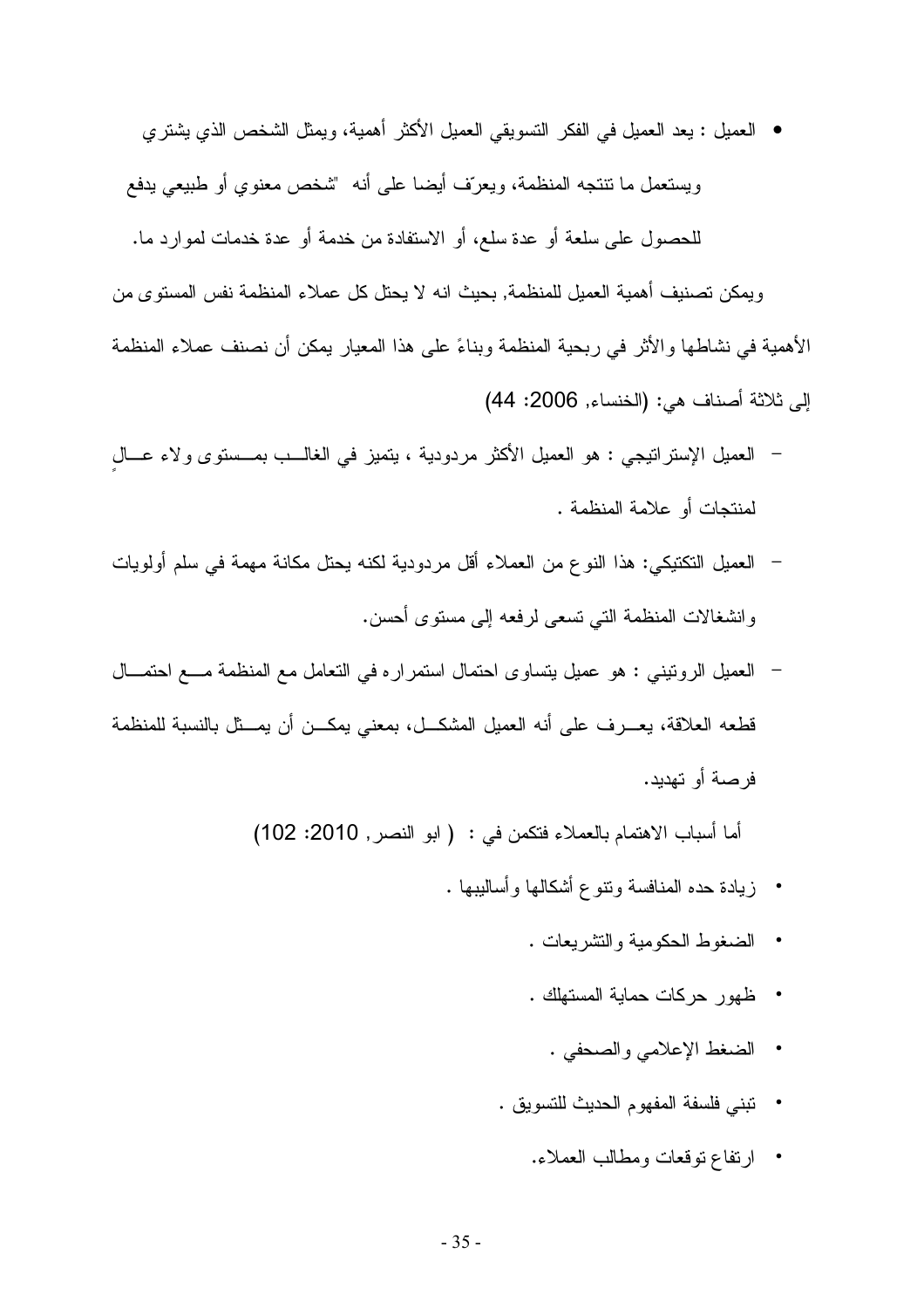- العميل : يعد العميل في الفكر التسويقي العميل الأكثر أهمية، ويمثل الشخص الذي يشتري ويستعمل ما تنتجه المنظمة، ويعرّف أيضا على أنه "شخص معنوي أو طبيعي يدفع للحصول على سلعة أو عدة سلع، أو الاستفادة من خدمة أو عدة خدمات لموارد ما.

ويمكن تصنيف أهمية العميل للمنظمة, بحيث انه لا يحتل كل عملاء المنظمة نفس المستوى من الأهمية في نشاطها والأثر في ربحية المنظمة وبناءً على هذا المعيار يمكن أن نصنف عملاء المنظمة إلى ثلاثة أصناف هي: (الخنساء, 2006: 44)

- العميل الإستراتيجي : هو العميل الأكثر مردودية ، يتميز في الغالب بمستوى ولاء عالٍ لمنتجات أو علامة المنظمة .
- العميل التكتيكي: هذا النوع من العملاء أقل مردودية لكنه يحتل مكانة مهمة في سلم أولويات وانشغالات المنظمة التي تسعى لرفعه إلى مستوى أحسن.
- العميل الروتيني : هو عميل يتساوى احتمال استمراره في التعامل مع المنظمة مع احتمال قطعه العلاقة، يعرف على أنه العميل المشكل، بمعني يمكن أن يمثل بالنسبة للمنظمة فرصة أو تهديد.

أما أسباب الاهتمام بالعملاء فتكمن في : ( ابو النصر, 2010: 102)

- زيادة حده المنافسة وتنوع أشكالها وأساليبها .
- الضغوط الحكومية والتشريعات .
- ظهور حركات حماية المستهلك .
- الضغط الإعلامي والصحفي .
- تبني فلسفة المفهوم الحديث للتسويق .
- ارتفاع توقعات ومطالب العملاء.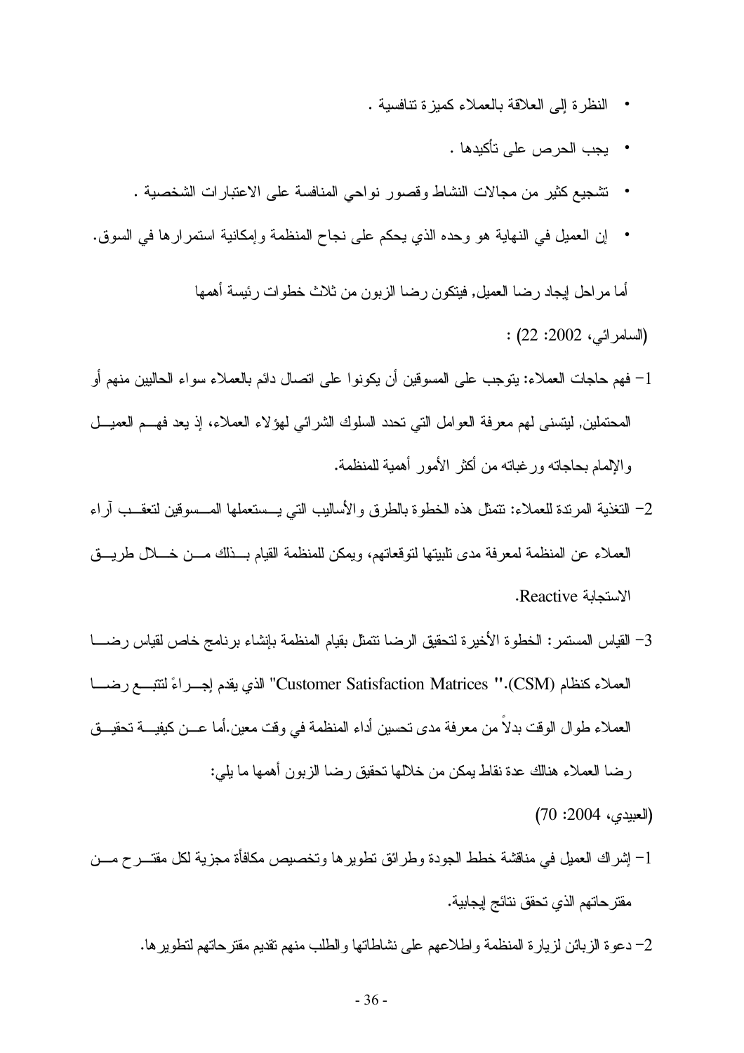- النظرة إلى العلاقة بالعملاء كميزة تنافسية .
- يجب الحرص على تأكيدها .
- تشجيع كثير من مجالات النشاط وقصور نواحي المنافسة على الاعتبارات الشخصية .
- إن العميل في النهاية هو وحده الذي يحكم على نجاح المنظمة وإمكانية استمرارها في السوق.

أما مراحل إيجاد رضا العميل, فيتكون رضا الزبون من ثلاث خطوات رئيسة أهمها (السامرائي، 2002: 22) :

1- فهم حاجات العملاء: يتوجب على المسوقين أن يكونوا على اتصال دائم بالعملاء سواء الحاليين منهم أو المحتملين, ليتسنى لهم معرفة العوامل التي تحدد السلوك الشرائي لهؤلاء العملاء، إذ يعد فهم العميل والإلمام بحاجاته ورغباته من أكثر الأمور أهمية للمنظمة.

2- التغذية المرتدة للعملاء: تتمثل هذه الخطوة بالطرق والأساليب التي يستعملها المسوقين لتعقب آراء العملاء عن المنظمة لمعرفة مدى تلبيتها لتوقعاتهم، ويمكن للمنظمة القيام بذلك من خلال طريق الاستجابة Reactive.

3- القياس المستمر: الخطوة الأخيرة لتحقيق الرضا تتمثل بقيام المنظمة بإنشاء برنامج خاص لقياس رضا العملاء كنظام (CSM)." Customer Satisfaction Matrices" الذي يقدم إجراءً لتتبع رضا العملاء طوال الوقت بدلاً من معرفة مدى تحسين أداء المنظمة في وقت معين.أما عن كيفية تحقيق رضا العملاء هنالك عدة نقاط يمكن من خلالها تحقيق رضا الزبون أهمها ما يلي:

(العبيدي، 2004: 70)

1- إشراك العميل في مناقشة خطط الجودة وطرائق تطويرها وتخصيص مكافأة مجزية لكل مقترح من مقترحاتهم الذي تحقق نتائج إيجابية.

2- دعوة الزبائن لزيارة المنظمة واطلاعهم على نشاطاتها والطلب منهم تقديم مقترحاتهم لتطويرها.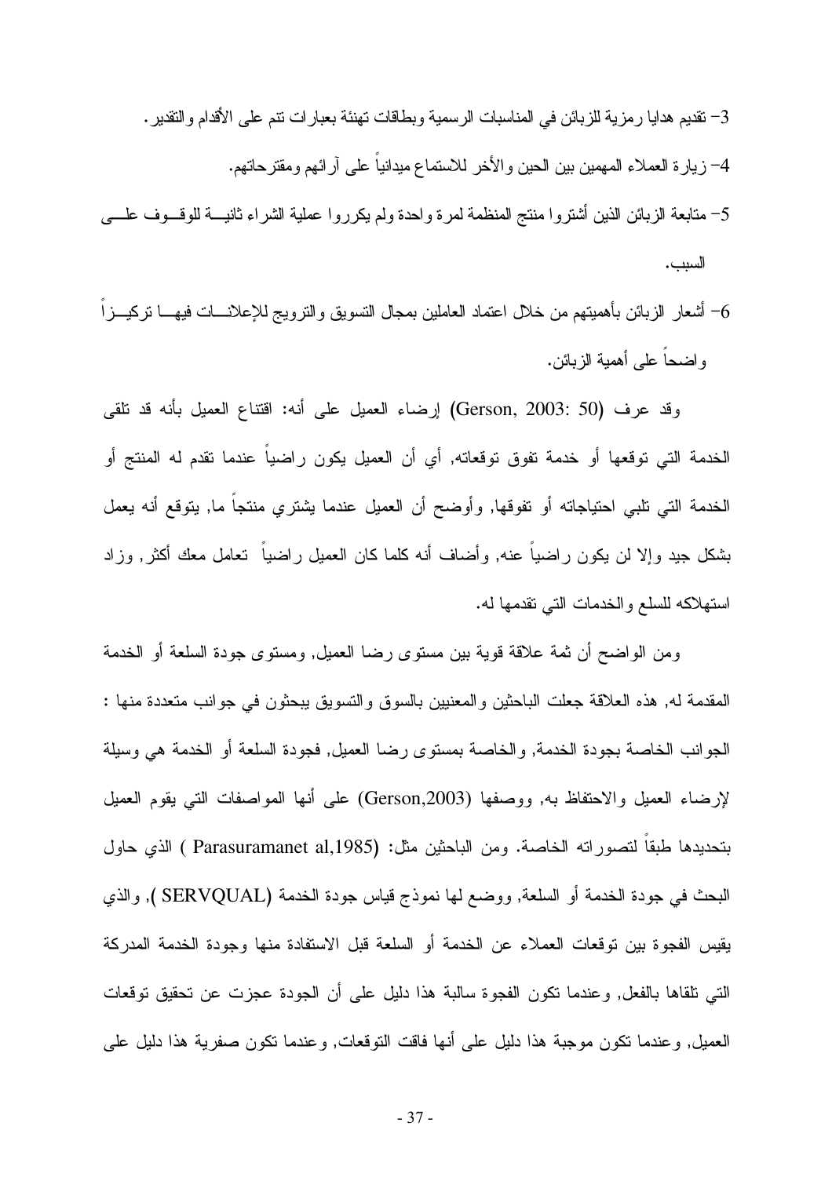3- تقديم هدايا رمزية للزبائن في المناسبات الرسمية وبطاقات تهنئة بعبارات تنم على الأقدام والتقدير.

4- زيارة العملاء المهمين بين الحين والأخر للاستماع ميدانياً على آرائهم ومقترحاتهم.

5- متابعة الزبائن الذين أشتروا منتج المنظمة لمرة واحدة ولم يكرروا عملية الشراء ثانيـــة للوقـــوف علـــى السبب.

6- أشعار الزبائن بأهميتهم من خلال اعتماد العاملين بمجال التسويق والترويج للإعلانـــات فيهـــا تركيـــزاً واضحاً على أهمية الزبائن.

وقد عرف (Gerson, 2003: 50) إرضاء العميل على أنه: اقتناع العميل بأنه قد تلقى الخدمة التي توقعها أو خدمة تفوق توقعاته, أي أن العميل يكون راضياً عندما تقدم له المنتج أو الخدمة التي تلبي احتياجاته أو تفوقها, وأوضح أن العميل عندما يشتري منتجاً ما, يتوقع أنه يعمل بشكل جيد وإلا لن يكون راضياً عنه, وأضاف أنه كلما كان العميل راضياً تعامل معك أكثر, وزاد استهلاكه للسلع والخدمات التي تقدمها له.

ومن الواضح أن ثمة علاقة قوية بين مستوى رضا العميل, ومستوى جودة السلعة أو الخدمة المقدمة له, هذه العلاقة جعلت الباحثين والمعنيين بالسوق والتسويق يبحثون في جوانب متعددة منها : الجوانب الخاصة بجودة الخدمة, والخاصة بمستوى رضا العميل, فجودة السلعة أو الخدمة هي وسيلة لإرضاء العميل والاحتفاظ به, ووصفها (Gerson,2003) على أنها المواصفات التي يقوم العميل بتحديدها طبقاً لتصوراته الخاصة. ومن الباحثين مثل: (Parasuramanet al,1985 ) الذي حاول البحث في جودة الخدمة أو السلعة, ووضع لها نموذج قياس جودة الخدمة (SERVQUAL ), والذي يقيس الفجوة بين توقعات العملاء عن الخدمة أو السلعة قبل الاستفادة منها وجودة الخدمة المدركة التي تلقاها بالفعل, وعندما تكون الفجوة سالبة هذا دليل على أن الجودة عجزت عن تحقيق توقعات العميل, وعندما تكون موجبة هذا دليل على أنها فاقت التوقعات, وعندما تكون صفرية هذا دليل على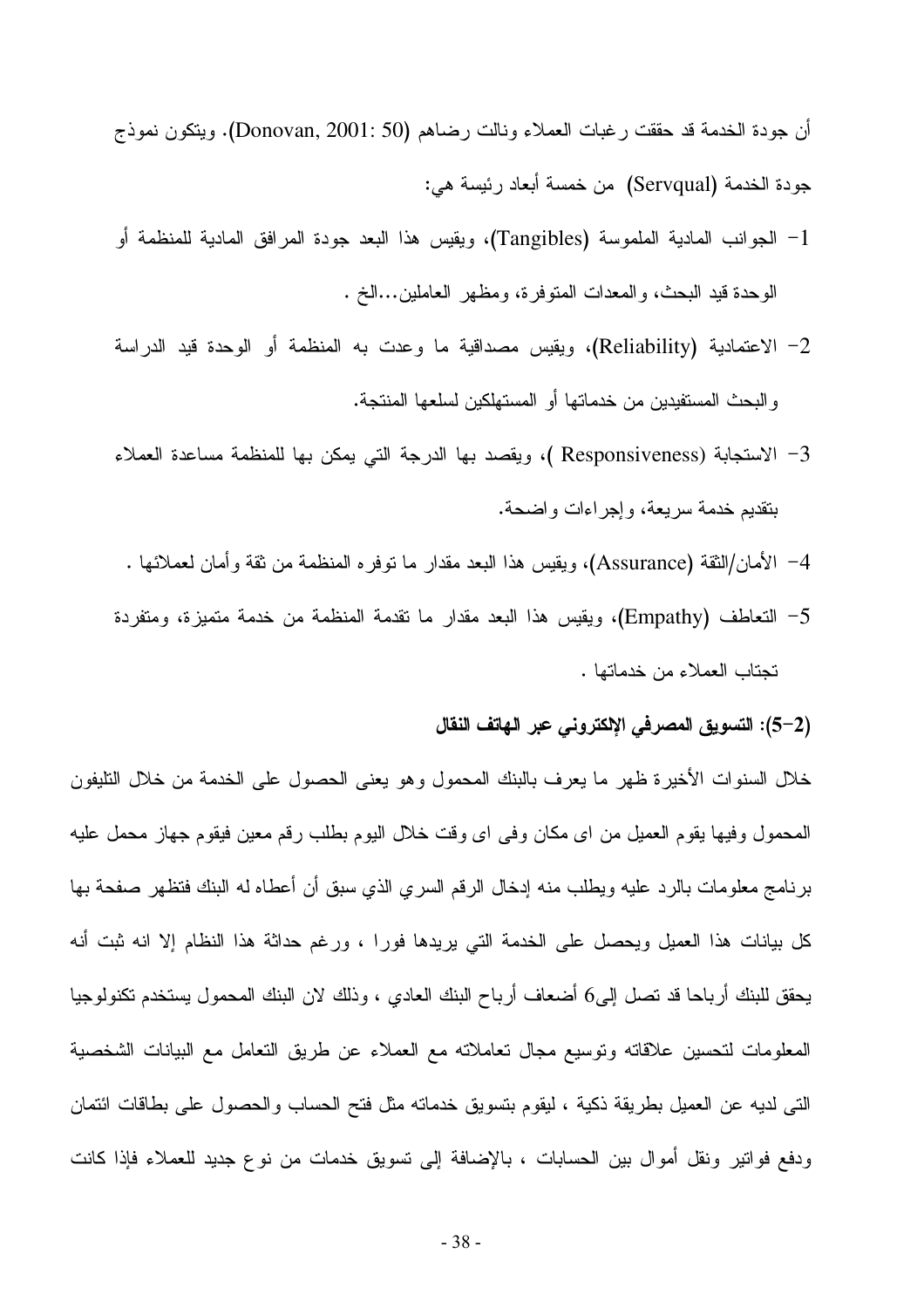أن جودة الخدمة قد حققت رغبات العملاء ونالت رضاهم (Donovan, 2001: 50). ويتكون نموذج جودة الخدمة (Servqual) من خمسة أبعاد رئيسة هي:

1- الجوانب المادية الملموسة (Tangibles)، ويقيس هذا البعد جودة المرافق المادية للمنظمة أو الوحدة قيد البحث، والمعدات المتوفرة، ومظهر العاملين...الخ .

2- الاعتمادية (Reliability)، ويقيس مصداقية ما وعدت به المنظمة أو الوحدة قيد الدراسة والبحث المستفيدين من خدماتها أو المستهلكين لسلعها المنتجة.

3- الاستجابة (Responsiveness )، ويقصد بها الدرجة التي يمكن بها للمنظمة مساعدة العملاء بتقديم خدمة سريعة، وإجراءات واضحة.

4- الأمان/الثقة (Assurance)، ويقيس هذا البعد مقدار ما توفره المنظمة من ثقة وأمان لعملائها .

5- التعاطف (Empathy)، ويقيس هذا البعد مقدار ما تقدمة المنظمة من خدمة متميزة، ومتفردة تجتاب العملاء من خدماتها .

### (2-5): التسويق المصرفي الإلكتروني عبر الهاتف النقال

خلال السنوات الأخيرة ظهر ما يعرف بالبنك المحمول وهو يعنى الحصول على الخدمة من خلال التليفون المحمول وفيها يقوم العميل من اى مكان وفى اى وقت خلال اليوم بطلب رقم معين فيقوم جهاز محمل عليه برنامج معلومات بالرد عليه ويطلب منه إدخال الرقم السري الذي سبق أن أعطاه له البنك فتظهر صفحة بها كل بيانات هذا العميل ويحصل على الخدمة التي يريدها فورا ، ورغم حداثة هذا النظام إلا انه ثبت أنه يحقق للبنك أرباحا قد تصل إلى6 أضعاف أرباح البنك العادي ، وذلك لان البنك المحمول يستخدم تكنولوجيا المعلومات لتحسين علاقاته وتوسيع مجال تعاملاته مع العملاء عن طريق التعامل مع البيانات الشخصية التى لديه عن العميل بطريقة ذكية ، ليقوم بتسويق خدماته مثل فتح الحساب والحصول على بطاقات ائتمان ودفع فواتير ونقل أموال بين الحسابات ، بالإضافة إلى تسويق خدمات من نوع جديد للعملاء فإذا كانت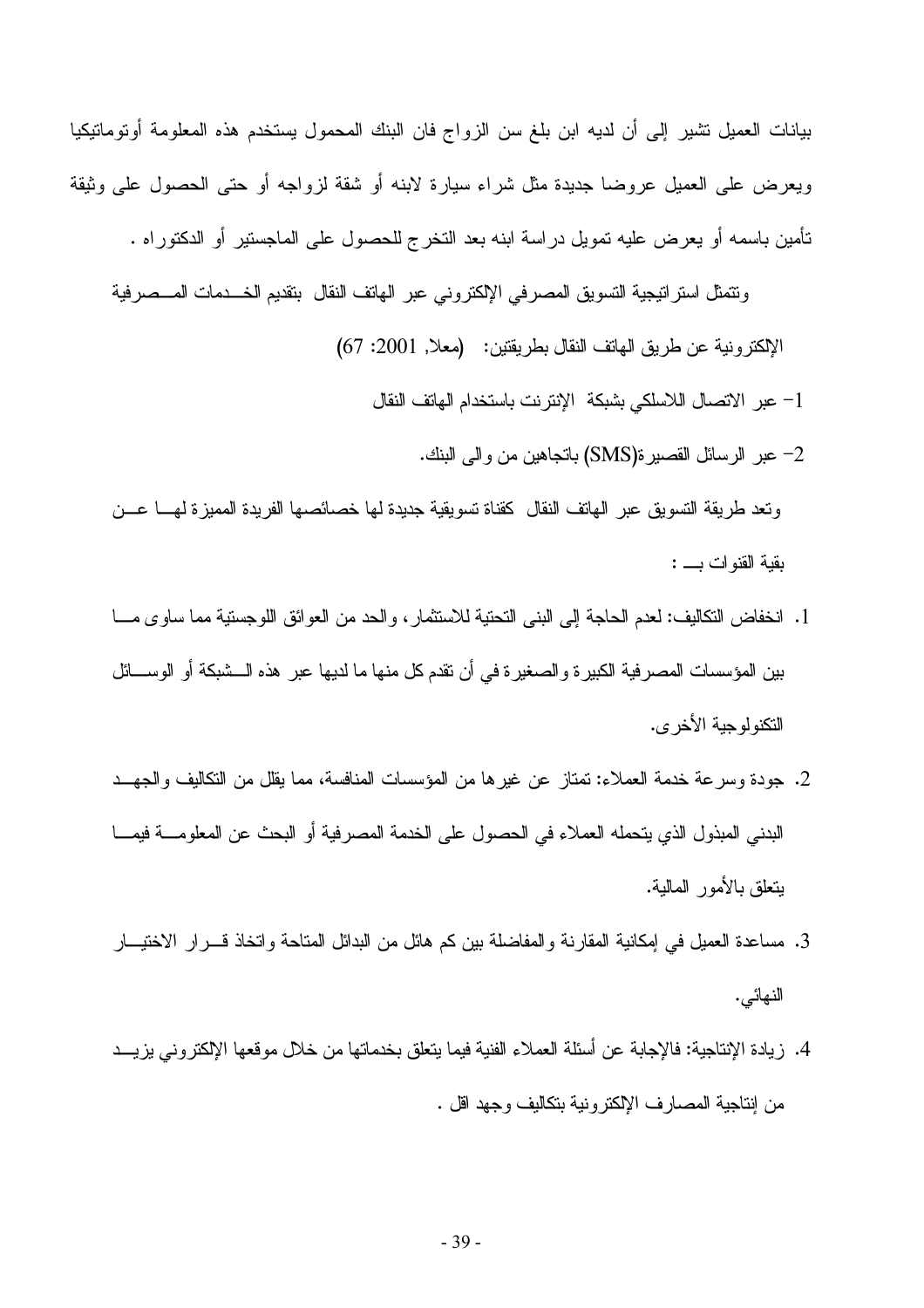بيانات العميل تشير إلى أن لديه ابن بلغ سن الزواج فان البنك المحمول يستخدم هذه المعلومة أوتوماتيكيا ويعرض على العميل عروضا جديدة مثل شراء سيارة لابنه أو شقة لزواجه أو حتى الحصول على وثيقة تأمين باسمه أو يعرض عليه تمويل دراسة ابنه بعد التخرج للحصول على الماجستير أو الدكتوراه .

وتتمثل استراتيجية التسويق المصرفي الإلكتروني عبر الهاتف النقال بتقديم الخدمات المصرفية الإلكترونية عن طريق الهاتف النقال بطريقتين: (معلا, 2001: 67)

1- عبر الاتصال اللاسلكي بشبكة الإنترنت باستخدام الهاتف النقال

2- عبر الرسائل القصيرة(SMS) باتجاهين من والى البنك.

وتعد طريقة التسويق عبر الهاتف النقال كقناة تسويقية جديدة لها خصائصها الفريدة المميزة لها عن بقية القنوات بـ :

1. انخفاض التكاليف: لعدم الحاجة إلى البنى التحتية للاستثمار، والحد من العوائق اللوجستية مما ساوى ما بين المؤسسات المصرفية الكبيرة والصغيرة في أن تقدم كل منها ما لديها عبر هذه الشبكة أو الوسائل التكنولوجية الأخرى.
2. جودة وسرعة خدمة العملاء: تمتاز عن غيرها من المؤسسات المنافسة، مما يقلل من التكاليف والجهد البدني المبذول الذي يتحمله العملاء في الحصول على الخدمة المصرفية أو البحث عن المعلومة فيما يتعلق بالأمور المالية.
3. مساعدة العميل في إمكانية المقارنة والمفاضلة بين كم هائل من البدائل المتاحة واتخاذ قرار الاختيار النهائي.
4. زيادة الإنتاجية: فالإجابة عن أسئلة العملاء الفنية فيما يتعلق بخدماتها من خلال موقعها الإلكتروني يزيد من إنتاجية المصارف الإلكترونية بتكاليف وجهد اقل .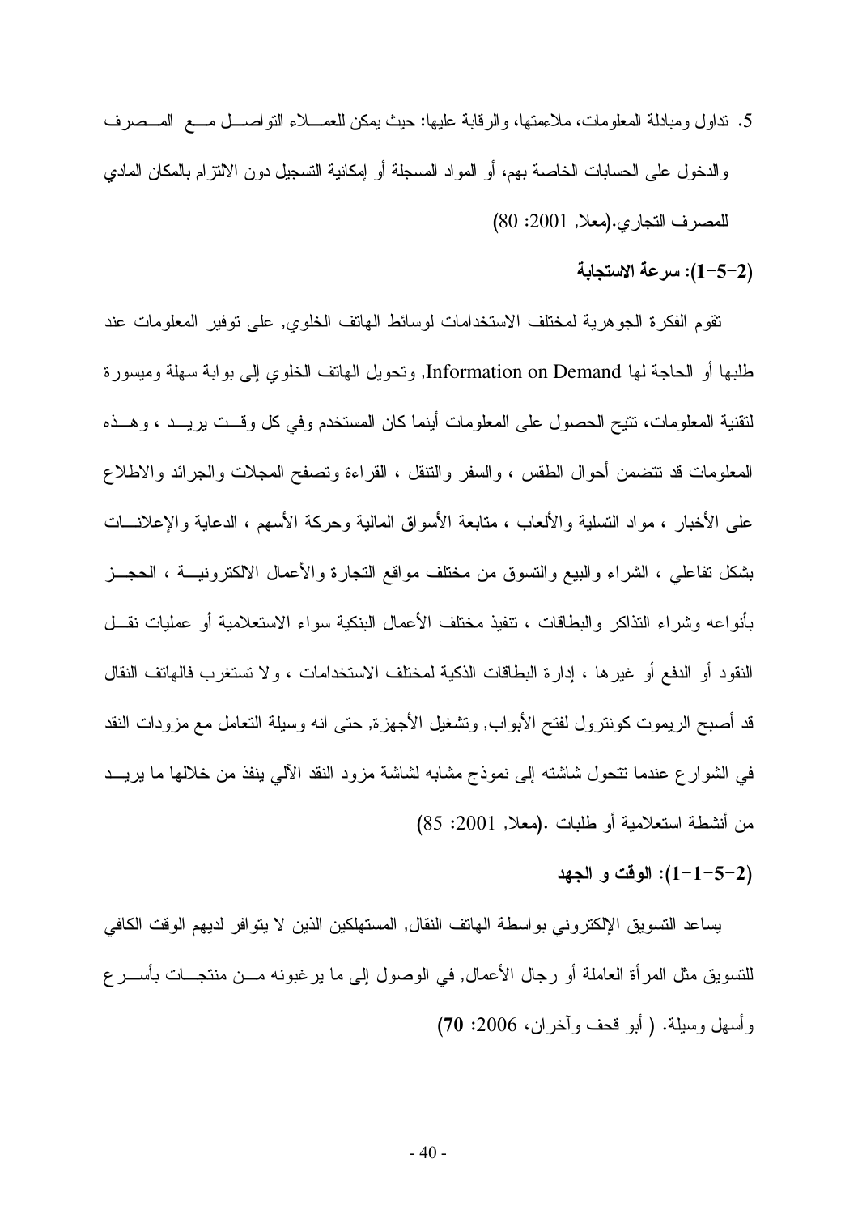5. تداول ومبادلة المعلومات، ملاءمتها، والرقابة عليها: حيث يمكن للعملاء التواصل مع المصرف والدخول على الحسابات الخاصة بهم، أو المواد المسجلة أو إمكانية التسجيل دون الالتزام بالمكان المادي للمصرف التجاري.(معلا, 2001: 80)

**(2-5-1): سرعة الاستجابة**

تقوم الفكرة الجوهرية لمختلف الاستخدامات لوسائط الهاتف الخلوي, على توفير المعلومات عند طلبها أو الحاجة لها Information on Demand, وتحويل الهاتف الخلوي إلى بوابة سهلة وميسورة لتقنية المعلومات، تتيح الحصول على المعلومات أينما كان المستخدم وفي كل وقت يريد ، وهذه المعلومات قد تتضمن أحوال الطقس ، والسفر والتنقل ، القراءة وتصفح المجلات والجرائد والاطلاع على الأخبار ، مواد التسلية والألعاب ، متابعة الأسواق المالية وحركة الأسهم ، الدعاية والإعلانات بشكل تفاعلي ، الشراء والبيع والتسوق من مختلف مواقع التجارة والأعمال الالكترونية ، الحجز بأنواعه وشراء التذاكر والبطاقات ، تنفيذ مختلف الأعمال البنكية سواء الاستعلامية أو عمليات نقل النقود أو الدفع أو غيرها ، إدارة البطاقات الذكية لمختلف الاستخدامات ، ولا تستغرب فالهاتف النقال قد أصبح الريموت كونترول لفتح الأبواب, وتشغيل الأجهزة, حتى انه وسيلة التعامل مع مزودات النقد في الشوارع عندما تتحول شاشته إلى نموذج مشابه لشاشة مزود النقد الآلي ينفذ من خلالها ما يريد من أنشطة استعلامية أو طلبات .(معلا, 2001: 85)

**(2-5-1-1): الوقت و الجهد**

يساعد التسويق الإلكتروني بواسطة الهاتف النقال, المستهلكين الذين لا يتوافر لديهم الوقت الكافي للتسويق مثل المرأة العاملة أو رجال الأعمال, في الوصول إلى ما يرغبونه من منتجات بأسرع وأسهل وسيلة. ( أبو قحف وآخران، 2006: **70**)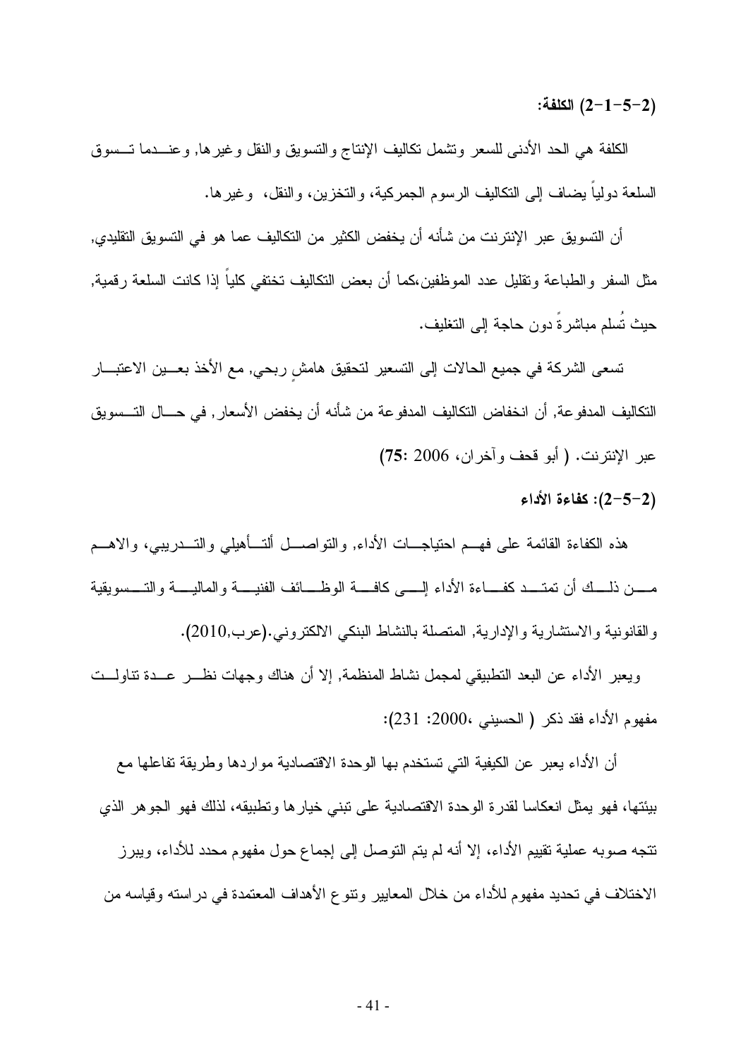**(2-5-1-2) الكلفة:**

الكلفة هي الحد الأدنى للسعر وتشمل تكاليف الإنتاج والتسويق والنقل وغيرها, وعندما تسوق السلعة دولياً يضاف إلى التكاليف الرسوم الجمركية، والتخزين، والنقل، وغيرها.

أن التسويق عبر الإنترنت من شأنه أن يخفض الكثير من التكاليف عما هو في التسويق التقليدي, مثل السفر والطباعة وتقليل عدد الموظفين،كما أن بعض التكاليف تختفي كلياً إذا كانت السلعة رقمية, حيث تُسلم مباشرةً دون حاجة إلى التغليف.

تسعى الشركة في جميع الحالات إلى التسعير لتحقيق هامشٍ ربحي, مع الأخذ بعين الاعتبار التكاليف المدفوعة, أن انخفاض التكاليف المدفوعة من شأنه أن يخفض الأسعار, في حال التسويق عبر الإنترنت. ( أبو قحف وآخران، 2006 :75)

**(2-5-2): كفاءة الأداء**

هذه الكفاءة القائمة على فهم احتياجات الأداء, والتواصل ألتأهيلي والتدريبي، والاهم من ذلك أن تمتد كفاءة الأداء إلى كافة الوظائف الفنية والمالية والتسويقية والقانونية والاستشارية والإدارية, المتصلة بالنشاط البنكي الالكتروني.(عرب,2010).

ويعبر الأداء عن البعد التطبيقي لمجمل نشاط المنظمة, إلا أن هناك وجهات نظر عدة تناولت مفهوم الأداء فقد ذكر ( الحسيني ،2000: 231):

أن الأداء يعبر عن الكيفية التي تستخدم بها الوحدة الاقتصادية مواردها وطريقة تفاعلها مع بيئتها، فهو يمثل انعكاسا لقدرة الوحدة الاقتصادية على تبني خيارها وتطبيقه، لذلك فهو الجوهر الذي تتجه صوبه عملية تقييم الأداء، إلا أنه لم يتم التوصل إلى إجماع حول مفهوم محدد للأداء، ويبرز الاختلاف في تحديد مفهوم للأداء من خلال المعايير وتنوع الأهداف المعتمدة في دراسته وقياسه من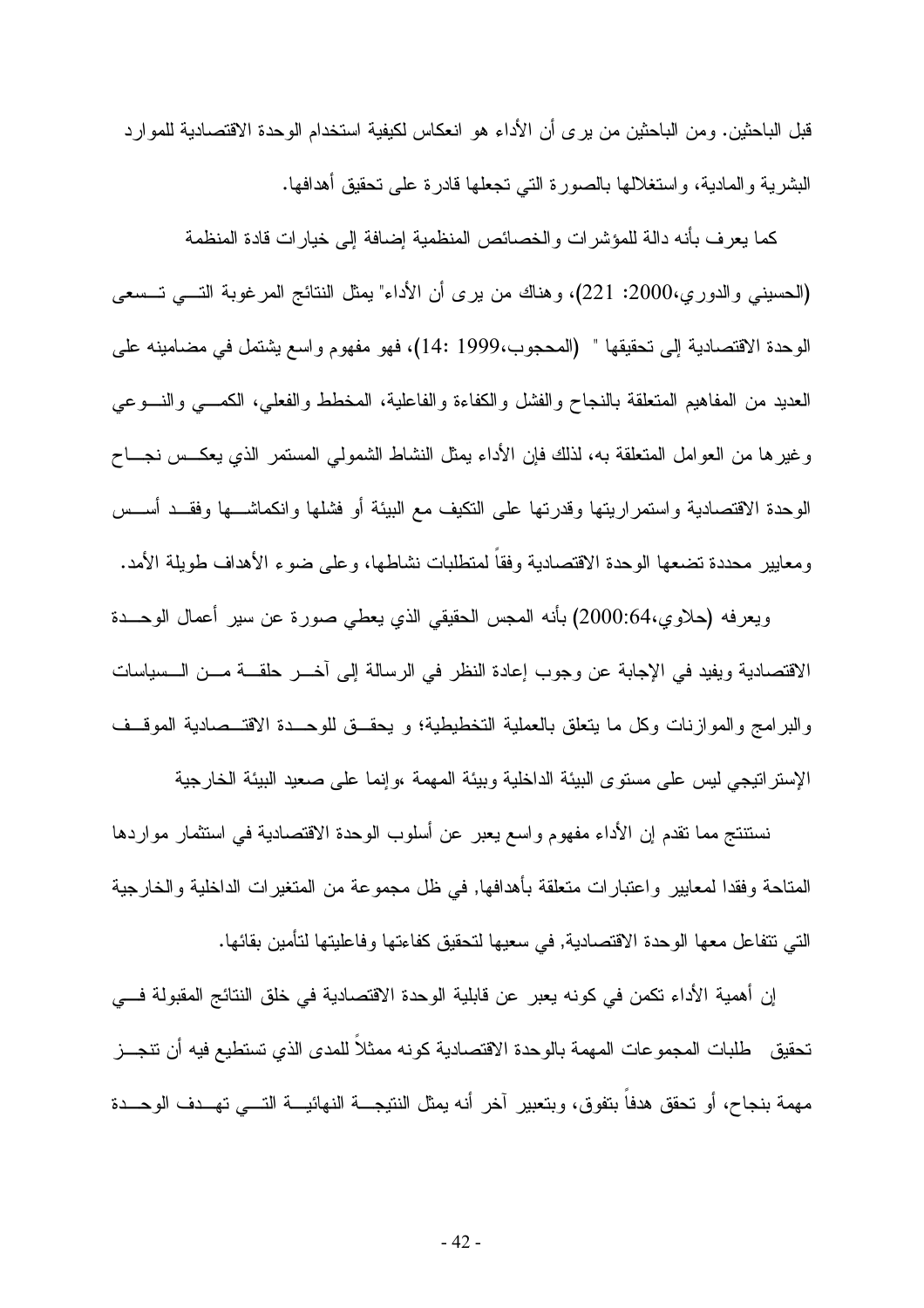قبل الباحثين. ومن الباحثين من يرى أن الأداء هو انعكاس لكيفية استخدام الوحدة الاقتصادية للموارد البشرية والمادية، واستغلالها بالصورة التي تجعلها قادرة على تحقيق أهدافها.

كما يعرف بأنه دالة للمؤشرات والخصائص المنظمية إضافة إلى خيارات قادة المنظمة (الحسيني والدوري،2000: 221)، وهناك من يرى أن الأداء" يمثل النتائج المرغوبة التي تسعى الوحدة الاقتصادية إلى تحقيقها " (المحجوب،1999 :14)، فهو مفهوم واسع يشتمل في مضامينه على العديد من المفاهيم المتعلقة بالنجاح والفشل والكفاءة والفاعلية، المخطط والفعلي، الكمي والنوعي وغيرها من العوامل المتعلقة به، لذلك فإن الأداء يمثل النشاط الشمولي المستمر الذي يعكس نجاح الوحدة الاقتصادية واستمراريتها وقدرتها على التكيف مع البيئة أو فشلها وانكماشها وفقد أسس ومعايير محددة تضعها الوحدة الاقتصادية وفقاً لمتطلبات نشاطها، وعلى ضوء الأهداف طويلة الأمد.

ويعرفه (حلاوي،2000:64) بأنه المجس الحقيقي الذي يعطي صورة عن سير أعمال الوحدة الاقتصادية ويفيد في الإجابة عن وجوب إعادة النظر في الرسالة إلى آخر حلقة من السياسات والبرامج والموازنات وكل ما يتعلق بالعملية التخطيطية؛ و يحقق للوحدة الاقتصادية الموقف الإستراتيجي ليس على مستوى البيئة الداخلية وبيئة المهمة ،وإنما على صعيد البيئة الخارجية

نستنتج مما تقدم إن الأداء مفهوم واسع يعبر عن أسلوب الوحدة الاقتصادية في استثمار مواردها المتاحة وفقا لمعايير واعتبارات متعلقة بأهدافها, في ظل مجموعة من المتغيرات الداخلية والخارجية التي تتفاعل معها الوحدة الاقتصادية, في سعيها لتحقيق كفاءتها وفاعليتها لتأمين بقائها.

إن أهمية الأداء تكمن في كونه يعبر عن قابلية الوحدة الاقتصادية في خلق النتائج المقبولة في تحقيق طلبات المجموعات المهمة بالوحدة الاقتصادية كونه ممثلاً للمدى الذي تستطيع فيه أن تنجز مهمة بنجاح، أو تحقق هدفاً بتفوق، وبتعبير آخر أنه يمثل النتيجة النهائية التي تهدف الوحدة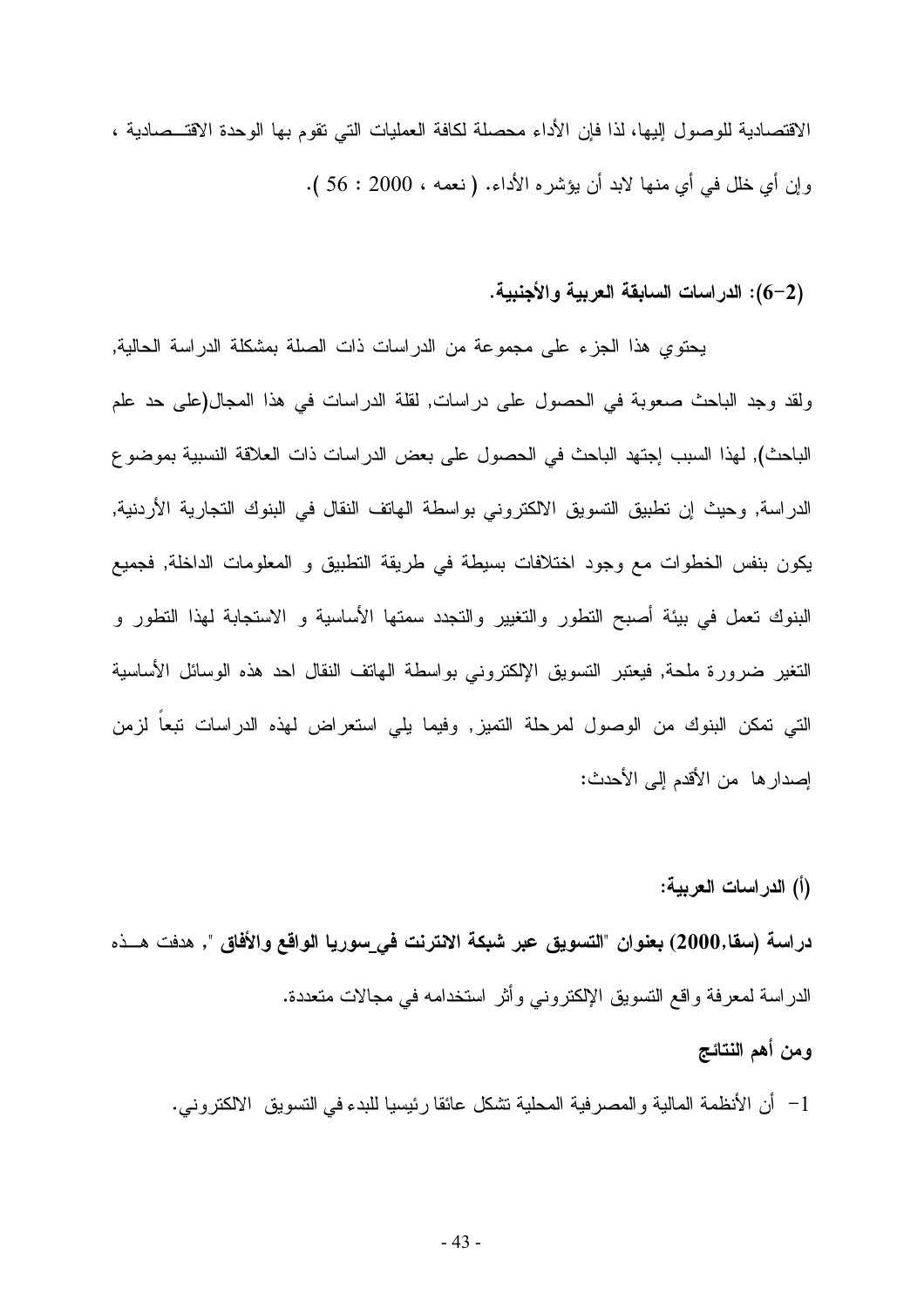الاقتصادية للوصول إليها، لذا فإن الأداء محصلة لكافة العمليات التي تقوم بها الوحدة الاقتـصادية ، وإن أي خلل في أي منها لابد أن يؤشره الأداء. ( نعمه ، 2000 : 56 ).

### (2-6): الدراسات السابقة العربية والأجنبية.

يحتوي هذا الجزء على مجموعة من الدراسات ذات الصلة بمشكلة الدراسة الحالية, ولقد وجد الباحث صعوبة في الحصول على دراسات, لقلة الدراسات في هذا المجال(على حد علم الباحث), لهذا السبب إجتهد الباحث في الحصول على بعض الدراسات ذات العلاقة النسبية بموضوع الدراسة, وحيث إن تطبيق التسويق الالكتروني بواسطة الهاتف النقال في البنوك التجارية الأردنية, يكون بنفس الخطوات مع وجود اختلافات بسيطة في طريقة التطبيق و المعلومات الداخلة, فجميع البنوك تعمل في بيئة أصبح التطور والتغيير والتجدد سمتها الأساسية و الاستجابة لهذا التطور و التغير ضرورة ملحة, فيعتبر التسويق الإلكتروني بواسطة الهاتف النقال احد هذه الوسائل الأساسية التي تمكن البنوك من الوصول لمرحلة التميز, وفيما يلي استعراض لهذه الدراسات تبعاً لزمن إصدارها من الأقدم إلى الأحدث:

**(أ) الدراسات العربية:**

**دراسة (سقا,2000) بعنوان "التسويق عبر شبكة الانترنت في سوريا الواقع والأفاق "**, هدفت هـذه الدراسة لمعرفة واقع التسويق الإلكتروني وأثر استخدامه في مجالات متعددة.

**ومن أهم النتائج**

1- أن الأنظمة المالية والمصرفية المحلية تشكل عائقا رئيسيا للبدء في التسويق الالكتروني.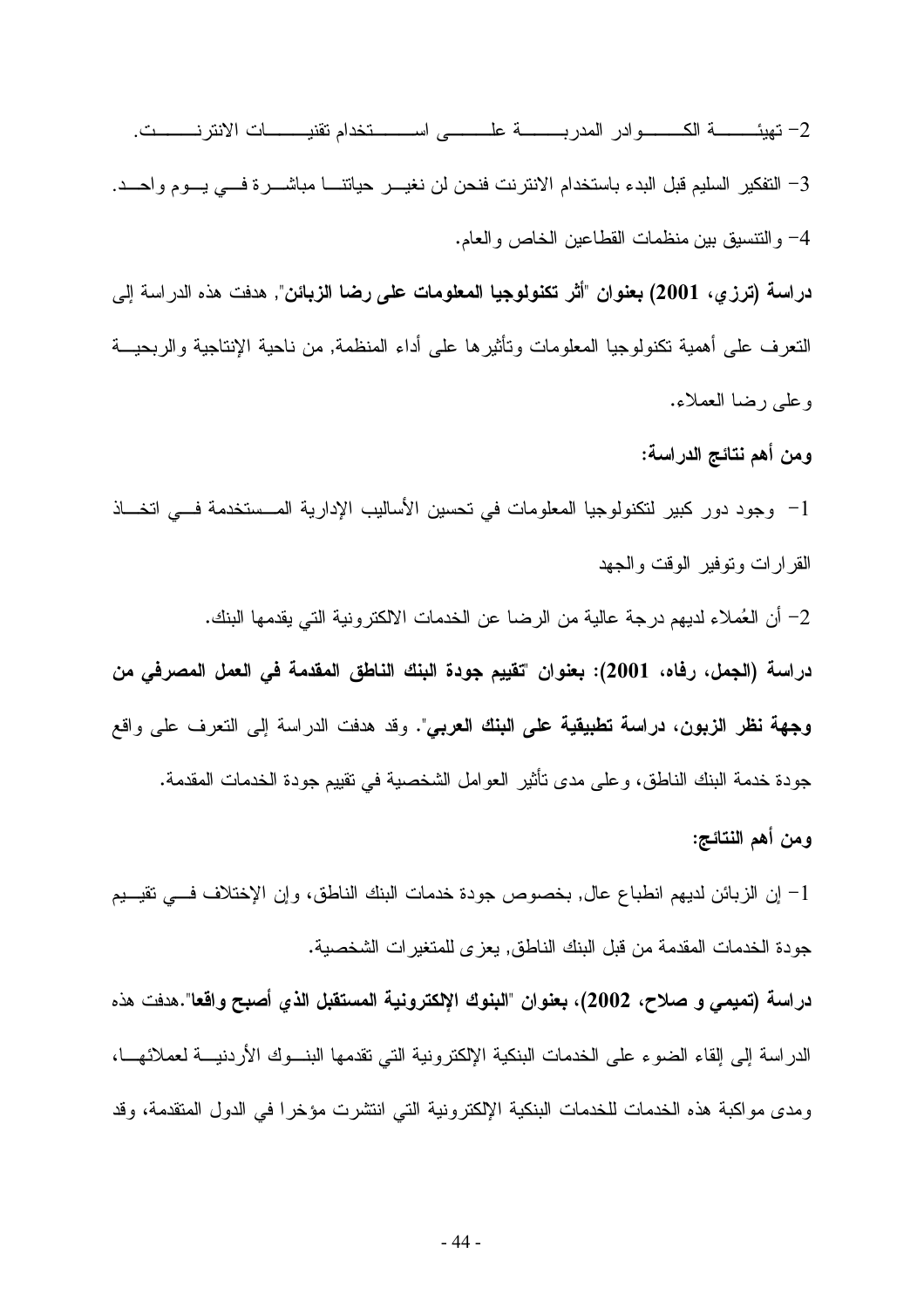2- تهيئة الكوادر المدربة على استخدام تقنيات الانترنت.

3- التفكير السليم قبل البدء باستخدام الانترنت فنحن لن نغير حياتنا مباشرة في يوم واحد.

4- والتنسيق بين منظمات القطاعين الخاص والعام.

**دراسة (ترزي، 2001) بعنوان "أثر تكنولوجيا المعلومات على رضا الزبائن"**, هدفت هذه الدراسة إلى التعرف على أهمية تكنولوجيا المعلومات وتأثيرها على أداء المنظمة, من ناحية الإنتاجية والربحية وعلى رضا العملاء.

**ومن أهم نتائج الدراسة:**

1- وجود دور كبير لتكنولوجيا المعلومات في تحسين الأساليب الإدارية المستخدمة في اتخاذ القرارات وتوفير الوقت والجهد

2- أن العُملاء لديهم درجة عالية من الرضا عن الخدمات الالكترونية التي يقدمها البنك.

**دراسة (الجمل، رفاه، 2001): بعنوان "تقييم جودة البنك الناطق المقدمة في العمل المصرفي من وجهة نظر الزبون، دراسة تطبيقية على البنك العربي"**. وقد هدفت الدراسة إلى التعرف على واقع جودة خدمة البنك الناطق، وعلى مدى تأثير العوامل الشخصية في تقييم جودة الخدمات المقدمة.

**ومن أهم النتائج:**

1- إن الزبائن لديهم انطباع عال, بخصوص جودة خدمات البنك الناطق، وإن الإختلاف في تقييم جودة الخدمات المقدمة من قبل البنك الناطق, يعزى للمتغيرات الشخصية.

**دراسة (تميمي و صلاح، 2002)، بعنوان "البنوك الإلكترونية المستقبل الذي أصبح واقعا"**.هدفت هذه الدراسة إلى إلقاء الضوء على الخدمات البنكية الإلكترونية التي تقدمها البنوك الأردنية لعملائها، ومدى مواكبة هذه الخدمات للخدمات البنكية الإلكترونية التي انتشرت مؤخرا في الدول المتقدمة، وقد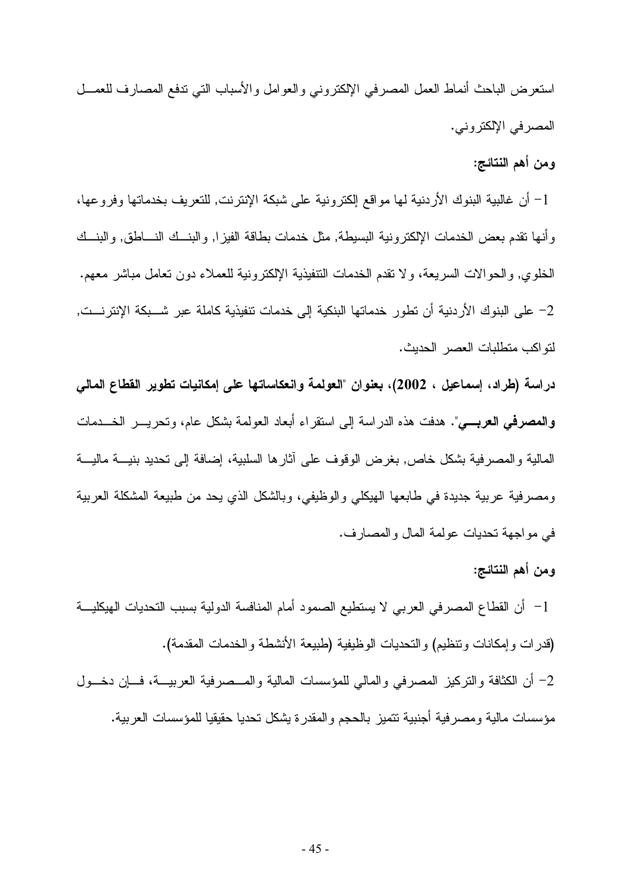استعرض الباحث أنماط العمل المصرفي الإلكتروني والعوامل والأسباب التي تدفع المصارف للعمل المصرفي الإلكتروني.

**ومن أهم النتائج:**

1- أن غالبية البنوك الأردنية لها مواقع إلكترونية على شبكة الإنترنت, للتعريف بخدماتها وفروعها، وأنها تقدم بعض الخدمات الإلكترونية البسيطة, مثل خدمات بطاقة الفيزا, والبنك الناطق, والبنك الخلوي, والحوالات السريعة، ولا تقدم الخدمات التنفيذية الإلكترونية للعملاء دون تعامل مباشر معهم.

2- على البنوك الأردنية أن تطور خدماتها البنكية إلى خدمات تنفيذية كاملة عبر شبكة الإنترنت, لتواكب متطلبات العصر الحديث.

**دراسة (طراد، إسماعيل ، 2002)، بعنوان "العولمة وانعكاساتها على إمكانيات تطوير القطاع المالي والمصرفي العربي".** هدفت هذه الدراسة إلى استقراء أبعاد العولمة بشكل عام، وتحرير الخدمات المالية والمصرفية بشكل خاص, بغرض الوقوف على آثارها السلبية، إضافة إلى تحديد بنية مالية ومصرفية عربية جديدة في طابعها الهيكلي والوظيفي، وبالشكل الذي يحد من طبيعة المشكلة العربية في مواجهة تحديات عولمة المال والمصارف.

**ومن أهم النتائج:**

1- أن القطاع المصرفي العربي لا يستطيع الصمود أمام المنافسة الدولية بسبب التحديات الهيكلية (قدرات وإمكانات وتنظيم) والتحديات الوظيفية (طبيعة الأنشطة والخدمات المقدمة).

2- أن الكثافة والتركيز المصرفي والمالي للمؤسسات المالية والمصرفية العربية، فإن دخول مؤسسات مالية ومصرفية أجنبية تتميز بالحجم والمقدرة يشكل تحديا حقيقيا للمؤسسات العربية.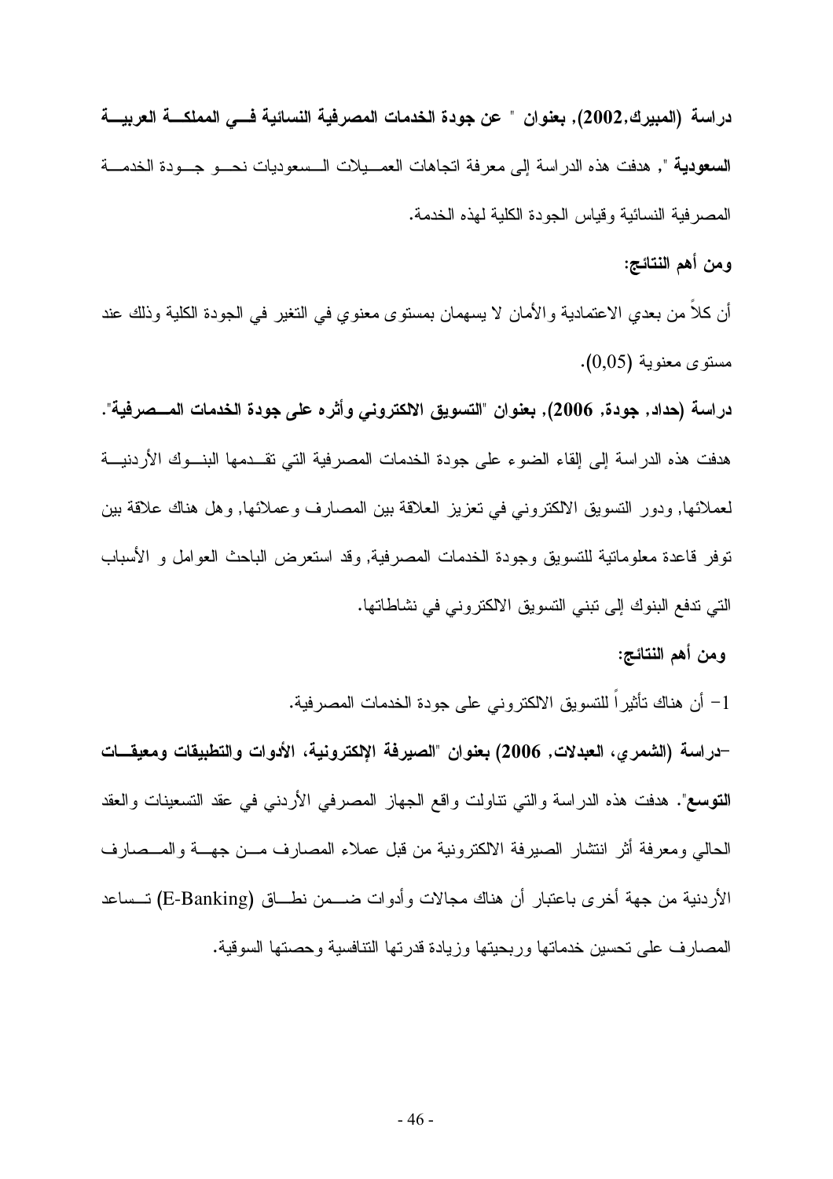**دراسة (المبيرك,2002), بعنوان " عن جودة الخدمات المصرفية النسائية في المملكة العربية السعودية "**, هدفت هذه الدراسة إلى معرفة اتجاهات العميلات السعوديات نحو جودة الخدمة المصرفية النسائية وقياس الجودة الكلية لهذه الخدمة.

**ومن أهم النتائج:**

أن كلاً من بعدي الاعتمادية والأمان لا يسهمان بمستوى معنوي في التغير في الجودة الكلية وذلك عند مستوى معنوية (0,05).

**دراسة (حداد, جودة, 2006), بعنوان "التسويق الالكتروني وأثره على جودة الخدمات المصرفية".** هدفت هذه الدراسة إلى إلقاء الضوء على جودة الخدمات المصرفية التي تقدمها البنوك الأردنية لعملائها, ودور التسويق الالكتروني في تعزيز العلاقة بين المصارف وعملائها, وهل هناك علاقة بين توفر قاعدة معلوماتية للتسويق وجودة الخدمات المصرفية, وقد استعرض الباحث العوامل و الأسباب التي تدفع البنوك إلى تبني التسويق الالكتروني في نشاطاتها.

**ومن أهم النتائج:**

1- أن هناك تأثيراً للتسويق الالكتروني على جودة الخدمات المصرفية.

**-دراسة (الشمري، العبدلات, 2006) بعنوان "الصيرفة الإلكترونية، الأدوات والتطبيقات ومعيقات التوسع".** هدفت هذه الدراسة والتي تناولت واقع الجهاز المصرفي الأردني في عقد التسعينات والعقد الحالي ومعرفة أثر انتشار الصيرفة الالكترونية من قبل عملاء المصارف من جهة والمصارف الأردنية من جهة أخرى باعتبار أن هناك مجالات وأدوات ضمن نطاق (E-Banking) تساعد المصارف على تحسين خدماتها وربحيتها وزيادة قدرتها التنافسية وحصتها السوقية.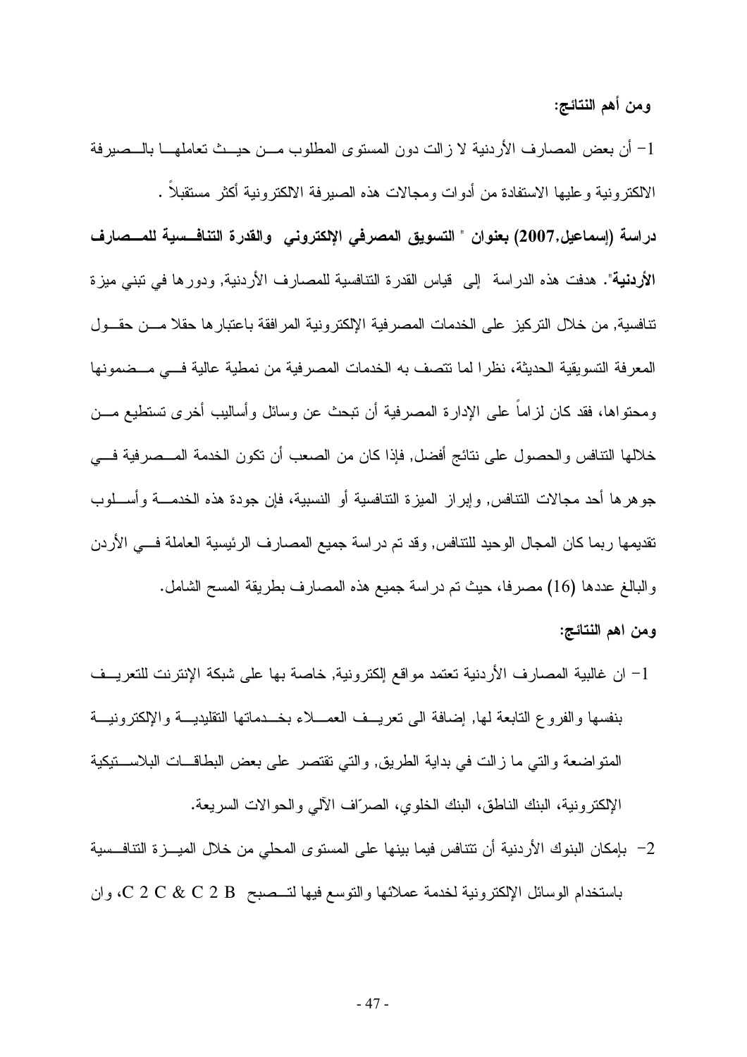**ومن أهم النتائج:**

1- أن بعض المصارف الأردنية لا زالت دون المستوى المطلوب من حيث تعاملها بالصيرفة الالكترونية وعليها الاستفادة من أدوات ومجالات هذه الصيرفة الالكترونية أكثر مستقبلاً .

**دراسة (إسماعيل,2007) بعنوان " التسويق المصرفي الإلكتروني والقدرة التنافسية للمصارف الأردنية".** هدفت هذه الدراسة إلى قياس القدرة التنافسية للمصارف الأردنية, ودورها في تبني ميزة تنافسية, من خلال التركيز على الخدمات المصرفية الإلكترونية المرافقة باعتبارها حقلا من حقول المعرفة التسويقية الحديثة، نظرا لما تتصف به الخدمات المصرفية من نمطية عالية في مضمونها ومحتواها، فقد كان لزاماً على الإدارة المصرفية أن تبحث عن وسائل وأساليب أخرى تستطيع من خلالها التنافس والحصول على نتائج أفضل, فإذا كان من الصعب أن تكون الخدمة المصرفية في جوهرها أحد مجالات التنافس, وإبراز الميزة التنافسية أو النسبية، فإن جودة هذه الخدمة وأسلوب تقديمها ربما كان المجال الوحيد للتنافس, وقد تم دراسة جميع المصارف الرئيسية العاملة في الأردن والبالغ عددها (16) مصرفا، حيث تم دراسة جميع هذه المصارف بطريقة المسح الشامل.

**ومن اهم النتائج:**

1- ان غالبية المصارف الأردنية تعتمد مواقع إلكترونية, خاصة بها على شبكة الإنترنت للتعريف بنفسها والفروع التابعة لها, إضافة الى تعريف العملاء بخدماتها التقليدية والإلكترونية المتواضعة والتي ما زالت في بداية الطريق, والتي تقتصر على بعض البطاقات البلاستيكية الإلكترونية، البنك الناطق، البنك الخلوي، الصرّاف الآلي والحوالات السريعة.

2- بإمكان البنوك الأردنية أن تتنافس فيما بينها على المستوى المحلي من خلال الميزة التنافسية باستخدام الوسائل الإلكترونية لخدمة عملائها والتوسع فيها لتصبح C 2 C & C 2 B، وان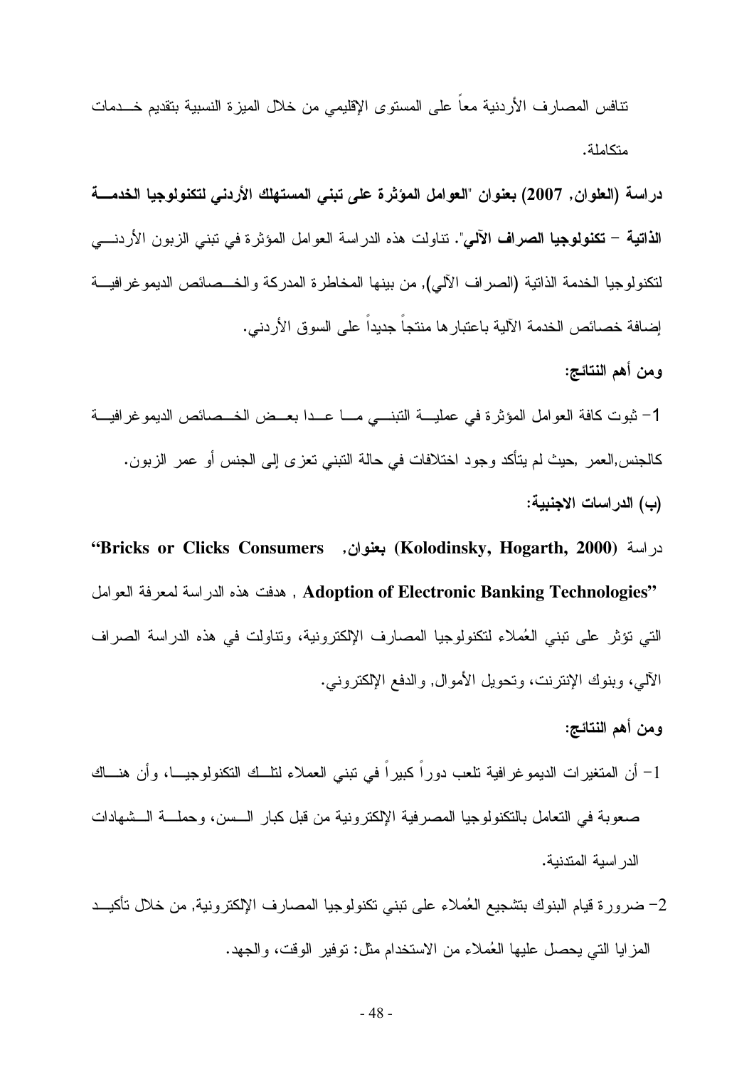تنافس المصارف الأردنية معاً على المستوى الإقليمي من خلال الميزة النسبية بتقديم خدمات متكاملة.

**دراسة (العلوان, 2007) بعنوان "العوامل المؤثرة على تبني المستهلك الأردني لتكنولوجيا الخدمة الذاتية – تكنولوجيا الصراف الآلي"**. تناولت هذه الدراسة العوامل المؤثرة في تبني الزبون الأردني لتكنولوجيا الخدمة الذاتية (الصراف الآلي), من بينها المخاطرة المدركة والخصائص الديموغرافية إضافة خصائص الخدمة الآلية باعتبارها منتجاً جديداً على السوق الأردني.

**ومن أهم النتائج:**

1- ثبوت كافة العوامل المؤثرة في عملية التبني ما عدا بعض الخصائص الديموغرافية كالجنس,العمر ,حيث لم يتأكد وجود اختلافات في حالة التبني تعزى إلى الجنس أو عمر الزبون.

**(ب) الدراسات الاجنبية:**

دراسة **(Kolodinsky, Hogarth, 2000) بعنوان, "Bricks or Clicks Consumers Adoption of Electronic Banking Technologies"** , هدفت هذه الدراسة لمعرفة العوامل التي تؤثر على تبني العُملاء لتكنولوجيا المصارف الإلكترونية، وتناولت في هذه الدراسة الصراف الآلي، وبنوك الإنترنت، وتحويل الأموال, والدفع الإلكتروني.

**ومن أهم النتائج:**

1- أن المتغيرات الديموغرافية تلعب دوراً كبيراً في تبني العملاء لتلك التكنولوجيا، وأن هناك صعوبة في التعامل بالتكنولوجيا المصرفية الإلكترونية من قبل كبار السن، وحملة الشهادات الدراسية المتدنية.

2- ضرورة قيام البنوك بتشجيع العُملاء على تبني تكنولوجيا المصارف الإلكترونية, من خلال تأكيد المزايا التي يحصل عليها العُملاء من الاستخدام مثل: توفير الوقت، والجهد.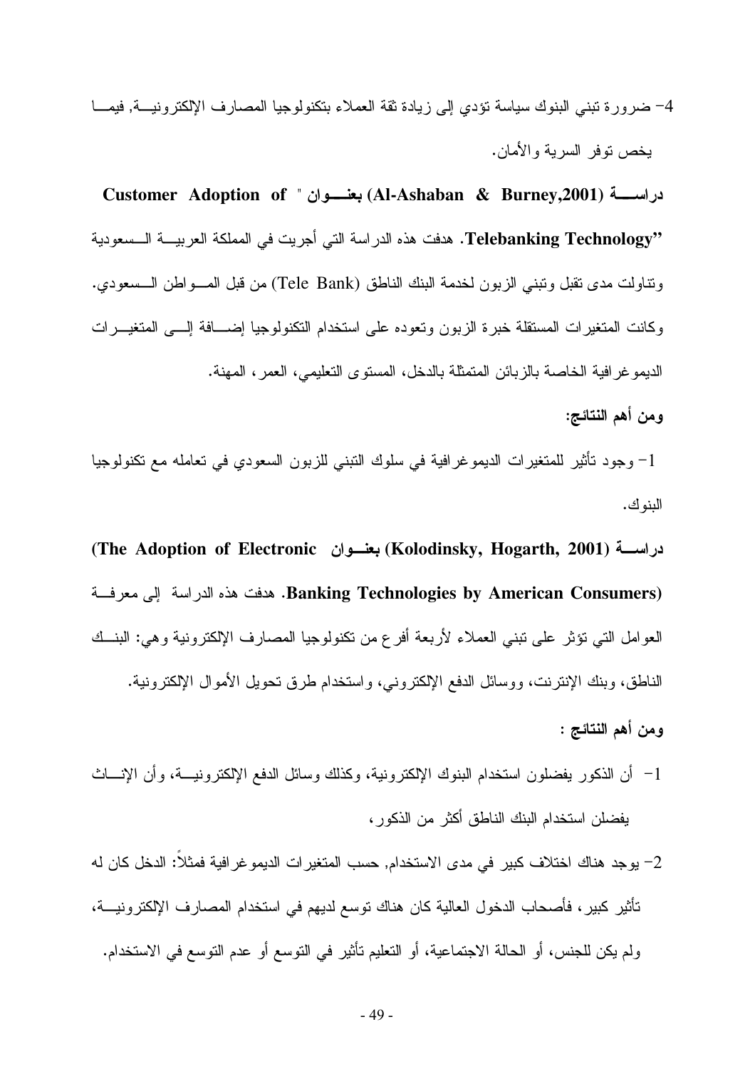4- ضرورة تبني البنوك سياسة تؤدي إلى زيادة ثقة العملاء بتكنولوجيا المصارف الإلكترونية, فيما يخص توفر السرية والأمان.

**دراسة (Al-Ashaban & Burney,2001) بعنوان " Customer Adoption of Telebanking Technology"**. هدفت هذه الدراسة التي أجريت في المملكة العربية السعودية وتناولت مدى تقبل وتبني الزبون لخدمة البنك الناطق (Tele Bank) من قبل المواطن السعودي. وكانت المتغيرات المستقلة خبرة الزبون وتعوده على استخدام التكنولوجيا إضافة إلى المتغيرات الديموغرافية الخاصة بالزبائن المتمثلة بالدخل، المستوى التعليمي، العمر، المهنة.

**ومن أهم النتائج:**

1- وجود تأثير للمتغيرات الديموغرافية في سلوك التبني للزبون السعودي في تعامله مع تكنولوجيا البنوك.

**دراسة (Kolodinsky, Hogarth, 2001) بعنوان (The Adoption of Electronic Banking Technologies by American Consumers)**. هدفت هذه الدراسة إلى معرفة العوامل التي تؤثر على تبني العملاء لأربعة أفرع من تكنولوجيا المصارف الإلكترونية وهي: البنك الناطق، وبنك الإنترنت، ووسائل الدفع الإلكتروني، واستخدام طرق تحويل الأموال الإلكترونية.

**ومن أهم النتائج :**

1- أن الذكور يفضلون استخدام البنوك الإلكترونية، وكذلك وسائل الدفع الإلكترونية، وأن الإناث يفضلن استخدام البنك الناطق أكثر من الذكور،

2- يوجد هناك اختلاف كبير في مدى الاستخدام, حسب المتغيرات الديموغرافية فمثلاً: الدخل كان له تأثير كبير، فأصحاب الدخول العالية كان هناك توسع لديهم في استخدام المصارف الإلكترونية، ولم يكن للجنس، أو الحالة الاجتماعية، أو التعليم تأثير في التوسع أو عدم التوسع في الاستخدام.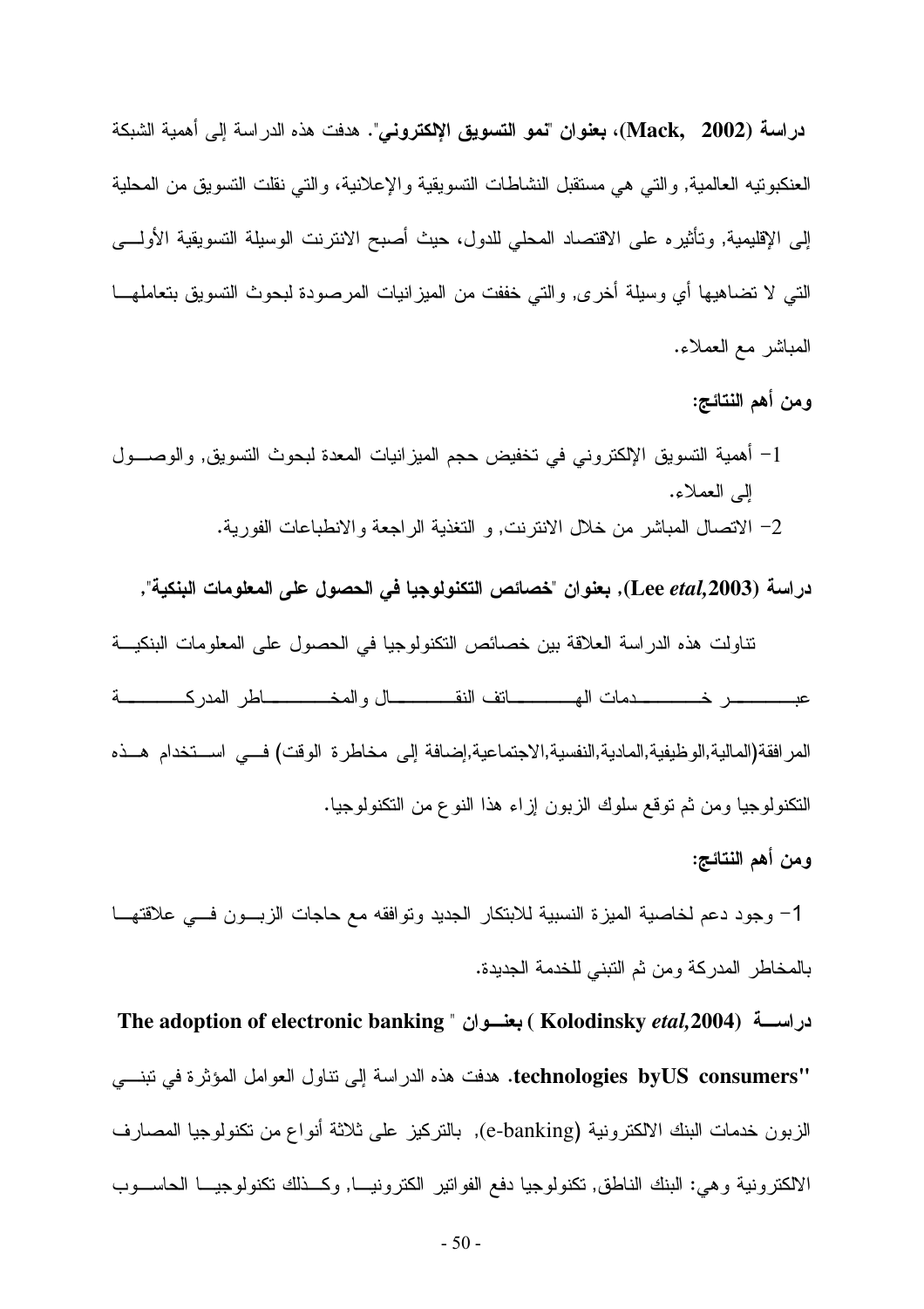**دراسة (Mack, 2002)، بعنوان "نمو التسويق الإلكتروني".** هدفت هذه الدراسة إلى أهمية الشبكة العنكبوتيه العالمية, والتي هي مستقبل النشاطات التسويقية والإعلانية، والتي نقلت التسويق من المحلية إلى الإقليمية, وتأثيره على الاقتصاد المحلي للدول، حيث أصبح الانترنت الوسيلة التسويقية الأولى التي لا تضاهيها أي وسيلة أخرى, والتي خففت من الميزانيات المرصودة لبحوث التسويق بتعاملها المباشر مع العملاء.

**ومن أهم النتائج:**

1- أهمية التسويق الإلكتروني في تخفيض حجم الميزانيات المعدة لبحوث التسويق, والوصول إلى العملاء.
2- الاتصال المباشر من خلال الانترنت, و التغذية الراجعة والانطباعات الفورية.

**دراسة (Lee *etal*,2003), بعنوان "خصائص التكنولوجيا في الحصول على المعلومات البنكية",**

تناولت هذه الدراسة العلاقة بين خصائص التكنولوجيا في الحصول على المعلومات البنكية عبر خدمات الهاتف النقال والمخاطر المدركة المرافقة(المالية,الوظيفية,المادية,النفسية,الاجتماعية,إضافة إلى مخاطرة الوقت) في استخدام هذه التكنولوجيا ومن ثم توقع سلوك الزبون إزاء هذا النوع من التكنولوجيا.

**ومن أهم النتائج:**

1- وجود دعم لخاصية الميزة النسبية للابتكار الجديد وتوافقه مع حاجات الزبون في علاقتها بالمخاطر المدركة ومن ثم التبني للخدمة الجديدة.

**دراسة (Kolodinsky *etal*,2004) بعنوان "The adoption of electronic banking technologies byUS consumers".** هدفت هذه الدراسة إلى تناول العوامل المؤثرة في تبني الزبون خدمات البنك الالكترونية (e-banking), بالتركيز على ثلاثة أنواع من تكنولوجيا المصارف الالكترونية وهي: البنك الناطق, تكنولوجيا دفع الفواتير الكترونيا, وكذلك تكنولوجيا الحاسوب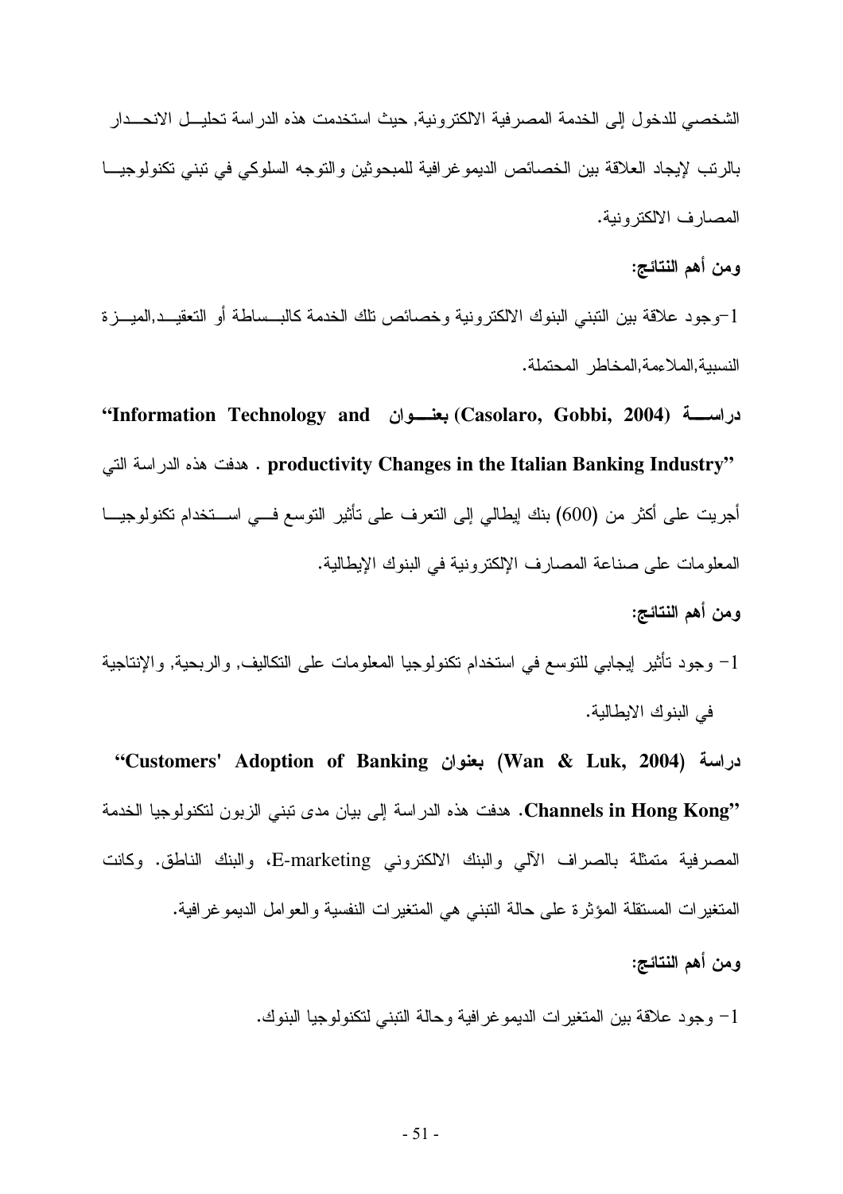الشخصي للدخول إلى الخدمة المصرفية الالكترونية, حيث استخدمت هذه الدراسة تحليل الانحدار بالرتب لإيجاد العلاقة بين الخصائص الديموغرافية للمبحوثين والتوجه السلوكي في تبني تكنولوجيا المصارف الالكترونية.

**ومن أهم النتائج:**

1-وجود علاقة بين التبني البنوك الالكترونية وخصائص تلك الخدمة كالبساطة أو التعقيد,الميزة النسبية,الملاءمة,المخاطر المحتملة.

**دراسة (Casolaro, Gobbi, 2004) بعنوان "Information Technology and productivity Changes in the Italian Banking Industry"** . هدفت هذه الدراسة التي أجريت على أكثر من (600) بنك إيطالي إلى التعرف على تأثير التوسع في استخدام تكنولوجيا المعلومات على صناعة المصارف الإلكترونية في البنوك الإيطالية.

**ومن أهم النتائج:**

1- وجود تأثير إيجابي للتوسع في استخدام تكنولوجيا المعلومات على التكاليف, والربحية, والإنتاجية في البنوك الايطالية.

**دراسة (Wan & Luk, 2004) بعنوان "Customers' Adoption of Banking Channels in Hong Kong"**. هدفت هذه الدراسة إلى بيان مدى تبني الزبون لتكنولوجيا الخدمة المصرفية متمثلة بالصراف الآلي والبنك الالكتروني E-marketing، والبنك الناطق. وكانت المتغيرات المستقلة المؤثرة على حالة التبني هي المتغيرات النفسية والعوامل الديموغرافية.

**ومن أهم النتائج:**

1- وجود علاقة بين المتغيرات الديموغرافية وحالة التبني لتكنولوجيا البنوك.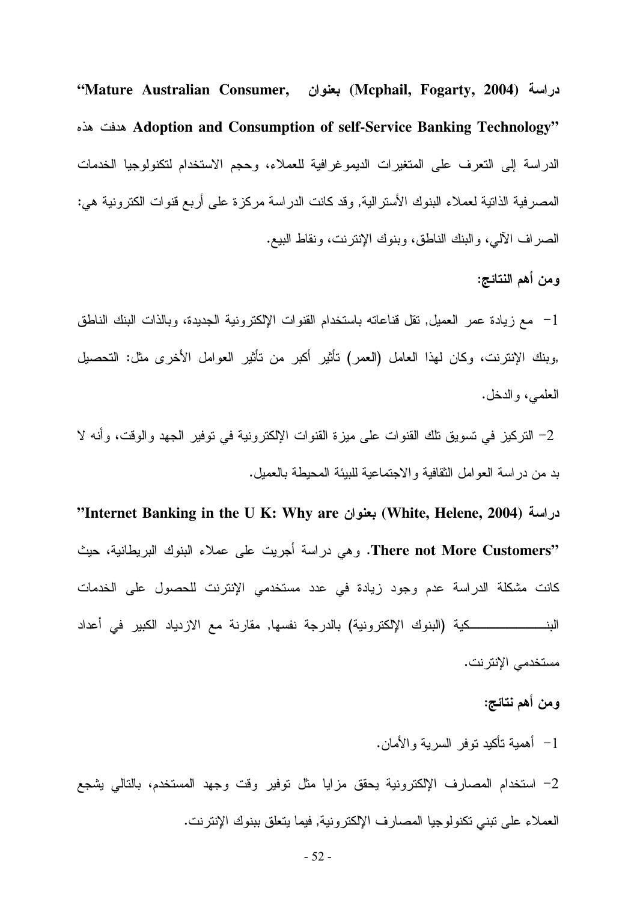دراسة (Mcphail, Fogarty, 2004) بعنوان "Mature Australian Consumer, Adoption and Consumption of self-Service Banking Technology" هدفت هذه الدراسة إلى التعرف على المتغيرات الديموغرافية للعملاء، وحجم الاستخدام لتكنولوجيا الخدمات المصرفية الذاتية لعملاء البنوك الأسترالية, وقد كانت الدراسة مركزة على أربع قنوات الكترونية هي: الصراف الآلي، والبنك الناطق، وبنوك الإنترنت، ونقاط البيع.

**ومن أهم النتائج:**

1- مع زيادة عمر العميل, تقل قناعاته باستخدام القنوات الإلكترونية الجديدة، وبالذات البنك الناطق ,وبنك الإنترنت، وكان لهذا العامل (العمر) تأثير أكبر من تأثير العوامل الأخرى مثل: التحصيل العلمي، والدخل.

2- التركيز في تسويق تلك القنوات على ميزة القنوات الإلكترونية في توفير الجهد والوقت، وأنه لا بد من دراسة العوامل الثقافية والاجتماعية للبيئة المحيطة بالعميل.

دراسة (White, Helene, 2004) بعنوان "Internet Banking in the U K: Why are There not More Customers". وهي دراسة أجريت على عملاء البنوك البريطانية، حيث كانت مشكلة الدراسة عدم وجود زيادة في عدد مستخدمي الإنترنت للحصول على الخدمات البنـــــــــــكية (البنوك الإلكترونية) بالدرجة نفسها, مقارنة مع الازدياد الكبير في أعداد مستخدمي الإنترنت.

**ومن أهم نتائج:**

1- أهمية تأكيد توفر السرية والأمان.

2- استخدام المصارف الإلكترونية يحقق مزايا مثل توفير وقت وجهد المستخدم، بالتالي يشجع العملاء على تبني تكنولوجيا المصارف الإلكترونية, فيما يتعلق ببنوك الإنترنت.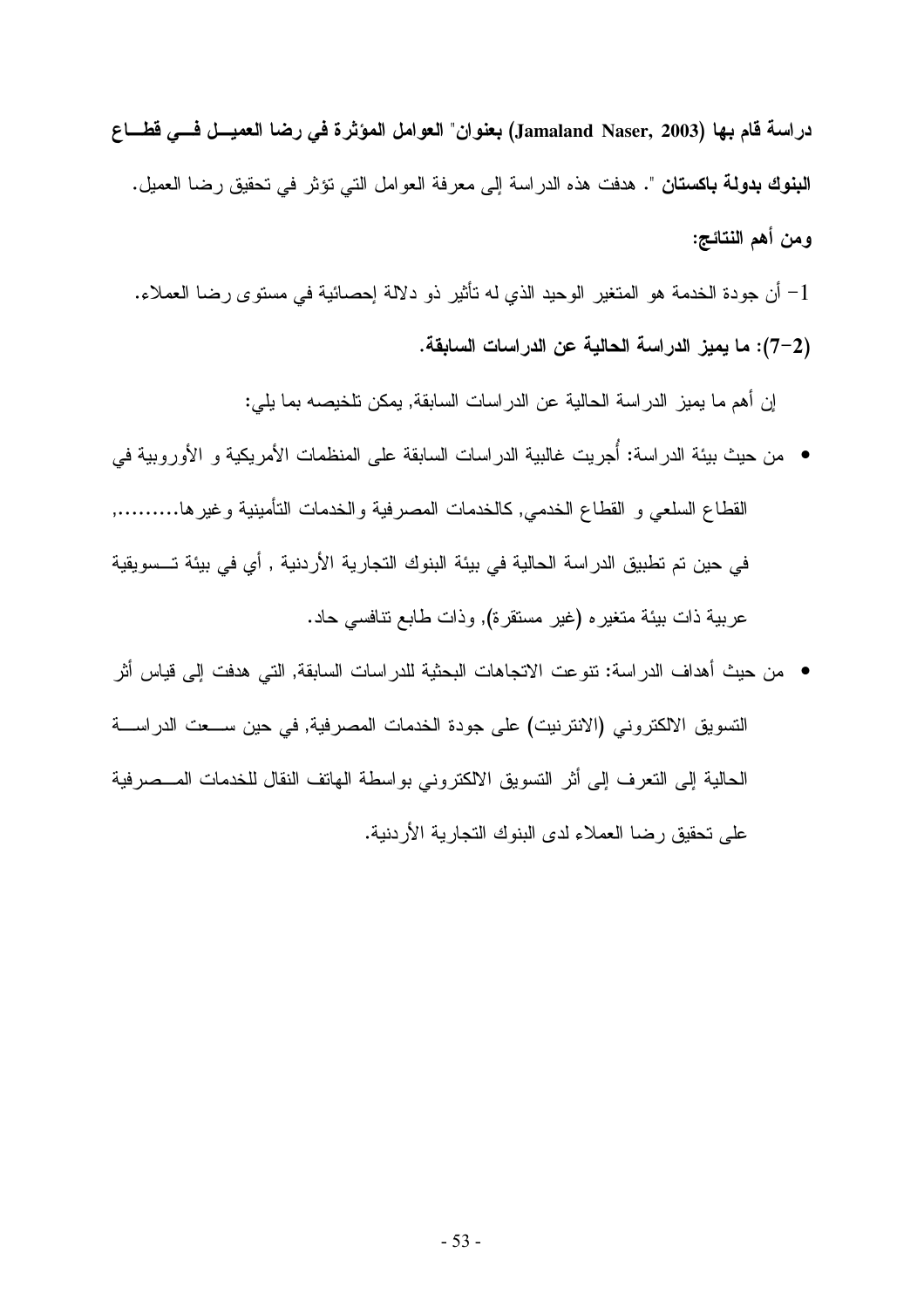**دراسة قام بها (Jamaland Naser, 2003) بعنوان" العوامل المؤثرة في رضا العميل في قطاع البنوك بدولة باكستان** ". هدفت هذه الدراسة إلى معرفة العوامل التي تؤثر في تحقيق رضا العميل.

**ومن أهم النتائج:**

1- أن جودة الخدمة هو المتغير الوحيد الذي له تأثير ذو دلالة إحصائية في مستوى رضا العملاء.

**(2-7): ما يميز الدراسة الحالية عن الدراسات السابقة.**

إن أهم ما يميز الدراسة الحالية عن الدراسات السابقة, يمكن تلخيصه بما يلي:

- من حيث بيئة الدراسة: أُجريت غالبية الدراسات السابقة على المنظمات الأمريكية و الأوروبية في القطاع السلعي و القطاع الخدمي, كالخدمات المصرفية والخدمات التأمينية وغيرها.........., في حين تم تطبيق الدراسة الحالية في بيئة البنوك التجارية الأردنية , أي في بيئة تسويقية عربية ذات بيئة متغيره (غير مستقرة), وذات طابع تنافسي حاد.
- من حيث أهداف الدراسة: تنوعت الاتجاهات البحثية للدراسات السابقة, التي هدفت إلى قياس أثر التسويق الالكتروني (الانترنيت) على جودة الخدمات المصرفية, في حين سعت الدراسة الحالية إلى التعرف إلى أثر التسويق الالكتروني بواسطة الهاتف النقال للخدمات المصرفية على تحقيق رضا العملاء لدى البنوك التجارية الأردنية.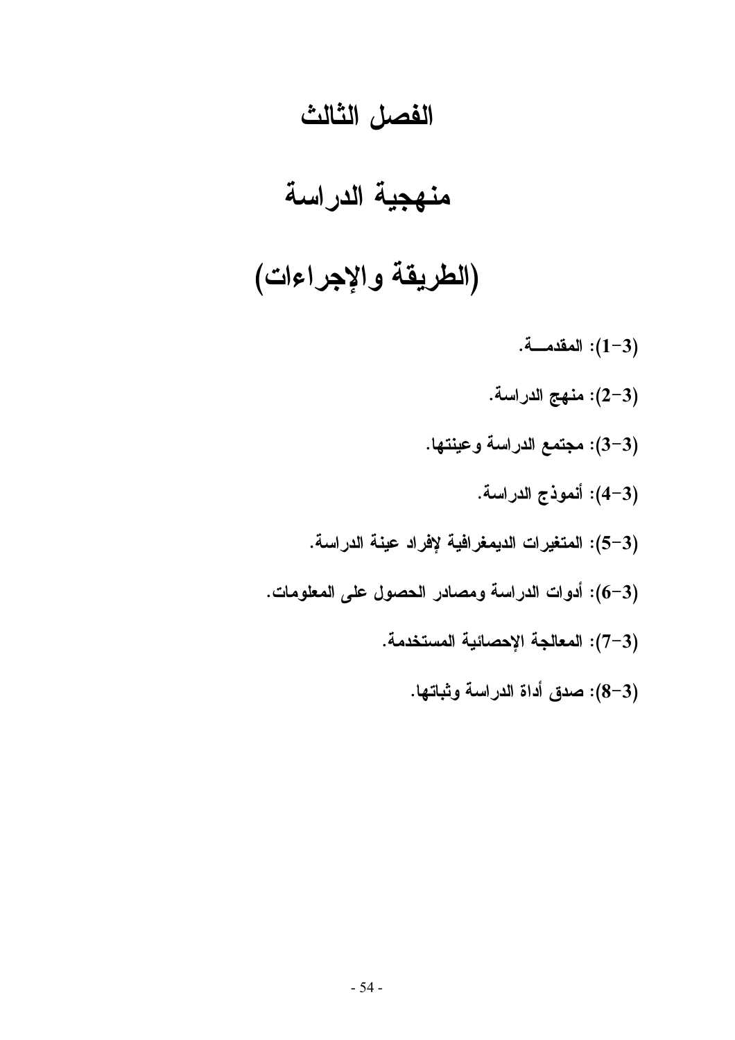# الفصل الثالث

# منهجية الدراسة

# (الطريقة والإجراءات)

**(3-1): المقدمـــة.**

**(3-2): منهج الدراسة.**

**(3-3): مجتمع الدراسة وعينتها.**

**(3-4): أنموذج الدراسة.**

**(3-5): المتغيرات الديمغرافية لإفراد عينة الدراسة.**

**(3-6): أدوات الدراسة ومصادر الحصول على المعلومات.**

**(3-7): المعالجة الإحصائية المستخدمة.**

**(3-8): صدق أداة الدراسة وثباتها.**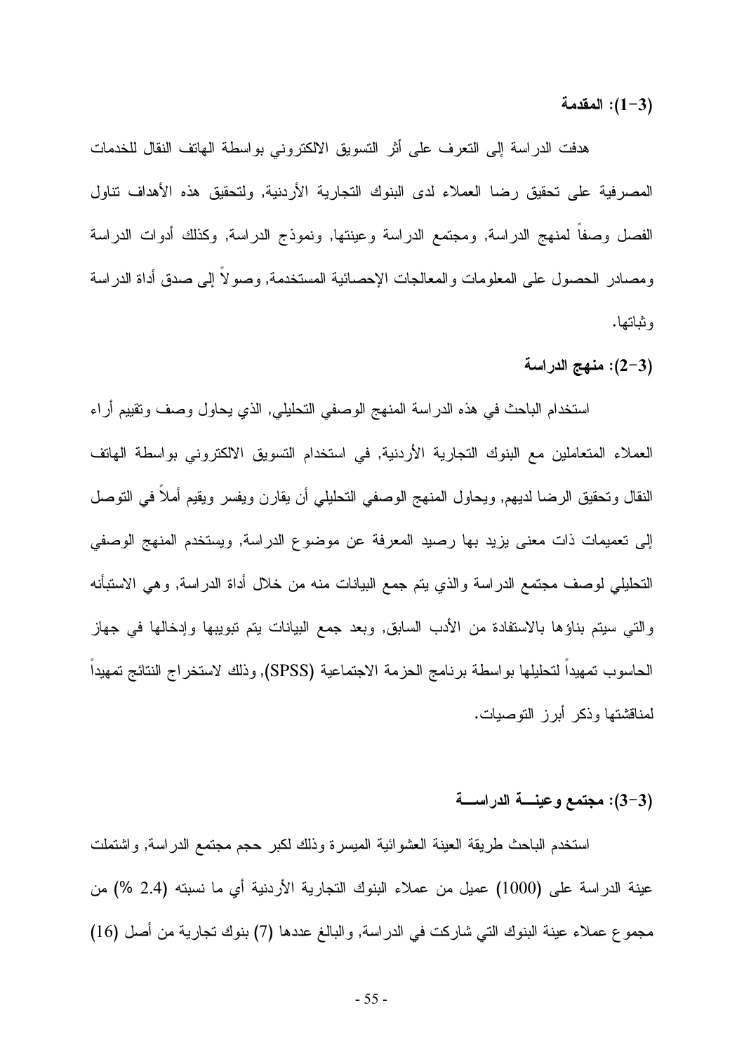### (3-1): المقدمة

هدفت الدراسة إلى التعرف على أثر التسويق الالكتروني بواسطة الهاتف النقال للخدمات المصرفية على تحقيق رضا العملاء لدى البنوك التجارية الأردنية, ولتحقيق هذه الأهداف تناول الفصل وصفاً لمنهج الدراسة, ومجتمع الدراسة وعينتها, ونموذج الدراسة, وكذلك أدوات الدراسة ومصادر الحصول على المعلومات والمعالجات الإحصائية المستخدمة, وصولاً إلى صدق أداة الدراسة وثباتها.

### (3-2): منهج الدراسة

استخدام الباحث في هذه الدراسة المنهج الوصفي التحليلي, الذي يحاول وصف وتقييم أراء العملاء المتعاملين مع البنوك التجارية الأردنية, في استخدام التسويق الالكتروني بواسطة الهاتف النقال وتحقيق الرضا لديهم, ويحاول المنهج الوصفي التحليلي أن يقارن ويفسر ويقيم أملاً في التوصل إلى تعميمات ذات معنى يزيد بها رصيد المعرفة عن موضوع الدراسة, ويستخدم المنهج الوصفي التحليلي لوصف مجتمع الدراسة والذي يتم جمع البيانات منه من خلال أداة الدراسة, وهي الاستبأنه والتي سيتم بناؤها بالاستفادة من الأدب السابق, وبعد جمع البيانات يتم تبويبها وإدخالها في جهاز الحاسوب تمهيداً لتحليلها بواسطة برنامج الحزمة الاجتماعية (SPSS), وذلك لاستخراج النتائج تمهيداً لمناقشتها وذكر أبرز التوصيات.

### (3-3): مجتمع وعينـــة الدراســـة

استخدم الباحث طريقة العينة العشوائية الميسرة وذلك لكبر حجم مجتمع الدراسة, واشتملت عينة الدراسة على (1000) عميل من عملاء البنوك التجارية الأردنية أي ما نسبته (2.4 %) من مجموع عملاء عينة البنوك التي شاركت في الدراسة, والبالغ عددها (7) بنوك تجارية من أصل (16)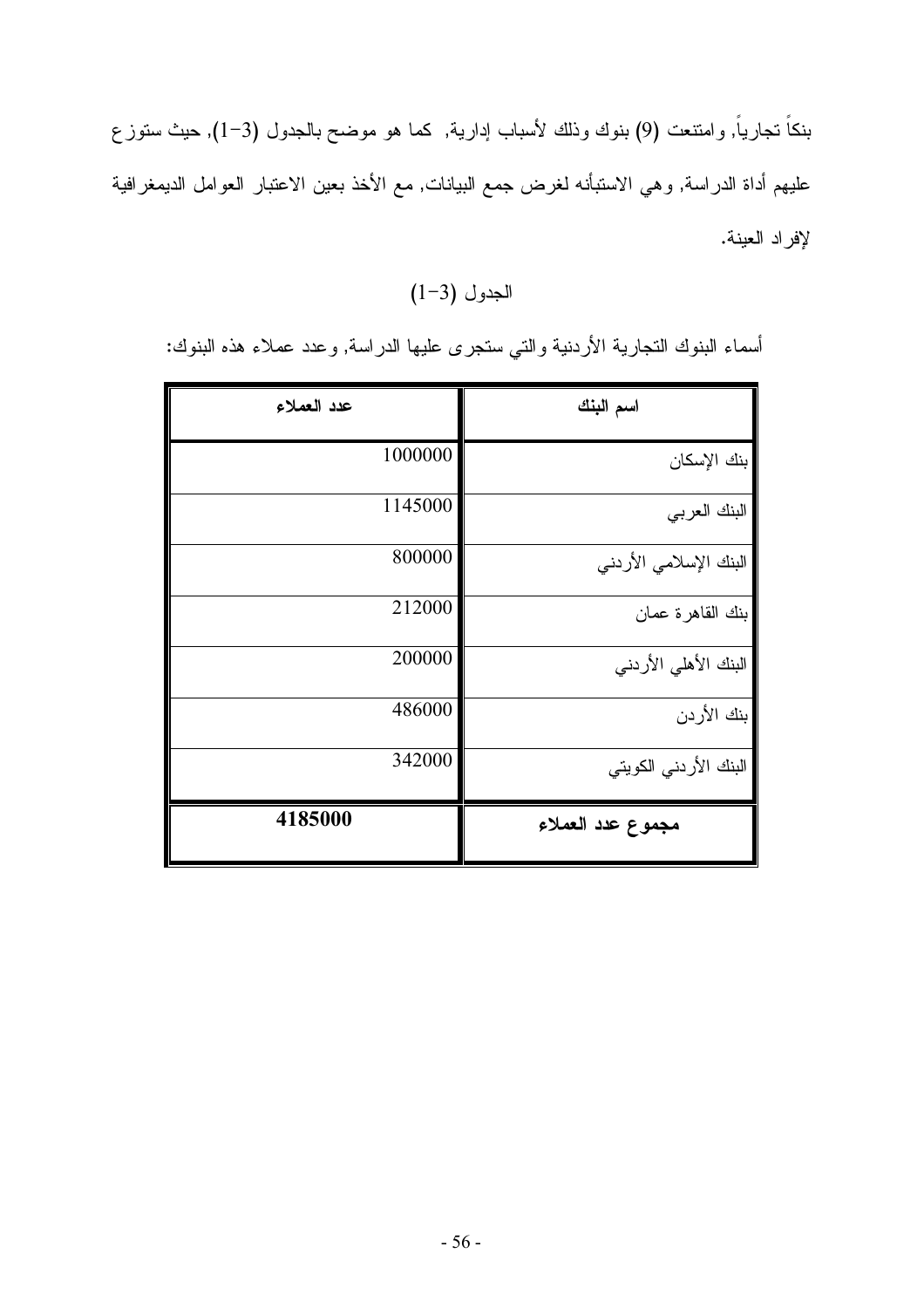بنكاً تجارياً, وامتنعت (9) بنوك وذلك لأسباب إدارية, كما هو موضح بالجدول (3-1), حيث ستوزع عليهم أداة الدراسة, وهي الاستبأنه لغرض جمع البيانات, مع الأخذ بعين الاعتبار العوامل الديمغرافية لإفراد العينة.

الجدول (3-1)

أسماء البنوك التجارية الأردنية والتي ستجرى عليها الدراسة, وعدد عملاء هذه البنوك:

| اسم البنك | عدد العملاء |
|---|---|
| بنك الإسكان | 1000000 |
| البنك العربي | 1145000 |
| البنك الإسلامي الأردني | 800000 |
| بنك القاهرة عمان | 212000 |
| البنك الأهلي الأردني | 200000 |
| بنك الأردن | 486000 |
| البنك الأردني الكويتي | 342000 |
| **مجموع عدد العملاء** | **4185000** |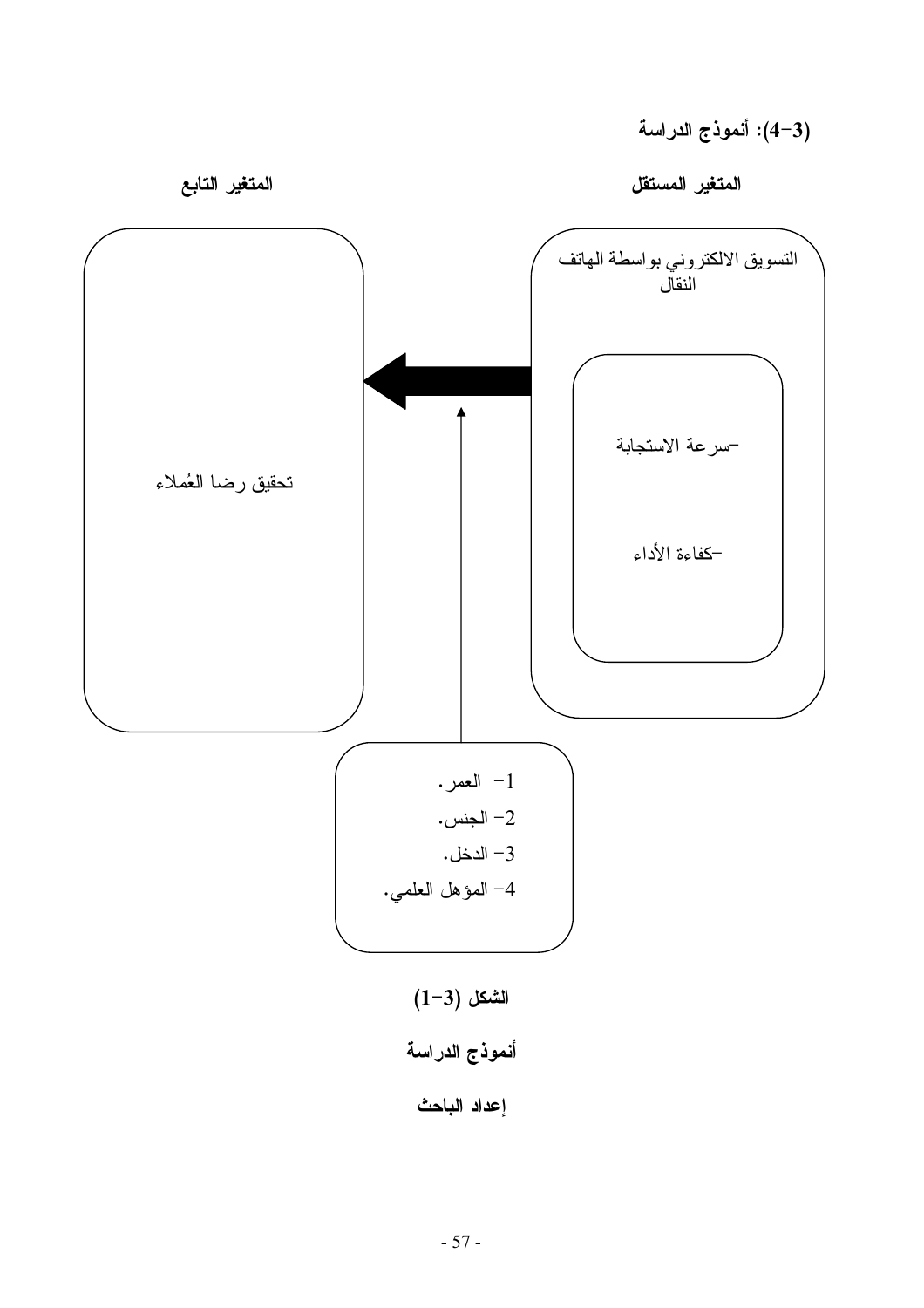### (3-4): أنموذج الدراسة

**المتغير المستقل**

**المتغير التابع**

التسويق الالكتروني بواسطة الهاتف النقال

-سرعة الاستجابة

-كفاءة الأداء

تحقيق رضا العُملاء

1- العمر.
2- الجنس.
3- الدخل.
4- المؤهل العلمي.

**الشكل (3-1)**

**أنموذج الدراسة**

**إعداد الباحث**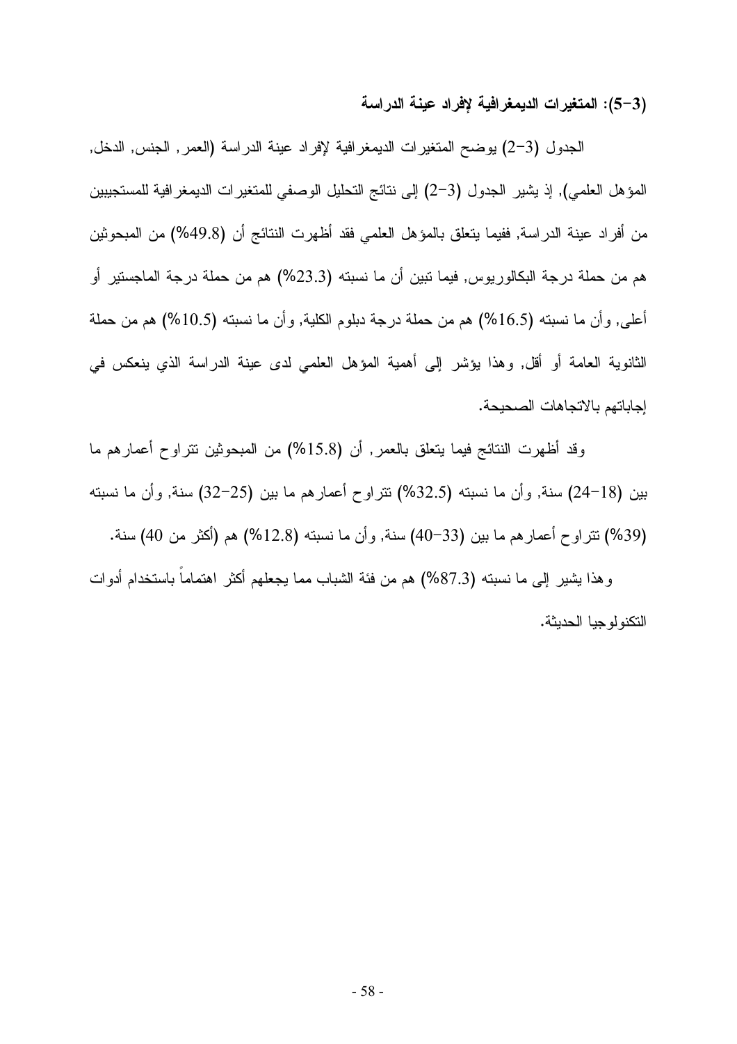**(3-5): المتغيرات الديمغرافية لإفراد عينة الدراسة**

الجدول (3-2) يوضح المتغيرات الديمغرافية لإفراد عينة الدراسة (العمر, الجنس, الدخل, المؤهل العلمي), إذ يشير الجدول (3-2) إلى نتائج التحليل الوصفي للمتغيرات الديمغرافية للمستجيبين من أفراد عينة الدراسة, ففيما يتعلق بالمؤهل العلمي فقد أظهرت النتائج أن (49.8%) من المبحوثين هم من حملة درجة البكالوريوس, فيما تبين أن ما نسبته (23.3%) هم من حملة درجة الماجستير أو أعلى, وأن ما نسبته (16.5%) هم من حملة درجة دبلوم الكلية, وأن ما نسبته (10.5%) هم من حملة الثانوية العامة أو أقل, وهذا يؤشر إلى أهمية المؤهل العلمي لدى عينة الدراسة الذي ينعكس في إجاباتهم بالاتجاهات الصحيحة.

وقد أظهرت النتائج فيما يتعلق بالعمر, أن (15.8%) من المبحوثين تتراوح أعمارهم ما بين (18-24) سنة, وأن ما نسبته (32.5%) تتراوح أعمارهم ما بين (25-32) سنة, وأن ما نسبته (39%) تتراوح أعمارهم ما بين (33-40) سنة, وأن ما نسبته (12.8%) هم (أكثر من 40) سنة.

وهذا يشير إلى ما نسبته (87.3%) هم من فئة الشباب مما يجعلهم أكثر اهتماماً باستخدام أدوات التكنولوجيا الحديثة.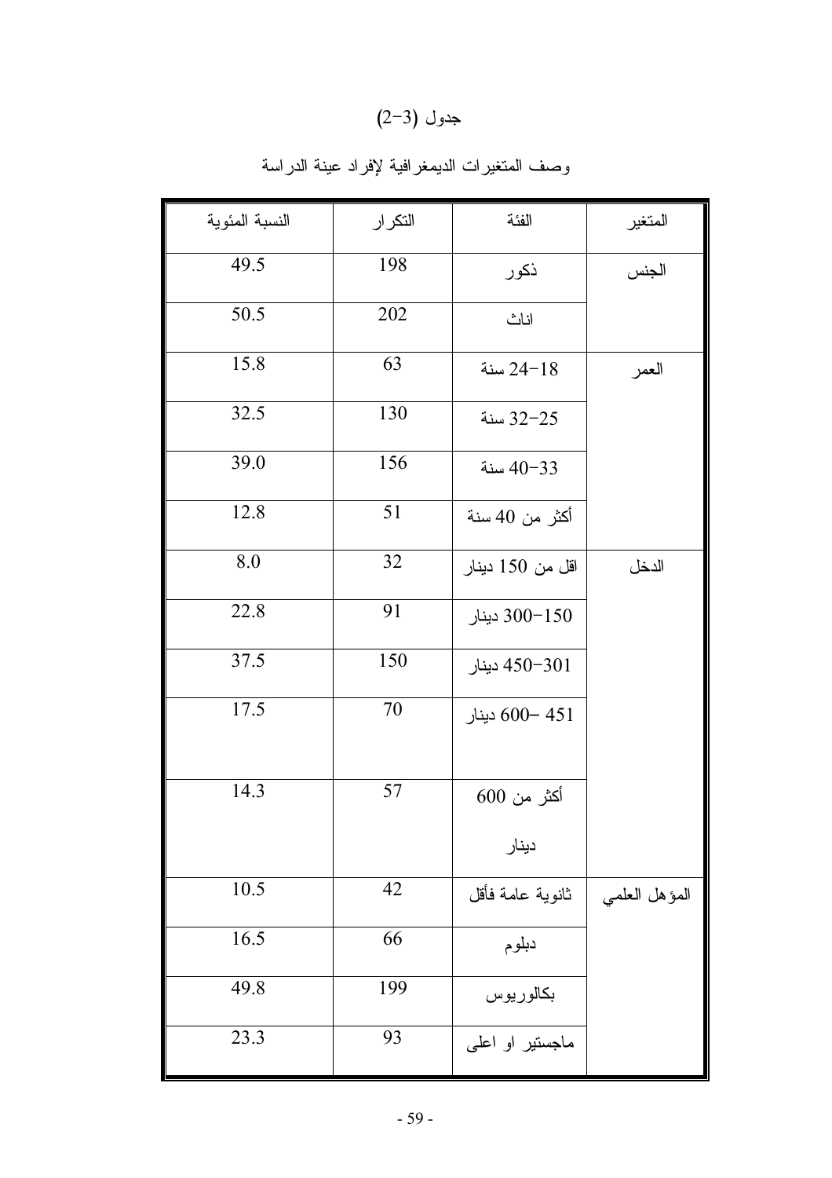جدول (3-2)

وصف المتغيرات الديمغرافية لإفراد عينة الدراسة

| المتغير | الفئة | التكرار | النسبة المئوية |
|---|---|---|---|
| الجنس | ذكور | 198 | 49.5 |
| | اناث | 202 | 50.5 |
| العمر | 18-24 سنة | 63 | 15.8 |
| | 25-32 سنة | 130 | 32.5 |
| | 33-40 سنة | 156 | 39.0 |
| | أكثر من 40 سنة | 51 | 12.8 |
| الدخل | اقل من 150 دينار | 32 | 8.0 |
| | 150-300 دينار | 91 | 22.8 |
| | 301-450 دينار | 150 | 37.5 |
| | 451 -600 دينار | 70 | 17.5 |
| | أكثر من 600 دينار | 57 | 14.3 |
| المؤهل العلمي | ثانوية عامة فأقل | 42 | 10.5 |
| | دبلوم | 66 | 16.5 |
| | بكالوريوس | 199 | 49.8 |
| | ماجستير او اعلى | 93 | 23.3 |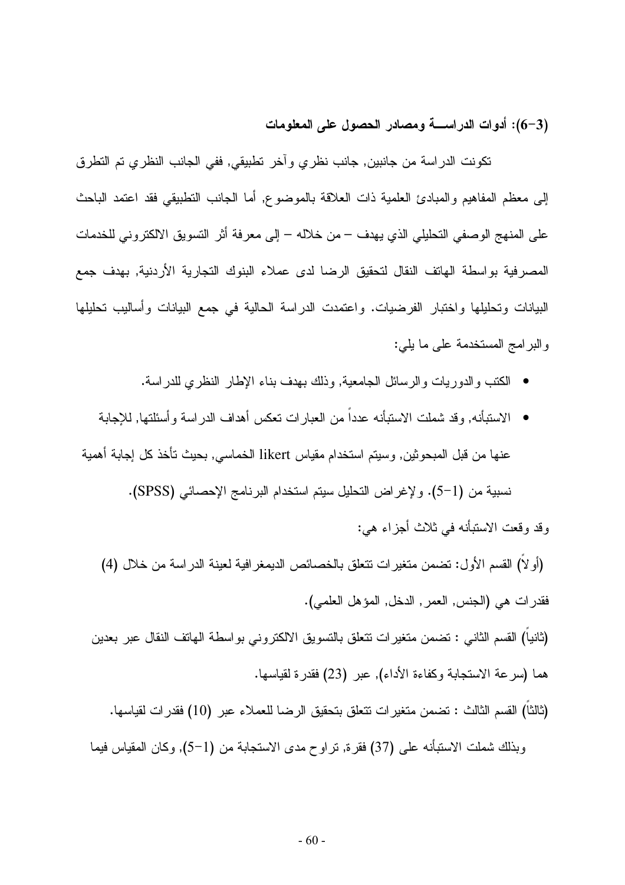**(3-6): أدوات الدراســـة ومصادر الحصول على المعلومات**

تكونت الدراسة من جانبين, جانب نظري وآخر تطبيقي, ففي الجانب النظري تم التطرق إلى معظم المفاهيم والمبادئ العلمية ذات العلاقة بالموضوع, أما الجانب التطبيقي فقد اعتمد الباحث على المنهج الوصفي التحليلي الذي يهدف – من خلاله – إلى معرفة أثر التسويق الالكتروني للخدمات المصرفية بواسطة الهاتف النقال لتحقيق الرضا لدى عملاء البنوك التجارية الأردنية, بهدف جمع البيانات وتحليلها واختبار الفرضيات. واعتمدت الدراسة الحالية في جمع البيانات وأساليب تحليلها والبرامج المستخدمة على ما يلي:

- الكتب والدوريات والرسائل الجامعية, وذلك بهدف بناء الإطار النظري للدراسة.
- الاستبأنه, وقد شملت الاستبأنه عدداً من العبارات تعكس أهداف الدراسة وأسئلتها, للإجابة عنها من قبل المبحوثين, وسيتم استخدام مقياس likert الخماسي, بحيث تأخذ كل إجابة أهمية نسبية من (1-5). ولإغراض التحليل سيتم استخدام البرنامج الإحصائي (SPSS).

وقد وقعت الاستبأنه في ثلاث أجزاء هي:

(أولاً) القسم الأول: تضمن متغيرات تتعلق بالخصائص الديمغرافية لعينة الدراسة من خلال (4) فقدرات هي (الجنس, العمر, الدخل, المؤهل العلمي).

(ثانياً) القسم الثاني : تضمن متغيرات تتعلق بالتسويق الالكتروني بواسطة الهاتف النقال عبر بعدين هما (سرعة الاستجابة وكفاءة الأداء), عبر (23) فقدرة لقياسها.

(ثالثاً) القسم الثالث : تضمن متغيرات تتعلق بتحقيق الرضا للعملاء عبر (10) فقدرات لقياسها.

وبذلك شملت الاستبأنه على (37) فقرة, تراوح مدى الاستجابة من (1-5), وكان المقياس فيما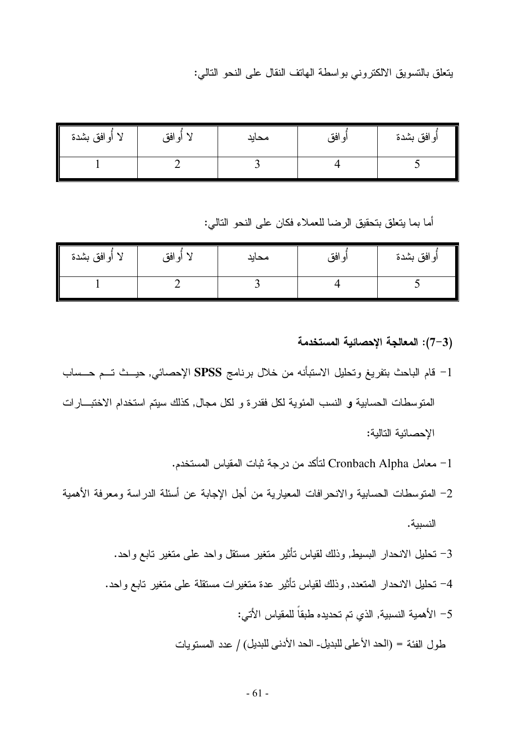يتعلق بالتسويق الالكتروني بواسطة الهاتف النقال على النحو التالي:

| أوافق بشدة | أوافق | محايد | لا أوافق | لا أوافق بشدة |
|---|---|---|---|---|
| 5 | 4 | 3 | 2 | 1 |

أما بما يتعلق بتحقيق الرضا للعملاء فكان على النحو التالي:

| أوافق بشدة | أوافق | محايد | لا أوافق | لا أوافق بشدة |
|---|---|---|---|---|
| 5 | 4 | 3 | 2 | 1 |

### (3-7): المعالجة الإحصائية المستخدمة

1- قام الباحث بتفريغ وتحليل الاستبأنه من خلال برنامج **SPSS** الإحصائي, حيث تم حساب المتوسطات الحسابية **و** النسب المئوية لكل فقدرة و لكل مجال, كذلك سيتم استخدام الاختبارات الإحصائية التالية:

1- معامل Cronbach Alpha لتأكد من درجة ثبات المقياس المستخدم.

2- المتوسطات الحسابية والانحرافات المعيارية من أجل الإجابة عن أسئلة الدراسة ومعرفة الأهمية النسبية.

3- تحليل الانحدار البسيط, وذلك لقياس تأثير متغير مستقل واحد على متغير تابع واحد.

4- تحليل الانحدار المتعدد, وذلك لقياس تأثير عدة متغيرات مستقلة على متغير تابع واحد.

5- الأهمية النسبية, الذي تم تحديده طبقاً للمقياس الأتي:

طول الفئة = (الحد الأعلى للبديل- الحد الأدنى للبديل) / عدد المستويات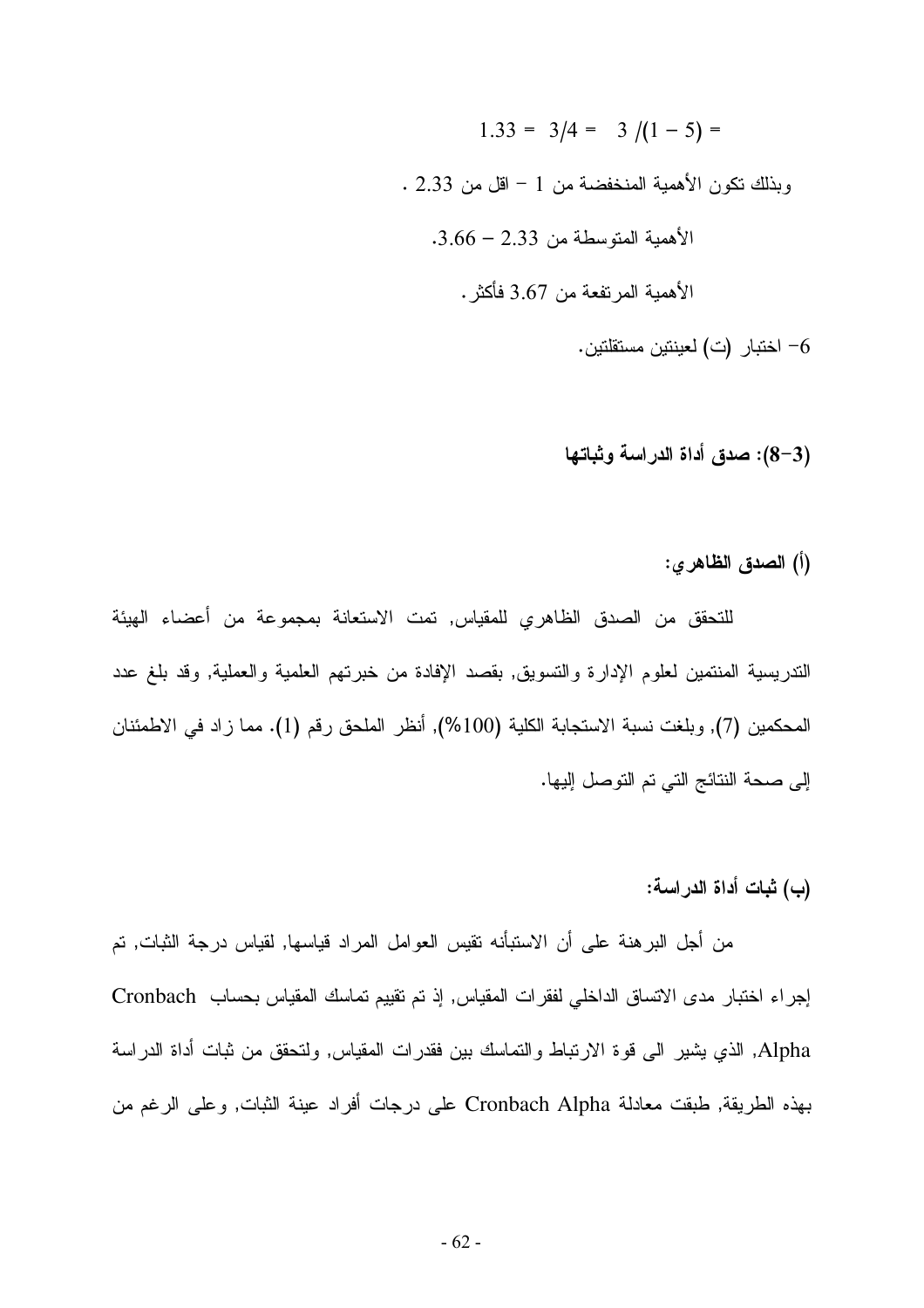$1.33 = 3/4 = 3 /(1 - 5) =$

وبذلك تكون الأهمية المنخفضة من 1 – اقل من 2.33 .

الأهمية المتوسطة من 2.33 – 3.66.

الأهمية المرتفعة من 3.67 فأكثر.

6- اختبار (ت) لعينتين مستقلتين.

**(3-8): صدق أداة الدراسة وثباتها**

**(أ) الصدق الظاهري:**

للتحقق من الصدق الظاهري للمقياس, تمت الاستعانة بمجموعة من أعضاء الهيئة التدريسية المنتمين لعلوم الإدارة والتسويق, بقصد الإفادة من خبرتهم العلمية والعملية, وقد بلغ عدد المحكمين (7), وبلغت نسبة الاستجابة الكلية (100%), أنظر الملحق رقم (1). مما زاد في الاطمئنان إلى صحة النتائج التي تم التوصل إليها.

**(ب) ثبات أداة الدراسة:**

من أجل البرهنة على أن الاستبأنه تقيس العوامل المراد قياسها, لقياس درجة الثبات, تم إجراء اختبار مدى الاتساق الداخلي لفقرات المقياس, إذ تم تقييم تماسك المقياس بحساب Cronbach Alpha, الذي يشير الى قوة الارتباط والتماسك بين فقدرات المقياس, ولتحقق من ثبات أداة الدراسة بهذه الطريقة, طبقت معادلة Cronbach Alpha على درجات أفراد عينة الثبات, وعلى الرغم من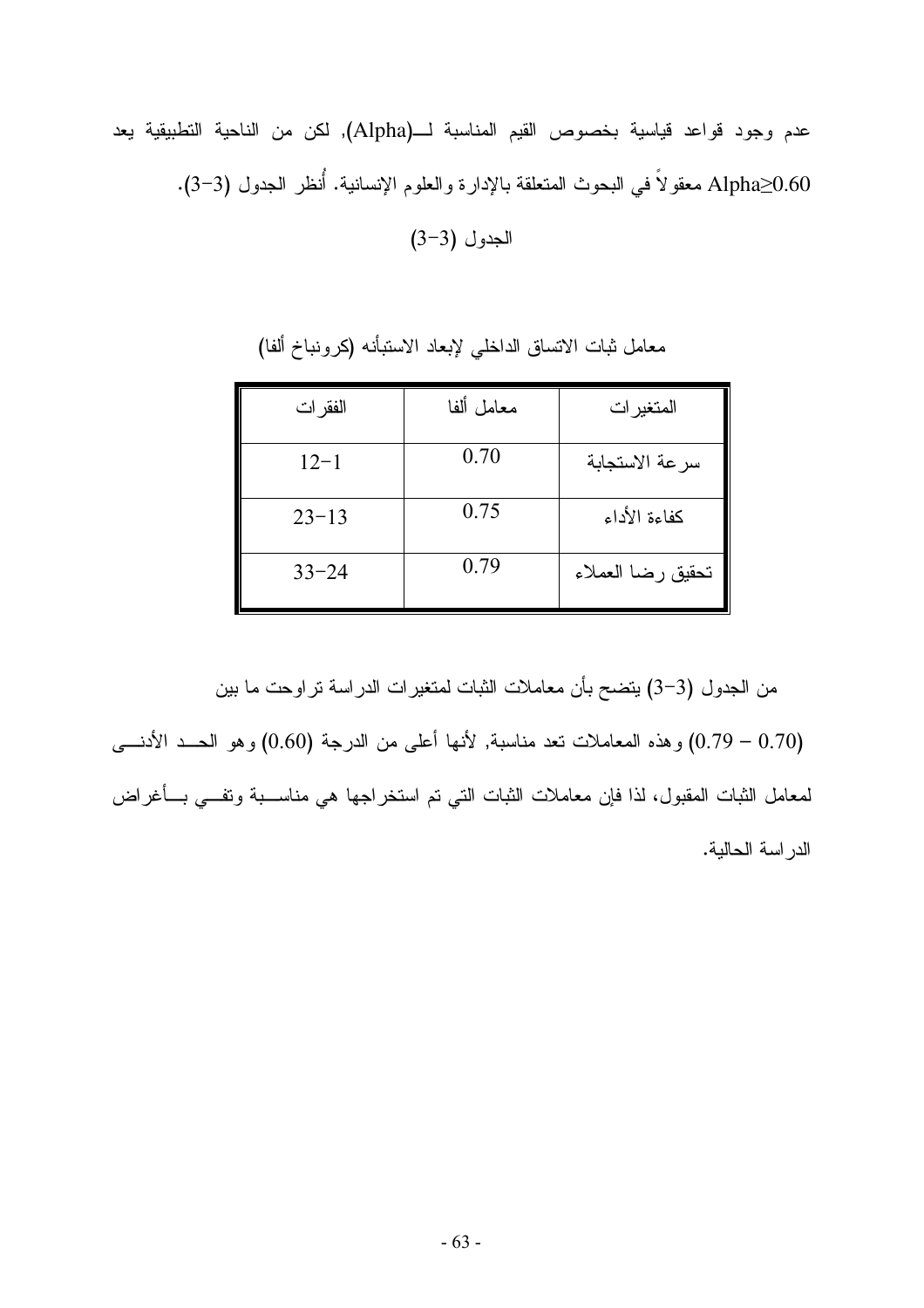عدم وجود قواعد قياسية بخصوص القيم المناسبة لــ(Alpha), لكن من الناحية التطبيقية يعد $Alpha \geq 0.60$ معقولاً في البحوث المتعلقة بالإدارة والعلوم الإنسانية. أُنظر الجدول (3-3).

الجدول (3-3)

معامل ثبات الاتساق الداخلي لإبعاد الاستبأنه (كرونباخ ألفا)

| المتغيرات | معامل ألفا | الفقرات |
|---|---|---|
| سرعة الاستجابة | 0.70 | 12-1 |
| كفاءة الأداء | 0.75 | 23-13 |
| تحقيق رضا العملاء | 0.79 | 33-24 |

من الجدول (3-3) يتضح بأن معاملات الثبات لمتغيرات الدراسة تراوحت ما بين (0.70 – 0.79) وهذه المعاملات تعد مناسبة, لأنها أعلى من الدرجة (0.60) وهو الحد الأدنى لمعامل الثبات المقبول، لذا فإن معاملات الثبات التي تم استخراجها هي مناسبة وتفي بأغراض الدراسة الحالية.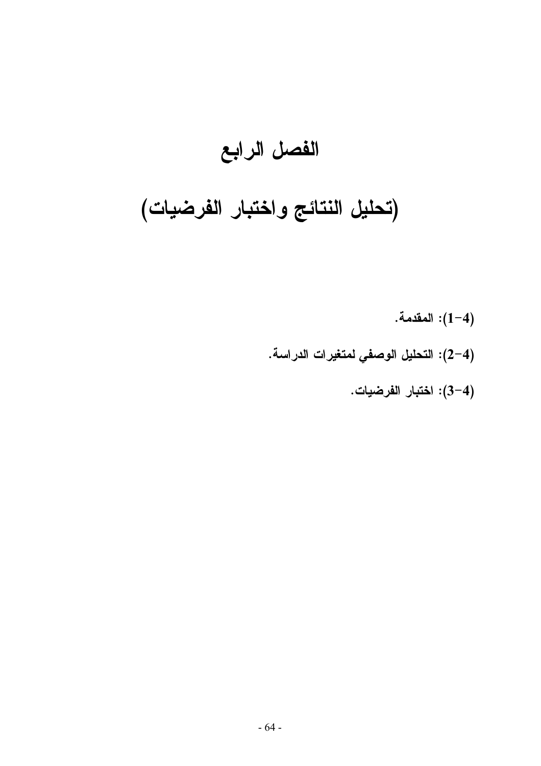# الفصل الرابع

# (تحليل النتائج واختبار الفرضيات)

(4-1): المقدمة.

(4-2): التحليل الوصفي لمتغيرات الدراسة.

(4-3): اختبار الفرضيات.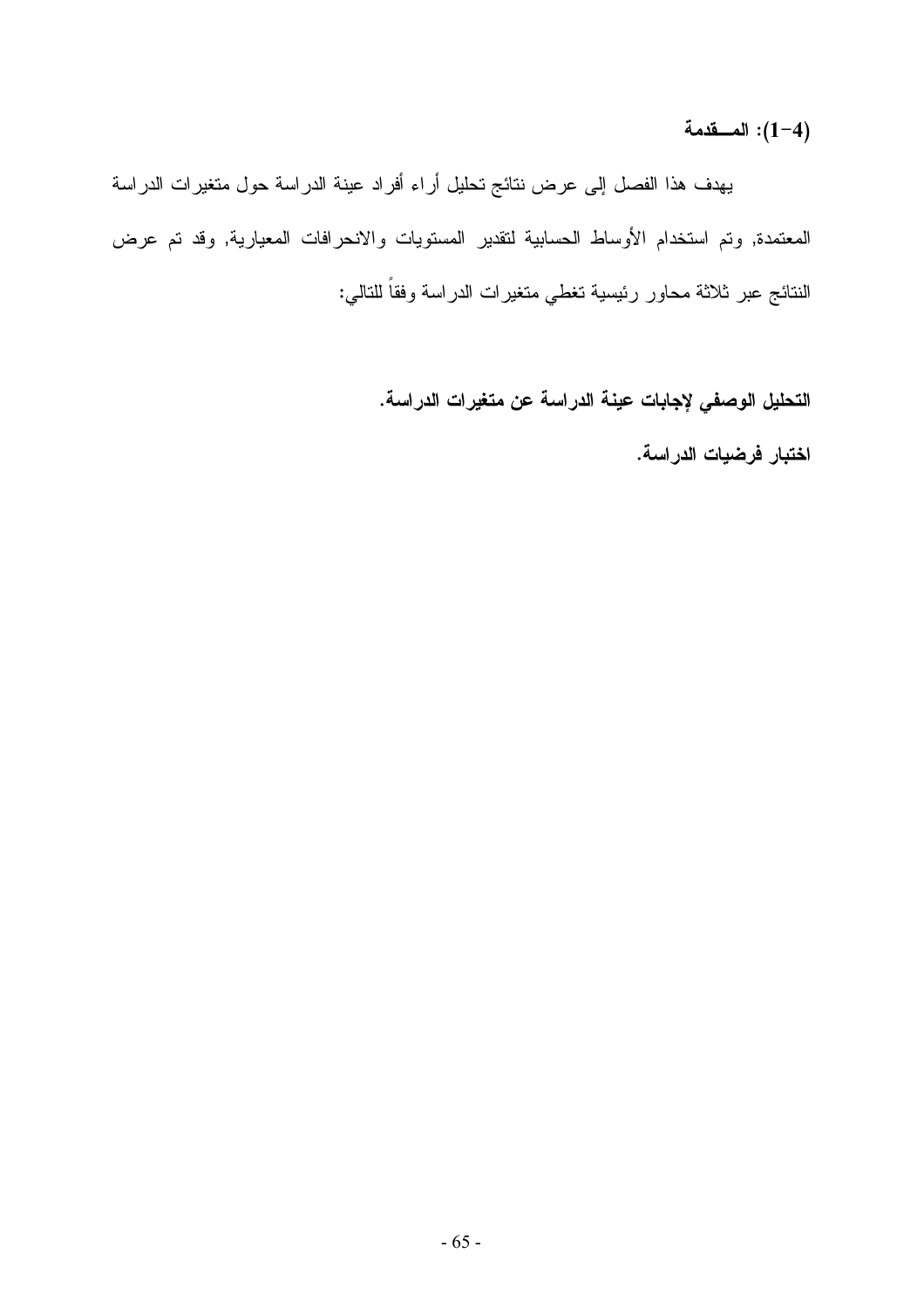## (4-1): المــقدمة

يهدف هذا الفصل إلى عرض نتائج تحليل أراء أفراد عينة الدراسة حول متغيرات الدراسة المعتمدة, وتم استخدام الأوساط الحسابية لتقدير المستويات والانحرافات المعيارية, وقد تم عرض النتائج عبر ثلاثة محاور رئيسية تغطي متغيرات الدراسة وفقاً للتالي:

**التحليل الوصفي لإجابات عينة الدراسة عن متغيرات الدراسة.**

**اختبار فرضيات الدراسة.**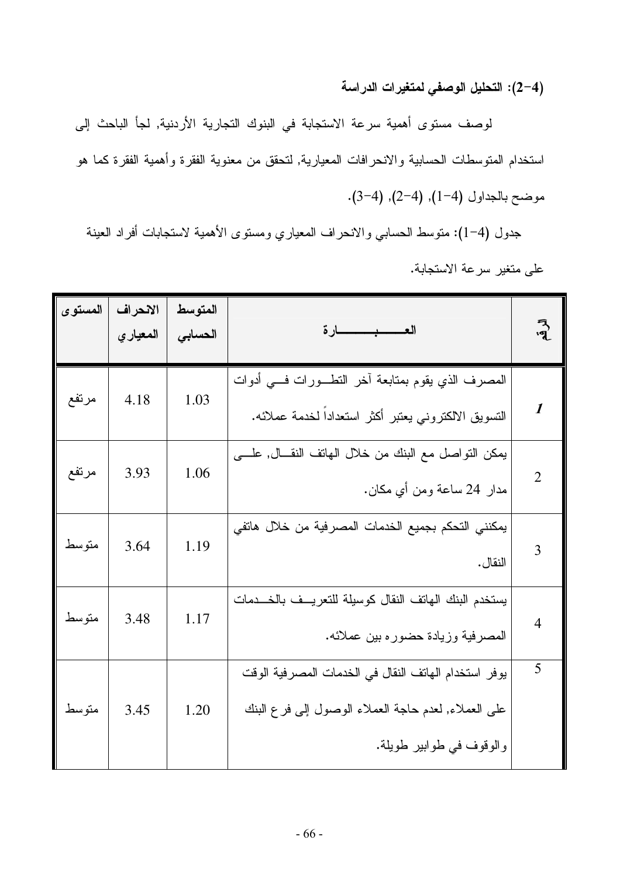### (4-2): التحليل الوصفي لمتغيرات الدراسة

لوصف مستوى أهمية سرعة الاستجابة في البنوك التجارية الأردنية, لجأ الباحث إلى استخدام المتوسطات الحسابية والانحرافات المعيارية, لتحقق من معنوية الفقرة وأهمية الفقرة كما هو موضح بالجداول (4-1), (4-2), (4-3).

جدول (4-1): متوسط الحسابي والانحراف المعياري ومستوى الأهمية لاستجابات أفراد العينة على متغير سرعة الاستجابة.

| ت | العبارة | المتوسط الحسابي | الانحراف المعياري | المستوى |
|---|---|---|---|---|
| *1* | المصرف الذي يقوم بمتابعة آخر التطورات في أدوات التسويق الالكتروني يعتبر أكثر استعداداً لخدمة عملائه. | 1.03 | 4.18 | مرتفع |
| 2 | يمكن التواصل مع البنك من خلال الهاتف النقال, على مدار 24 ساعة ومن أي مكان. | 1.06 | 3.93 | مرتفع |
| 3 | يمكنني التحكم بجميع الخدمات المصرفية من خلال هاتفي النقال. | 1.19 | 3.64 | متوسط |
| 4 | يستخدم البنك الهاتف النقال كوسيلة للتعريف بالخدمات المصرفية وزيادة حضوره بين عملائه. | 1.17 | 3.48 | متوسط |
| 5 | يوفر استخدام الهاتف النقال في الخدمات المصرفية الوقت على العملاء, لعدم حاجة العملاء الوصول إلى فرع البنك والوقوف في طوابير طويلة. | 1.20 | 3.45 | متوسط |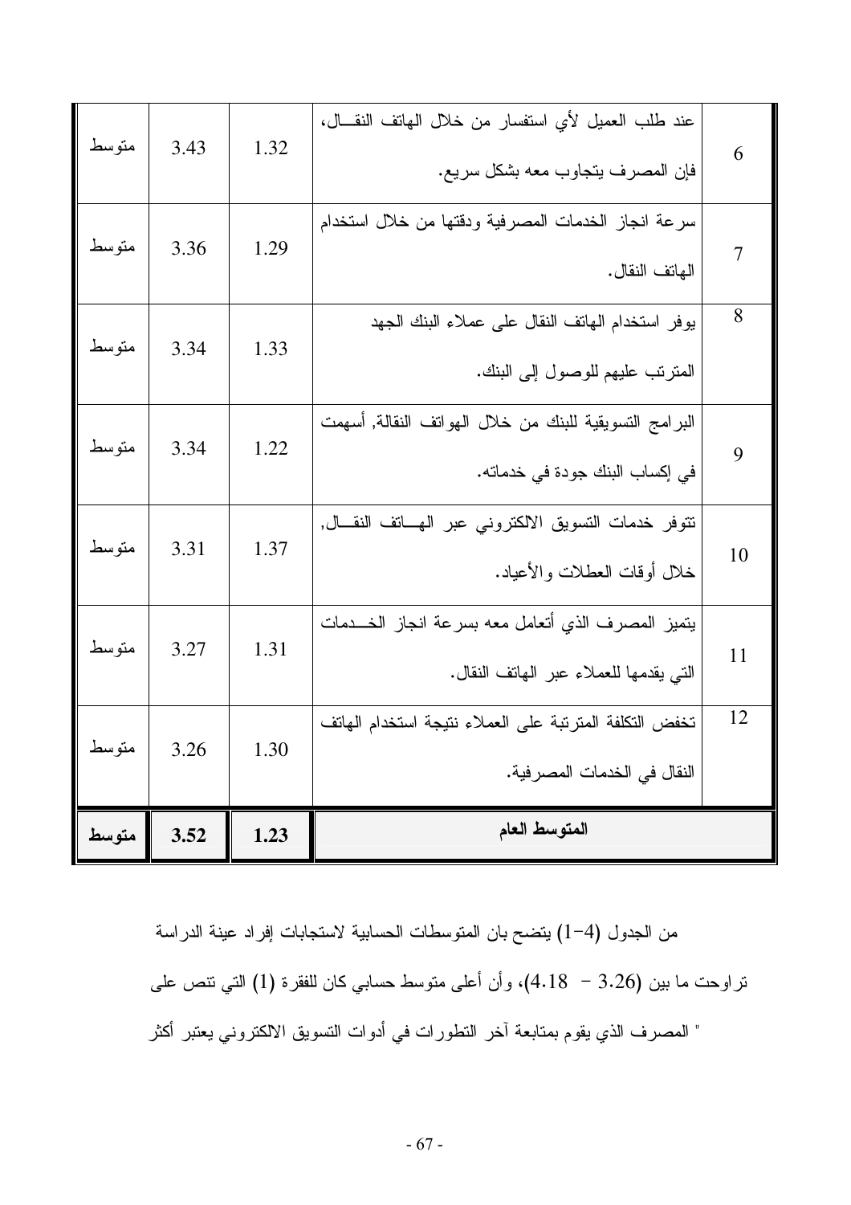| | | | | |
|---|---|---|---|---|
| 6 | عند طلب العميل لأي استفسار من خلال الهاتف النقـال، فإن المصرف يتجاوب معه بشكل سريع. | 1.32 | 3.43 | متوسط |
| 7 | سرعة انجاز الخدمات المصرفية ودقتها من خلال استخدام الهاتف النقال. | 1.29 | 3.36 | متوسط |
| 8 | يوفر استخدام الهاتف النقال على عملاء البنك الجهد المترتب عليهم للوصول إلى البنك. | 1.33 | 3.34 | متوسط |
| 9 | البرامج التسويقية للبنك من خلال الهواتف النقالة, أسهمت في إكساب البنك جودة في خدماته. | 1.22 | 3.34 | متوسط |
| 10 | تتوفر خدمات التسويق الالكتروني عبر الهـاتف النقـال, خلال أوقات العطلات والأعياد. | 1.37 | 3.31 | متوسط |
| 11 | يتميز المصرف الذي أتعامل معه بسرعة انجاز الخـدمات التي يقدمها للعملاء عبر الهاتف النقال. | 1.31 | 3.27 | متوسط |
| 12 | تخفض التكلفة المترتبة على العملاء نتيجة استخدام الهاتف النقال في الخدمات المصرفية. | 1.30 | 3.26 | متوسط |
| | **المتوسط العام** | **1.23** | **3.52** | **متوسط** |

من الجدول (4-1) يتضح بان المتوسطات الحسابية لاستجابات إفراد عينة الدراسة تراوحت ما بين (3.26 - 4.18)، وأن أعلى متوسط حسابي كان للفقرة (1) التي تنص على " المصرف الذي يقوم بمتابعة آخر التطورات في أدوات التسويق الالكتروني يعتبر أكثر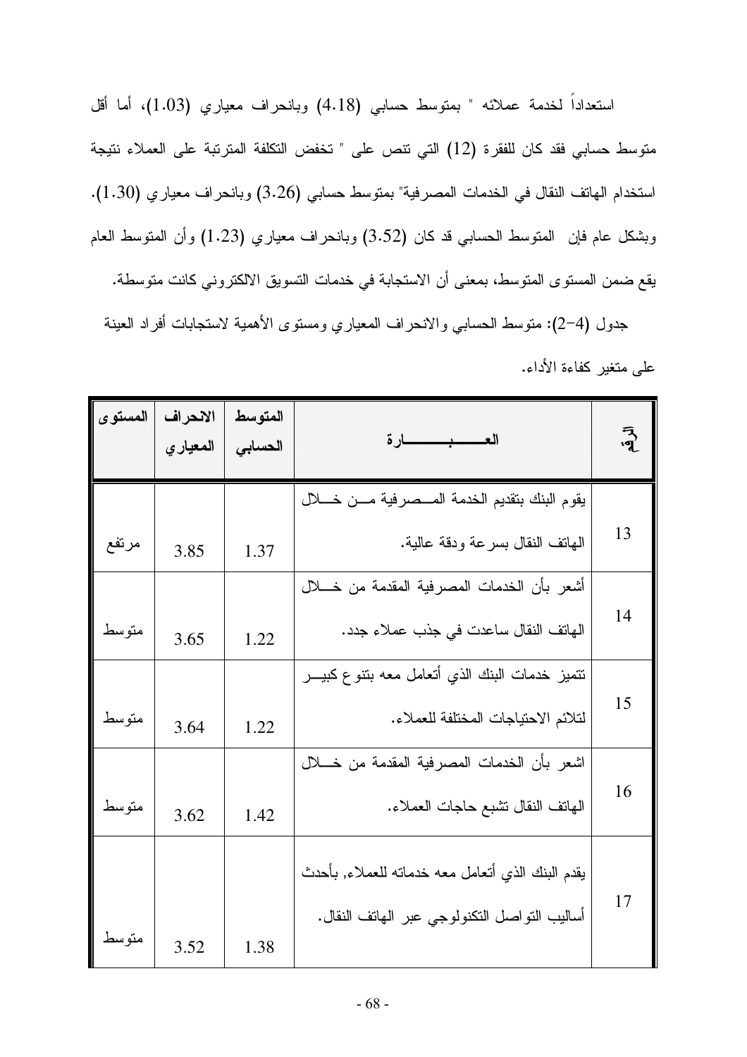استعداداً لخدمة عملائه " بمتوسط حسابي (4.18) وبانحراف معياري (1.03)، أما أقل متوسط حسابي فقد كان للفقرة (12) التي تنص على " تخفض التكلفة المترتبة على العملاء نتيجة استخدام الهاتف النقال في الخدمات المصرفية" بمتوسط حسابي (3.26) وبانحراف معياري (1.30). وبشكل عام فإن المتوسط الحسابي قد كان (3.52) وبانحراف معياري (1.23) وأن المتوسط العام يقع ضمن المستوى المتوسط، بمعنى أن الاستجابة في خدمات التسويق الالكتروني كانت متوسطة.

جدول (4-2): متوسط الحسابي والانحراف المعياري ومستوى الأهمية لاستجابات أفراد العينة على متغير كفاءة الأداء.

| رقم | العبارة | المتوسط الحسابي | الانحراف المعياري | المستوى |
|---|---|---|---|---|
| 13 | يقوم البنك بتقديم الخدمة المصرفية من خلال الهاتف النقال بسرعة ودقة عالية. | 1.37 | 3.85 | مرتفع |
| 14 | أشعر بأن الخدمات المصرفية المقدمة من خلال الهاتف النقال ساعدت في جذب عملاء جدد. | 1.22 | 3.65 | متوسط |
| 15 | تتميز خدمات البنك الذي أتعامل معه بتنوع كبير لتلائم الاحتياجات المختلفة للعملاء. | 1.22 | 3.64 | متوسط |
| 16 | اشعر بأن الخدمات المصرفية المقدمة من خلال الهاتف النقال تشبع حاجات العملاء. | 1.42 | 3.62 | متوسط |
| 17 | يقدم البنك الذي أتعامل معه خدماته للعملاء, بأحدث أساليب التواصل التكنولوجي عبر الهاتف النقال. | 1.38 | 3.52 | متوسط |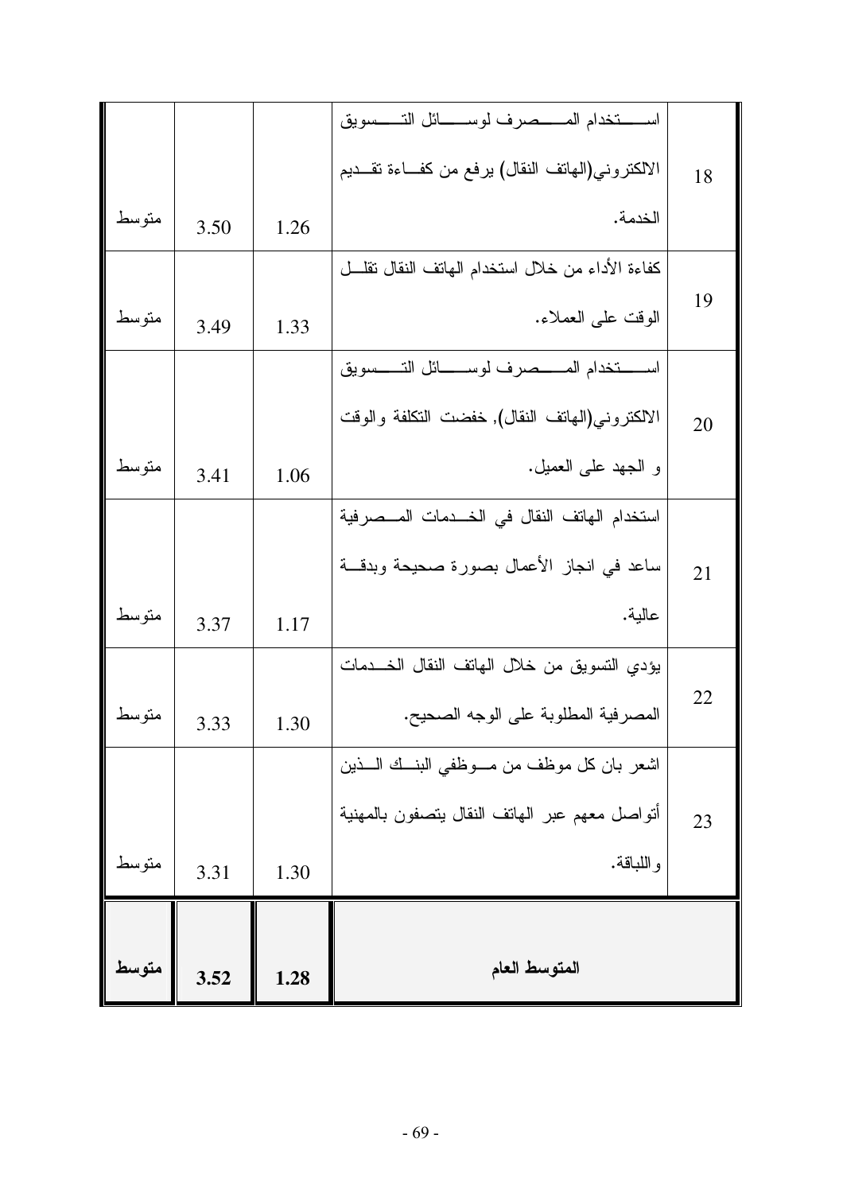| 18 | استخدام المصرف لوسائل التسويق الالكتروني(الهاتف النقال) يرفع من كفاءة تقديم الخدمة. | 1.26 | 3.50 | متوسط |
|---|---|---|---|---|
| 19 | كفاءة الأداء من خلال استخدام الهاتف النقال تقلل الوقت على العملاء. | 1.33 | 3.49 | متوسط |
| 20 | استخدام المصرف لوسائل التسويق الالكتروني(الهاتف النقال), خفضت التكلفة والوقت و الجهد على العميل. | 1.06 | 3.41 | متوسط |
| 21 | استخدام الهاتف النقال في الخدمات المصرفية ساعد في انجاز الأعمال بصورة صحيحة وبدقة عالية. | 1.17 | 3.37 | متوسط |
| 22 | يؤدي التسويق من خلال الهاتف النقال الخدمات المصرفية المطلوبة على الوجه الصحيح. | 1.30 | 3.33 | متوسط |
| 23 | اشعر بان كل موظف من موظفي البنك الذين أتواصل معهم عبر الهاتف النقال يتصفون بالمهنية واللباقة. | 1.30 | 3.31 | متوسط |
| | **المتوسط العام** | **1.28** | **3.52** | **متوسط** |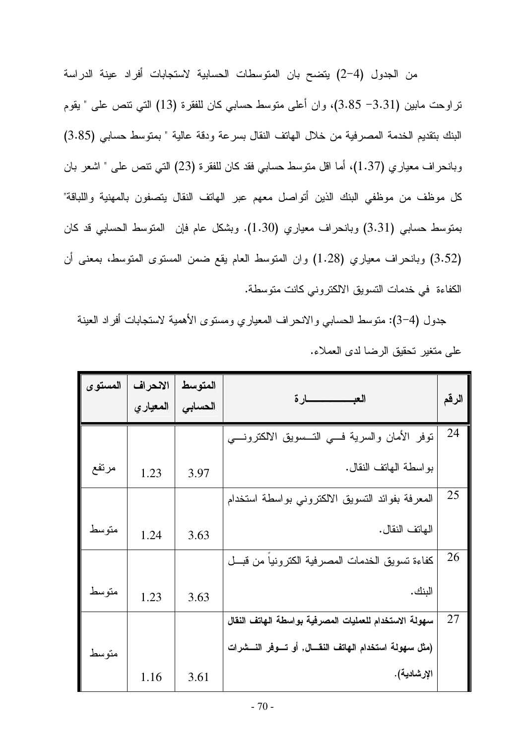من الجدول (4-2) يتضح بان المتوسطات الحسابية لاستجابات أفراد عينة الدراسة تراوحت مابين (3.31- 3.85)، وان أعلى متوسط حسابي كان للفقرة (13) التي تنص على " يقوم البنك بتقديم الخدمة المصرفية من خلال الهاتف النقال بسرعة ودقة عالية " بمتوسط حسابي (3.85) وبانحراف معياري (1.37)، أما اقل متوسط حسابي فقد كان للفقرة (23) التي تنص على " اشعر بان كل موظف من موظفي البنك الذين أتواصل معهم عبر الهاتف النقال يتصفون بالمهنية واللباقة" بمتوسط حسابي (3.31) وبانحراف معياري (1.30). وبشكل عام فإن المتوسط الحسابي قد كان (3.52) وبانحراف معياري (1.28) وان المتوسط العام يقع ضمن المستوى المتوسط، بمعنى أن الكفاءة في خدمات التسويق الالكتروني كانت متوسطة.

جدول (4-3): متوسط الحسابي والانحراف المعياري ومستوى الأهمية لاستجابات أفراد العينة على متغير تحقيق الرضا لدى العملاء.

| الرقم | العبارة | المتوسط الحسابي | الانحراف المعياري | المستوى |
|---|---|---|---|---|
| 24 | توفر الأمان والسرية في التسويق الالكتروني بواسطة الهاتف النقال. | 3.97 | 1.23 | مرتفع |
| 25 | المعرفة بفوائد التسويق الالكتروني بواسطة استخدام الهاتف النقال. | 3.63 | 1.24 | متوسط |
| 26 | كفاءة تسويق الخدمات المصرفية الكترونياً من قبل البنك. | 3.63 | 1.23 | متوسط |
| 27 | **سهولة الاستخدام للعمليات المصرفية بواسطة الهاتف النقال (مثل سهولة استخدام الهاتف النقال, أو توفر النشرات الإرشادية).** | 3.61 | 1.16 | متوسط |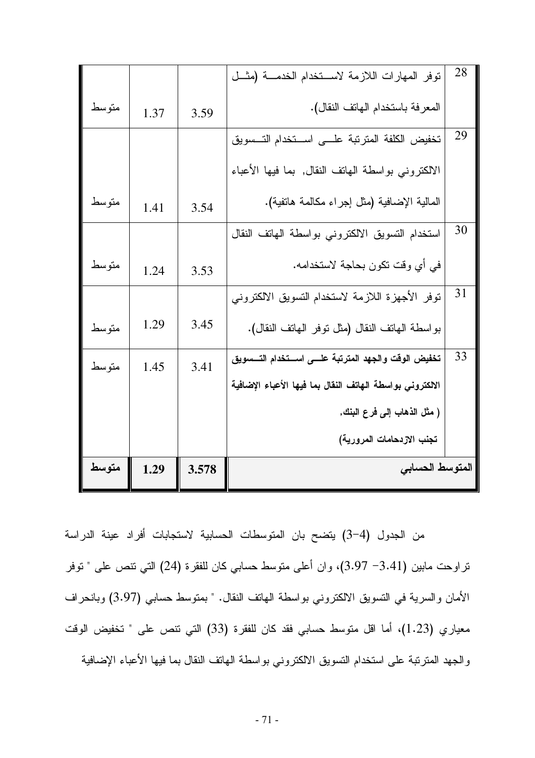| 28 | توفر المهارات اللازمة لاستخدام الخدمة (مثل المعرفة باستخدام الهاتف النقال). | 3.59 | 1.37 | متوسط |
|---|---|---|---|---|
| 29 | تخفيض الكلفة المترتبة على استخدام التسويق الالكتروني بواسطة الهاتف النقال, بما فيها الأعباء المالية الإضافية (مثل إجراء مكالمة هاتفية). | 3.54 | 1.41 | متوسط |
| 30 | استخدام التسويق الالكتروني بواسطة الهاتف النقال في أي وقت تكون بحاجة لاستخدامه. | 3.53 | 1.24 | متوسط |
| 31 | توفر الأجهزة اللازمة لاستخدام التسويق الالكتروني بواسطة الهاتف النقال (مثل توفر الهاتف النقال). | 3.45 | 1.29 | متوسط |
| 33 | **تخفيض الوقت والجهد المترتبة على استخدام التسويق الالكتروني بواسطة الهاتف النقال بما فيها الأعباء الإضافية ( مثل الذهاب إلى فرع البنك, تجنب الازدحامات المرورية)** | 3.41 | 1.45 | متوسط |
| | **المتوسط الحسابي** | **3.578** | **1.29** | **متوسط** |

من الجدول (4-3) يتضح بان المتوسطات الحسابية لاستجابات أفراد عينة الدراسة تراوحت مابين (3.41- 3.97)، وان أعلى متوسط حسابي كان للفقرة (24) التي تنص على " توفر الأمان والسرية في التسويق الالكتروني بواسطة الهاتف النقال. " بمتوسط حسابي (3.97) وبانحراف معياري (1.23)، أما اقل متوسط حسابي فقد كان للفقرة (33) التي تنص على " تخفيض الوقت والجهد المترتبة على استخدام التسويق الالكتروني بواسطة الهاتف النقال بما فيها الأعباء الإضافية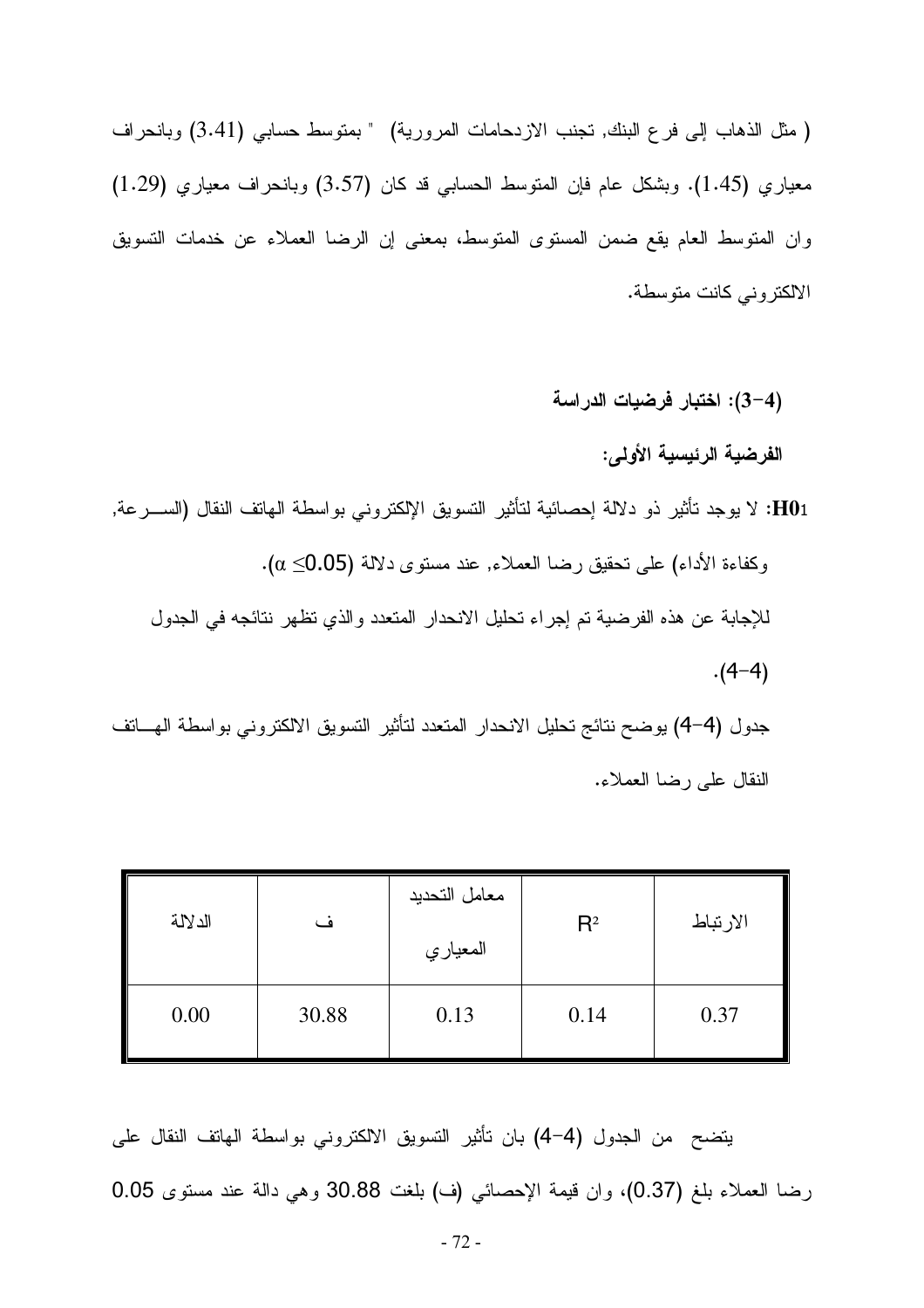( مثل الذهاب إلى فرع البنك, تجنب الازدحامات المرورية) " بمتوسط حسابي (3.41) وبانحراف معياري (1.45). وبشكل عام فإن المتوسط الحسابي قد كان (3.57) وبانحراف معياري (1.29) وان المتوسط العام يقع ضمن المستوى المتوسط، بمعنى إن الرضا العملاء عن خدمات التسويق الالكتروني كانت متوسطة.

### (4-3): اختبار فرضيات الدراسة

**الفرضية الرئيسية الأولى:**

**H01**: لا يوجد تأثير ذو دلالة إحصائية لتأثير التسويق الإلكتروني بواسطة الهاتف النقال (السرعة, وكفاءة الأداء) على تحقيق رضا العملاء, عند مستوى دلالة ($\alpha \leq 0.05$).

للإجابة عن هذه الفرضية تم إجراء تحليل الانحدار المتعدد والذي تظهر نتائجه في الجدول (4-4).

جدول (4-4) يوضح نتائج تحليل الانحدار المتعدد لتأثير التسويق الالكتروني بواسطة الهاتف النقال على رضا العملاء.

| الارتباط | $R^2$ | معامل التحديد المعياري | ف | الدلالة |
|---|---|---|---|---|
| 0.37 | 0.14 | 0.13 | 30.88 | 0.00 |

يتضح من الجدول (4-4) بان تأثير التسويق الالكتروني بواسطة الهاتف النقال على رضا العملاء بلغ (0.37)، وان قيمة الإحصائي (ف) بلغت 30.88 وهي دالة عند مستوى 0.05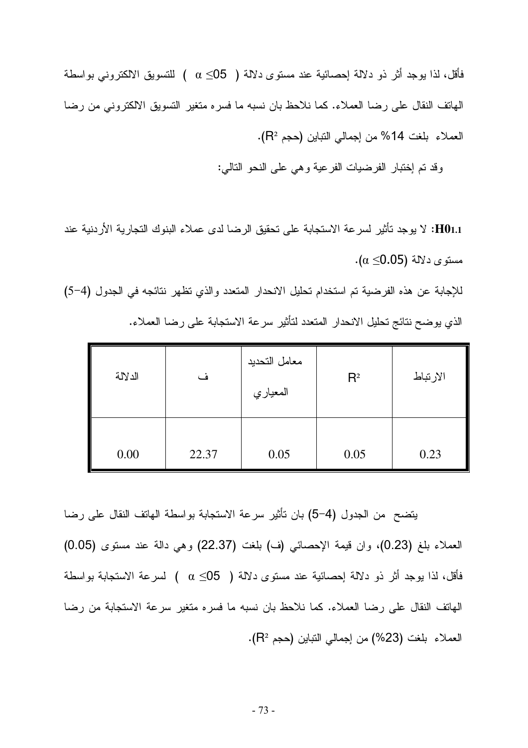فأقل، لذا يوجد أثر ذو دلالة إحصائية عند مستوى دلالة ( $\alpha \leq 05$ ) للتسويق الالكتروني بواسطة الهاتف النقال على رضا العملاء. كما نلاحظ بان نسبه ما فسره متغير التسويق الالكتروني من رضا العملاء بلغت 14% من إجمالي التباين (حجم $R^2$).

وقد تم إختبار الفرضيات الفرعية وهي على النحو التالي:

**H01.1:** لا يوجد تأثير لسرعة الاستجابة على تحقيق الرضا لدى عملاء البنوك التجارية الأردنية عند مستوى دلالة ($\alpha \leq 0.05$).

للإجابة عن هذه الفرضية تم استخدام تحليل الانحدار المتعدد والذي تظهر نتائجه في الجدول (4-5) الذي يوضح نتائج تحليل الانحدار المتعدد لتأثير سرعة الاستجابة على رضا العملاء.

| الارتباط | $R^2$ | معامل التحديد المعياري | ف | الدلالة |
|---|---|---|---|---|
| 0.23 | 0.05 | 0.05 | 22.37 | 0.00 |

يتضح من الجدول (4-5) بان تأثير سرعة الاستجابة بواسطة الهاتف النقال على رضا العملاء بلغ (0.23)، وان قيمة الإحصائي (ف) بلغت (22.37) وهي دالة عند مستوى (0.05) فأقل، لذا يوجد أثر ذو دلالة إحصائية عند مستوى دلالة ( $\alpha \leq 05$ ) لسرعة الاستجابة بواسطة الهاتف النقال على رضا العملاء. كما نلاحظ بان نسبه ما فسره متغير سرعة الاستجابة من رضا العملاء بلغت (23%) من إجمالي التباين (حجم $R^2$).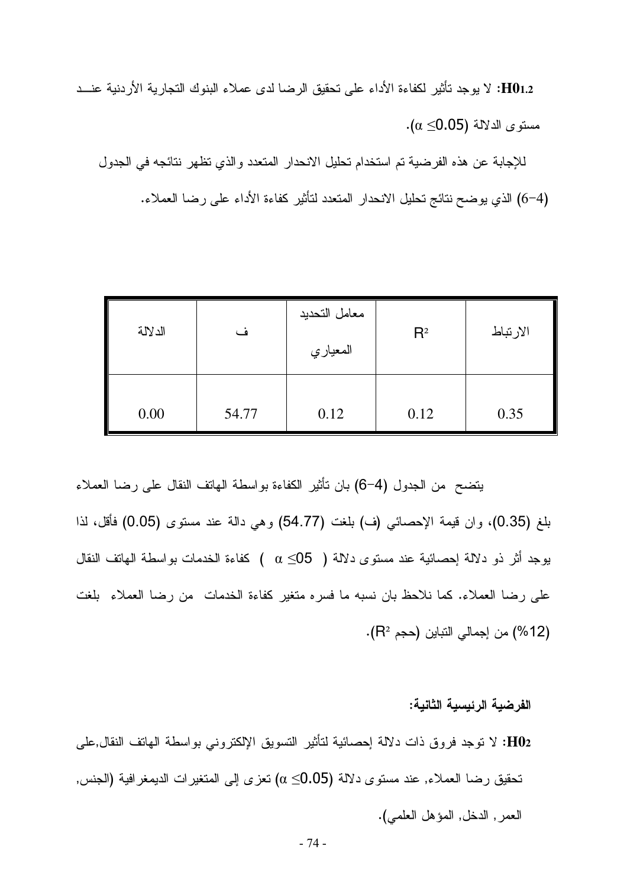**H01.2:** لا يوجد تأثير لكفاءة الأداء على تحقيق الرضا لدى عملاء البنوك التجارية الأردنية عند مستوى الدلالة ($\alpha \leq 0.05$).

للإجابة عن هذه الفرضية تم استخدام تحليل الانحدار المتعدد والذي تظهر نتائجه في الجدول (4-6) الذي يوضح نتائج تحليل الانحدار المتعدد لتأثير كفاءة الأداء على رضا العملاء.

| الارتباط | $R^2$ | معامل التحديد المعياري | ف | الدلالة |
|---|---|---|---|---|
| 0.35 | 0.12 | 0.12 | 54.77 | 0.00 |

يتضح من الجدول (4-6) بان تأثير الكفاءة بواسطة الهاتف النقال على رضا العملاء بلغ (0.35)، وان قيمة الإحصائي (ف) بلغت (54.77) وهي دالة عند مستوى (0.05) فأقل، لذا يوجد أثر ذو دلالة إحصائية عند مستوى دلالة ( $\alpha \leq 05$ ) كفاءة الخدمات بواسطة الهاتف النقال على رضا العملاء. كما نلاحظ بان نسبه ما فسره متغير كفاءة الخدمات من رضا العملاء بلغت (12%) من إجمالي التباين (حجم $R^2$).

**الفرضية الرئيسية الثانية:**

**H02:** لا توجد فروق ذات دلالة إحصائية لتأثير التسويق الإلكتروني بواسطة الهاتف النقال,على تحقيق رضا العملاء, عند مستوى دلالة ($\alpha \leq 0.05$) تعزى إلى المتغيرات الديمغرافية (الجنس, العمر, الدخل, المؤهل العلمي).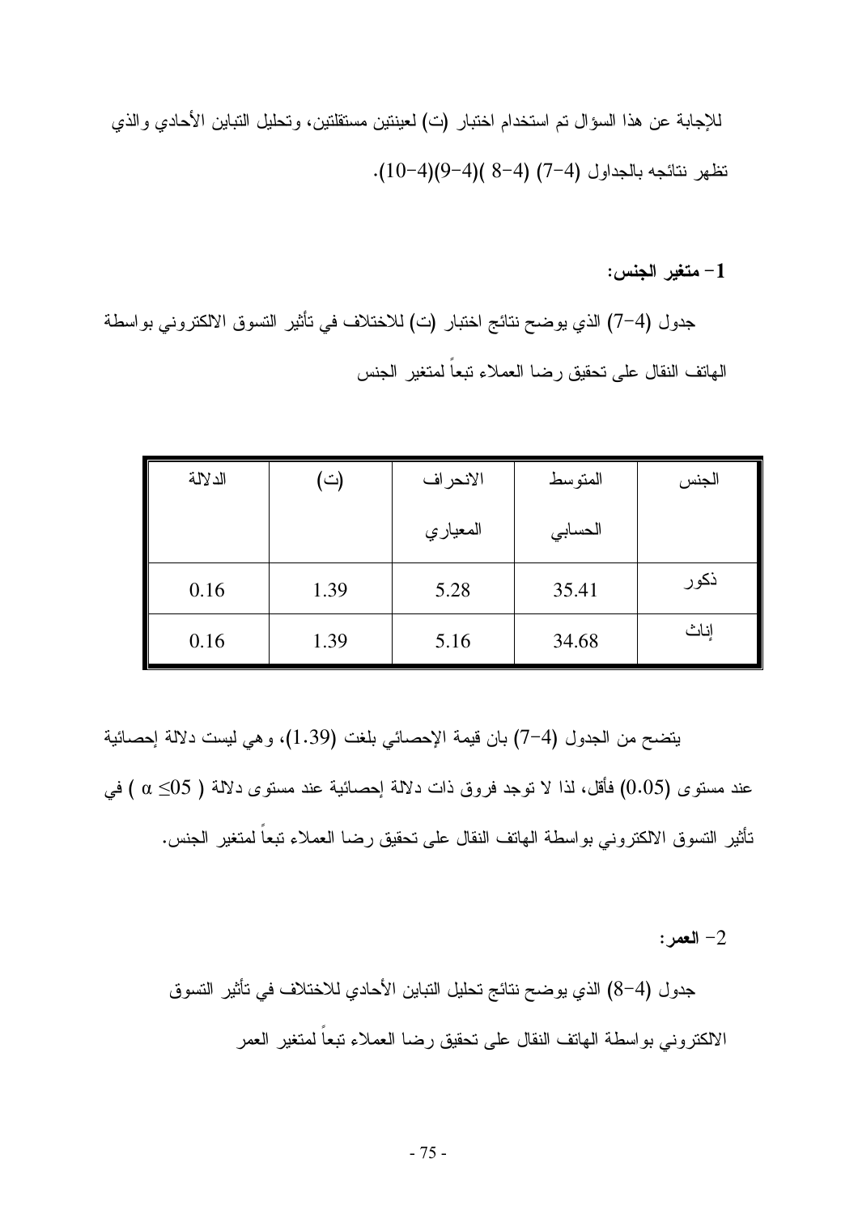للإجابة عن هذا السؤال تم استخدام اختبار (ت) لعينتين مستقلتين، وتحليل التباين الأحادي والذي تظهر نتائجه بالجداول (4-7) (4-8 )(4-9)(4-10).

**1- متغير الجنس:**

جدول (4-7) الذي يوضح نتائج اختبار (ت) للاختلاف في تأثير التسوق الالكتروني بواسطة الهاتف النقال على تحقيق رضا العملاء تبعاً لمتغير الجنس

| الجنس | المتوسط الحسابي | الانحراف المعياري | (ت) | الدلالة |
|---|---|---|---|---|
| ذكور | 35.41 | 5.28 | 1.39 | 0.16 |
| إناث | 34.68 | 5.16 | 1.39 | 0.16 |

يتضح من الجدول (4-7) بان قيمة الإحصائي بلغت (1.39)، وهي ليست دلالة إحصائية عند مستوى (0.05) فأقل، لذا لا توجد فروق ذات دلالة إحصائية عند مستوى دلالة ( $\alpha \leq 05$ ) في تأثير التسوق الالكتروني بواسطة الهاتف النقال على تحقيق رضا العملاء تبعاً لمتغير الجنس.

2- **العمر:**

جدول (4-8) الذي يوضح نتائج تحليل التباين الأحادي للاختلاف في تأثير التسوق الالكتروني بواسطة الهاتف النقال على تحقيق رضا العملاء تبعاً لمتغير العمر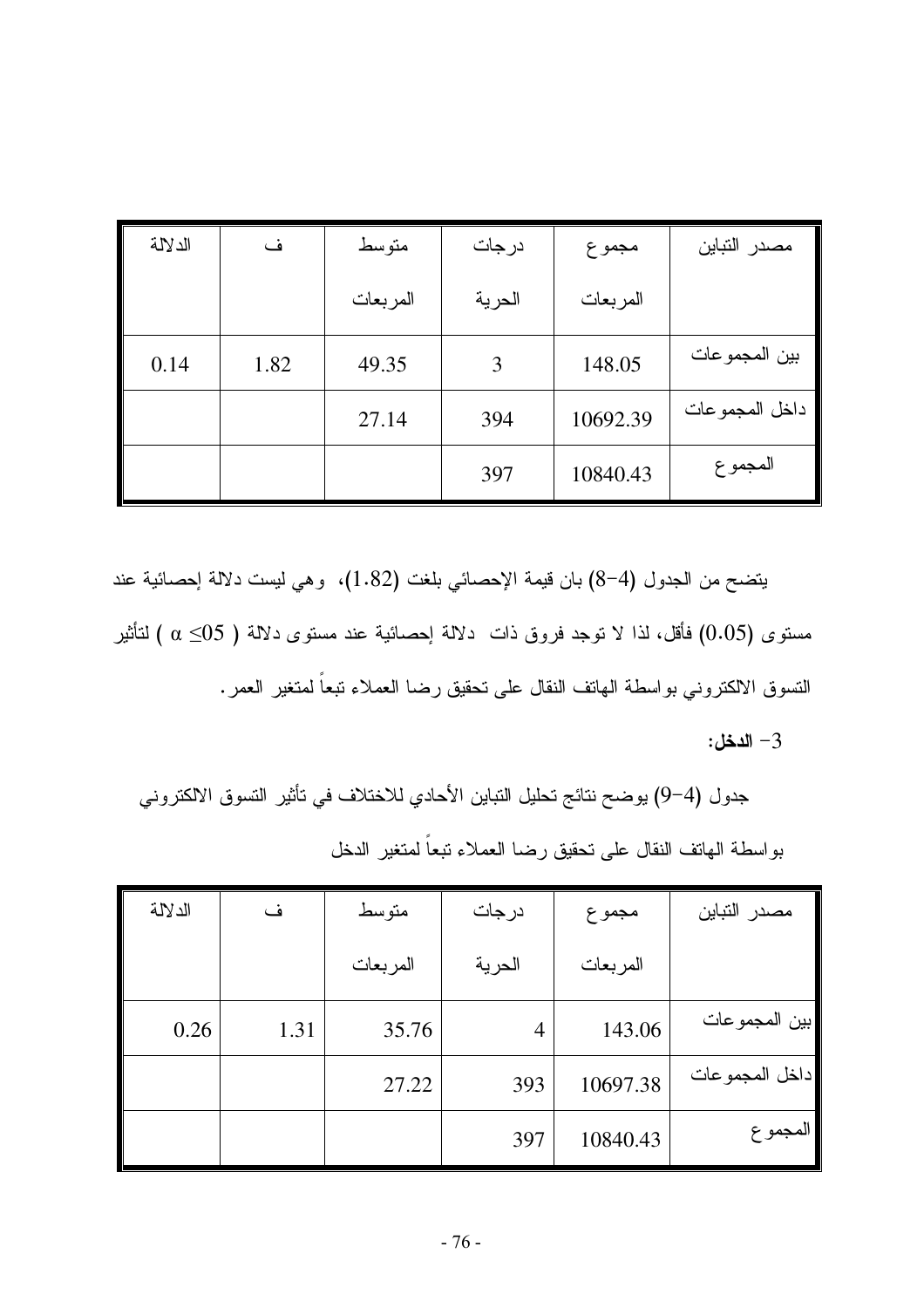| مصدر التباين | مجموع المربعات | درجات الحرية | متوسط المربعات | ف | الدلالة |
|---|---|---|---|---|---|
| بين المجموعات | 148.05 | 3 | 49.35 | 1.82 | 0.14 |
| داخل المجموعات | 10692.39 | 394 | 27.14 | | |
| المجموع | 10840.43 | 397 | | | |

يتضح من الجدول (4-8) بان قيمة الإحصائي بلغت (1.82)، وهي ليست دلالة إحصائية عند مستوى (0.05) فأقل، لذا لا توجد فروق ذات دلالة إحصائية عند مستوى دلالة ( $\alpha \leq 05$ ) لتأثير التسوق الالكتروني بواسطة الهاتف النقال على تحقيق رضا العملاء تبعاً لمتغير العمر.

3- **الدخل:**

جدول (4-9) يوضح نتائج تحليل التباين الأحادي للاختلاف في تأثير التسوق الالكتروني بواسطة الهاتف النقال على تحقيق رضا العملاء تبعاً لمتغير الدخل

| مصدر التباين | مجموع المربعات | درجات الحرية | متوسط المربعات | ف | الدلالة |
|---|---|---|---|---|---|
| بين المجموعات | 143.06 | 4 | 35.76 | 1.31 | 0.26 |
| داخل المجموعات | 10697.38 | 393 | 27.22 | | |
| المجموع | 10840.43 | 397 | | | |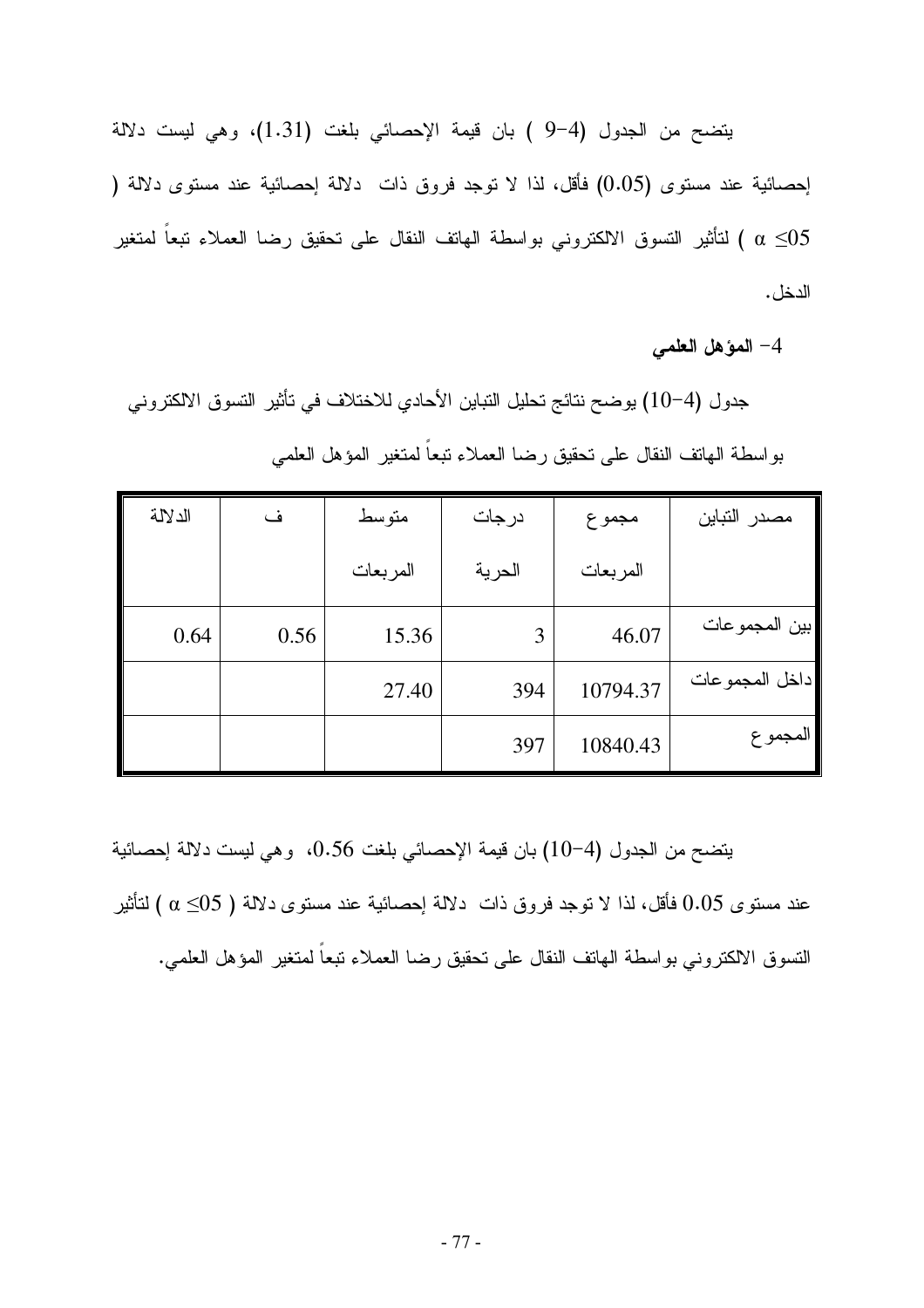يتضح من الجدول (4-9 ) بان قيمة الإحصائي بلغت (1.31)، وهي ليست دلالة إحصائية عند مستوى (0.05) فأقل، لذا لا توجد فروق ذات دلالة إحصائية عند مستوى دلالة ( $\alpha \leq 05$ ) لتأثير التسوق الالكتروني بواسطة الهاتف النقال على تحقيق رضا العملاء تبعاً لمتغير الدخل.

4- **المؤهل العلمي**

جدول (4-10) يوضح نتائج تحليل التباين الأحادي للاختلاف في تأثير التسوق الالكتروني بواسطة الهاتف النقال على تحقيق رضا العملاء تبعاً لمتغير المؤهل العلمي

| مصدر التباين | مجموع المربعات | درجات الحرية | متوسط المربعات | ف | الدلالة |
|---|---|---|---|---|---|
| بين المجموعات | 46.07 | 3 | 15.36 | 0.56 | 0.64 |
| داخل المجموعات | 10794.37 | 394 | 27.40 | | |
| المجموع | 10840.43 | 397 | | | |

يتضح من الجدول (4-10) بان قيمة الإحصائي بلغت 0.56، وهي ليست دلالة إحصائية عند مستوى 0.05 فأقل، لذا لا توجد فروق ذات دلالة إحصائية عند مستوى دلالة ( $\alpha \leq 05$ ) لتأثير التسوق الالكتروني بواسطة الهاتف النقال على تحقيق رضا العملاء تبعاً لمتغير المؤهل العلمي.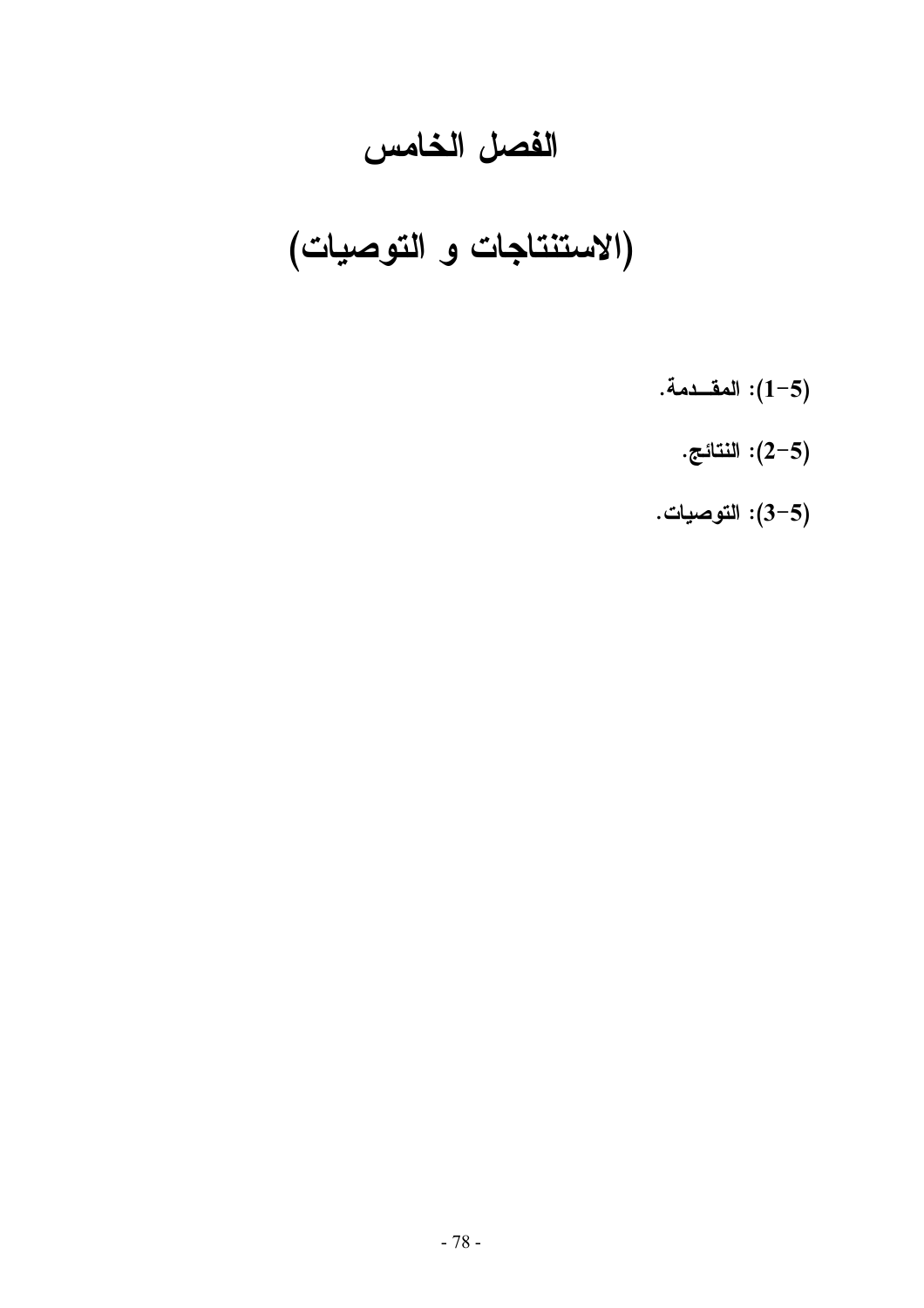# الفصل الخامس

# (الاستنتاجات و التوصيات)

**(5-1): المقــدمة.**

**(5-2): النتائج.**

**(5-3): التوصيات.**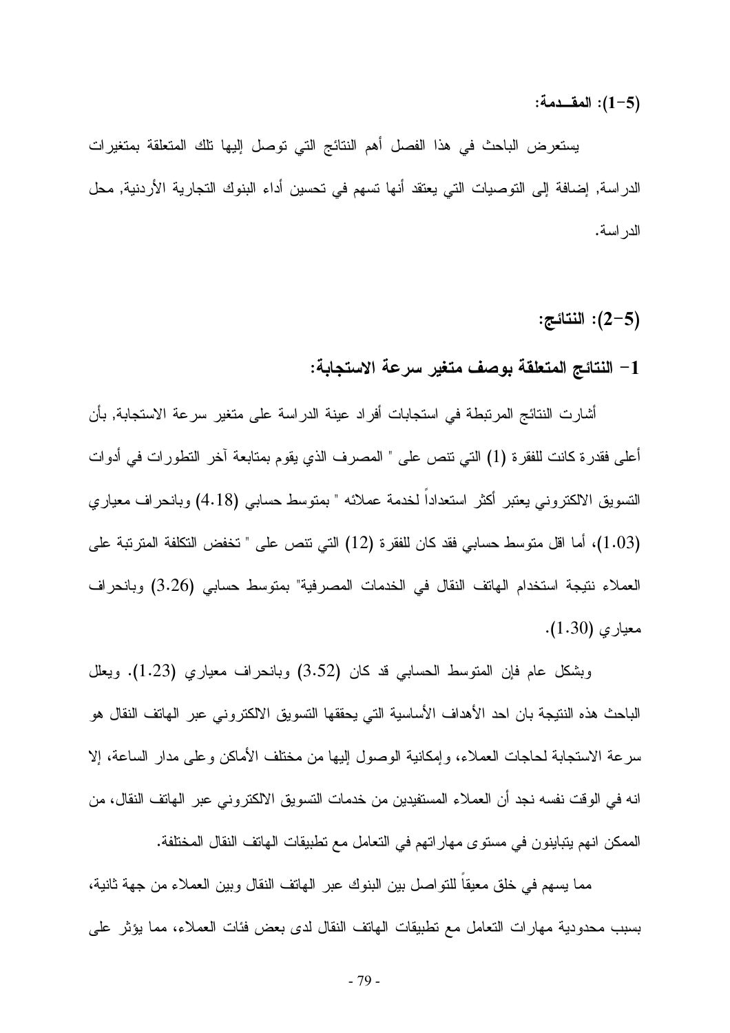### (5-1): المقــدمة:

يستعرض الباحث في هذا الفصل أهم النتائج التي توصل إليها تلك المتعلقة بمتغيرات الدراسة, إضافة إلى التوصيات التي يعتقد أنها تسهم في تحسين أداء البنوك التجارية الأردنية, محل الدراسة.

### (5-2): النتائج:

#### 1- النتائج المتعلقة بوصف متغير سرعة الاستجابة:

أشارت النتائج المرتبطة في استجابات أفراد عينة الدراسة على متغير سرعة الاستجابة, بأن أعلى فقدرة كانت للفقرة (1) التي تنص على " المصرف الذي يقوم بمتابعة آخر التطورات في أدوات التسويق الالكتروني يعتبر أكثر استعداداً لخدمة عملائه " بمتوسط حسابي (4.18) وبانحراف معياري (1.03)، أما اقل متوسط حسابي فقد كان للفقرة (12) التي تنص على " تخفض التكلفة المترتبة على العملاء نتيجة استخدام الهاتف النقال في الخدمات المصرفية" بمتوسط حسابي (3.26) وبانحراف معياري (1.30).

وبشكل عام فإن المتوسط الحسابي قد كان (3.52) وبانحراف معياري (1.23). ويعلل الباحث هذه النتيجة بان احد الأهداف الأساسية التي يحققها التسويق الالكتروني عبر الهاتف النقال هو سرعة الاستجابة لحاجات العملاء، وإمكانية الوصول إليها من مختلف الأماكن وعلى مدار الساعة، إلا انه في الوقت نفسه نجد أن العملاء المستفيدين من خدمات التسويق الالكتروني عبر الهاتف النقال، من الممكن انهم يتباينون في مستوى مهاراتهم في التعامل مع تطبيقات الهاتف النقال المختلفة.

مما يسهم في خلق معيقاً للتواصل بين البنوك عبر الهاتف النقال وبين العملاء من جهة ثانية، بسبب محدودية مهارات التعامل مع تطبيقات الهاتف النقال لدى بعض فئات العملاء، مما يؤثر على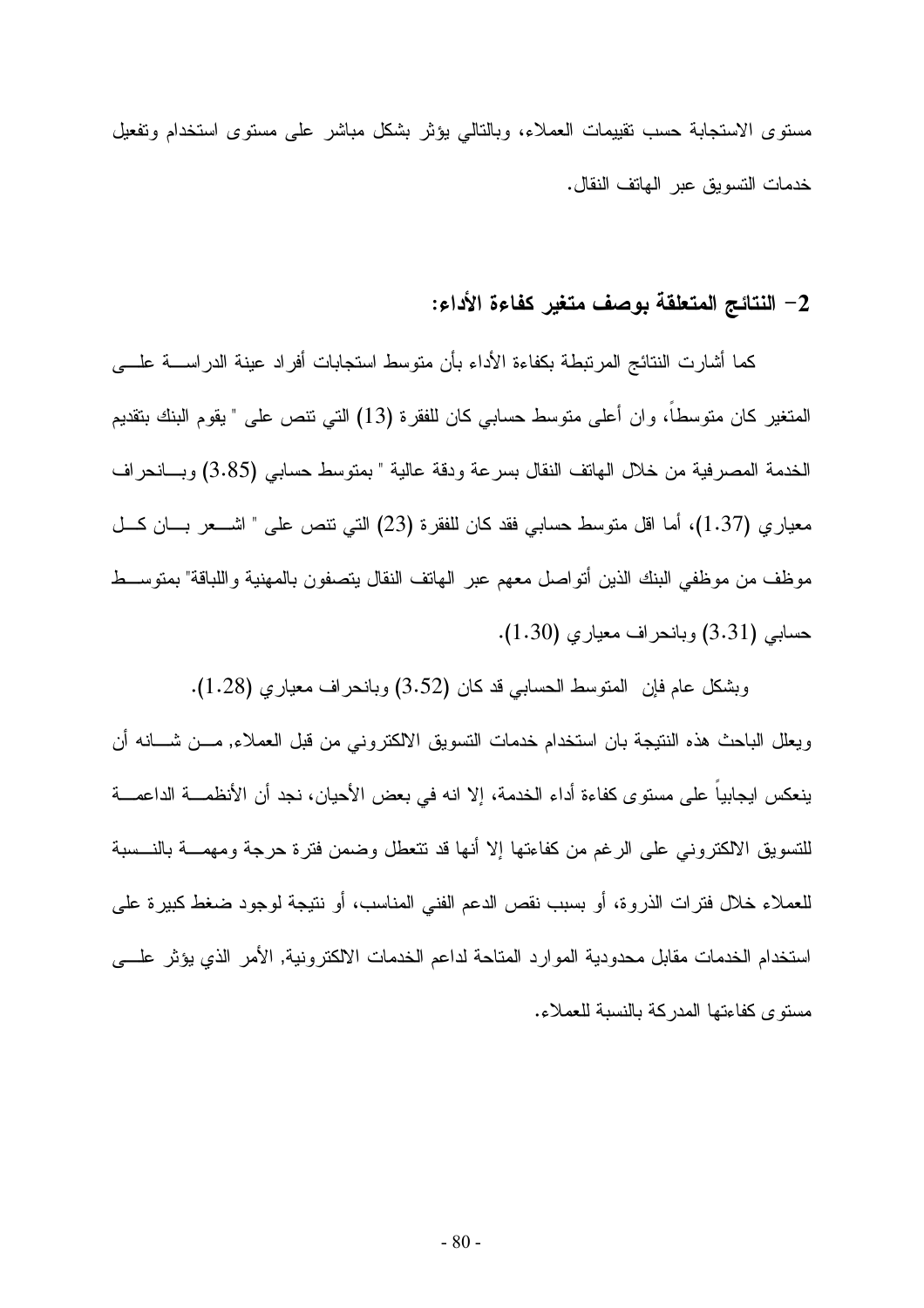مستوى الاستجابة حسب تقييمات العملاء، وبالتالي يؤثر بشكل مباشر على مستوى استخدام وتفعيل خدمات التسويق عبر الهاتف النقال.

## 2- النتائج المتعلقة بوصف متغير كفاءة الأداء:

كما أشارت النتائج المرتبطة بكفاءة الأداء بأن متوسط استجابات أفراد عينة الدراسة على المتغير كان متوسطاً، وان أعلى متوسط حسابي كان للفقرة (13) التي تنص على " يقوم البنك بتقديم الخدمة المصرفية من خلال الهاتف النقال بسرعة ودقة عالية " بمتوسط حسابي (3.85) وبانحراف معياري (1.37)، أما اقل متوسط حسابي فقد كان للفقرة (23) التي تنص على " اشعر بان كل موظف من موظفي البنك الذين أتواصل معهم عبر الهاتف النقال يتصفون بالمهنية واللباقة" بمتوسط حسابي (3.31) وبانحراف معياري (1.30).

وبشكل عام فإن المتوسط الحسابي قد كان (3.52) وبانحراف معياري (1.28).

ويعلل الباحث هذه النتيجة بان استخدام خدمات التسويق الالكتروني من قبل العملاء, من شانه أن ينعكس ايجابياً على مستوى كفاءة أداء الخدمة، إلا انه في بعض الأحيان، نجد أن الأنظمة الداعمة للتسويق الالكتروني على الرغم من كفاءتها إلا أنها قد تتعطل وضمن فترة حرجة ومهمة بالنسبة للعملاء خلال فترات الذروة، أو بسبب نقص الدعم الفني المناسب، أو نتيجة لوجود ضغط كبيرة على استخدام الخدمات مقابل محدودية الموارد المتاحة لداعم الخدمات الالكترونية, الأمر الذي يؤثر على مستوى كفاءتها المدركة بالنسبة للعملاء.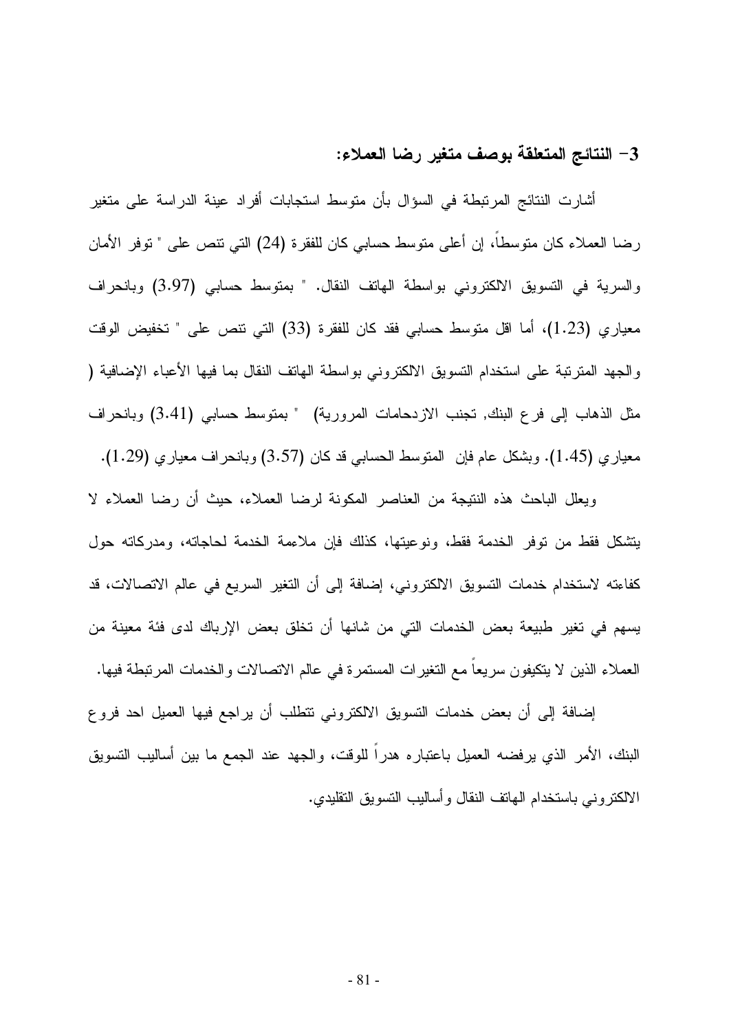### 3- النتائج المتعلقة بوصف متغير رضا العملاء:

أشارت النتائج المرتبطة في السؤال بأن متوسط استجابات أفراد عينة الدراسة على متغير رضا العملاء كان متوسطاً، إن أعلى متوسط حسابي كان للفقرة (24) التي تنص على " توفر الأمان والسرية في التسويق الالكتروني بواسطة الهاتف النقال. " بمتوسط حسابي (3.97) وبانحراف معياري (1.23)، أما اقل متوسط حسابي فقد كان للفقرة (33) التي تنص على " تخفيض الوقت والجهد المترتبة على استخدام التسويق الالكتروني بواسطة الهاتف النقال بما فيها الأعباء الإضافية ( مثل الذهاب إلى فرع البنك, تجنب الازدحامات المرورية) " بمتوسط حسابي (3.41) وبانحراف معياري (1.45). وبشكل عام فإن المتوسط الحسابي قد كان (3.57) وبانحراف معياري (1.29).

ويعلل الباحث هذه النتيجة من العناصر المكونة لرضا العملاء، حيث أن رضا العملاء لا يتشكل فقط من توفر الخدمة فقط، ونوعيتها، كذلك فإن ملاءمة الخدمة لحاجاته، ومدركاته حول كفاءته لاستخدام خدمات التسويق الالكتروني، إضافة إلى أن التغير السريع في عالم الاتصالات، قد يسهم في تغير طبيعة بعض الخدمات التي من شانها أن تخلق بعض الإرباك لدى فئة معينة من العملاء الذين لا يتكيفون سريعاً مع التغيرات المستمرة في عالم الاتصالات والخدمات المرتبطة فيها.

إضافة إلى أن بعض خدمات التسويق الالكتروني تتطلب أن يراجع فيها العميل احد فروع البنك، الأمر الذي يرفضه العميل باعتباره هدراً للوقت، والجهد عند الجمع ما بين أساليب التسويق الالكتروني باستخدام الهاتف النقال وأساليب التسويق التقليدي.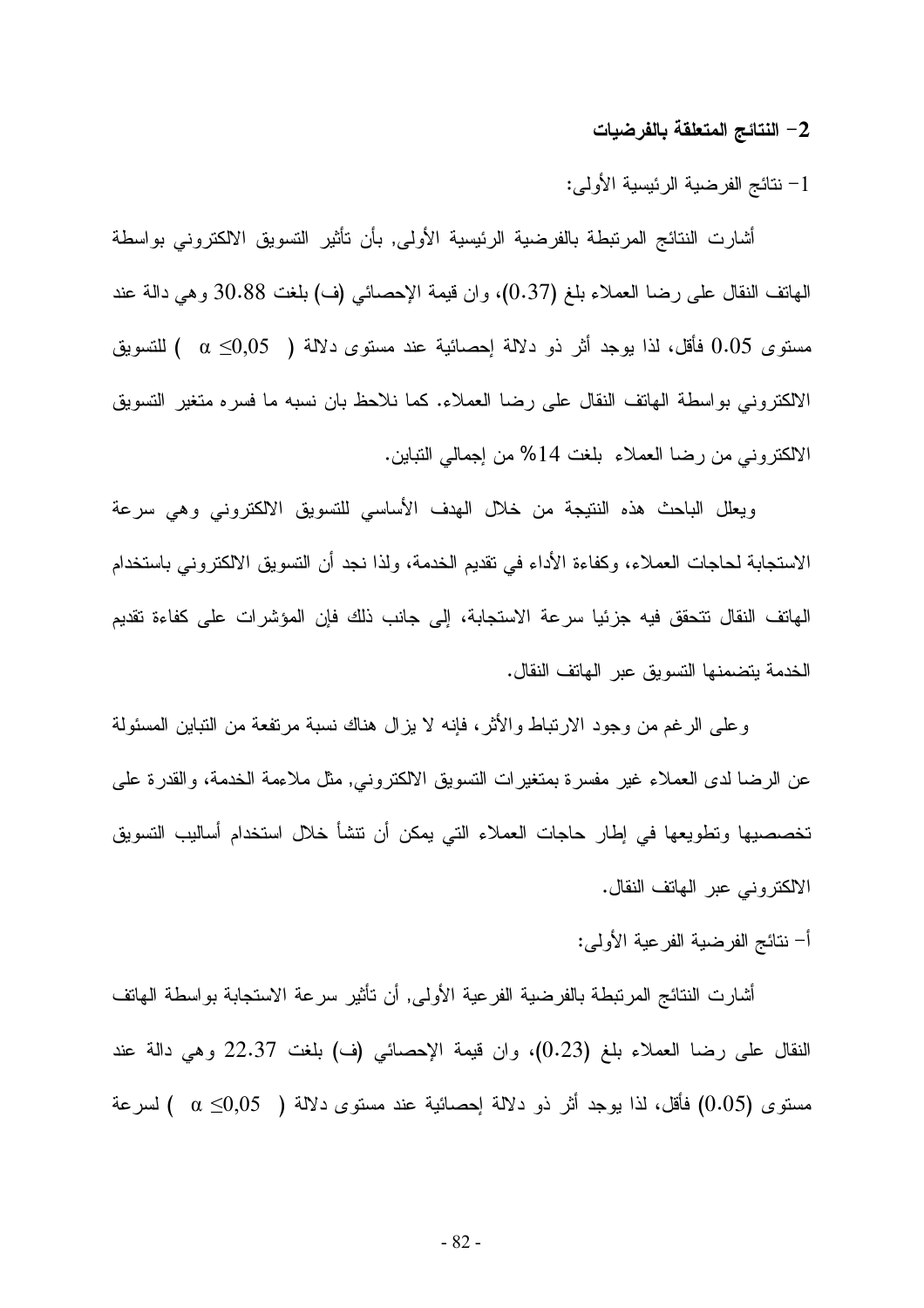## 2- النتائج المتعلقة بالفرضيات

1- نتائج الفرضية الرئيسية الأولى:

أشارت النتائج المرتبطة بالفرضية الرئيسية الأولى, بأن تأثير التسويق الالكتروني بواسطة الهاتف النقال على رضا العملاء بلغ (0.37)، وان قيمة الإحصائي (ف) بلغت 30.88 وهي دالة عند مستوى 0.05 فأقل، لذا يوجد أثر ذو دلالة إحصائية عند مستوى دلالة ( $\alpha \leq 0,05$ ) للتسويق الالكتروني بواسطة الهاتف النقال على رضا العملاء. كما نلاحظ بان نسبه ما فسره متغير التسويق الالكتروني من رضا العملاء بلغت 14% من إجمالي التباين.

ويعلل الباحث هذه النتيجة من خلال الهدف الأساسي للتسويق الالكتروني وهي سرعة الاستجابة لحاجات العملاء، وكفاءة الأداء في تقديم الخدمة، ولذا نجد أن التسويق الالكتروني باستخدام الهاتف النقال تتحقق فيه جزئيا سرعة الاستجابة، إلى جانب ذلك فإن المؤشرات على كفاءة تقديم الخدمة يتضمنها التسويق عبر الهاتف النقال.

وعلى الرغم من وجود الارتباط والأثر، فإنه لا يزال هناك نسبة مرتفعة من التباين المسئولة عن الرضا لدى العملاء غير مفسرة بمتغيرات التسويق الالكتروني, مثل ملاءمة الخدمة، والقدرة على تخصصيها وتطويعها في إطار حاجات العملاء التي يمكن أن تنشأ خلال استخدام أساليب التسويق الالكتروني عبر الهاتف النقال.

أ- نتائج الفرضية الفرعية الأولى:

أشارت النتائج المرتبطة بالفرضية الفرعية الأولى, أن تأثير سرعة الاستجابة بواسطة الهاتف النقال على رضا العملاء بلغ (0.23)، وان قيمة الإحصائي (ف) بلغت 22.37 وهي دالة عند مستوى (0.05) فأقل، لذا يوجد أثر ذو دلالة إحصائية عند مستوى دلالة ( $\alpha \leq 0,05$ ) لسرعة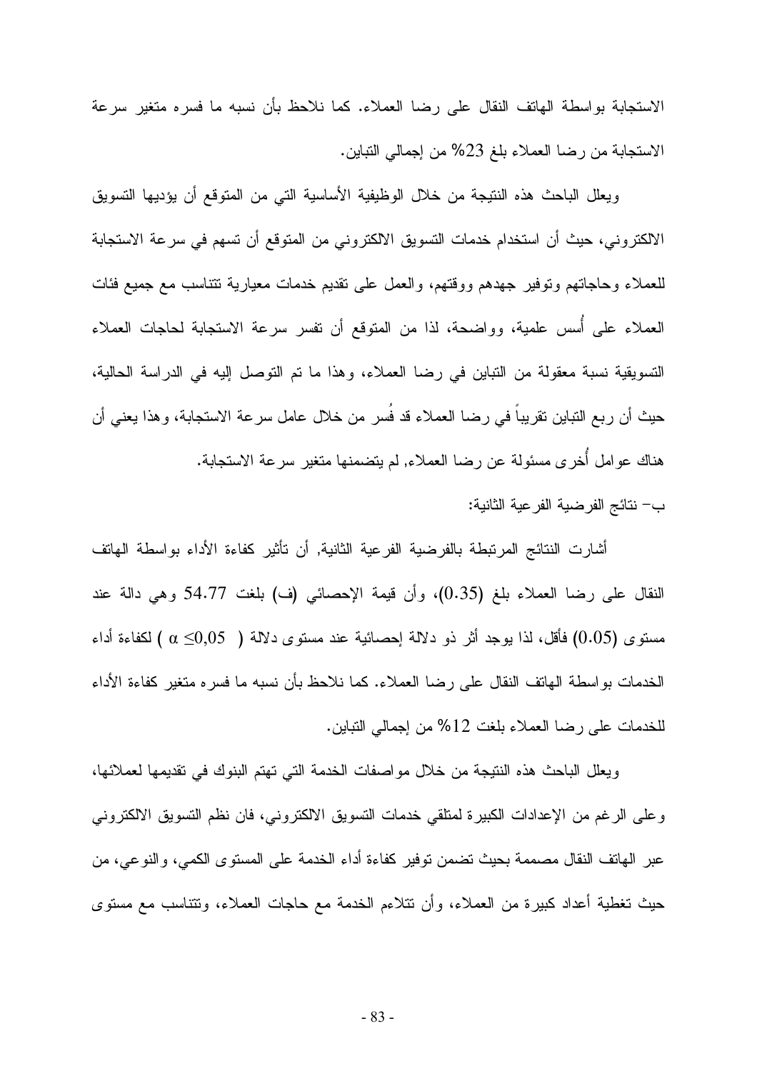الاستجابة بواسطة الهاتف النقال على رضا العملاء. كما نلاحظ بأن نسبه ما فسره متغير سرعة الاستجابة من رضا العملاء بلغ 23% من إجمالي التباين.

ويعلل الباحث هذه النتيجة من خلال الوظيفية الأساسية التي من المتوقع أن يؤديها التسويق الالكتروني، حيث أن استخدام خدمات التسويق الالكتروني من المتوقع أن تسهم في سرعة الاستجابة للعملاء وحاجاتهم وتوفير جهدهم ووقتهم، والعمل على تقديم خدمات معيارية تتناسب مع جميع فئات العملاء على أُسس علمية، وواضحة، لذا من المتوقع أن تفسر سرعة الاستجابة لحاجات العملاء التسويقية نسبة معقولة من التباين في رضا العملاء، وهذا ما تم التوصل إليه في الدراسة الحالية، حيث أن ربع التباين تقريباً في رضا العملاء قد فُسر من خلال عامل سرعة الاستجابة، وهذا يعني أن هناك عوامل أُخرى مسئولة عن رضا العملاء, لم يتضمنها متغير سرعة الاستجابة.

ب- نتائج الفرضية الفرعية الثانية:

أشارت النتائج المرتبطة بالفرضية الفرعية الثانية, أن تأثير كفاءة الأداء بواسطة الهاتف النقال على رضا العملاء بلغ (0.35)، وأن قيمة الإحصائي (ف) بلغت 54.77 وهي دالة عند مستوى (0.05) فأقل، لذا يوجد أثر ذو دلالة إحصائية عند مستوى دلالة ( $\alpha \leq 0,05$ ) لكفاءة أداء الخدمات بواسطة الهاتف النقال على رضا العملاء. كما نلاحظ بأن نسبه ما فسره متغير كفاءة الأداء للخدمات على رضا العملاء بلغت 12% من إجمالي التباين.

ويعلل الباحث هذه النتيجة من خلال مواصفات الخدمة التي تهتم البنوك في تقديمها لعملائها، وعلى الرغم من الإعدادات الكبيرة لمتلقي خدمات التسويق الالكتروني، فان نظم التسويق الالكتروني عبر الهاتف النقال مصممة بحيث تضمن توفير كفاءة أداء الخدمة على المستوى الكمي، والنوعي، من حيث تغطية أعداد كبيرة من العملاء، وأن تتلاءم الخدمة مع حاجات العملاء، وتتناسب مع مستوى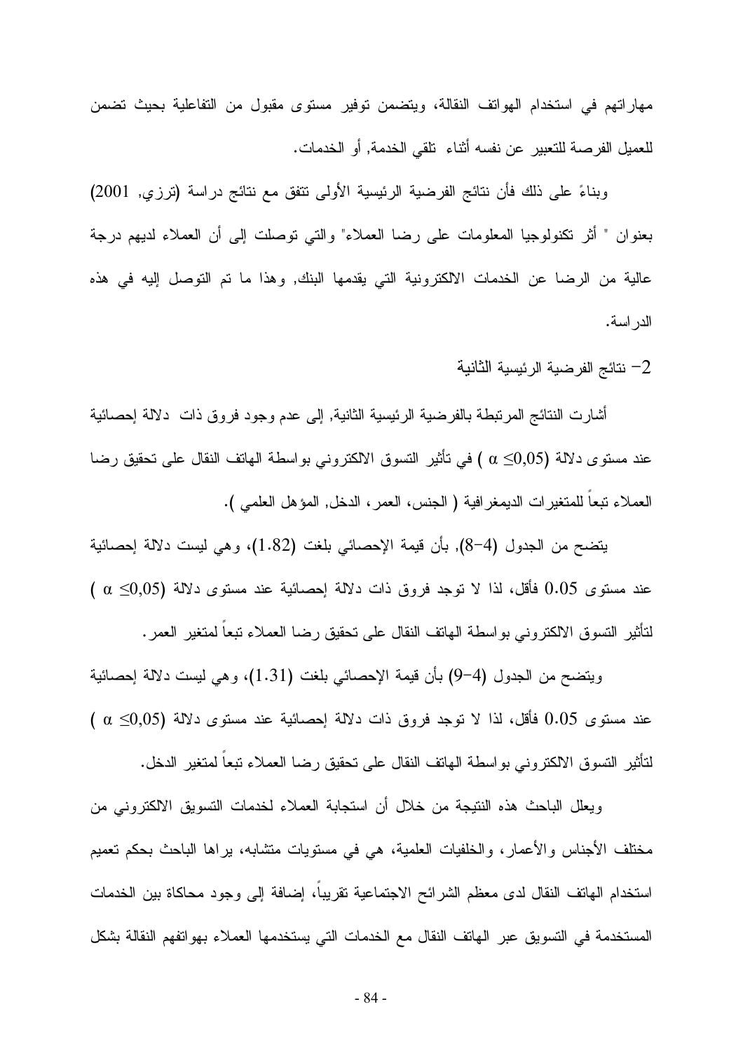مهاراتهم في استخدام الهواتف النقالة، ويتضمن توفير مستوى مقبول من التفاعلية بحيث تضمن للعميل الفرصة للتعبير عن نفسه أثناء تلقي الخدمة, أو الخدمات.

وبناءً على ذلك فأن نتائج الفرضية الرئيسية الأولى تتفق مع نتائج دراسة (ترزي, 2001) بعنوان " أثر تكنولوجيا المعلومات على رضا العملاء" والتي توصلت إلى أن العملاء لديهم درجة عالية من الرضا عن الخدمات الالكترونية التي يقدمها البنك, وهذا ما تم التوصل إليه في هذه الدراسة.

2– نتائج الفرضية الرئيسية الثانية

أشارت النتائج المرتبطة بالفرضية الرئيسية الثانية, إلى عدم وجود فروق ذات دلالة إحصائية عند مستوى دلالة ($\alpha \leq 0,05$) في تأثير التسوق الالكتروني بواسطة الهاتف النقال على تحقيق رضا العملاء تبعاً للمتغيرات الديمغرافية ( الجنس، العمر، الدخل, المؤهل العلمي ).

يتضح من الجدول (4–8), بأن قيمة الإحصائي بلغت (1.82)، وهي ليست دلالة إحصائية عند مستوى 0.05 فأقل، لذا لا توجد فروق ذات دلالة إحصائية عند مستوى دلالة ($\alpha \leq 0,05$) لتأثير التسوق الالكتروني بواسطة الهاتف النقال على تحقيق رضا العملاء تبعاً لمتغير العمر.

ويتضح من الجدول (4–9) بأن قيمة الإحصائي بلغت (1.31)، وهي ليست دلالة إحصائية عند مستوى 0.05 فأقل، لذا لا توجد فروق ذات دلالة إحصائية عند مستوى دلالة ($\alpha \leq 0,05$) لتأثير التسوق الالكتروني بواسطة الهاتف النقال على تحقيق رضا العملاء تبعاً لمتغير الدخل.

ويعلل الباحث هذه النتيجة من خلال أن استجابة العملاء لخدمات التسويق الالكتروني من مختلف الأجناس والأعمار، والخلفيات العلمية، هي في مستويات متشابه، يراها الباحث بحكم تعميم استخدام الهاتف النقال لدى معظم الشرائح الاجتماعية تقريباً، إضافة إلى وجود محاكاة بين الخدمات المستخدمة في التسويق عبر الهاتف النقال مع الخدمات التي يستخدمها العملاء بهواتفهم النقالة بشكل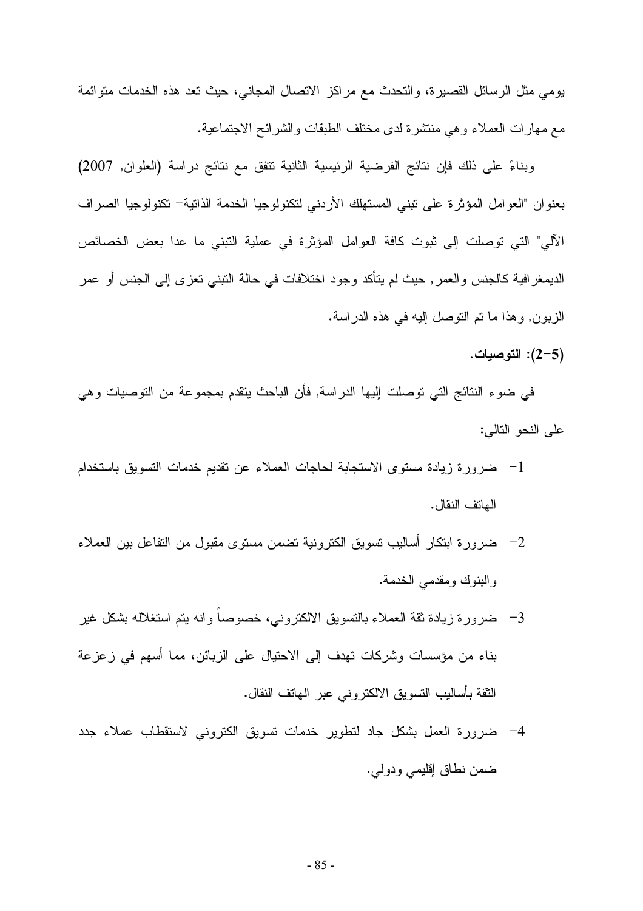يومي مثل الرسائل القصيرة، والتحدث مع مراكز الاتصال المجاني، حيث تعد هذه الخدمات متوائمة مع مهارات العملاء وهي منتشرة لدى مختلف الطبقات والشرائح الاجتماعية.

وبناءً على ذلك فإن نتائج الفرضية الرئيسية الثانية تتفق مع نتائج دراسة (العلوان, 2007) بعنوان "العوامل المؤثرة على تبني المستهلك الأردني لتكنولوجيا الخدمة الذاتية- تكنولوجيا الصراف الآلي" التي توصلت إلى ثبوت كافة العوامل المؤثرة في عملية التبني ما عدا بعض الخصائص الديمغرافية كالجنس والعمر, حيث لم يتأكد وجود اختلافات في حالة التبني تعزى إلى الجنس أو عمر الزبون, وهذا ما تم التوصل إليه في هذه الدراسة.

**(5-2): التوصيات.**

في ضوء النتائج التي توصلت إليها الدراسة, فأن الباحث يتقدم بمجموعة من التوصيات وهي على النحو التالي:

1- ضرورة زيادة مستوى الاستجابة لحاجات العملاء عن تقديم خدمات التسويق باستخدام الهاتف النقال.

2- ضرورة ابتكار أساليب تسويق الكترونية تضمن مستوى مقبول من التفاعل بين العملاء والبنوك ومقدمي الخدمة.

3- ضرورة زيادة ثقة العملاء بالتسويق الالكتروني، خصوصاً وانه يتم استغلاله بشكل غير بناء من مؤسسات وشركات تهدف إلى الاحتيال على الزبائن، مما أسهم في زعزعة الثقة بأساليب التسويق الالكتروني عبر الهاتف النقال.

4- ضرورة العمل بشكل جاد لتطوير خدمات تسويق الكتروني لاستقطاب عملاء جدد ضمن نطاق إقليمي ودولي.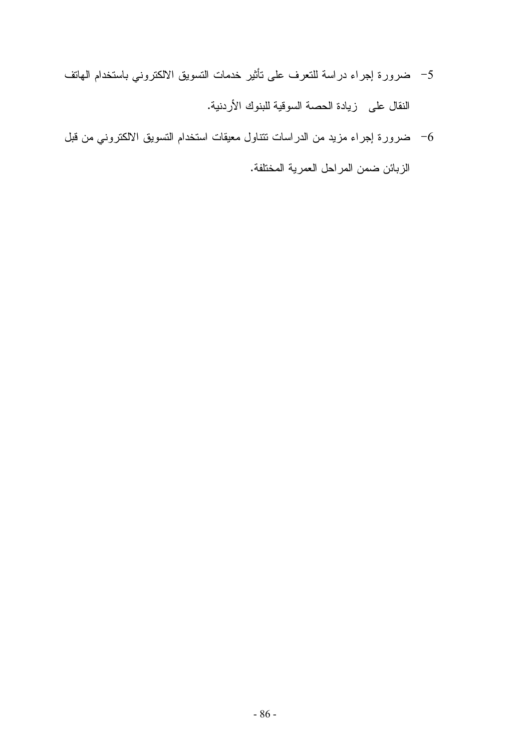5- ضرورة إجراء دراسة للتعرف على تأثير خدمات التسويق الالكتروني باستخدام الهاتف النقال على زيادة الحصة السوقية للبنوك الأردنية.

6- ضرورة إجراء مزيد من الدراسات تتناول معيقات استخدام التسويق الالكتروني من قبل الزبائن ضمن المراحل العمرية المختلفة.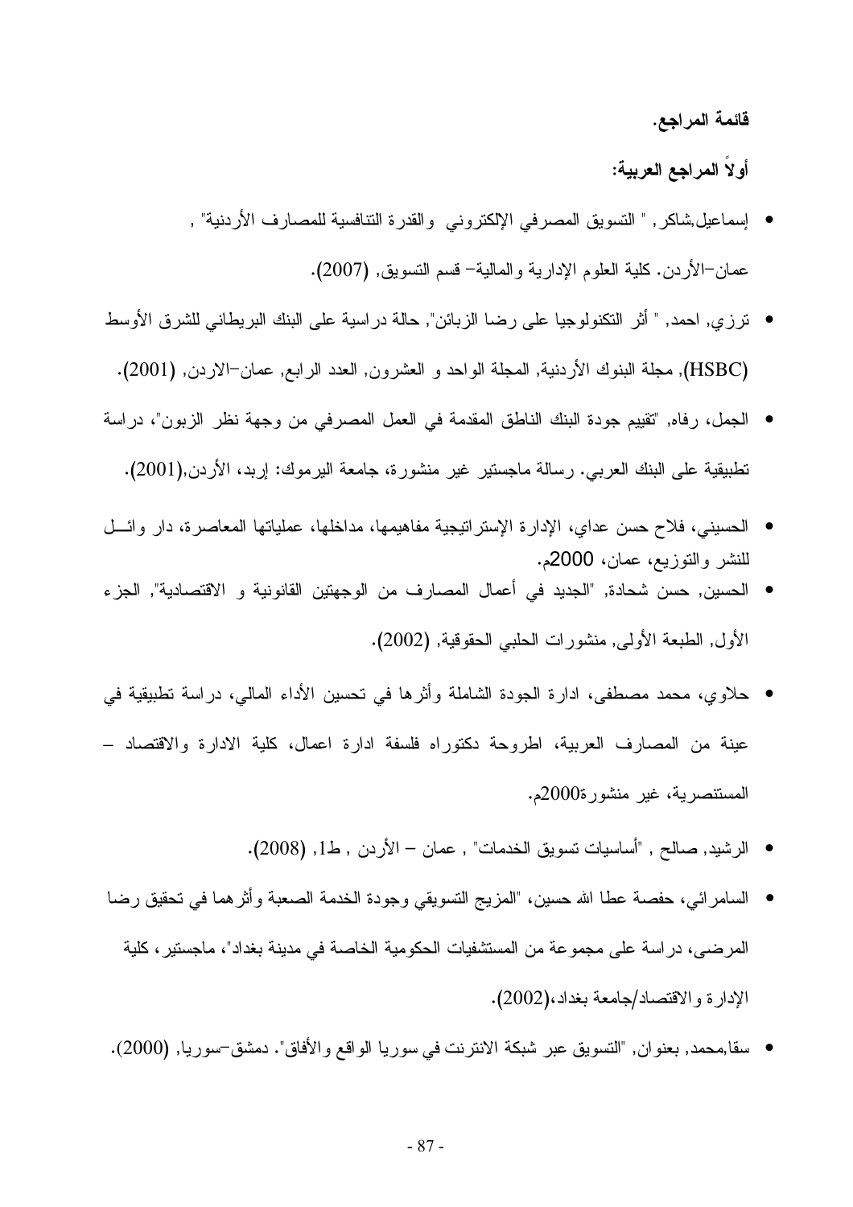**قائمة المراجع.**

**أولاً المراجع العربية:**

- إسماعيل,شاكر , " التسويق المصرفي الإلكتروني والقدرة التنافسية للمصارف الأردنية" , عمان–الأردن. كلية العلوم الإدارية والمالية– قسم التسويق, (2007).
- ترزي, احمد, " أثر التكنولوجيا على رضا الزبائن", حالة دراسية على البنك البريطاني للشرق الأوسط (HSBC), مجلة البنوك الأردنية, المجلة الواحد و العشرون, العدد الرابع, عمان–الاردن, (2001).
- الجمل، رفاه, "تقييم جودة البنك الناطق المقدمة في العمل المصرفي من وجهة نظر الزبون"، دراسة تطبيقية على البنك العربي. رسالة ماجستير غير منشورة، جامعة اليرموك: إربد، الأردن,(2001).
- الحسيني، فلاح حسن عداي، الإدارة الإستراتيجية مفاهيمها، مداخلها، عملياتها المعاصرة، دار وائـل للنشر والتوزيع، عمان، 2000م.
- الحسين, حسن شحادة, "الجديد في أعمال المصارف من الوجهتين القانونية و الاقتصادية", الجزء الأول, الطبعة الأولى, منشورات الحلبي الحقوقية, (2002).
- حلاوي، محمد مصطفى، ادارة الجودة الشاملة وأثرها في تحسين الأداء المالي، دراسة تطبيقية في عينة من المصارف العربية، اطروحة دكتوراه فلسفة ادارة اعمال، كلية الادارة والاقتصاد – المستنصرية، غير منشورة2000م.
- الرشيد, صالح , "أساسيات تسويق الخدمات" , عمان – الأردن , ط1, (2008).
- السامرائي، حفصة عطا الله حسين، "المزيج التسويقي وجودة الخدمة الصعبة وأثرهما في تحقيق رضا المرضى، دراسة على مجموعة من المستشفيات الحكومية الخاصة في مدينة بغداد"، ماجستير، كلية الإدارة والاقتصاد/جامعة بغداد،(2002).
- سقا,محمد, بعنوان, "التسويق عبر شبكة الانترنت في سوريا الواقع والأفاق". دمشق–سوريا, (2000).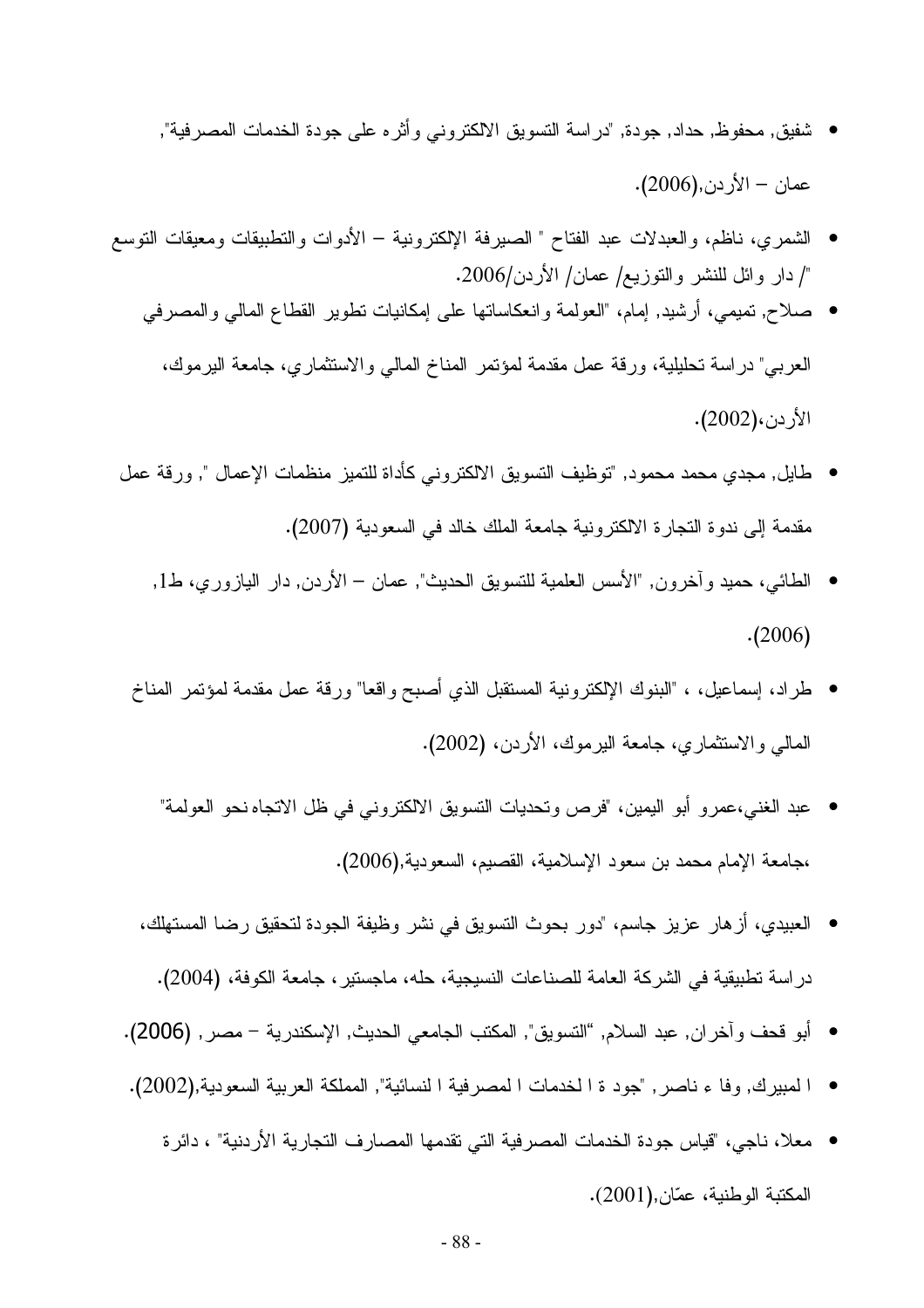- شفيق, محفوظ, حداد, جودة, "دراسة التسويق الالكتروني وأثره على جودة الخدمات المصرفية", عمان – الأردن,(2006).
- الشمري، ناظم، والعبدلات عبد الفتاح " الصيرفة الإلكترونية – الأدوات والتطبيقات ومعيقات التوسع "/ دار وائل للنشر والتوزيع/ عمان/ الأردن/2006.
- صلاح, تميمي، أرشيد, إمام، "العولمة وانعكاساتها على إمكانيات تطوير القطاع المالي والمصرفي العربي" دراسة تحليلية، ورقة عمل مقدمة لمؤتمر المناخ المالي والاستثماري، جامعة اليرموك، الأردن،(2002).
- طايل, مجدي محمد محمود, "توظيف التسويق الالكتروني كأداة للتميز منظمات الإعمال ", ورقة عمل مقدمة إلى ندوة التجارة الالكترونية جامعة الملك خالد في السعودية (2007).
- الطائي، حميد وآخرون, "الأسس العلمية للتسويق الحديث", عمان – الأردن, دار اليازوري، ط1, (2006).
- طراد، إسماعيل، ، "البنوك الإلكترونية المستقبل الذي أصبح واقعا" ورقة عمل مقدمة لمؤتمر المناخ المالي والاستثماري، جامعة اليرموك، الأردن، (2002).
- عبد الغني،عمرو أبو اليمين، "فرص وتحديات التسويق الالكتروني في ظل الاتجاه نحو العولمة" ،جامعة الإمام محمد بن سعود الإسلامية، القصيم، السعودية,(2006).
- العبيدي، أزهار عزيز جاسم، "دور بحوث التسويق في نشر وظيفة الجودة لتحقيق رضا المستهلك، دراسة تطبيقية في الشركة العامة للصناعات النسيجية، حله، ماجستير، جامعة الكوفة، (2004).
- أبو قحف وآخران, عبد السلام, "التسويق", المكتب الجامعي الحديث, الإسكندرية – مصر, (2006).
- ا لمبيرك, وفا ء ناصر, "جود ة ا لخدمات ا لمصرفية ا لنسائية", المملكة العربية السعودية,(2002).
- معلا، ناجي، "قياس جودة الخدمات المصرفية التي تقدمها المصارف التجارية الأردنية" ، دائرة المكتبة الوطنية، عمّان,(2001).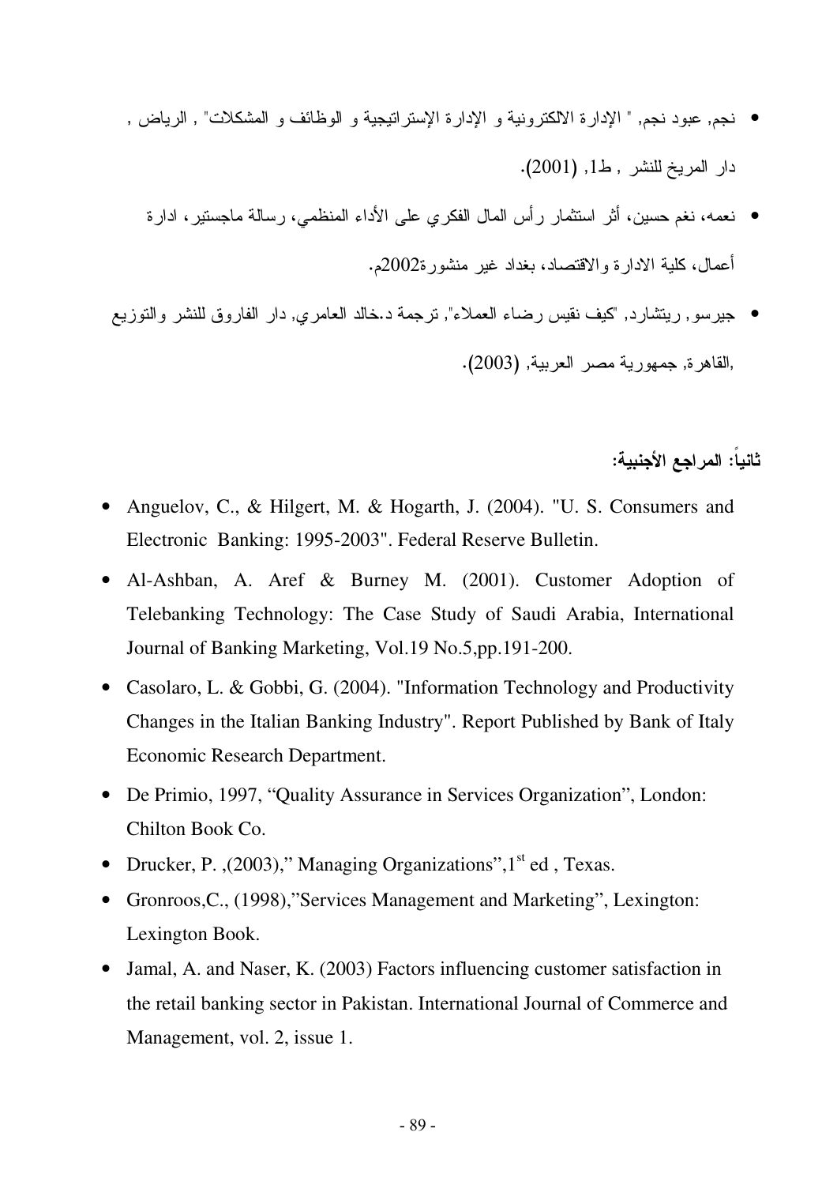- نجم, عبود نجم, " الإدارة الالكترونية و الإدارة الإستراتيجية و الوظائف و المشكلات" , الرياض , دار المريخ للنشر , ط1, (2001).
- نعمه، نغم حسين، أثر استثمار رأس المال الفكري على الأداء المنظمي، رسالة ماجستير، ادارة أعمال، كلية الادارة والاقتصاد، بغداد غير منشورة2002م.
- جيرسو, ريتشارد, "كيف نقيس رضاء العملاء", ترجمة د.خالد العامري, دار الفاروق للنشر والتوزيع ,القاهرة, جمهورية مصر العربية, (2003).

**ثانياً: المراجع الأجنبية:**

- Anguelov, C., & Hilgert, M. & Hogarth, J. (2004). "U. S. Consumers and Electronic Banking: 1995-2003". Federal Reserve Bulletin.
- Al-Ashban, A. Aref & Burney M. (2001). Customer Adoption of Telebanking Technology: The Case Study of Saudi Arabia, International Journal of Banking Marketing, Vol.19 No.5,pp.191-200.
- Casolaro, L. & Gobbi, G. (2004). "Information Technology and Productivity Changes in the Italian Banking Industry". Report Published by Bank of Italy Economic Research Department.
- De Primio, 1997, "Quality Assurance in Services Organization", London: Chilton Book Co.
- Drucker, P. ,(2003)," Managing Organizations",1st ed , Texas.
- Gronroos,C., (1998),"Services Management and Marketing", Lexington: Lexington Book.
- Jamal, A. and Naser, K. (2003) Factors influencing customer satisfaction in the retail banking sector in Pakistan. International Journal of Commerce and Management, vol. 2, issue 1.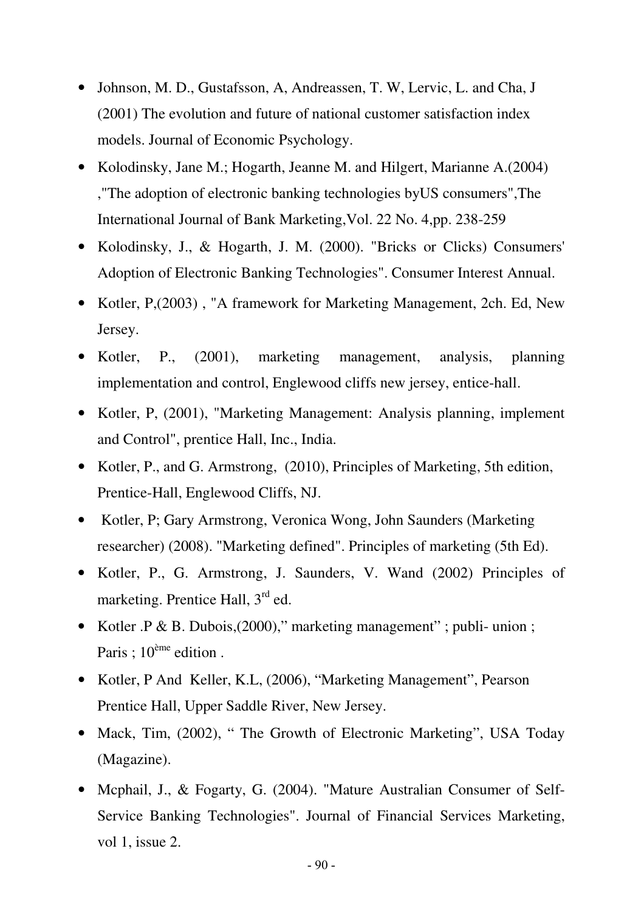- Johnson, M. D., Gustafsson, A, Andreassen, T. W, Lervic, L. and Cha, J (2001) The evolution and future of national customer satisfaction index models. Journal of Economic Psychology.
- Kolodinsky, Jane M.; Hogarth, Jeanne M. and Hilgert, Marianne A.(2004) ,"The adoption of electronic banking technologies byUS consumers",The International Journal of Bank Marketing,Vol. 22 No. 4,pp. 238-259
- Kolodinsky, J., & Hogarth, J. M. (2000). "Bricks or Clicks) Consumers' Adoption of Electronic Banking Technologies". Consumer Interest Annual.
- Kotler, P,(2003) , "A framework for Marketing Management, 2ch. Ed, New Jersey.
- Kotler, P., (2001), marketing management, analysis, planning implementation and control, Englewood cliffs new jersey, entice-hall.
- Kotler, P, (2001), "Marketing Management: Analysis planning, implement and Control", prentice Hall, Inc., India.
- Kotler, P., and G. Armstrong, (2010), Principles of Marketing, 5th edition, Prentice-Hall, Englewood Cliffs, NJ.
- Kotler, P; Gary Armstrong, Veronica Wong, John Saunders (Marketing researcher) (2008). "Marketing defined". Principles of marketing (5th Ed).
- Kotler, P., G. Armstrong, J. Saunders, V. Wand (2002) Principles of marketing. Prentice Hall, 3rd ed.
- Kotler .P & B. Dubois,(2000)," marketing management" ; publi- union ; Paris ; 10ème edition .
- Kotler, P And Keller, K.L, (2006), "Marketing Management", Pearson Prentice Hall, Upper Saddle River, New Jersey.
- Mack, Tim, (2002), " The Growth of Electronic Marketing", USA Today (Magazine).
- Mcphail, J., & Fogarty, G. (2004). "Mature Australian Consumer of Self-Service Banking Technologies". Journal of Financial Services Marketing, vol 1, issue 2.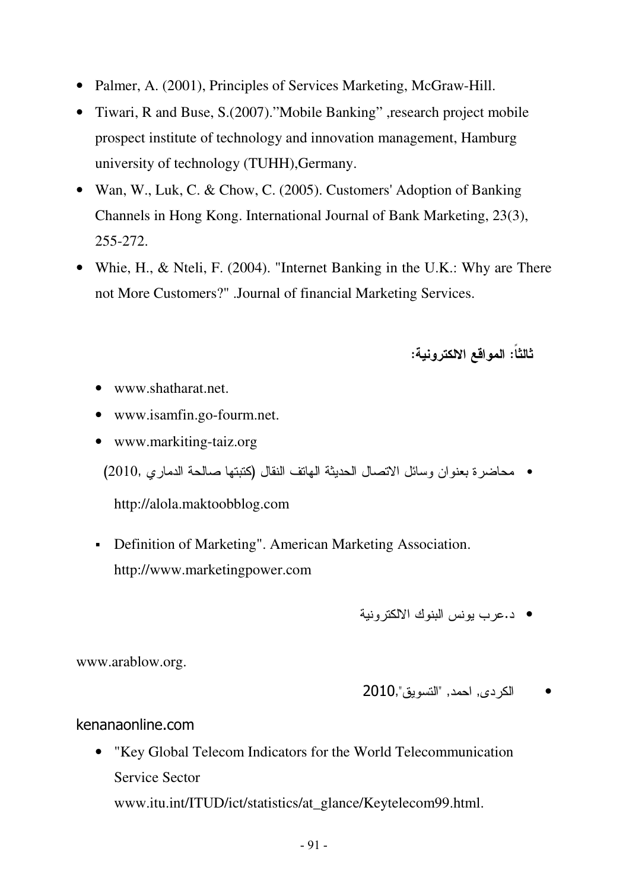- Palmer, A. (2001), Principles of Services Marketing, McGraw-Hill.
- Tiwari, R and Buse, S.(2007)."Mobile Banking" ,research project mobile prospect institute of technology and innovation management, Hamburg university of technology (TUHH),Germany.
- Wan, W., Luk, C. & Chow, C. (2005). Customers' Adoption of Banking Channels in Hong Kong. International Journal of Bank Marketing, 23(3), 255-272.
- Whie, H., & Nteli, F. (2004). "Internet Banking in the U.K.: Why are There not More Customers?" .Journal of financial Marketing Services.

**ثالثاً: المواقع الالكترونية:**

- www.shatharat.net.
- www.isamfin.go-fourm.net.
- www.markiting-taiz.org
- محاضرة بعنوان وسائل الاتصال الحديثة الهاتف النقال (كتبتها صالحة الدماري ,2010)

  http://alola.maktoobblog.com

- Definition of Marketing". American Marketing Association. http://www.marketingpower.com

- د.عرب يونس البنوك الالكترونية

www.arablow.org.

- الكردى, احمد, "التسويق",2010

kenanaonline.com

- "Key Global Telecom Indicators for the World Telecommunication Service Sector

  www.itu.int/ITUD/ict/statistics/at_glance/Keytelecom99.html.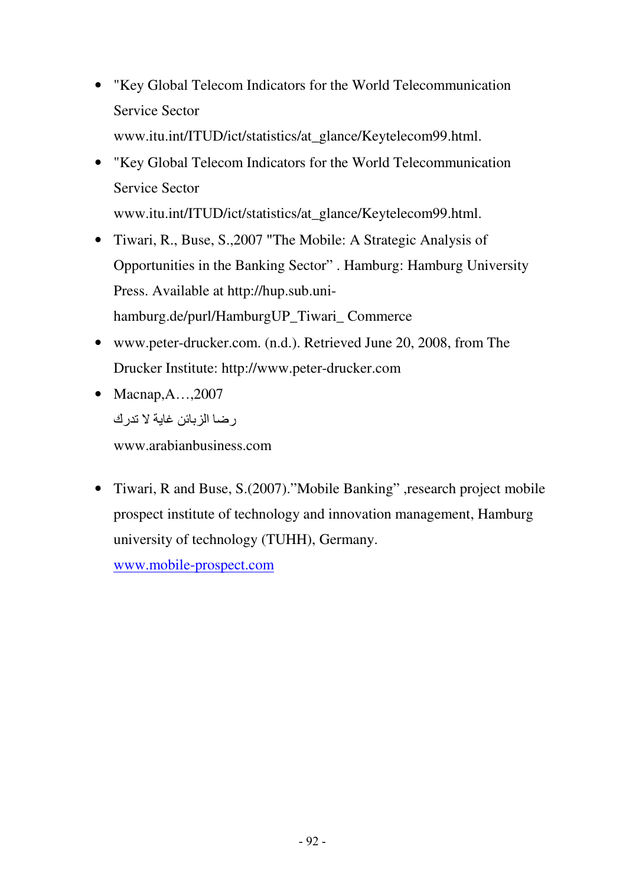- "Key Global Telecom Indicators for the World Telecommunication Service Sector www.itu.int/ITUD/ict/statistics/at_glance/Keytelecom99.html.
- "Key Global Telecom Indicators for the World Telecommunication Service Sector www.itu.int/ITUD/ict/statistics/at_glance/Keytelecom99.html.
- Tiwari, R., Buse, S.,2007 "The Mobile: A Strategic Analysis of Opportunities in the Banking Sector" . Hamburg: Hamburg University Press. Available at http://hup.sub.uni-hamburg.de/purl/HamburgUP_Tiwari_ Commerce
- www.peter-drucker.com. (n.d.). Retrieved June 20, 2008, from The Drucker Institute: http://www.peter-drucker.com
- Macnap,A…,2007
  رضا الزبائن غاية لا تدرك
  www.arabianbusiness.com
- Tiwari, R and Buse, S.(2007)."Mobile Banking" ,research project mobile prospect institute of technology and innovation management, Hamburg university of technology (TUHH), Germany.
  www.mobile-prospect.com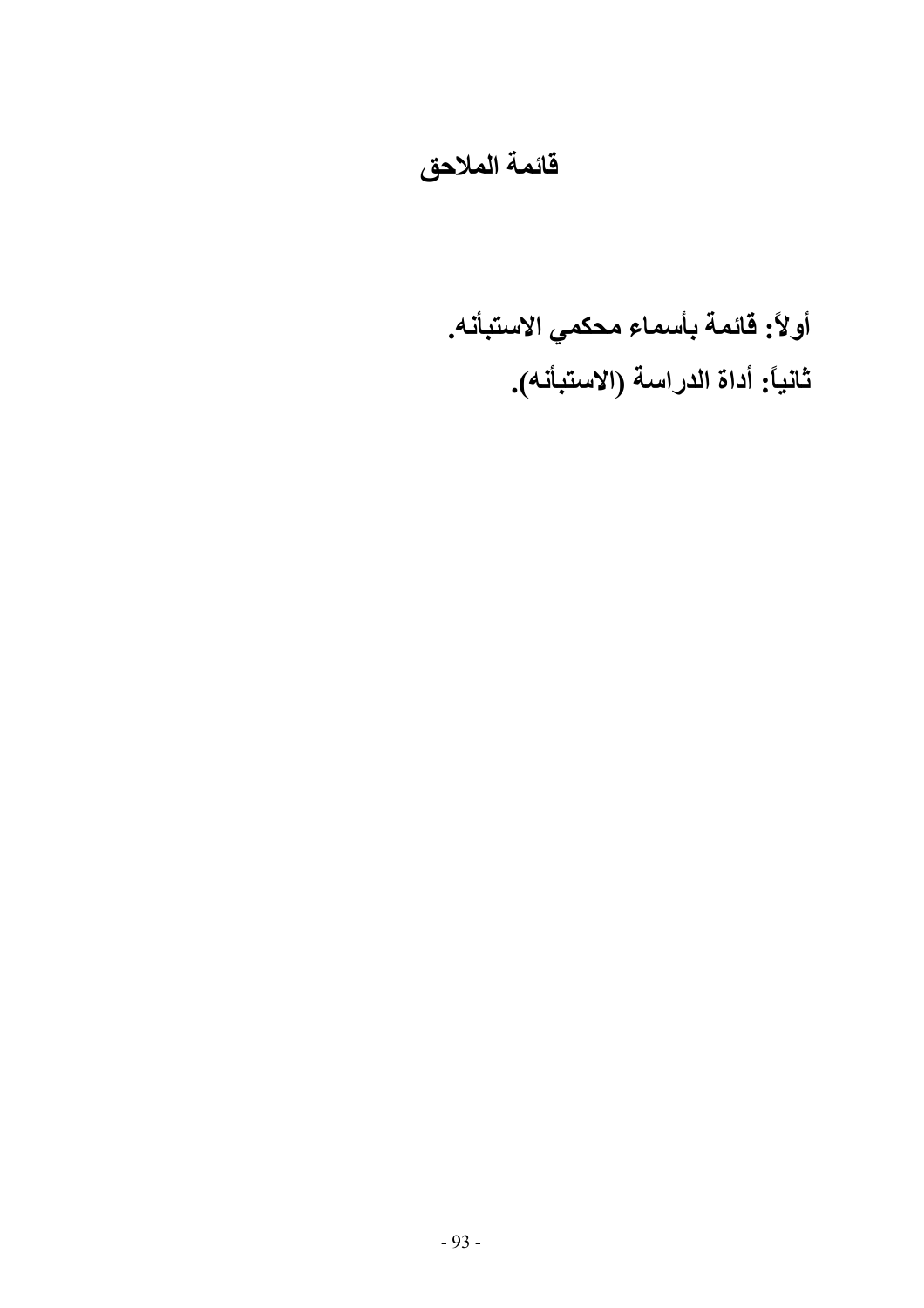# قائمة الملاحق

**أولاً: قائمة بأسماء محكمي الاستبأنه.**

**ثانياً: أداة الدراسة (الاستبأنه).**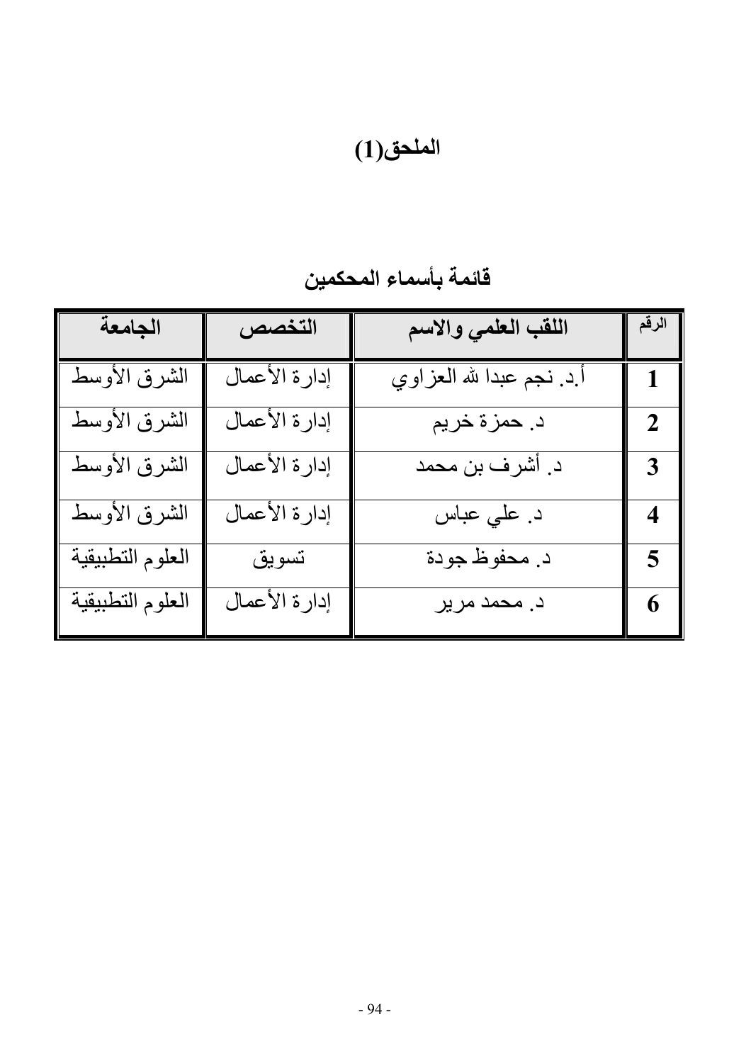# الملحق(1)

## قائمة بأسماء المحكمين

| الرقم | اللقب العلمي والاسم | التخصص | الجامعة |
|---|---|---|---|
| 1 | أ.د. نجم عبدا لله العزاوي | إدارة الأعمال | الشرق الأوسط |
| 2 | د. حمزة خريم | إدارة الأعمال | الشرق الأوسط |
| 3 | د. أشرف بن محمد | إدارة الأعمال | الشرق الأوسط |
| 4 | د. علي عباس | إدارة الأعمال | الشرق الأوسط |
| 5 | د. محفوظ جودة | تسويق | العلوم التطبيقية |
| 6 | د. محمد مرير | إدارة الأعمال | العلوم التطبيقية |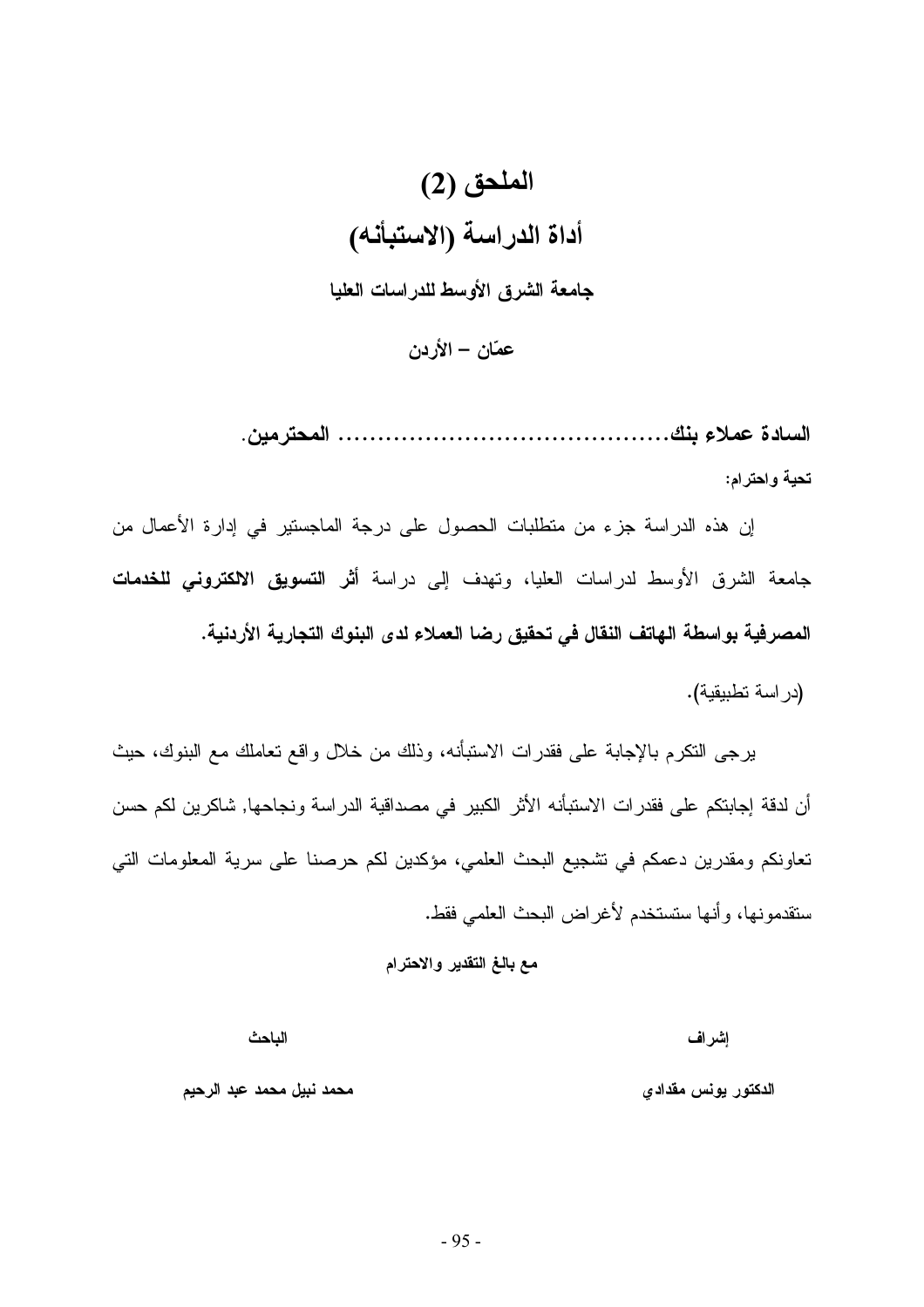# الملحق (2)

## أداة الدراسة (الاستبأنه)

**جامعة الشرق الأوسط للدراسات العليا**

**عمّان – الأردن**

**السادة عملاء بنك......................................... المحترمين.**

**تحية واحترام:**

إن هذه الدراسة جزء من متطلبات الحصول على درجة الماجستير في إدارة الأعمال من جامعة الشرق الأوسط لدراسات العليا، وتهدف إلى دراسة **أثر التسويق الالكتروني للخدمات المصرفية بواسطة الهاتف النقال في تحقيق رضا العملاء لدى البنوك التجارية الأردنية.**

(دراسة تطبيقية).

يرجى التكرم بالإجابة على فقدرات الاستبأنه، وذلك من خلال واقع تعاملك مع البنوك، حيث أن لدقة إجابتكم على فقدرات الاستبأنه الأثر الكبير في مصداقية الدراسة ونجاحها, شاكرين لكم حسن تعاونكم ومقدرين دعمكم في تشجيع البحث العلمي، مؤكدين لكم حرصنا على سرية المعلومات التي ستقدمونها، وأنها ستستخدم لأغراض البحث العلمي فقط.

**مع بالغ التقدير والاحترام**

| إشراف | الباحث |
|---|---|
| **الدكتور يونس مقدادي** | **محمد نبيل محمد عبد الرحيم** |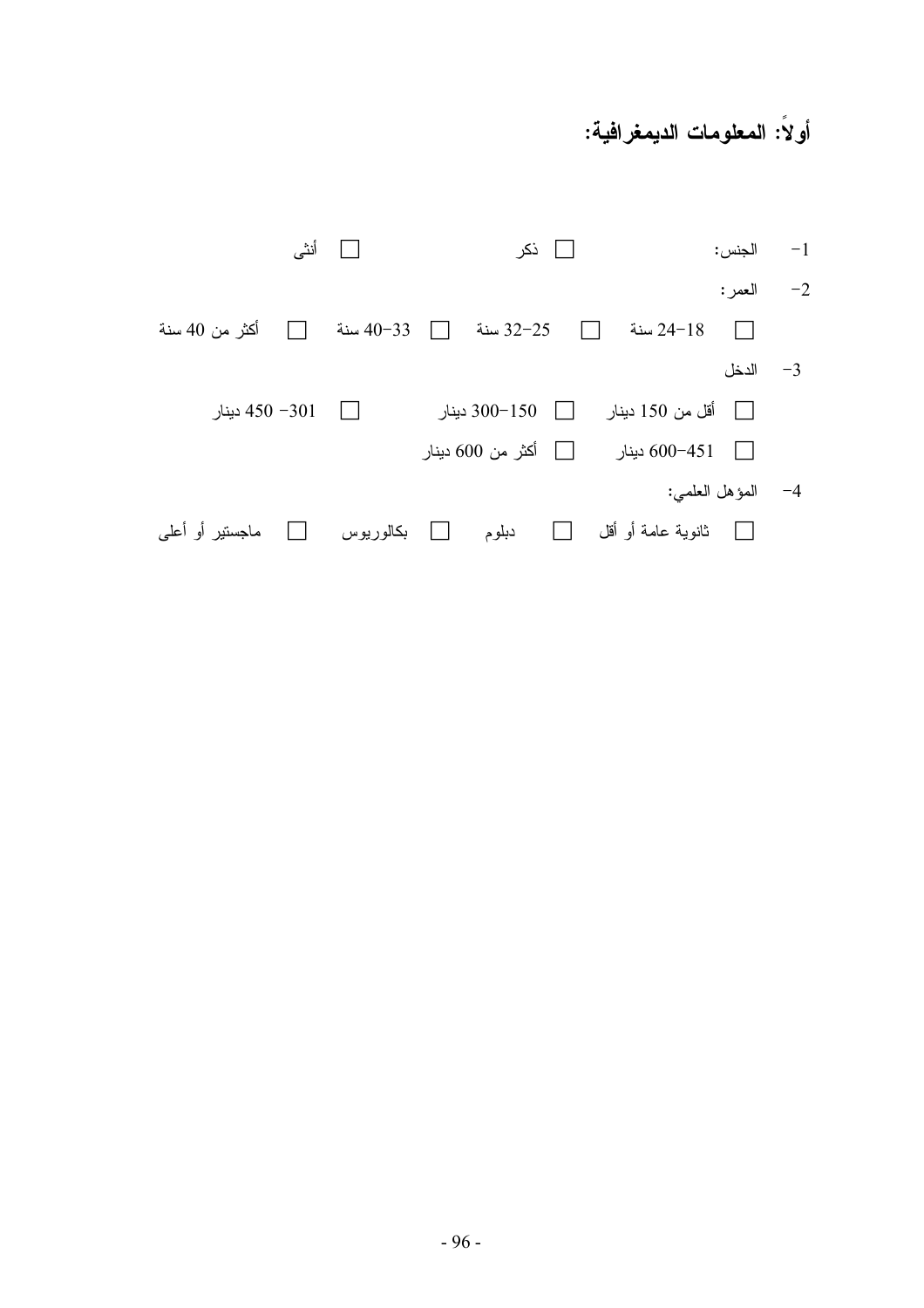## أولاً: المعلومات الديمغرافية:

1- الجنس: ☐ ذكر ☐ أنثى

2- العمر:

☐ 18-24 سنة ☐ 25-32 سنة ☐ 33-40 سنة ☐ أكثر من 40 سنة

3- الدخل

☐ أقل من 150 دينار ☐ 150-300 دينار ☐ 301- 450 دينار

☐ 451-600 دينار ☐ أكثر من 600 دينار

4- المؤهل العلمي:

☐ ثانوية عامة أو أقل ☐ دبلوم ☐ بكالوريوس ☐ ماجستير أو أعلى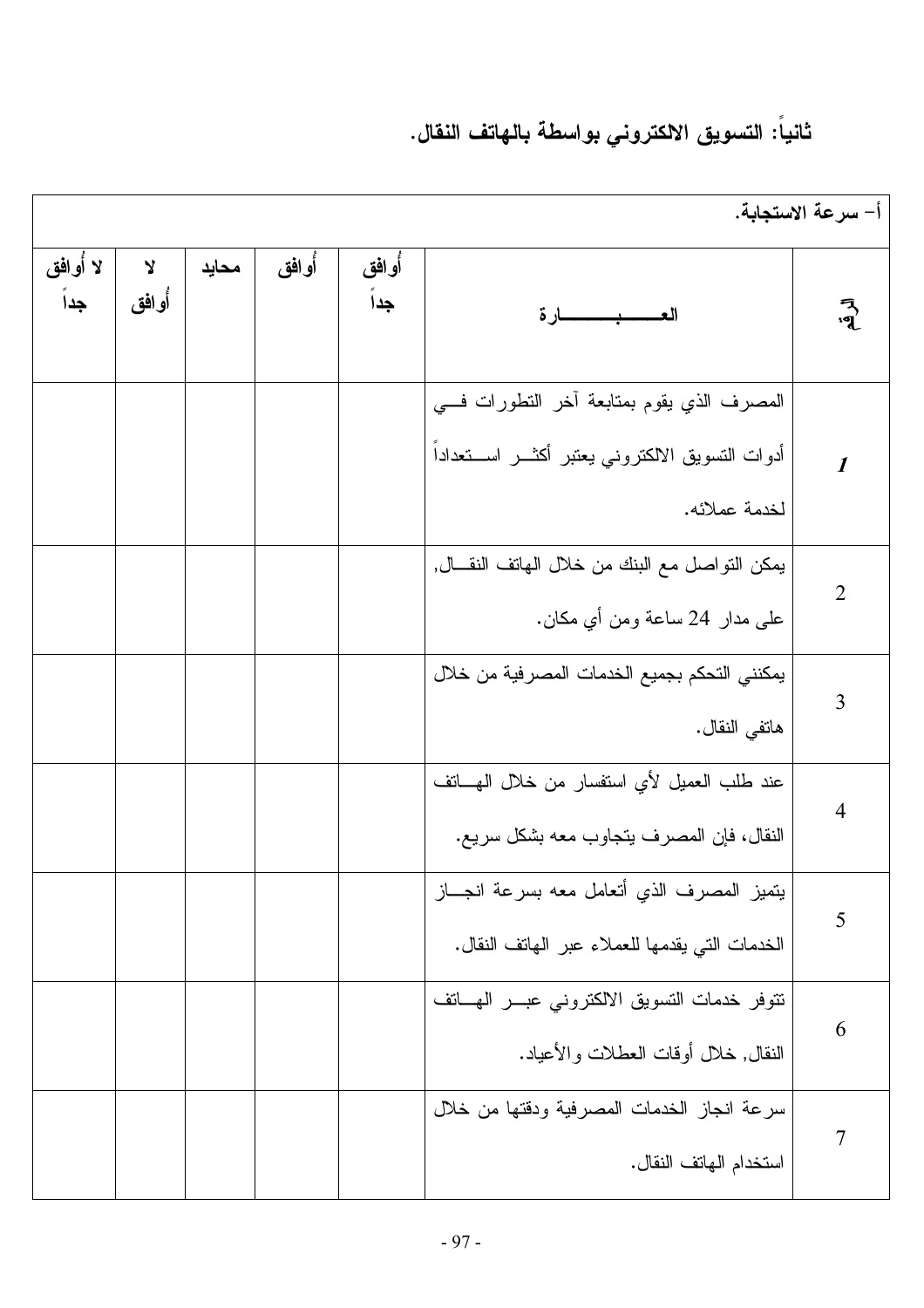## ثانياً: التسويق الالكتروني بواسطة بالهاتف النقال.

| أ- سرعة الاستجابة. | | | | | | |
|---|---|---|---|---|---|---|
| م | العبارة | أوافق جداً | أوافق | محايد | لا أوافق | لا أوافق جداً |
| *1* | المصرف الذي يقوم بمتابعة آخر التطورات في أدوات التسويق الالكتروني يعتبر أكثر استعداداً لخدمة عملائه. | | | | | |
| 2 | يمكن التواصل مع البنك من خلال الهاتف النقال, على مدار 24 ساعة ومن أي مكان. | | | | | |
| 3 | يمكنني التحكم بجميع الخدمات المصرفية من خلال هاتفي النقال. | | | | | |
| 4 | عند طلب العميل لأي استفسار من خلال الهاتف النقال، فإن المصرف يتجاوب معه بشكل سريع. | | | | | |
| 5 | يتميز المصرف الذي أتعامل معه بسرعة انجاز الخدمات التي يقدمها للعملاء عبر الهاتف النقال. | | | | | |
| 6 | تتوفر خدمات التسويق الالكتروني عبر الهاتف النقال, خلال أوقات العطلات والأعياد. | | | | | |
| 7 | سرعة انجاز الخدمات المصرفية ودقتها من خلال استخدام الهاتف النقال. | | | | | |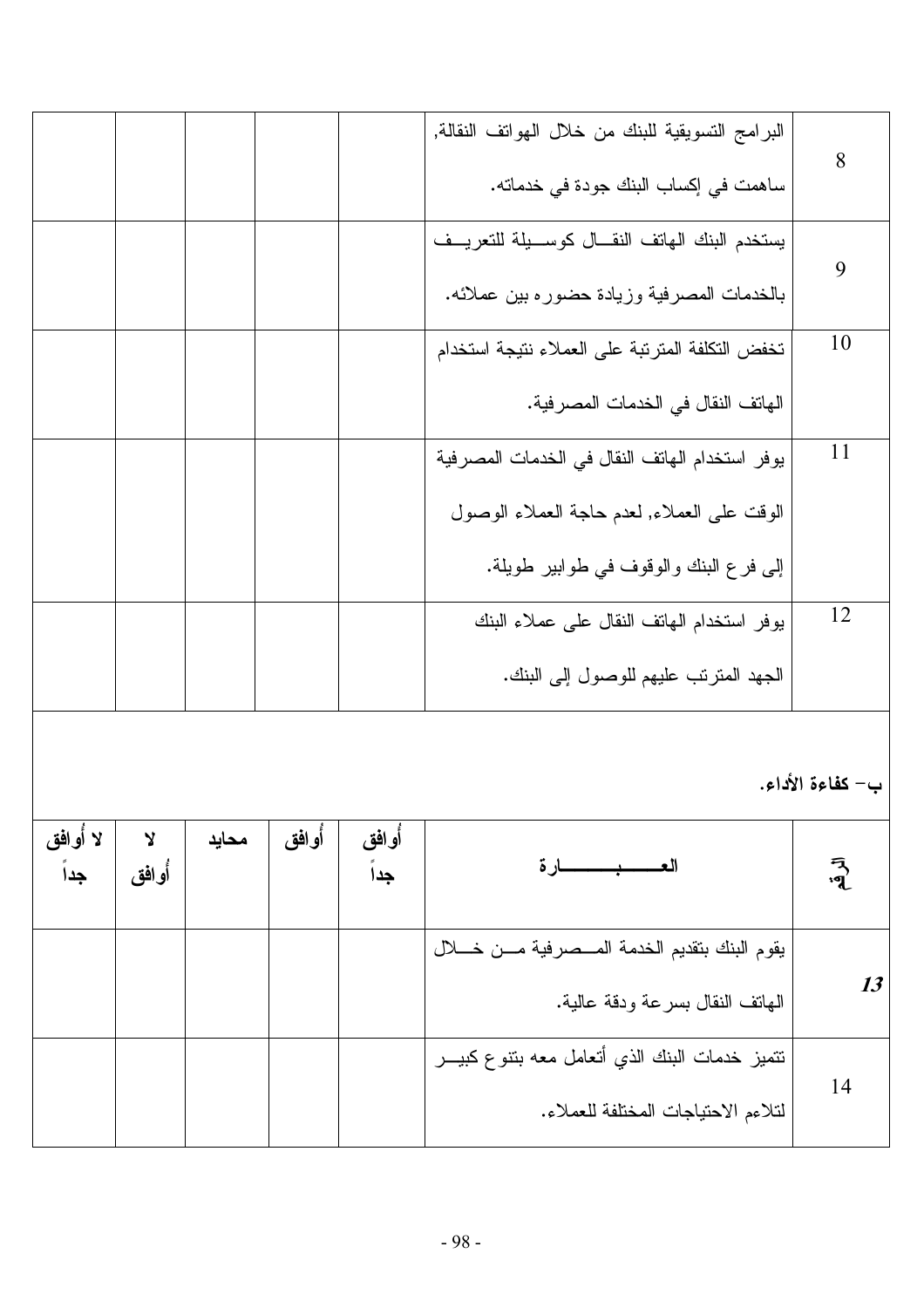| | | | | | | |
|---|---|---|---|---|---|---|
| 8 | البرامج التسويقية للبنك من خلال الهواتف النقالة, ساهمت في إكساب البنك جودة في خدماته. | | | | | |
| 9 | يستخدم البنك الهاتف النقال كوسيلة للتعريف بالخدمات المصرفية وزيادة حضوره بين عملائه. | | | | | |
| 10 | تخفض التكلفة المترتبة على العملاء نتيجة استخدام الهاتف النقال في الخدمات المصرفية. | | | | | |
| 11 | يوفر استخدام الهاتف النقال في الخدمات المصرفية الوقت على العملاء, لعدم حاجة العملاء الوصول إلى فرع البنك والوقوف في طوابير طويلة. | | | | | |
| 12 | يوفر استخدام الهاتف النقال على عملاء البنك الجهد المترتب عليهم للوصول إلى البنك. | | | | | |

**ب- كفاءة الأداء.**

| م | العبارة | أوافق جداً | أوافق | محايد | لا أوافق | لا أوافق جداً |
|---|---|---|---|---|---|---|
| ***13*** | يقوم البنك بتقديم الخدمة المصرفية من خلال الهاتف النقال بسرعة ودقة عالية. | | | | | |
| 14 | تتميز خدمات البنك الذي أتعامل معه بتنوع كبير لتلاءم الاحتياجات المختلفة للعملاء. | | | | | |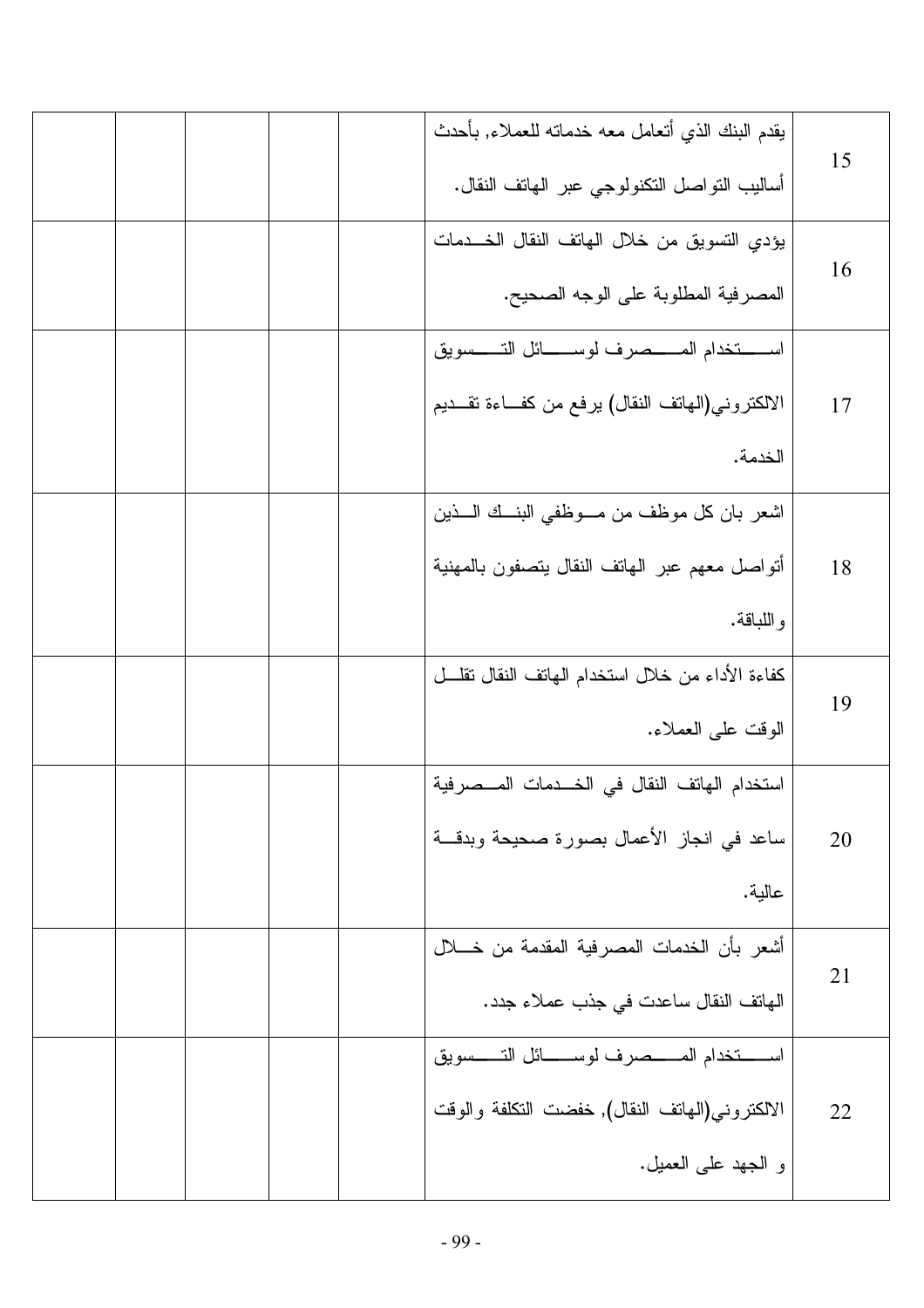| 15 | يقدم البنك الذي أتعامل معه خدماته للعملاء, بأحدث أساليب التواصل التكنولوجي عبر الهاتف النقال. | | | | | |
|---|---|---|---|---|---|---|
| 16 | يؤدي التسويق من خلال الهاتف النقال الخدمات المصرفية المطلوبة على الوجه الصحيح. | | | | | |
| 17 | استخدام المصرف لوسائل التسويق الالكتروني(الهاتف النقال) يرفع من كفاءة تقديم الخدمة. | | | | | |
| 18 | اشعر بان كل موظف من موظفي البنك الذين أتواصل معهم عبر الهاتف النقال يتصفون بالمهنية واللباقة. | | | | | |
| 19 | كفاءة الأداء من خلال استخدام الهاتف النقال تقلل الوقت على العملاء. | | | | | |
| 20 | استخدام الهاتف النقال في الخدمات المصرفية ساعد في انجاز الأعمال بصورة صحيحة وبدقة عالية. | | | | | |
| 21 | أشعر بأن الخدمات المصرفية المقدمة من خلال الهاتف النقال ساعدت في جذب عملاء جدد. | | | | | |
| 22 | استخدام المصرف لوسائل التسويق الالكتروني(الهاتف النقال), خفضت التكلفة والوقت و الجهد على العميل. | | | | | |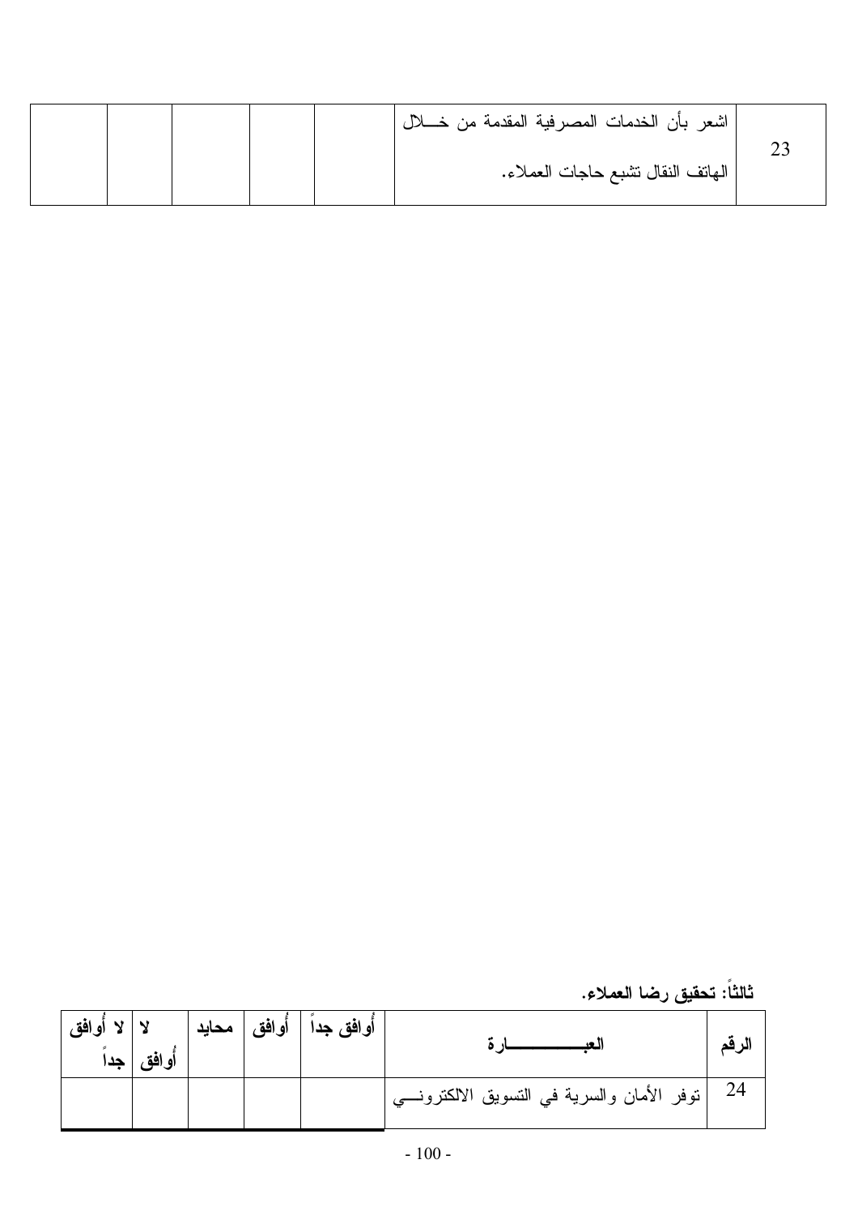| 23 | اشعر بأن الخدمات المصرفية المقدمة من خـــلال الهاتف النقال تشبع حاجات العملاء. | | | | | |
|---|---|---|---|---|---|---|

**ثالثاً: تحقيق رضا العملاء.**

| الرقم | العبـــــــــــــارة | أوافق جداً | أوافق | محايد | لا أوافق | لا أوافق جداً |
|---|---|---|---|---|---|---|
| 24 | توفر الأمان والسرية في التسويق الالكترونـــي | | | | | |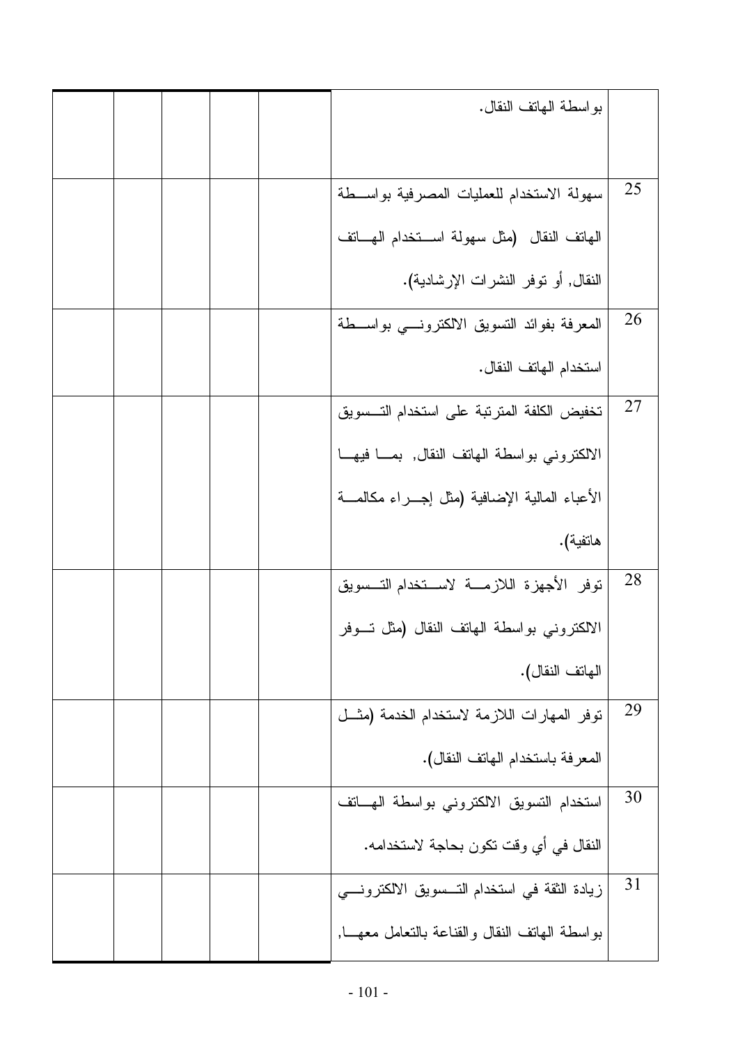| | | | | | |
|---|---|---|---|---|---|
| | بواسطة الهاتف النقال. | | | | |
| 25 | سهولة الاستخدام للعمليات المصرفية بواسطة الهاتف النقال (مثل سهولة استخدام الهاتف النقال, أو توفر النشرات الإرشادية). | | | | |
| 26 | المعرفة بفوائد التسويق الالكتروني بواسطة استخدام الهاتف النقال. | | | | |
| 27 | تخفيض الكلفة المترتبة على استخدام التسويق الالكتروني بواسطة الهاتف النقال, بما فيها الأعباء المالية الإضافية (مثل إجراء مكالمة هاتفية). | | | | |
| 28 | توفر الأجهزة اللازمة لاستخدام التسويق الالكتروني بواسطة الهاتف النقال (مثل توفر الهاتف النقال). | | | | |
| 29 | توفر المهارات اللازمة لاستخدام الخدمة (مثل المعرفة باستخدام الهاتف النقال). | | | | |
| 30 | استخدام التسويق الالكتروني بواسطة الهاتف النقال في أي وقت تكون بحاجة لاستخدامه. | | | | |
| 31 | زيادة الثقة في استخدام التسويق الالكتروني بواسطة الهاتف النقال والقناعة بالتعامل معها, | | | | |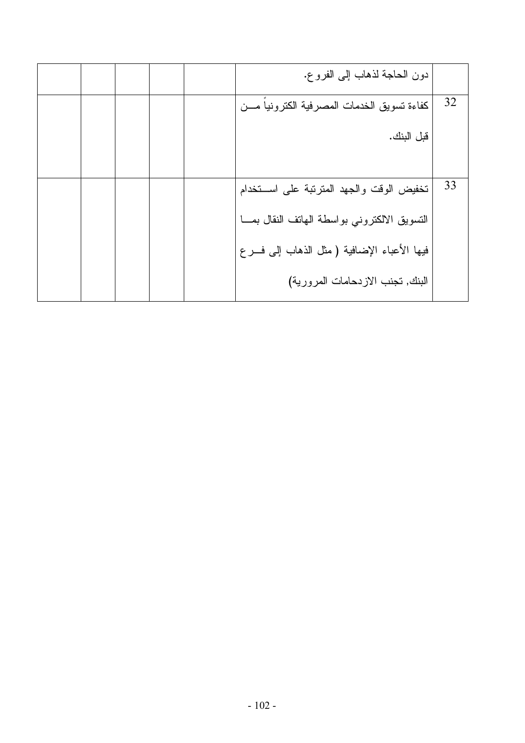| | | | | | |
|---|---|---|---|---|---|
| | دون الحاجة لذهاب إلى الفروع. | | | | |
| 32 | كفاءة تسويق الخدمات المصرفية الكترونياً من قبل البنك. | | | | |
| 33 | تخفيض الوقت والجهد المترتبة على استخدام التسويق الالكتروني بواسطة الهاتف النقال بما فيها الأعباء الإضافية ( مثل الذهاب إلى فرع البنك, تجنب الازدحامات المرورية) | | | | |